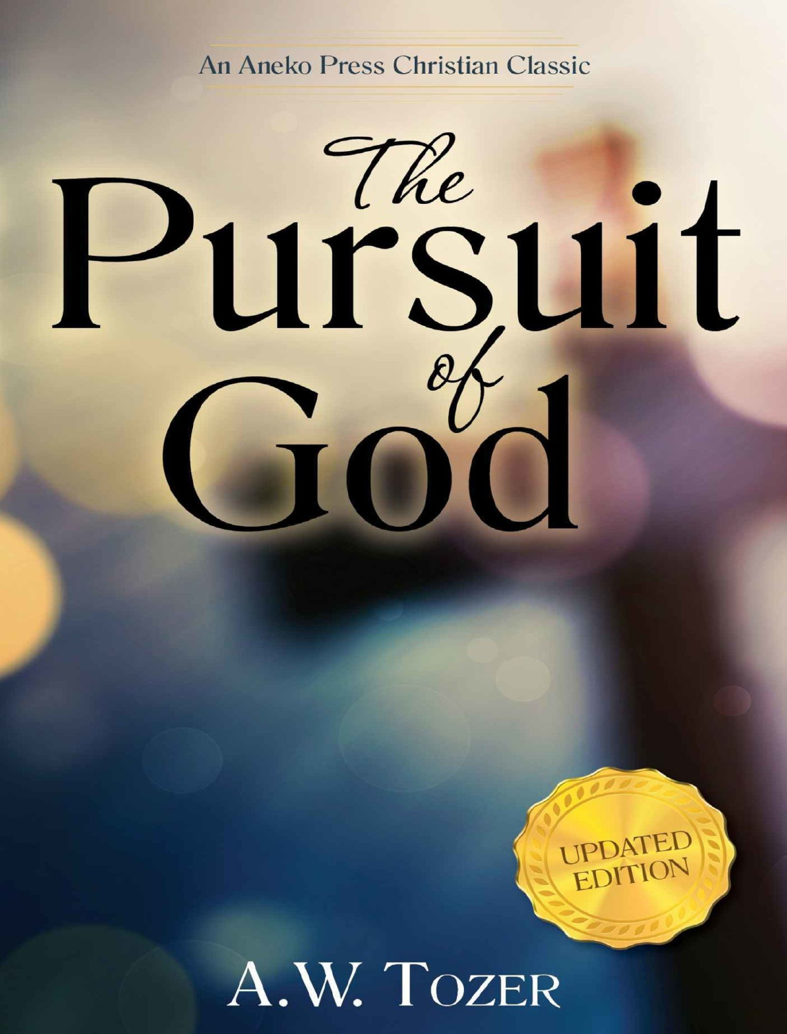An Aneko Press Christian Classic

# The Pursuit of God

UPDATED EDITION

A.W. Tozer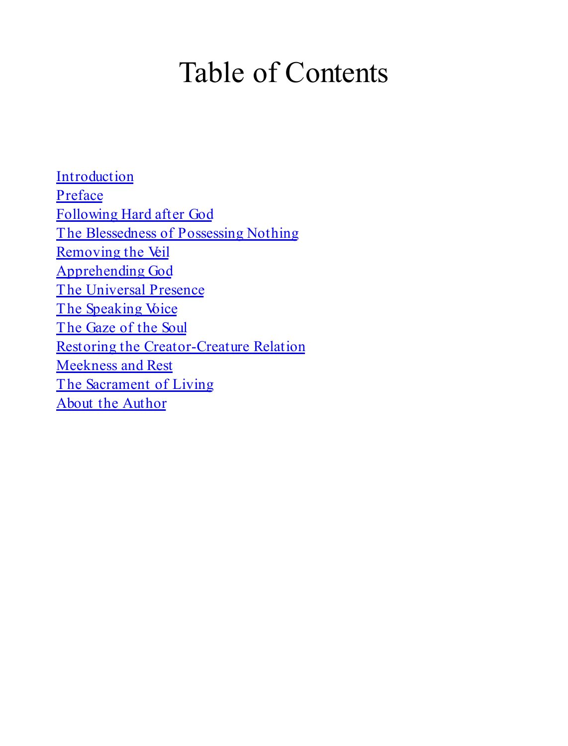# Table of Contents

Introduction
Preface
Following Hard after God
The Blessedness of Possessing Nothing
Removing the Veil
Apprehending God
The Universal Presence
The Speaking Voice
The Gaze of the Soul
Restoring the Creator-Creature Relation
Meekness and Rest
The Sacrament of Living
About the Author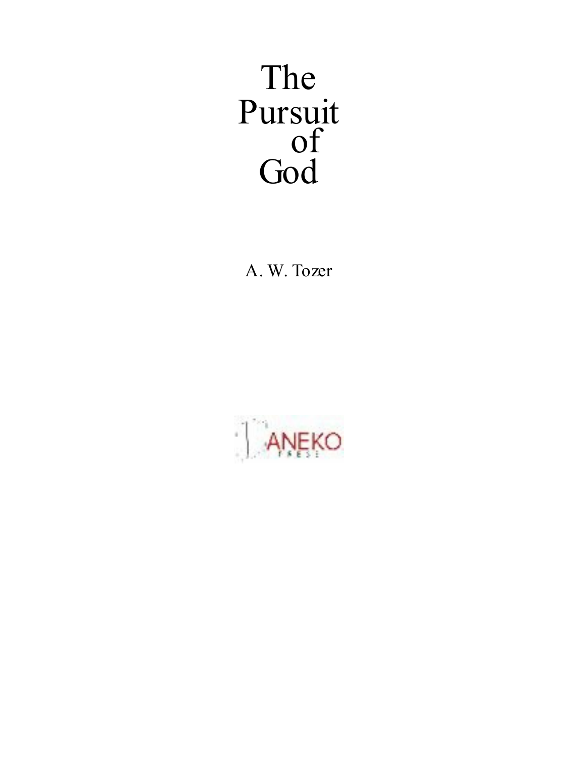# The Pursuit of God

A. W. Tozer

ANEKO PRESS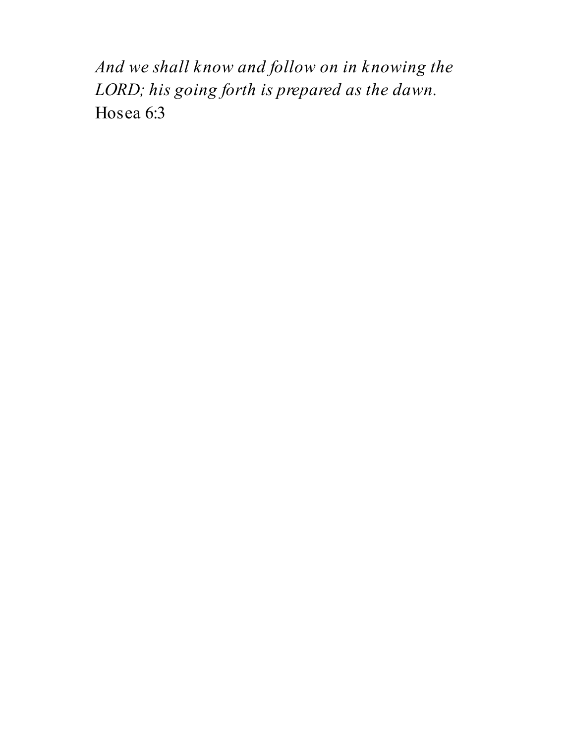*And we shall know and follow on in knowing the LORD; his going forth is prepared as the dawn.*
Hosea 6:3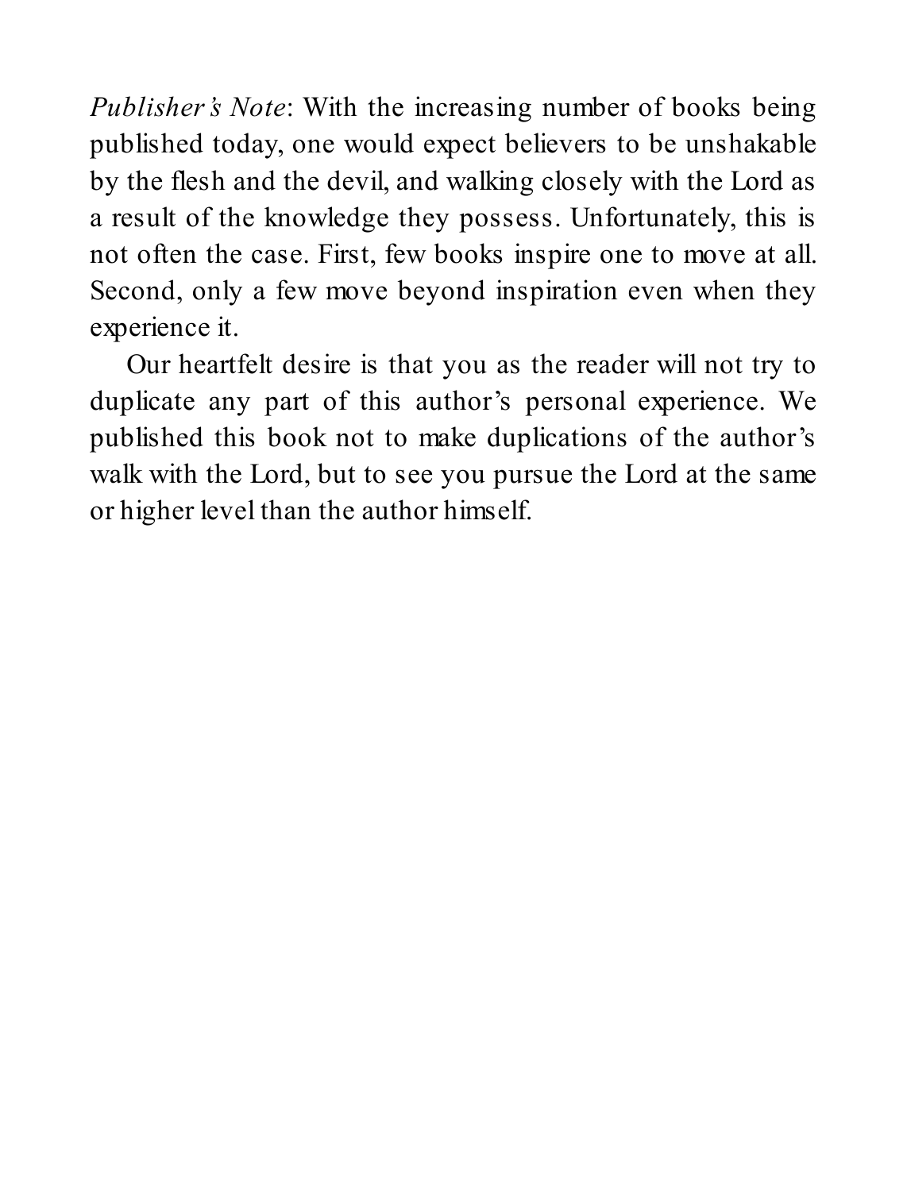*Publisher's Note*: With the increasing number of books being published today, one would expect believers to be unshakable by the flesh and the devil, and walking closely with the Lord as a result of the knowledge they possess. Unfortunately, this is not often the case. First, few books inspire one to move at all. Second, only a few move beyond inspiration even when they experience it.

Our heartfelt desire is that you as the reader will not try to duplicate any part of this author's personal experience. We published this book not to make duplications of the author's walk with the Lord, but to see you pursue the Lord at the same or higher level than the author himself.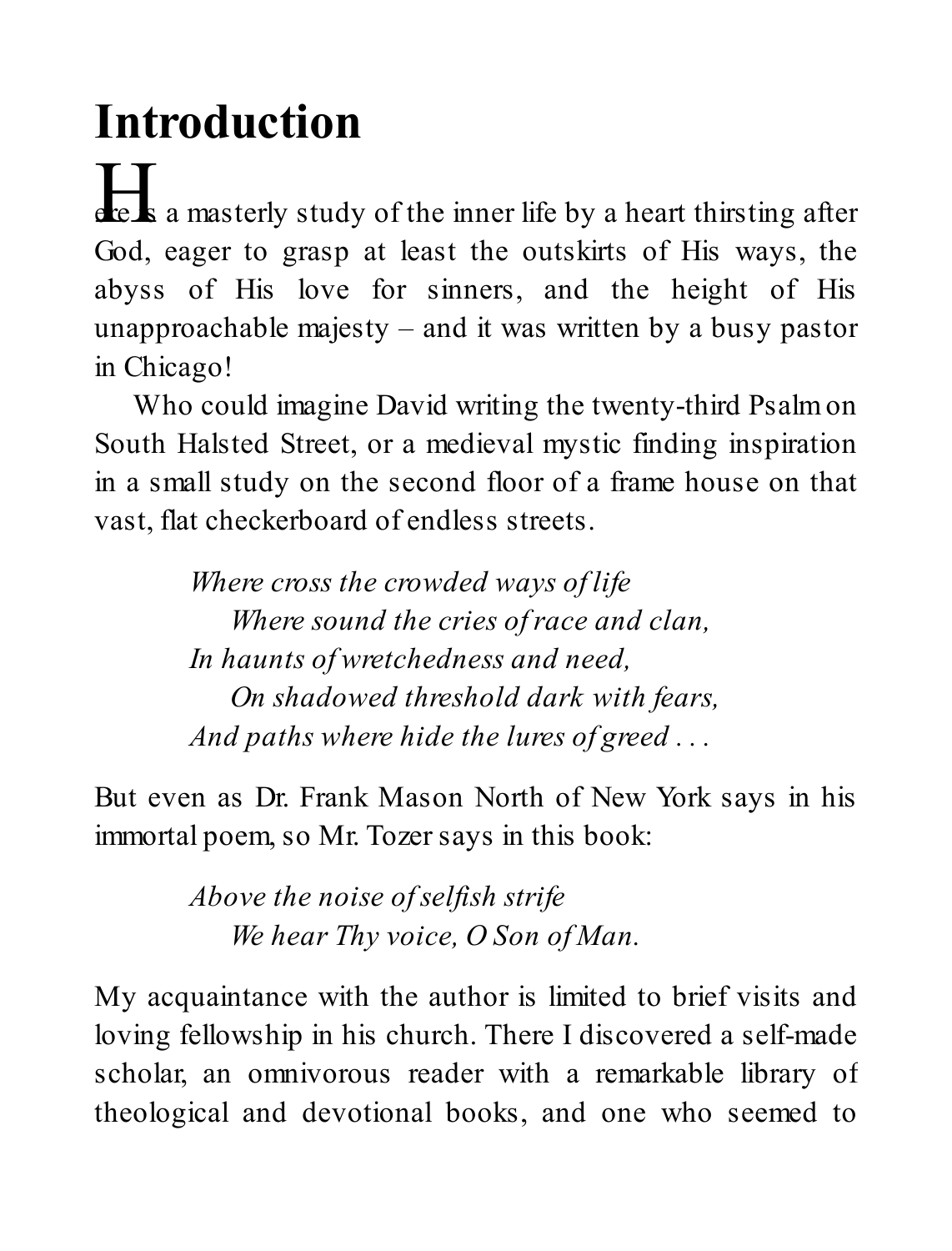# Introduction

Here is a masterly study of the inner life by a heart thirsting after God, eager to grasp at least the outskirts of His ways, the abyss of His love for sinners, and the height of His unapproachable majesty – and it was written by a busy pastor in Chicago!

Who could imagine David writing the twenty-third Psalm on South Halsted Street, or a medieval mystic finding inspiration in a small study on the second floor of a frame house on that vast, flat checkerboard of endless streets.

> *Where cross the crowded ways of life*
> *Where sound the cries of race and clan,*
> *In haunts of wretchedness and need,*
> *On shadowed threshold dark with fears,*
> *And paths where hide the lures of greed . . .*

But even as Dr. Frank Mason North of New York says in his immortal poem, so Mr. Tozer says in this book:

> *Above the noise of selfish strife*
> *We hear Thy voice, O Son of Man.*

My acquaintance with the author is limited to brief visits and loving fellowship in his church. There I discovered a self-made scholar, an omnivorous reader with a remarkable library of theological and devotional books, and one who seemed to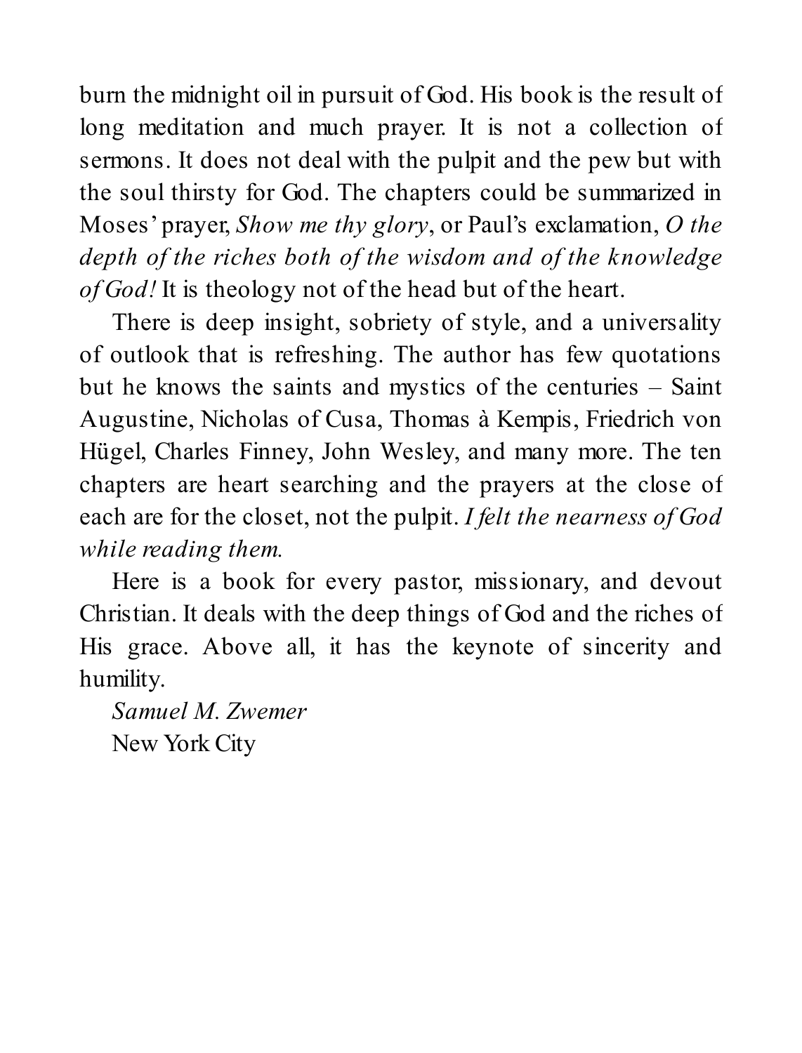burn the midnight oil in pursuit of God. His book is the result of long meditation and much prayer. It is not a collection of sermons. It does not deal with the pulpit and the pew but with the soul thirsty for God. The chapters could be summarized in Moses' prayer, *Show me thy glory*, or Paul's exclamation, *O the depth of the riches both of the wisdom and of the knowledge of God!* It is theology not of the head but of the heart.

There is deep insight, sobriety of style, and a universality of outlook that is refreshing. The author has few quotations but he knows the saints and mystics of the centuries – Saint Augustine, Nicholas of Cusa, Thomas à Kempis, Friedrich von Hügel, Charles Finney, John Wesley, and many more. The ten chapters are heart searching and the prayers at the close of each are for the closet, not the pulpit. *I felt the nearness of God while reading them.*

Here is a book for every pastor, missionary, and devout Christian. It deals with the deep things of God and the riches of His grace. Above all, it has the keynote of sincerity and humility.

*Samuel M. Zwemer*
New York City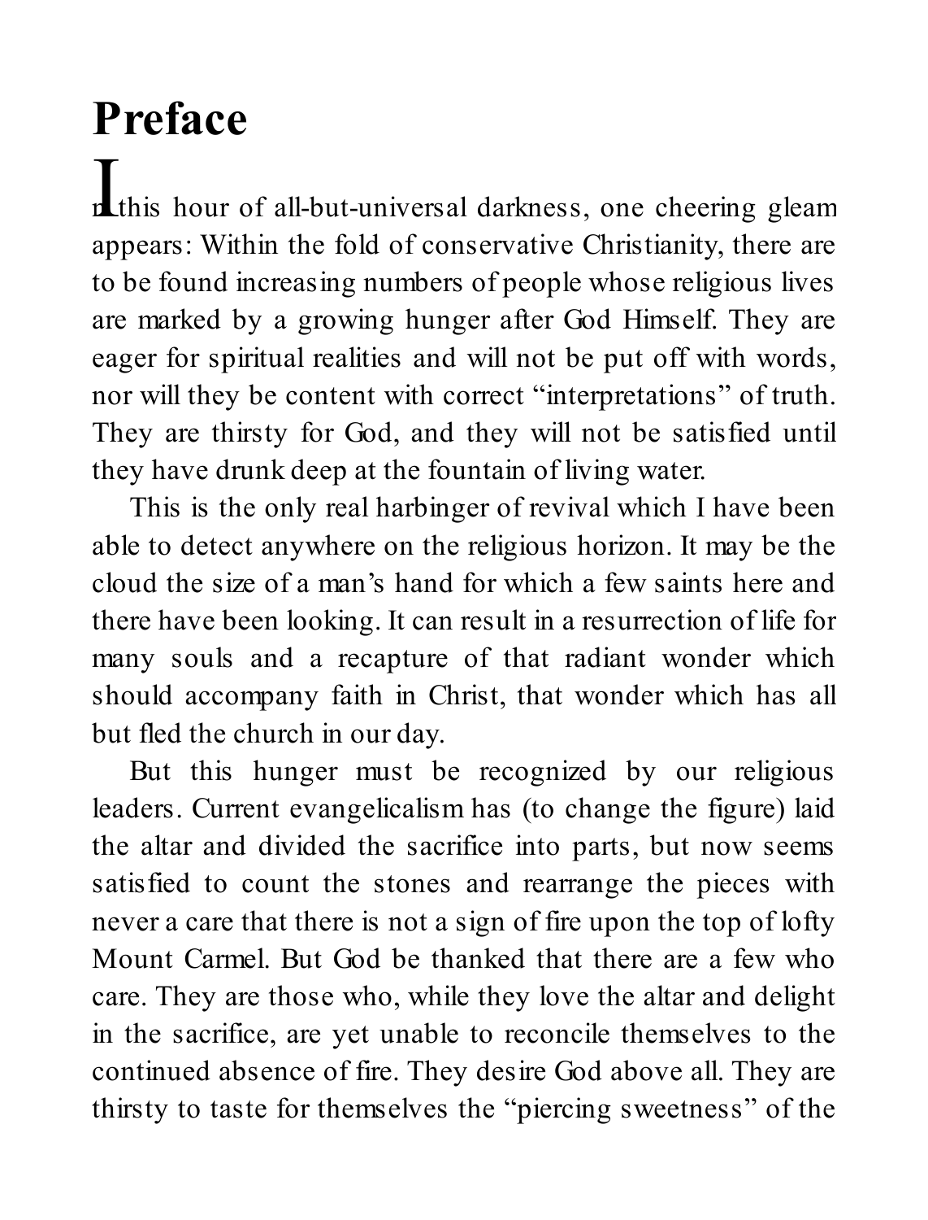# Preface

In this hour of all-but-universal darkness, one cheering gleam appears: Within the fold of conservative Christianity, there are to be found increasing numbers of people whose religious lives are marked by a growing hunger after God Himself. They are eager for spiritual realities and will not be put off with words, nor will they be content with correct "interpretations" of truth. They are thirsty for God, and they will not be satisfied until they have drunk deep at the fountain of living water.

This is the only real harbinger of revival which I have been able to detect anywhere on the religious horizon. It may be the cloud the size of a man's hand for which a few saints here and there have been looking. It can result in a resurrection of life for many souls and a recapture of that radiant wonder which should accompany faith in Christ, that wonder which has all but fled the church in our day.

But this hunger must be recognized by our religious leaders. Current evangelicalism has (to change the figure) laid the altar and divided the sacrifice into parts, but now seems satisfied to count the stones and rearrange the pieces with never a care that there is not a sign of fire upon the top of lofty Mount Carmel. But God be thanked that there are a few who care. They are those who, while they love the altar and delight in the sacrifice, are yet unable to reconcile themselves to the continued absence of fire. They desire God above all. They are thirsty to taste for themselves the "piercing sweetness" of the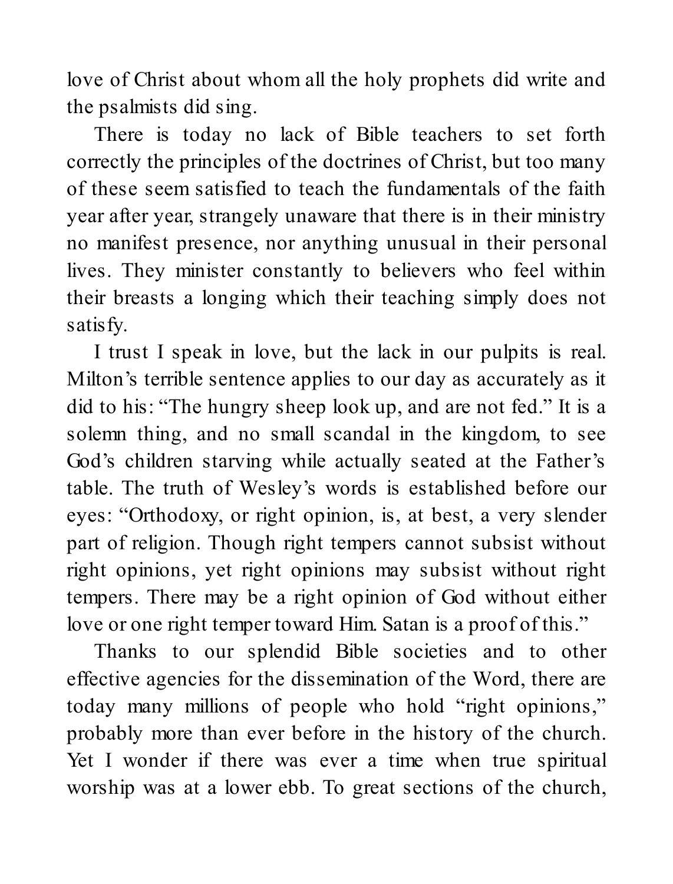love of Christ about whom all the holy prophets did write and the psalmists did sing.

There is today no lack of Bible teachers to set forth correctly the principles of the doctrines of Christ, but too many of these seem satisfied to teach the fundamentals of the faith year after year, strangely unaware that there is in their ministry no manifest presence, nor anything unusual in their personal lives. They minister constantly to believers who feel within their breasts a longing which their teaching simply does not satisfy.

I trust I speak in love, but the lack in our pulpits is real. Milton's terrible sentence applies to our day as accurately as it did to his: "The hungry sheep look up, and are not fed." It is a solemn thing, and no small scandal in the kingdom, to see God's children starving while actually seated at the Father's table. The truth of Wesley's words is established before our eyes: "Orthodoxy, or right opinion, is, at best, a very slender part of religion. Though right tempers cannot subsist without right opinions, yet right opinions may subsist without right tempers. There may be a right opinion of God without either love or one right temper toward Him. Satan is a proof of this."

Thanks to our splendid Bible societies and to other effective agencies for the dissemination of the Word, there are today many millions of people who hold "right opinions," probably more than ever before in the history of the church. Yet I wonder if there was ever a time when true spiritual worship was at a lower ebb. To great sections of the church,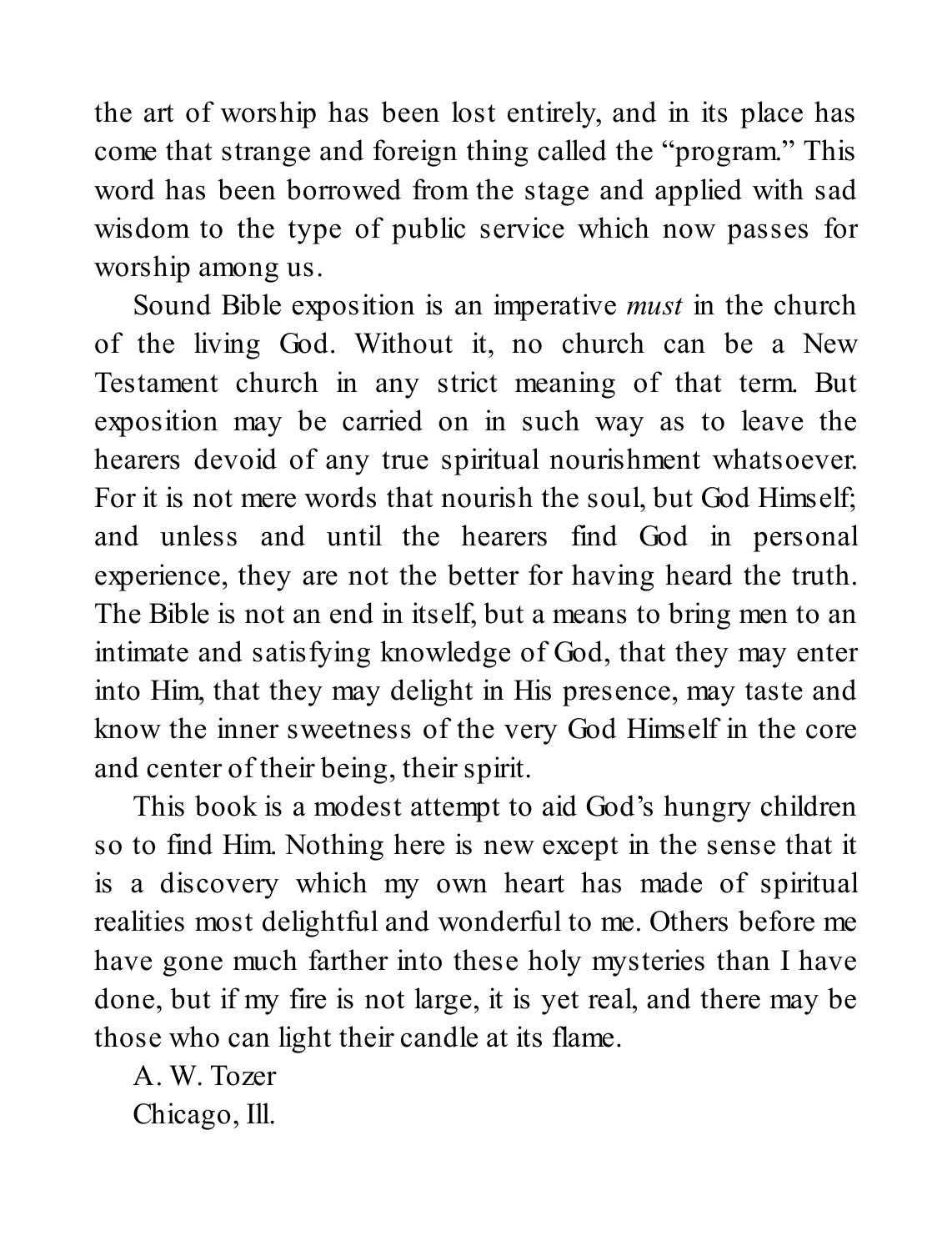the art of worship has been lost entirely, and in its place has come that strange and foreign thing called the "program." This word has been borrowed from the stage and applied with sad wisdom to the type of public service which now passes for worship among us.

Sound Bible exposition is an imperative *must* in the church of the living God. Without it, no church can be a New Testament church in any strict meaning of that term. But exposition may be carried on in such way as to leave the hearers devoid of any true spiritual nourishment whatsoever. For it is not mere words that nourish the soul, but God Himself; and unless and until the hearers find God in personal experience, they are not the better for having heard the truth. The Bible is not an end in itself, but a means to bring men to an intimate and satisfying knowledge of God, that they may enter into Him, that they may delight in His presence, may taste and know the inner sweetness of the very God Himself in the core and center of their being, their spirit.

This book is a modest attempt to aid God's hungry children so to find Him. Nothing here is new except in the sense that it is a discovery which my own heart has made of spiritual realities most delightful and wonderful to me. Others before me have gone much farther into these holy mysteries than I have done, but if my fire is not large, it is yet real, and there may be those who can light their candle at its flame.

A. W. Tozer
Chicago, Ill.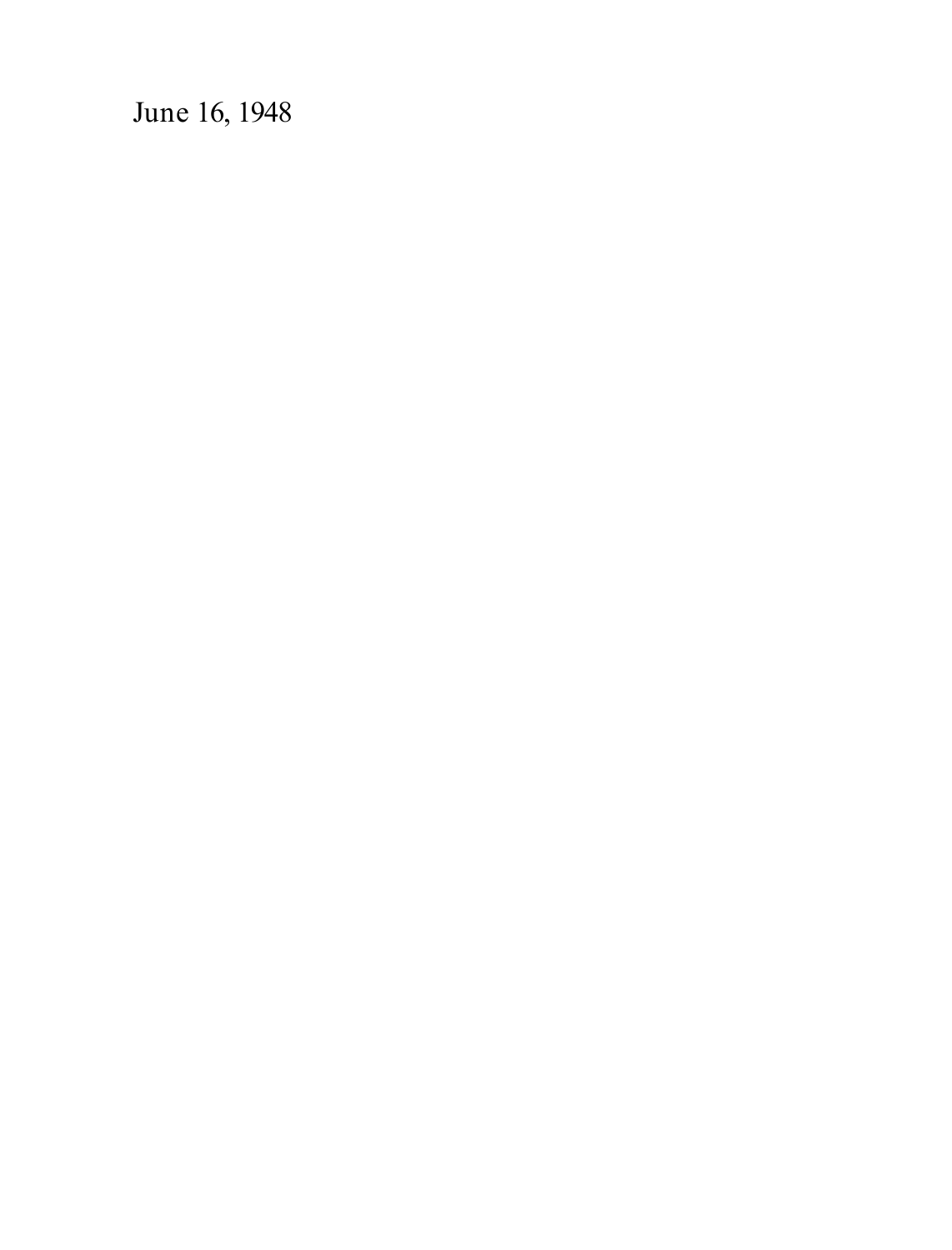June 16, 1948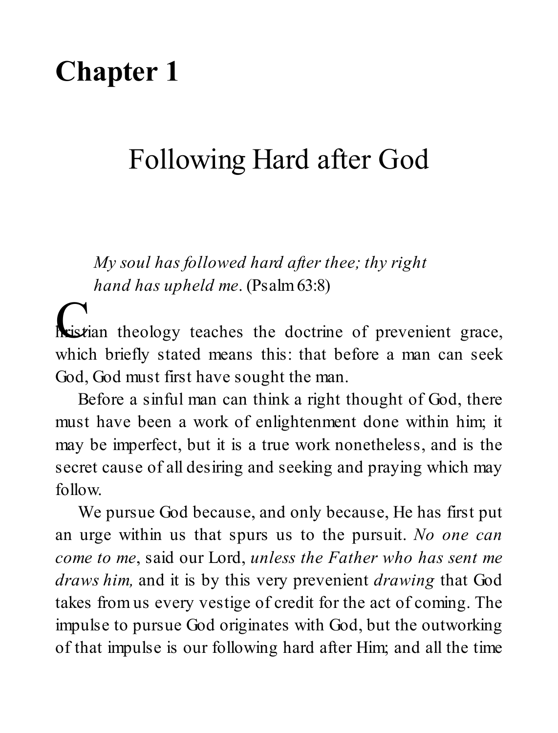# Chapter 1

## Following Hard after God

*My soul has followed hard after thee; thy right hand has upheld me*. (Psalm 63:8)

Christian theology teaches the doctrine of prevenient grace, which briefly stated means this: that before a man can seek God, God must first have sought the man.

Before a sinful man can think a right thought of God, there must have been a work of enlightenment done within him; it may be imperfect, but it is a true work nonetheless, and is the secret cause of all desiring and seeking and praying which may follow.

We pursue God because, and only because, He has first put an urge within us that spurs us to the pursuit. *No one can come to me*, said our Lord, *unless the Father who has sent me draws him,* and it is by this very prevenient *drawing* that God takes from us every vestige of credit for the act of coming. The impulse to pursue God originates with God, but the outworking of that impulse is our following hard after Him; and all the time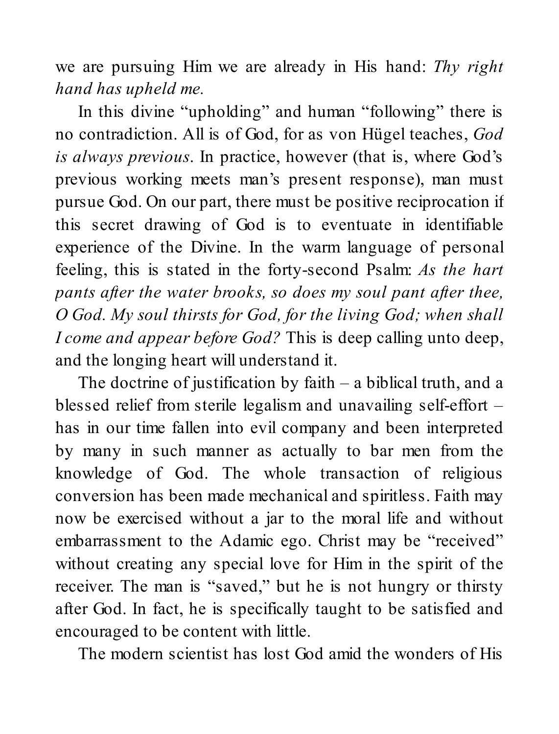we are pursuing Him we are already in His hand: *Thy right hand has upheld me.*

In this divine "upholding" and human "following" there is no contradiction. All is of God, for as von Hügel teaches, *God is always previous*. In practice, however (that is, where God's previous working meets man's present response), man must pursue God. On our part, there must be positive reciprocation if this secret drawing of God is to eventuate in identifiable experience of the Divine. In the warm language of personal feeling, this is stated in the forty-second Psalm: *As the hart pants after the water brooks, so does my soul pant after thee, O God. My soul thirsts for God, for the living God; when shall I come and appear before God?* This is deep calling unto deep, and the longing heart will understand it.

The doctrine of justification by faith – a biblical truth, and a blessed relief from sterile legalism and unavailing self-effort – has in our time fallen into evil company and been interpreted by many in such manner as actually to bar men from the knowledge of God. The whole transaction of religious conversion has been made mechanical and spiritless. Faith may now be exercised without a jar to the moral life and without embarrassment to the Adamic ego. Christ may be "received" without creating any special love for Him in the spirit of the receiver. The man is "saved," but he is not hungry or thirsty after God. In fact, he is specifically taught to be satisfied and encouraged to be content with little.

The modern scientist has lost God amid the wonders of His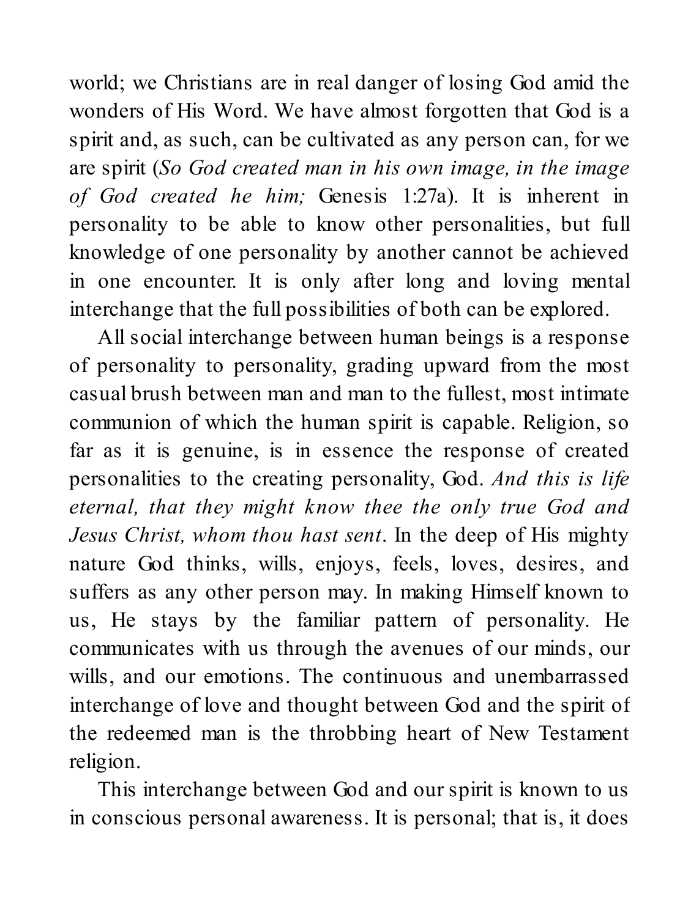world; we Christians are in real danger of losing God amid the wonders of His Word. We have almost forgotten that God is a spirit and, as such, can be cultivated as any person can, for we are spirit (*So God created man in his own image, in the image of God created he him;* Genesis 1:27a). It is inherent in personality to be able to know other personalities, but full knowledge of one personality by another cannot be achieved in one encounter. It is only after long and loving mental interchange that the full possibilities of both can be explored.

All social interchange between human beings is a response of personality to personality, grading upward from the most casual brush between man and man to the fullest, most intimate communion of which the human spirit is capable. Religion, so far as it is genuine, is in essence the response of created personalities to the creating personality, God. *And this is life eternal, that they might know thee the only true God and Jesus Christ, whom thou hast sent*. In the deep of His mighty nature God thinks, wills, enjoys, feels, loves, desires, and suffers as any other person may. In making Himself known to us, He stays by the familiar pattern of personality. He communicates with us through the avenues of our minds, our wills, and our emotions. The continuous and unembarrassed interchange of love and thought between God and the spirit of the redeemed man is the throbbing heart of New Testament religion.

This interchange between God and our spirit is known to us in conscious personal awareness. It is personal; that is, it does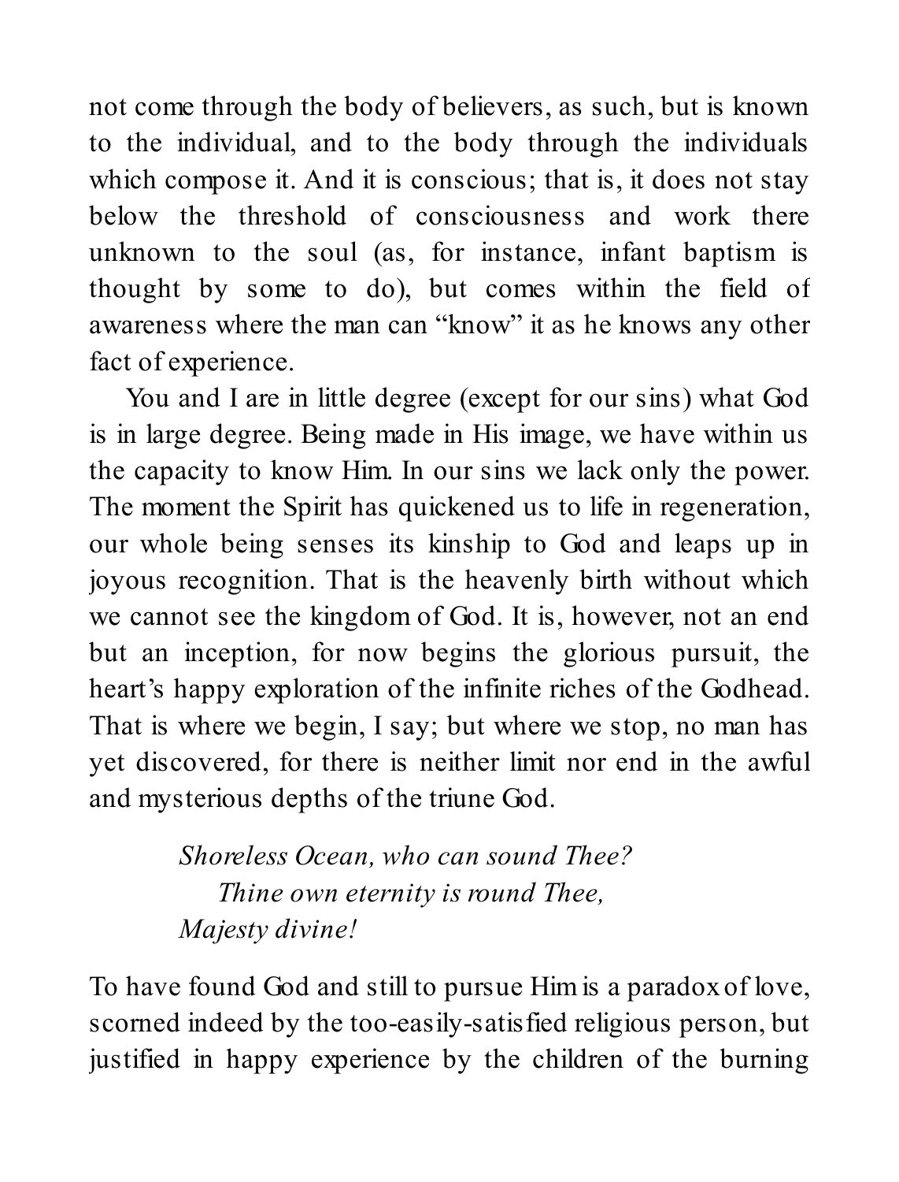not come through the body of believers, as such, but is known to the individual, and to the body through the individuals which compose it. And it is conscious; that is, it does not stay below the threshold of consciousness and work there unknown to the soul (as, for instance, infant baptism is thought by some to do), but comes within the field of awareness where the man can "know" it as he knows any other fact of experience.

You and I are in little degree (except for our sins) what God is in large degree. Being made in His image, we have within us the capacity to know Him. In our sins we lack only the power. The moment the Spirit has quickened us to life in regeneration, our whole being senses its kinship to God and leaps up in joyous recognition. That is the heavenly birth without which we cannot see the kingdom of God. It is, however, not an end but an inception, for now begins the glorious pursuit, the heart's happy exploration of the infinite riches of the Godhead. That is where we begin, I say; but where we stop, no man has yet discovered, for there is neither limit nor end in the awful and mysterious depths of the triune God.

> *Shoreless Ocean, who can sound Thee?*
> *Thine own eternity is round Thee,*
> *Majesty divine!*

To have found God and still to pursue Him is a paradox of love, scorned indeed by the too-easily-satisfied religious person, but justified in happy experience by the children of the burning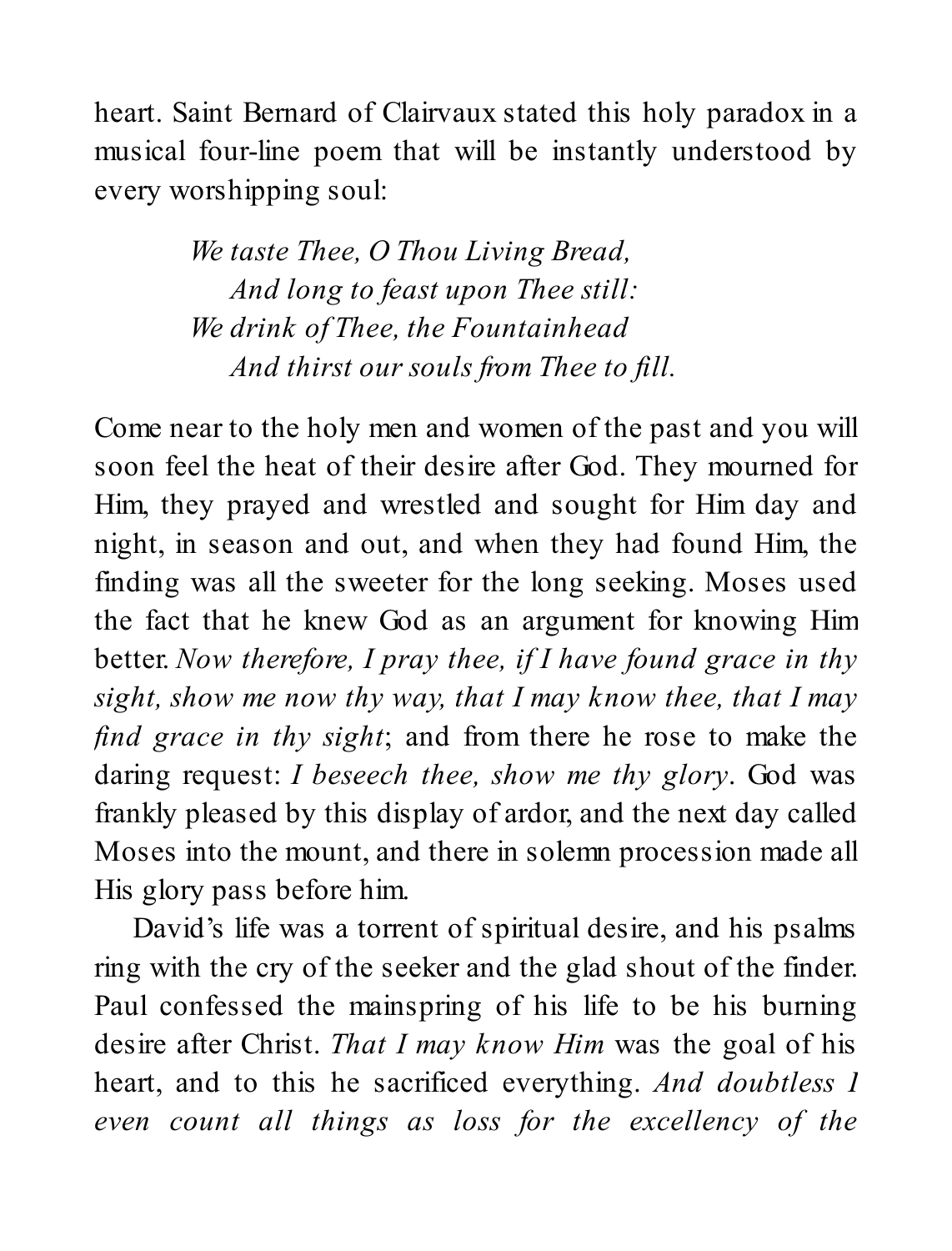heart. Saint Bernard of Clairvaux stated this holy paradox in a musical four-line poem that will be instantly understood by every worshipping soul:

> *We taste Thee, O Thou Living Bread,*
> *And long to feast upon Thee still:*
> *We drink of Thee, the Fountainhead*
> *And thirst our souls from Thee to fill.*

Come near to the holy men and women of the past and you will soon feel the heat of their desire after God. They mourned for Him, they prayed and wrestled and sought for Him day and night, in season and out, and when they had found Him, the finding was all the sweeter for the long seeking. Moses used the fact that he knew God as an argument for knowing Him better. *Now therefore, I pray thee, if I have found grace in thy sight, show me now thy way, that I may know thee, that I may find grace in thy sight*; and from there he rose to make the daring request: *I beseech thee, show me thy glory*. God was frankly pleased by this display of ardor, and the next day called Moses into the mount, and there in solemn procession made all His glory pass before him.

David's life was a torrent of spiritual desire, and his psalms ring with the cry of the seeker and the glad shout of the finder. Paul confessed the mainspring of his life to be his burning desire after Christ. *That I may know Him* was the goal of his heart, and to this he sacrificed everything. *And doubtless I even count all things as loss for the excellency of the*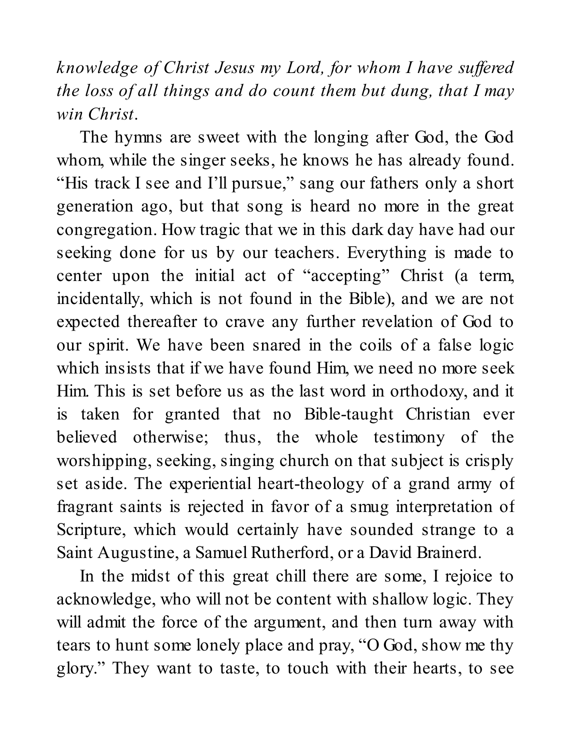*knowledge of Christ Jesus my Lord, for whom I have suffered the loss of all things and do count them but dung, that I may win Christ*.

The hymns are sweet with the longing after God, the God whom, while the singer seeks, he knows he has already found. “His track I see and I’ll pursue,” sang our fathers only a short generation ago, but that song is heard no more in the great congregation. How tragic that we in this dark day have had our seeking done for us by our teachers. Everything is made to center upon the initial act of “accepting” Christ (a term, incidentally, which is not found in the Bible), and we are not expected thereafter to crave any further revelation of God to our spirit. We have been snared in the coils of a false logic which insists that if we have found Him, we need no more seek Him. This is set before us as the last word in orthodoxy, and it is taken for granted that no Bible-taught Christian ever believed otherwise; thus, the whole testimony of the worshipping, seeking, singing church on that subject is crisply set aside. The experiential heart-theology of a grand army of fragrant saints is rejected in favor of a smug interpretation of Scripture, which would certainly have sounded strange to a Saint Augustine, a Samuel Rutherford, or a David Brainerd.

In the midst of this great chill there are some, I rejoice to acknowledge, who will not be content with shallow logic. They will admit the force of the argument, and then turn away with tears to hunt some lonely place and pray, “O God, show me thy glory.” They want to taste, to touch with their hearts, to see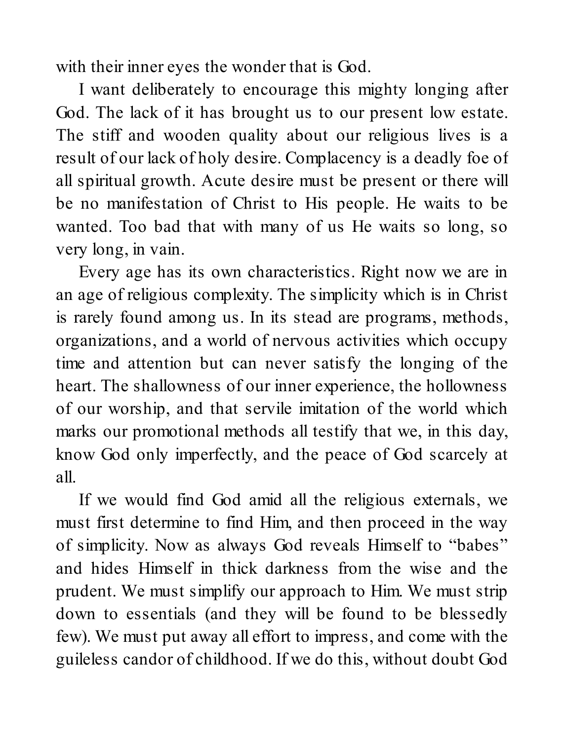with their inner eyes the wonder that is God.

I want deliberately to encourage this mighty longing after God. The lack of it has brought us to our present low estate. The stiff and wooden quality about our religious lives is a result of our lack of holy desire. Complacency is a deadly foe of all spiritual growth. Acute desire must be present or there will be no manifestation of Christ to His people. He waits to be wanted. Too bad that with many of us He waits so long, so very long, in vain.

Every age has its own characteristics. Right now we are in an age of religious complexity. The simplicity which is in Christ is rarely found among us. In its stead are programs, methods, organizations, and a world of nervous activities which occupy time and attention but can never satisfy the longing of the heart. The shallowness of our inner experience, the hollowness of our worship, and that servile imitation of the world which marks our promotional methods all testify that we, in this day, know God only imperfectly, and the peace of God scarcely at all.

If we would find God amid all the religious externals, we must first determine to find Him, and then proceed in the way of simplicity. Now as always God reveals Himself to "babes" and hides Himself in thick darkness from the wise and the prudent. We must simplify our approach to Him. We must strip down to essentials (and they will be found to be blessedly few). We must put away all effort to impress, and come with the guileless candor of childhood. If we do this, without doubt God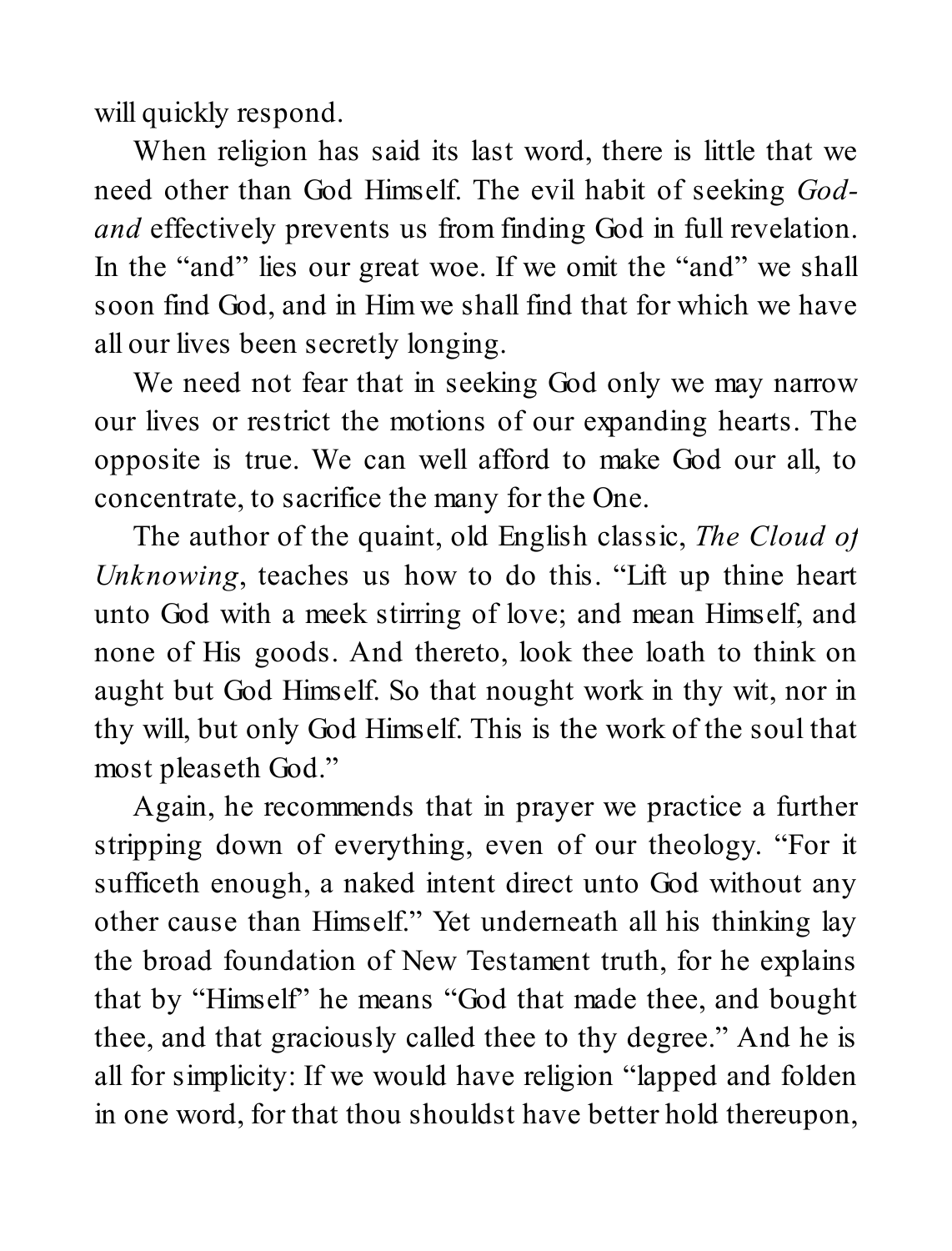will quickly respond.

When religion has said its last word, there is little that we need other than God Himself. The evil habit of seeking *God-and* effectively prevents us from finding God in full revelation. In the "and" lies our great woe. If we omit the "and" we shall soon find God, and in Him we shall find that for which we have all our lives been secretly longing.

We need not fear that in seeking God only we may narrow our lives or restrict the motions of our expanding hearts. The opposite is true. We can well afford to make God our all, to concentrate, to sacrifice the many for the One.

The author of the quaint, old English classic, *The Cloud of Unknowing*, teaches us how to do this. "Lift up thine heart unto God with a meek stirring of love; and mean Himself, and none of His goods. And thereto, look thee loath to think on aught but God Himself. So that nought work in thy wit, nor in thy will, but only God Himself. This is the work of the soul that most pleaseth God."

Again, he recommends that in prayer we practice a further stripping down of everything, even of our theology. "For it sufficeth enough, a naked intent direct unto God without any other cause than Himself." Yet underneath all his thinking lay the broad foundation of New Testament truth, for he explains that by "Himself" he means "God that made thee, and bought thee, and that graciously called thee to thy degree." And he is all for simplicity: If we would have religion "lapped and folden in one word, for that thou shouldst have better hold thereupon,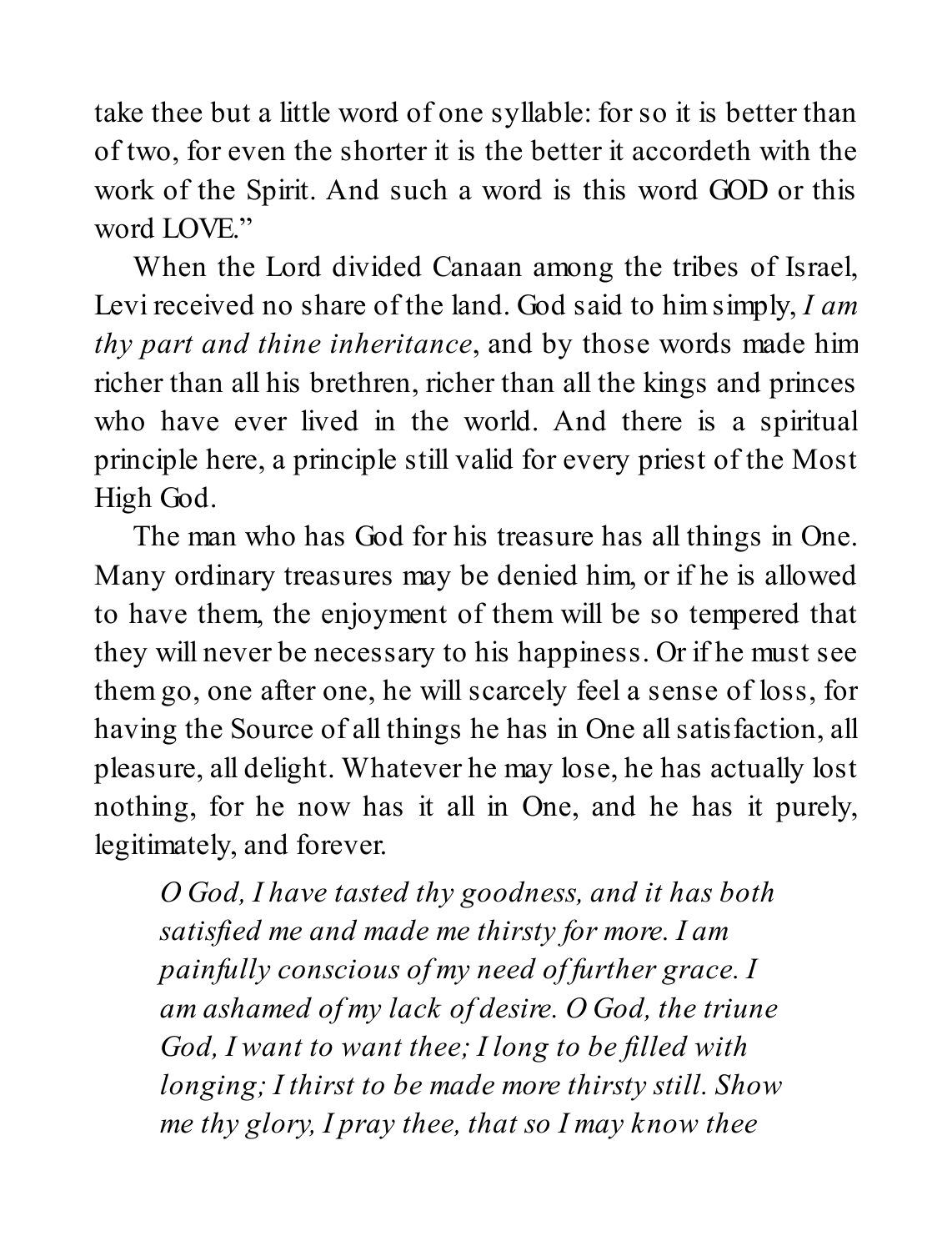take thee but a little word of one syllable: for so it is better than of two, for even the shorter it is the better it accordeth with the work of the Spirit. And such a word is this word GOD or this word LOVE."

When the Lord divided Canaan among the tribes of Israel, Levi received no share of the land. God said to him simply, *I am thy part and thine inheritance*, and by those words made him richer than all his brethren, richer than all the kings and princes who have ever lived in the world. And there is a spiritual principle here, a principle still valid for every priest of the Most High God.

The man who has God for his treasure has all things in One. Many ordinary treasures may be denied him, or if he is allowed to have them, the enjoyment of them will be so tempered that they will never be necessary to his happiness. Or if he must see them go, one after one, he will scarcely feel a sense of loss, for having the Source of all things he has in One all satisfaction, all pleasure, all delight. Whatever he may lose, he has actually lost nothing, for he now has it all in One, and he has it purely, legitimately, and forever.

> *O God, I have tasted thy goodness, and it has both satisfied me and made me thirsty for more. I am painfully conscious of my need of further grace. I am ashamed of my lack of desire. O God, the triune God, I want to want thee; I long to be filled with longing; I thirst to be made more thirsty still. Show me thy glory, I pray thee, that so I may know thee*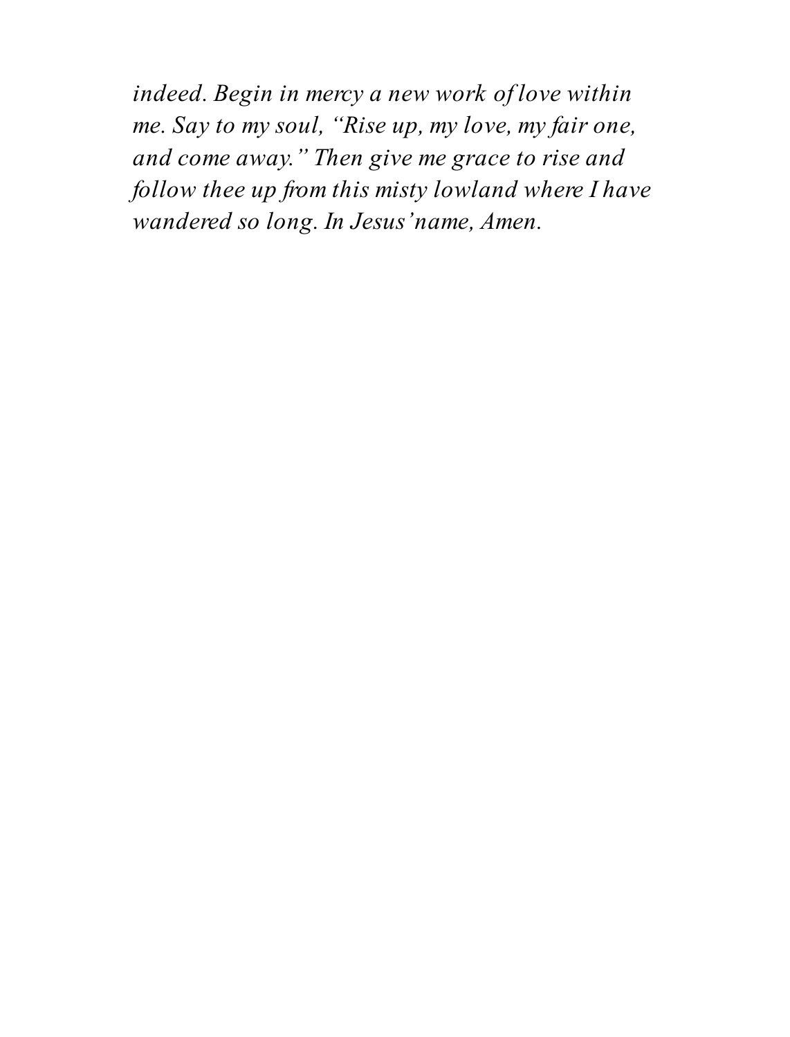*indeed. Begin in mercy a new work of love within me. Say to my soul, "Rise up, my love, my fair one, and come away." Then give me grace to rise and follow thee up from this misty lowland where I have wandered so long. In Jesus' name, Amen.*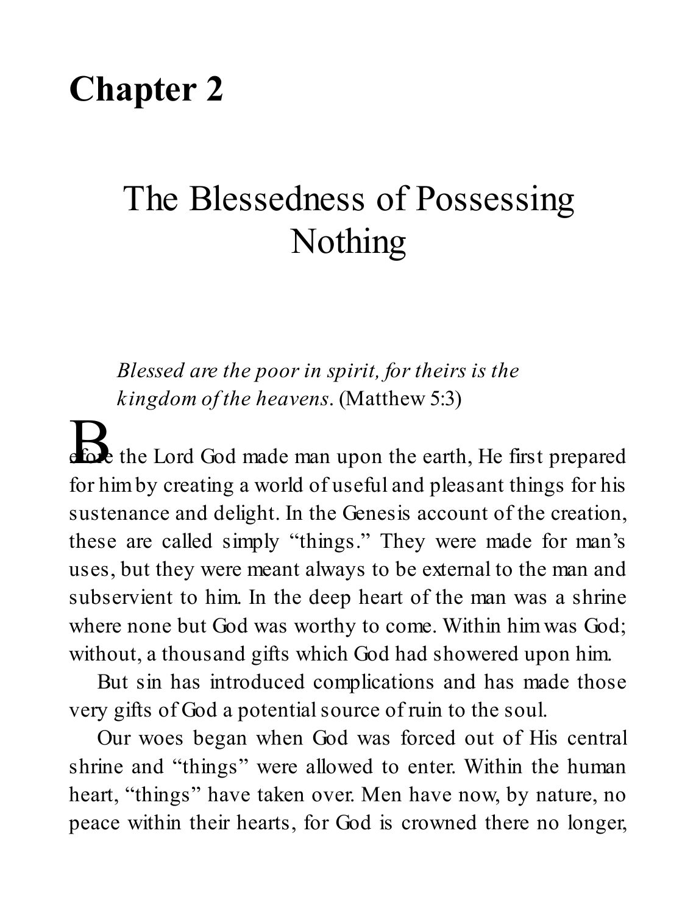# Chapter 2

## The Blessedness of Possessing Nothing

*Blessed are the poor in spirit, for theirs is the kingdom of the heavens*. (Matthew 5:3)

Before the Lord God made man upon the earth, He first prepared for him by creating a world of useful and pleasant things for his sustenance and delight. In the Genesis account of the creation, these are called simply "things." They were made for man's uses, but they were meant always to be external to the man and subservient to him. In the deep heart of the man was a shrine where none but God was worthy to come. Within him was God; without, a thousand gifts which God had showered upon him.

But sin has introduced complications and has made those very gifts of God a potential source of ruin to the soul.

Our woes began when God was forced out of His central shrine and "things" were allowed to enter. Within the human heart, "things" have taken over. Men have now, by nature, no peace within their hearts, for God is crowned there no longer,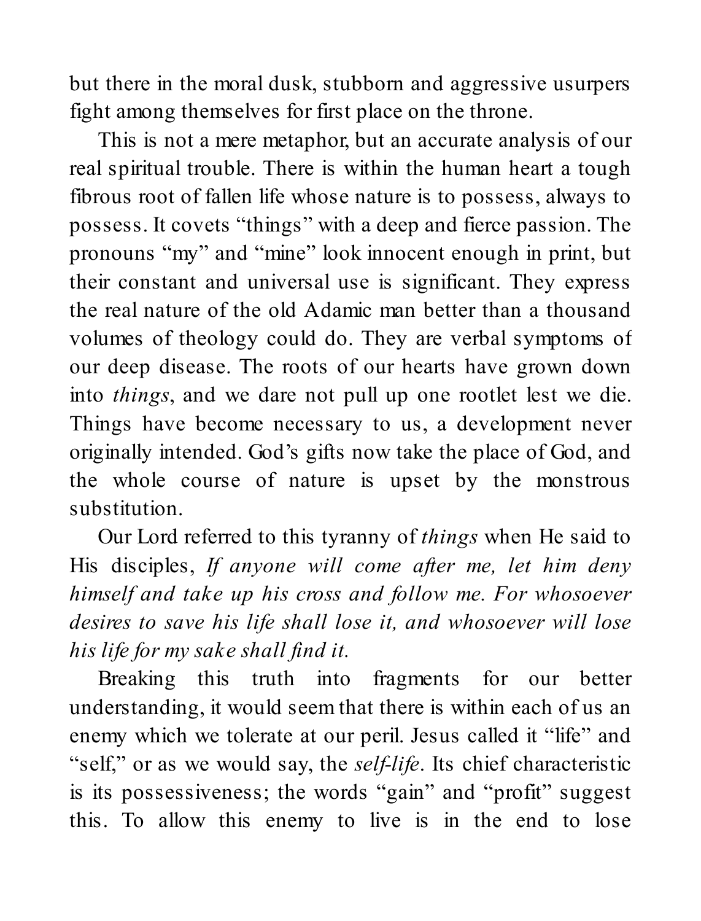but there in the moral dusk, stubborn and aggressive usurpers fight among themselves for first place on the throne.

This is not a mere metaphor, but an accurate analysis of our real spiritual trouble. There is within the human heart a tough fibrous root of fallen life whose nature is to possess, always to possess. It covets "things" with a deep and fierce passion. The pronouns "my" and "mine" look innocent enough in print, but their constant and universal use is significant. They express the real nature of the old Adamic man better than a thousand volumes of theology could do. They are verbal symptoms of our deep disease. The roots of our hearts have grown down into *things*, and we dare not pull up one rootlet lest we die. Things have become necessary to us, a development never originally intended. God's gifts now take the place of God, and the whole course of nature is upset by the monstrous substitution.

Our Lord referred to this tyranny of *things* when He said to His disciples, *If anyone will come after me, let him deny himself and take up his cross and follow me. For whosoever desires to save his life shall lose it, and whosoever will lose his life for my sake shall find it.*

Breaking this truth into fragments for our better understanding, it would seem that there is within each of us an enemy which we tolerate at our peril. Jesus called it "life" and "self," or as we would say, the *self-life*. Its chief characteristic is its possessiveness; the words "gain" and "profit" suggest this. To allow this enemy to live is in the end to lose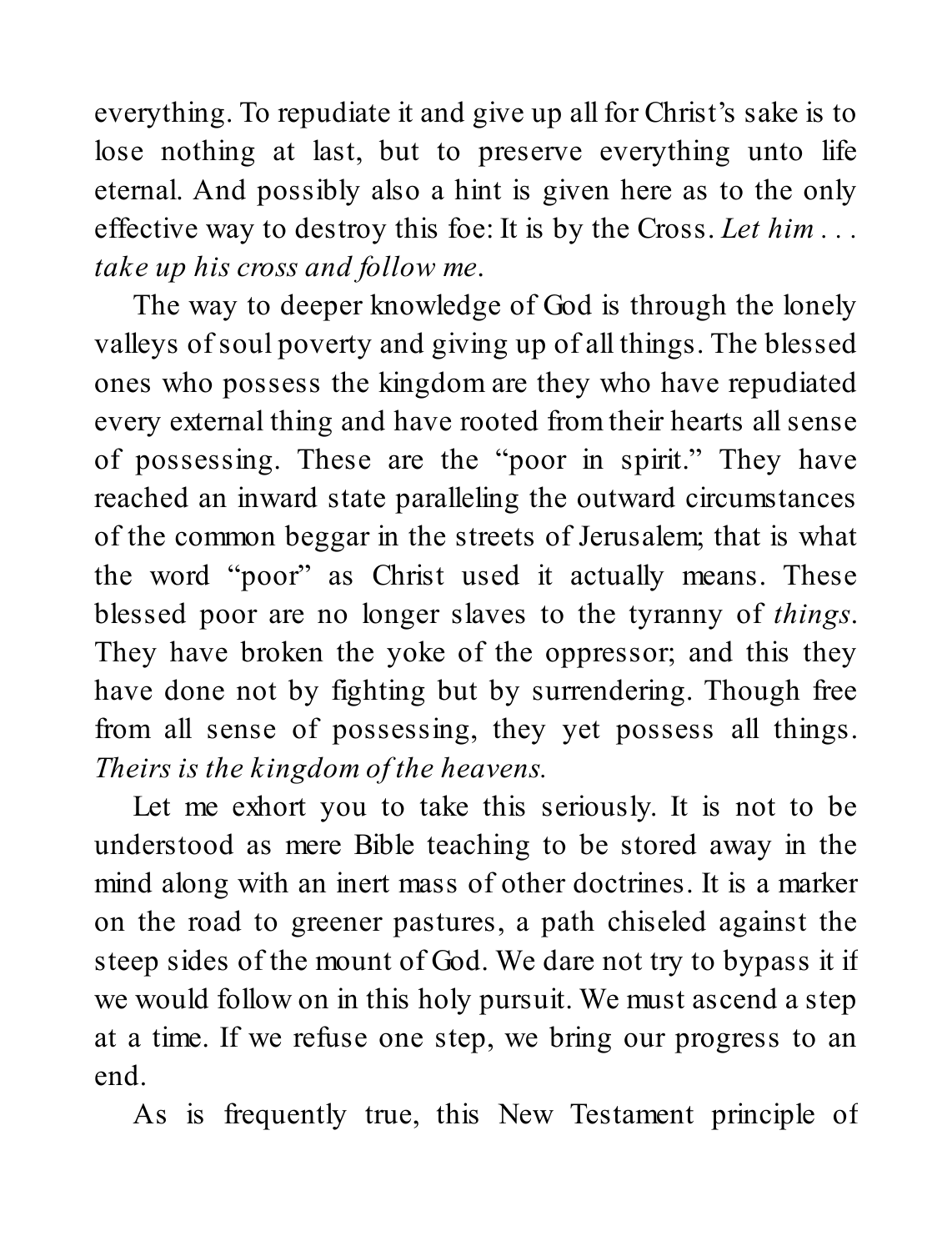everything. To repudiate it and give up all for Christ's sake is to lose nothing at last, but to preserve everything unto life eternal. And possibly also a hint is given here as to the only effective way to destroy this foe: It is by the Cross. *Let him . . . take up his cross and follow me*.

The way to deeper knowledge of God is through the lonely valleys of soul poverty and giving up of all things. The blessed ones who possess the kingdom are they who have repudiated every external thing and have rooted from their hearts all sense of possessing. These are the "poor in spirit." They have reached an inward state paralleling the outward circumstances of the common beggar in the streets of Jerusalem; that is what the word "poor" as Christ used it actually means. These blessed poor are no longer slaves to the tyranny of *things*. They have broken the yoke of the oppressor; and this they have done not by fighting but by surrendering. Though free from all sense of possessing, they yet possess all things. *Theirs is the kingdom of the heavens.*

Let me exhort you to take this seriously. It is not to be understood as mere Bible teaching to be stored away in the mind along with an inert mass of other doctrines. It is a marker on the road to greener pastures, a path chiseled against the steep sides of the mount of God. We dare not try to bypass it if we would follow on in this holy pursuit. We must ascend a step at a time. If we refuse one step, we bring our progress to an end.

As is frequently true, this New Testament principle of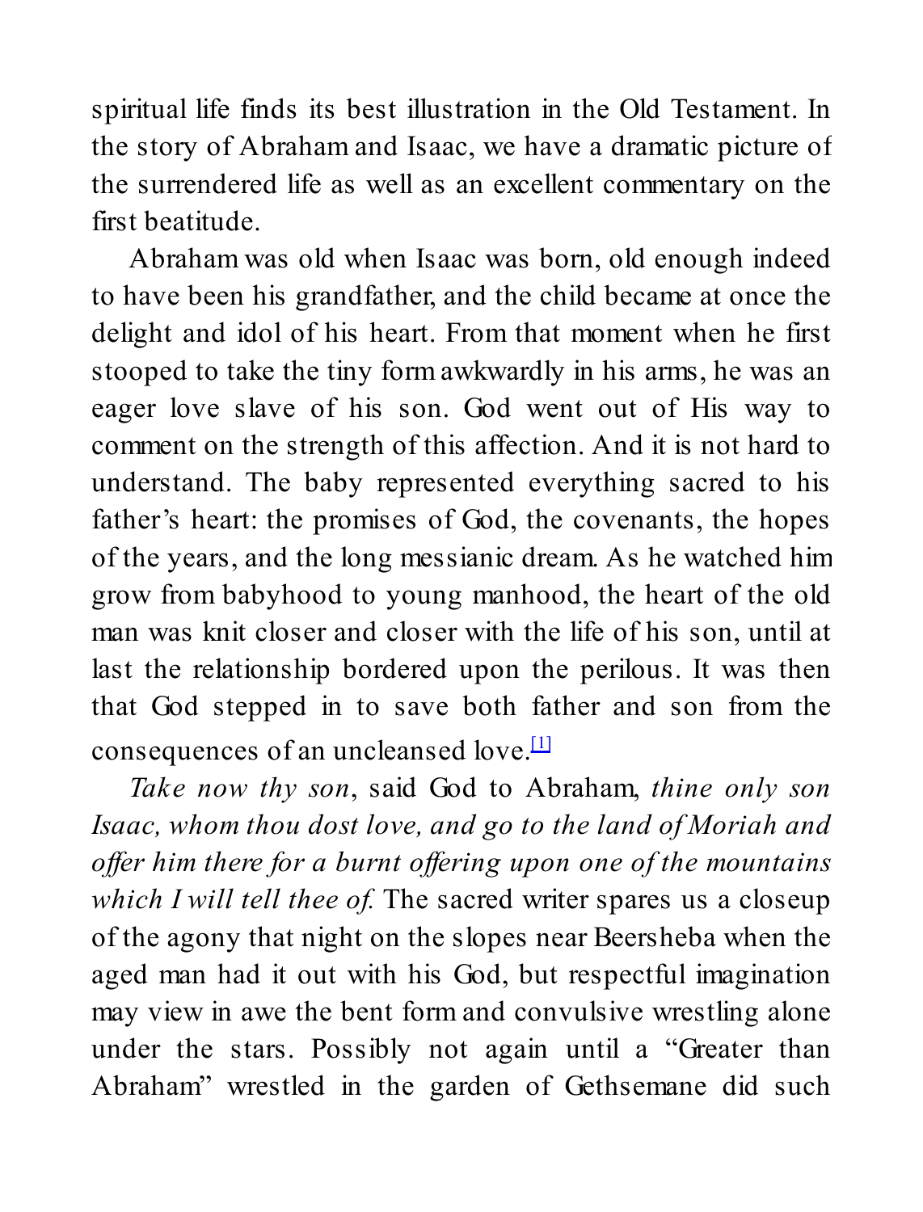spiritual life finds its best illustration in the Old Testament. In the story of Abraham and Isaac, we have a dramatic picture of the surrendered life as well as an excellent commentary on the first beatitude.

Abraham was old when Isaac was born, old enough indeed to have been his grandfather, and the child became at once the delight and idol of his heart. From that moment when he first stooped to take the tiny form awkwardly in his arms, he was an eager love slave of his son. God went out of His way to comment on the strength of this affection. And it is not hard to understand. The baby represented everything sacred to his father's heart: the promises of God, the covenants, the hopes of the years, and the long messianic dream. As he watched him grow from babyhood to young manhood, the heart of the old man was knit closer and closer with the life of his son, until at last the relationship bordered upon the perilous. It was then that God stepped in to save both father and son from the consequences of an uncleansed love.[1]

*Take now thy son*, said God to Abraham, *thine only son Isaac, whom thou dost love, and go to the land of Moriah and offer him there for a burnt offering upon one of the mountains which I will tell thee of.* The sacred writer spares us a closeup of the agony that night on the slopes near Beersheba when the aged man had it out with his God, but respectful imagination may view in awe the bent form and convulsive wrestling alone under the stars. Possibly not again until a "Greater than Abraham" wrestled in the garden of Gethsemane did such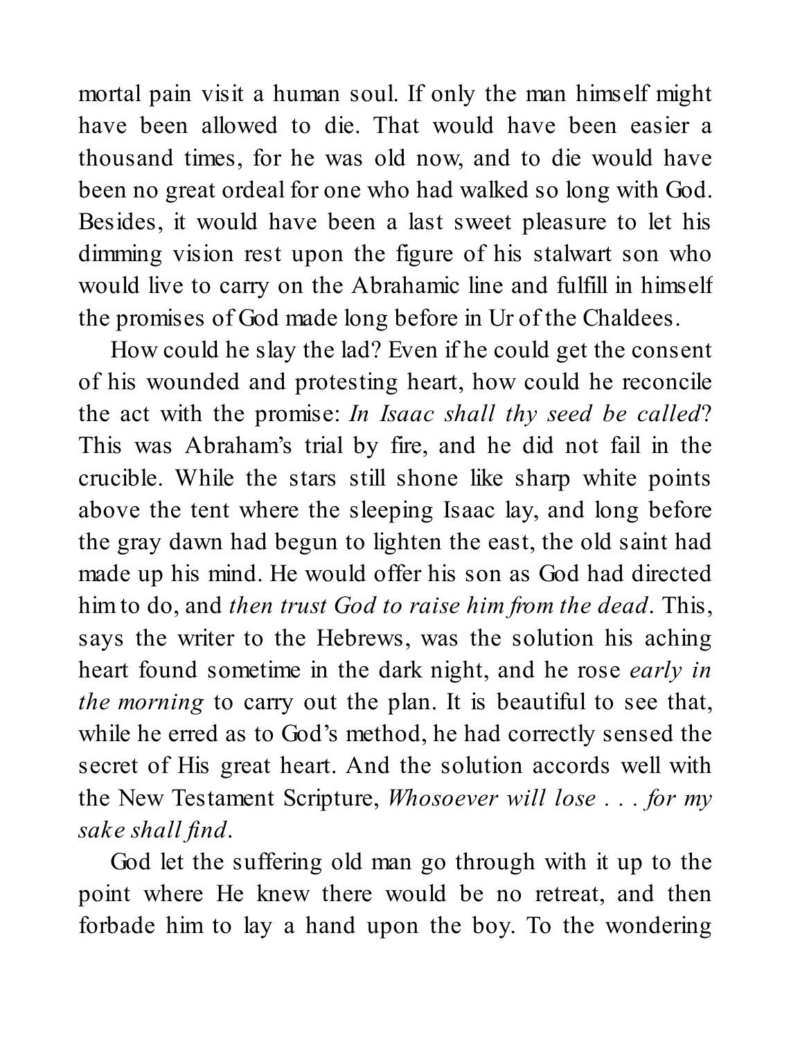mortal pain visit a human soul. If only the man himself might have been allowed to die. That would have been easier a thousand times, for he was old now, and to die would have been no great ordeal for one who had walked so long with God. Besides, it would have been a last sweet pleasure to let his dimming vision rest upon the figure of his stalwart son who would live to carry on the Abrahamic line and fulfill in himself the promises of God made long before in Ur of the Chaldees.

How could he slay the lad? Even if he could get the consent of his wounded and protesting heart, how could he reconcile the act with the promise: *In Isaac shall thy seed be called*? This was Abraham's trial by fire, and he did not fail in the crucible. While the stars still shone like sharp white points above the tent where the sleeping Isaac lay, and long before the gray dawn had begun to lighten the east, the old saint had made up his mind. He would offer his son as God had directed him to do, and *then trust God to raise him from the dead*. This, says the writer to the Hebrews, was the solution his aching heart found sometime in the dark night, and he rose *early in the morning* to carry out the plan. It is beautiful to see that, while he erred as to God's method, he had correctly sensed the secret of His great heart. And the solution accords well with the New Testament Scripture, *Whosoever will lose . . . for my sake shall find*.

God let the suffering old man go through with it up to the point where He knew there would be no retreat, and then forbade him to lay a hand upon the boy. To the wondering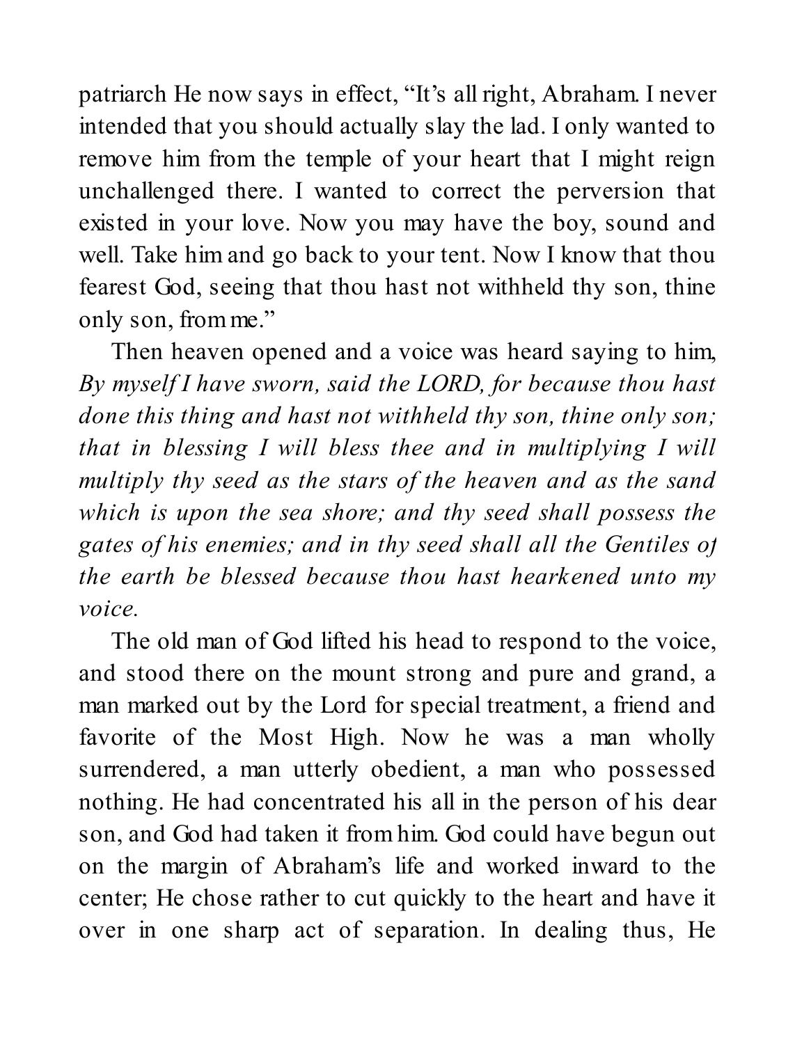patriarch He now says in effect, "It's all right, Abraham. I never intended that you should actually slay the lad. I only wanted to remove him from the temple of your heart that I might reign unchallenged there. I wanted to correct the perversion that existed in your love. Now you may have the boy, sound and well. Take him and go back to your tent. Now I know that thou fearest God, seeing that thou hast not withheld thy son, thine only son, from me."

Then heaven opened and a voice was heard saying to him, *By myself I have sworn, said the LORD, for because thou hast done this thing and hast not withheld thy son, thine only son; that in blessing I will bless thee and in multiplying I will multiply thy seed as the stars of the heaven and as the sand which is upon the sea shore; and thy seed shall possess the gates of his enemies; and in thy seed shall all the Gentiles of the earth be blessed because thou hast hearkened unto my voice.*

The old man of God lifted his head to respond to the voice, and stood there on the mount strong and pure and grand, a man marked out by the Lord for special treatment, a friend and favorite of the Most High. Now he was a man wholly surrendered, a man utterly obedient, a man who possessed nothing. He had concentrated his all in the person of his dear son, and God had taken it from him. God could have begun out on the margin of Abraham's life and worked inward to the center; He chose rather to cut quickly to the heart and have it over in one sharp act of separation. In dealing thus, He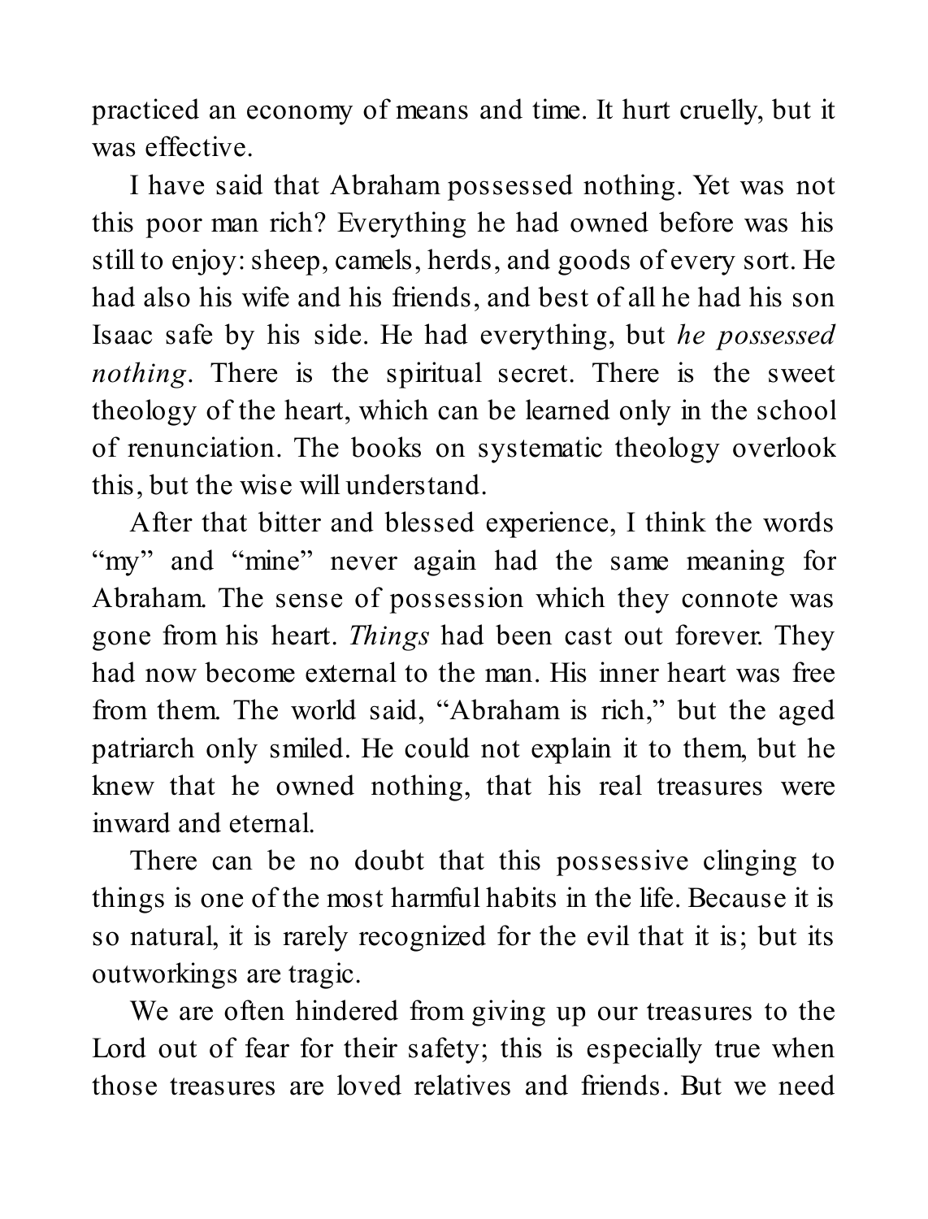practiced an economy of means and time. It hurt cruelly, but it was effective.

I have said that Abraham possessed nothing. Yet was not this poor man rich? Everything he had owned before was his still to enjoy: sheep, camels, herds, and goods of every sort. He had also his wife and his friends, and best of all he had his son Isaac safe by his side. He had everything, but *he possessed nothing*. There is the spiritual secret. There is the sweet theology of the heart, which can be learned only in the school of renunciation. The books on systematic theology overlook this, but the wise will understand.

After that bitter and blessed experience, I think the words "my" and "mine" never again had the same meaning for Abraham. The sense of possession which they connote was gone from his heart. *Things* had been cast out forever. They had now become external to the man. His inner heart was free from them. The world said, "Abraham is rich," but the aged patriarch only smiled. He could not explain it to them, but he knew that he owned nothing, that his real treasures were inward and eternal.

There can be no doubt that this possessive clinging to things is one of the most harmful habits in the life. Because it is so natural, it is rarely recognized for the evil that it is; but its outworkings are tragic.

We are often hindered from giving up our treasures to the Lord out of fear for their safety; this is especially true when those treasures are loved relatives and friends. But we need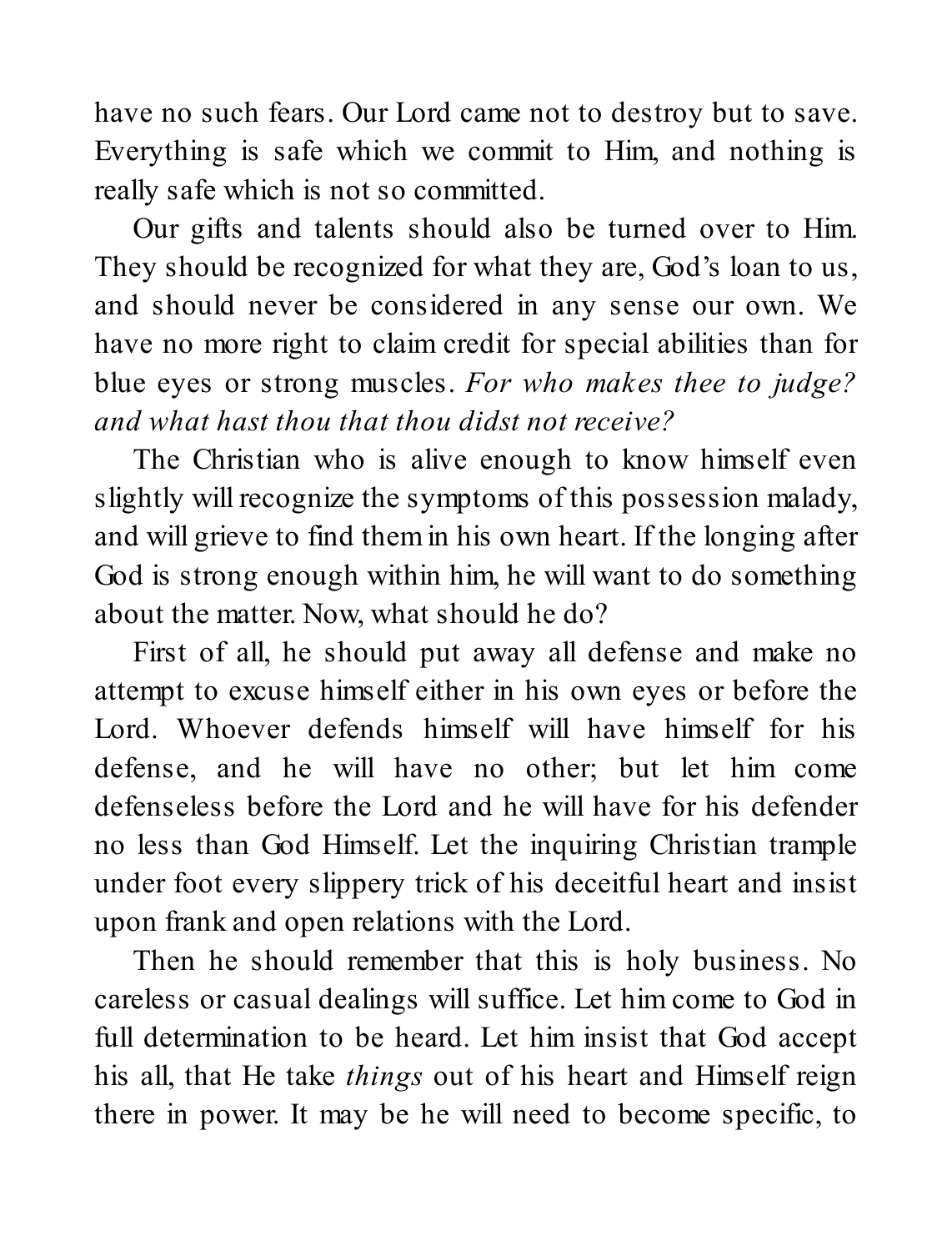have no such fears. Our Lord came not to destroy but to save. Everything is safe which we commit to Him, and nothing is really safe which is not so committed.

Our gifts and talents should also be turned over to Him. They should be recognized for what they are, God's loan to us, and should never be considered in any sense our own. We have no more right to claim credit for special abilities than for blue eyes or strong muscles. *For who makes thee to judge? and what hast thou that thou didst not receive?*

The Christian who is alive enough to know himself even slightly will recognize the symptoms of this possession malady, and will grieve to find them in his own heart. If the longing after God is strong enough within him, he will want to do something about the matter. Now, what should he do?

First of all, he should put away all defense and make no attempt to excuse himself either in his own eyes or before the Lord. Whoever defends himself will have himself for his defense, and he will have no other; but let him come defenseless before the Lord and he will have for his defender no less than God Himself. Let the inquiring Christian trample under foot every slippery trick of his deceitful heart and insist upon frank and open relations with the Lord.

Then he should remember that this is holy business. No careless or casual dealings will suffice. Let him come to God in full determination to be heard. Let him insist that God accept his all, that He take *things* out of his heart and Himself reign there in power. It may be he will need to become specific, to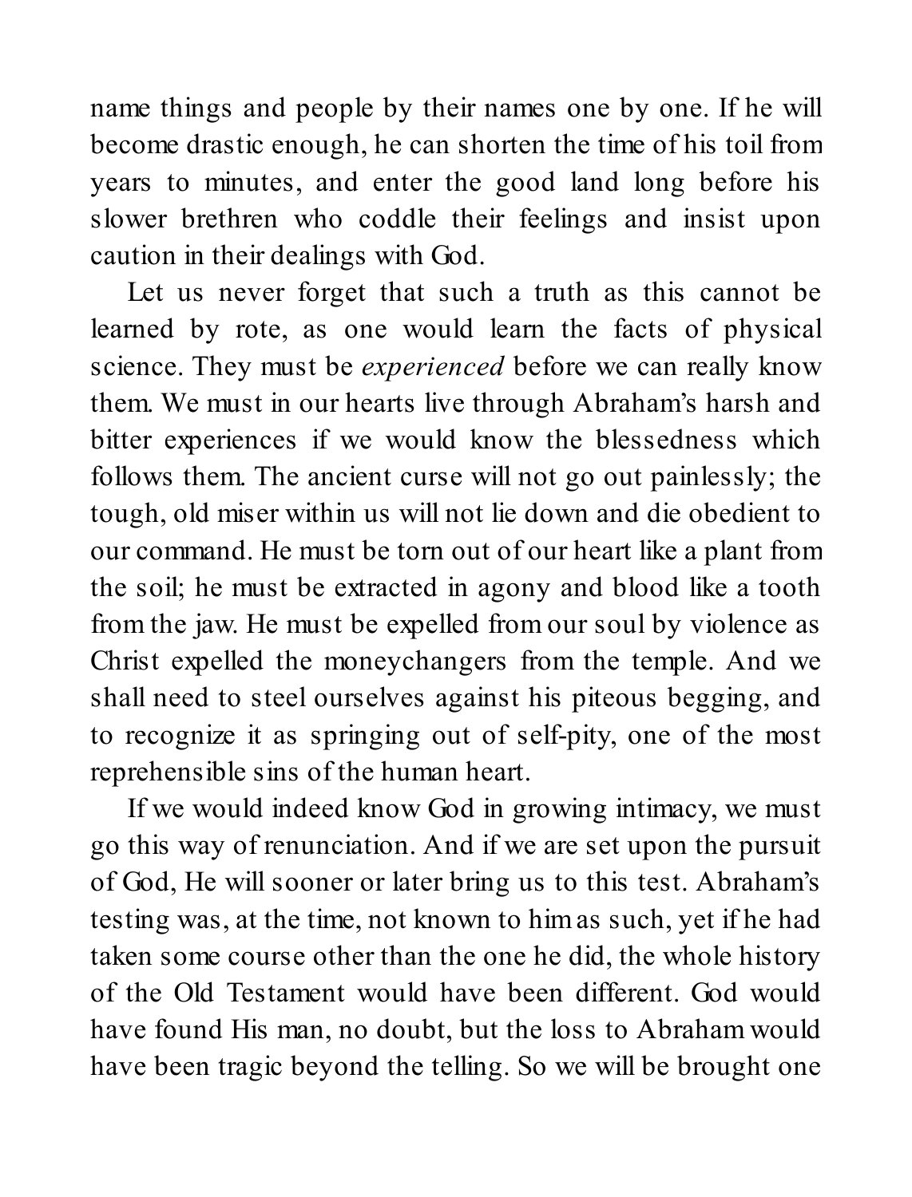name things and people by their names one by one. If he will become drastic enough, he can shorten the time of his toil from years to minutes, and enter the good land long before his slower brethren who coddle their feelings and insist upon caution in their dealings with God.

Let us never forget that such a truth as this cannot be learned by rote, as one would learn the facts of physical science. They must be *experienced* before we can really know them. We must in our hearts live through Abraham's harsh and bitter experiences if we would know the blessedness which follows them. The ancient curse will not go out painlessly; the tough, old miser within us will not lie down and die obedient to our command. He must be torn out of our heart like a plant from the soil; he must be extracted in agony and blood like a tooth from the jaw. He must be expelled from our soul by violence as Christ expelled the moneychangers from the temple. And we shall need to steel ourselves against his piteous begging, and to recognize it as springing out of self-pity, one of the most reprehensible sins of the human heart.

If we would indeed know God in growing intimacy, we must go this way of renunciation. And if we are set upon the pursuit of God, He will sooner or later bring us to this test. Abraham's testing was, at the time, not known to him as such, yet if he had taken some course other than the one he did, the whole history of the Old Testament would have been different. God would have found His man, no doubt, but the loss to Abraham would have been tragic beyond the telling. So we will be brought one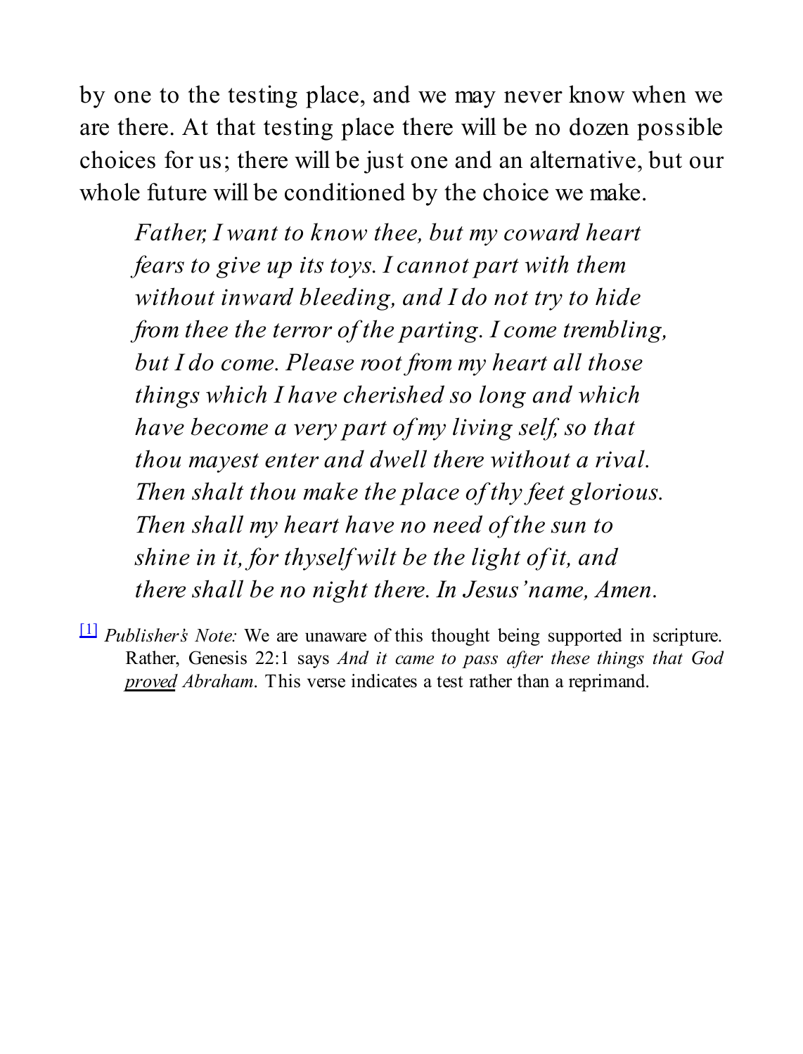by one to the testing place, and we may never know when we are there. At that testing place there will be no dozen possible choices for us; there will be just one and an alternative, but our whole future will be conditioned by the choice we make.

> *Father, I want to know thee, but my coward heart fears to give up its toys. I cannot part with them without inward bleeding, and I do not try to hide from thee the terror of the parting. I come trembling, but I do come. Please root from my heart all those things which I have cherished so long and which have become a very part of my living self, so that thou mayest enter and dwell there without a rival. Then shalt thou make the place of thy feet glorious. Then shall my heart have no need of the sun to shine in it, for thyself wilt be the light of it, and there shall be no night there. In Jesus' name, Amen.*

[1] *Publisher's Note:* We are unaware of this thought being supported in scripture. Rather, Genesis 22:1 says *And it came to pass after these things that God* ***proved*** *Abraham.* This verse indicates a test rather than a reprimand.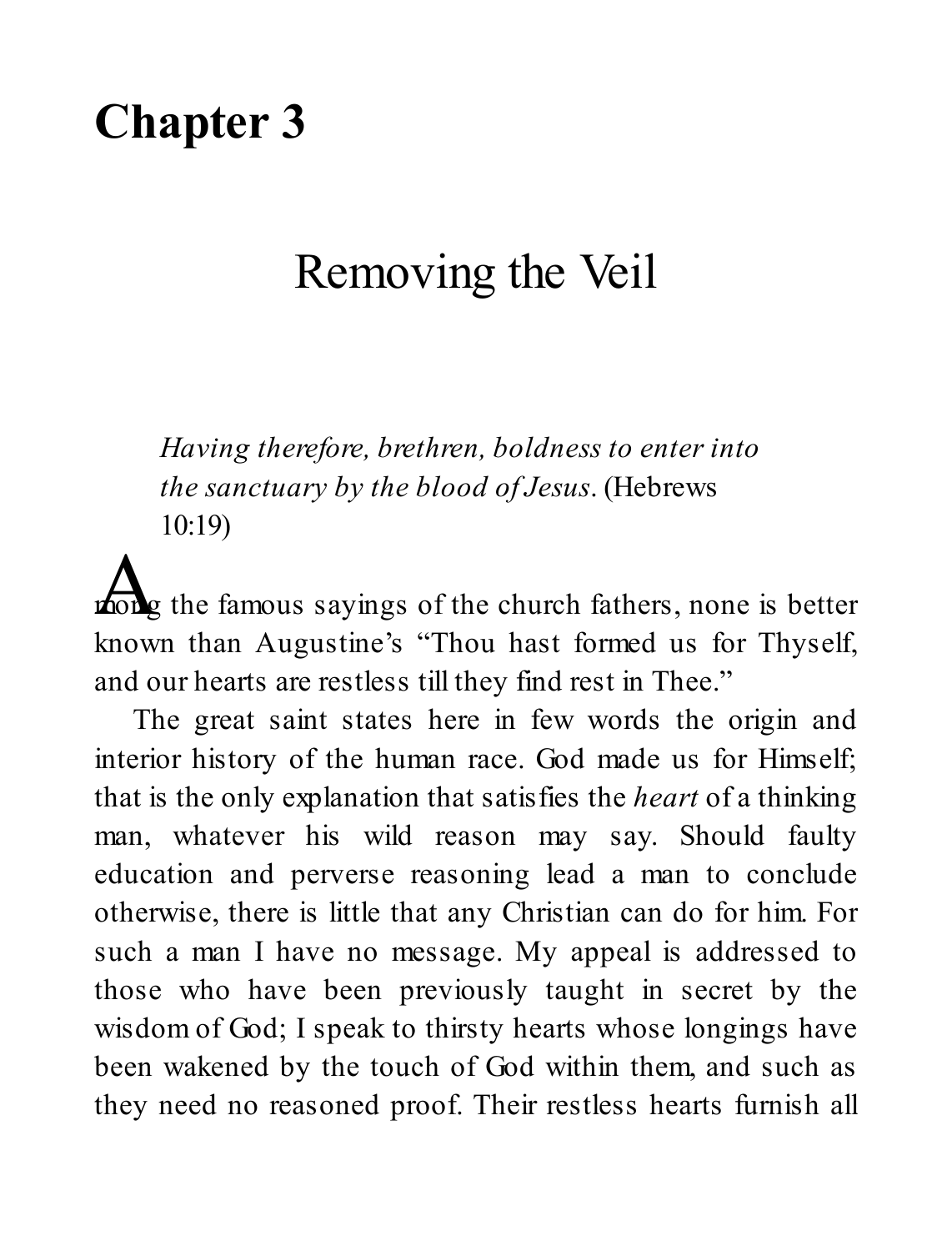# Chapter 3

## Removing the Veil

> *Having therefore, brethren, boldness to enter into the sanctuary by the blood of Jesus*. (Hebrews 10:19)

Among the famous sayings of the church fathers, none is better known than Augustine's "Thou hast formed us for Thyself, and our hearts are restless till they find rest in Thee."

The great saint states here in few words the origin and interior history of the human race. God made us for Himself; that is the only explanation that satisfies the *heart* of a thinking man, whatever his wild reason may say. Should faulty education and perverse reasoning lead a man to conclude otherwise, there is little that any Christian can do for him. For such a man I have no message. My appeal is addressed to those who have been previously taught in secret by the wisdom of God; I speak to thirsty hearts whose longings have been wakened by the touch of God within them, and such as they need no reasoned proof. Their restless hearts furnish all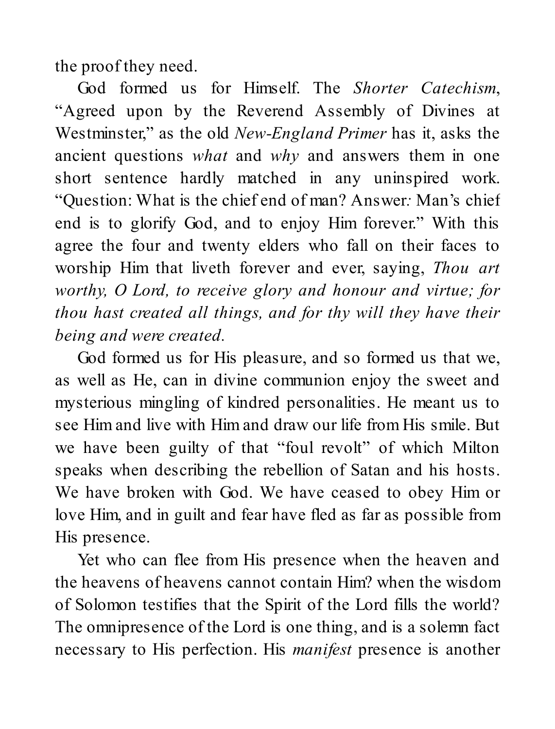the proof they need.

God formed us for Himself. The *Shorter Catechism*, “Agreed upon by the Reverend Assembly of Divines at Westminster,” as the old *New-England Primer* has it, asks the ancient questions *what* and *why* and answers them in one short sentence hardly matched in any uninspired work. “Question: What is the chief end of man? Answer*:* Man’s chief end is to glorify God, and to enjoy Him forever.” With this agree the four and twenty elders who fall on their faces to worship Him that liveth forever and ever, saying, *Thou art worthy, O Lord, to receive glory and honour and virtue; for thou hast created all things, and for thy will they have their being and were created.*

God formed us for His pleasure, and so formed us that we, as well as He, can in divine communion enjoy the sweet and mysterious mingling of kindred personalities. He meant us to see Him and live with Him and draw our life from His smile. But we have been guilty of that “foul revolt” of which Milton speaks when describing the rebellion of Satan and his hosts. We have broken with God. We have ceased to obey Him or love Him, and in guilt and fear have fled as far as possible from His presence.

Yet who can flee from His presence when the heaven and the heavens of heavens cannot contain Him? when the wisdom of Solomon testifies that the Spirit of the Lord fills the world? The omnipresence of the Lord is one thing, and is a solemn fact necessary to His perfection. His *manifest* presence is another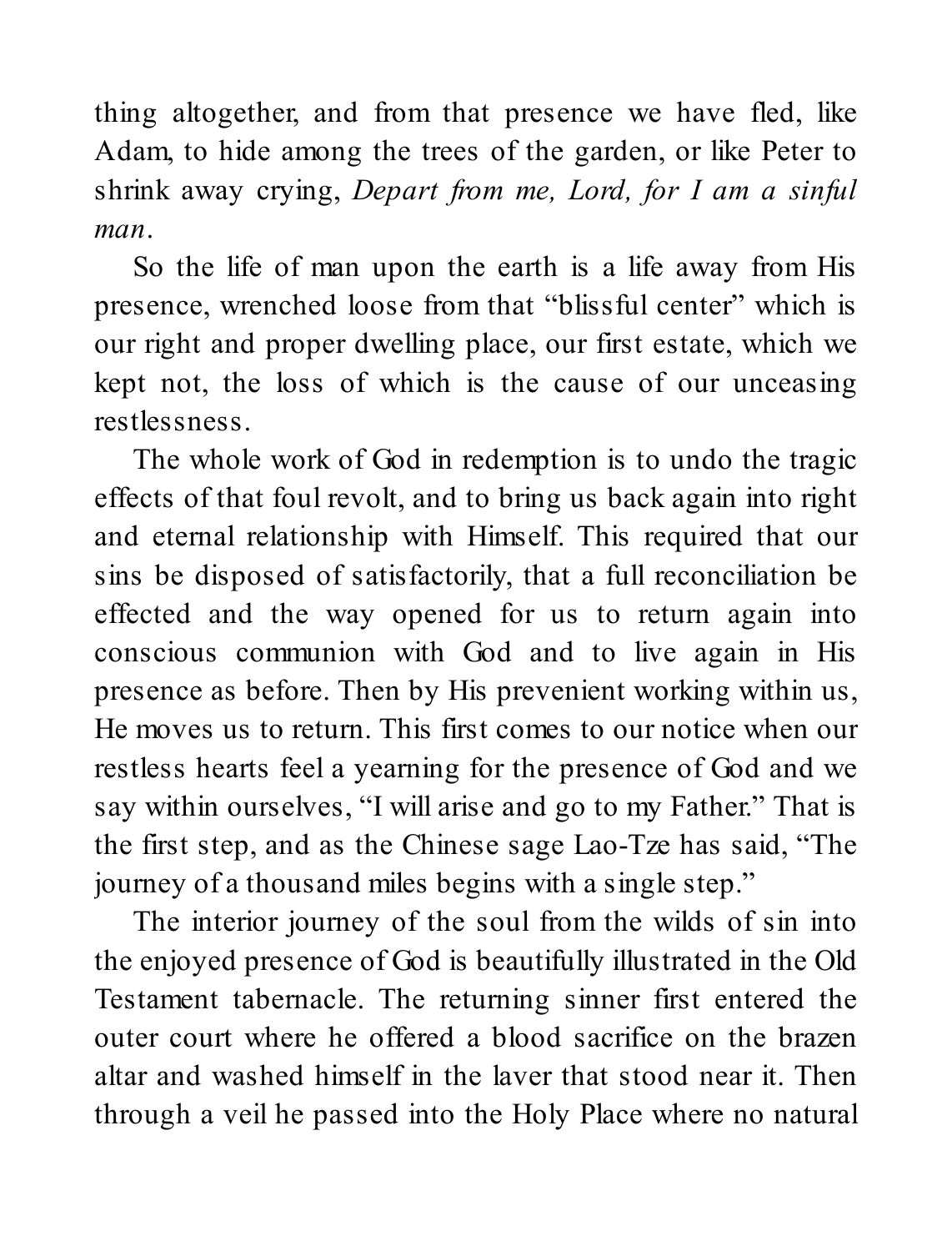thing altogether, and from that presence we have fled, like Adam, to hide among the trees of the garden, or like Peter to shrink away crying, *Depart from me, Lord, for I am a sinful man*.

So the life of man upon the earth is a life away from His presence, wrenched loose from that "blissful center" which is our right and proper dwelling place, our first estate, which we kept not, the loss of which is the cause of our unceasing restlessness.

The whole work of God in redemption is to undo the tragic effects of that foul revolt, and to bring us back again into right and eternal relationship with Himself. This required that our sins be disposed of satisfactorily, that a full reconciliation be effected and the way opened for us to return again into conscious communion with God and to live again in His presence as before. Then by His prevenient working within us, He moves us to return. This first comes to our notice when our restless hearts feel a yearning for the presence of God and we say within ourselves, "I will arise and go to my Father." That is the first step, and as the Chinese sage Lao-Tze has said, "The journey of a thousand miles begins with a single step."

The interior journey of the soul from the wilds of sin into the enjoyed presence of God is beautifully illustrated in the Old Testament tabernacle. The returning sinner first entered the outer court where he offered a blood sacrifice on the brazen altar and washed himself in the laver that stood near it. Then through a veil he passed into the Holy Place where no natural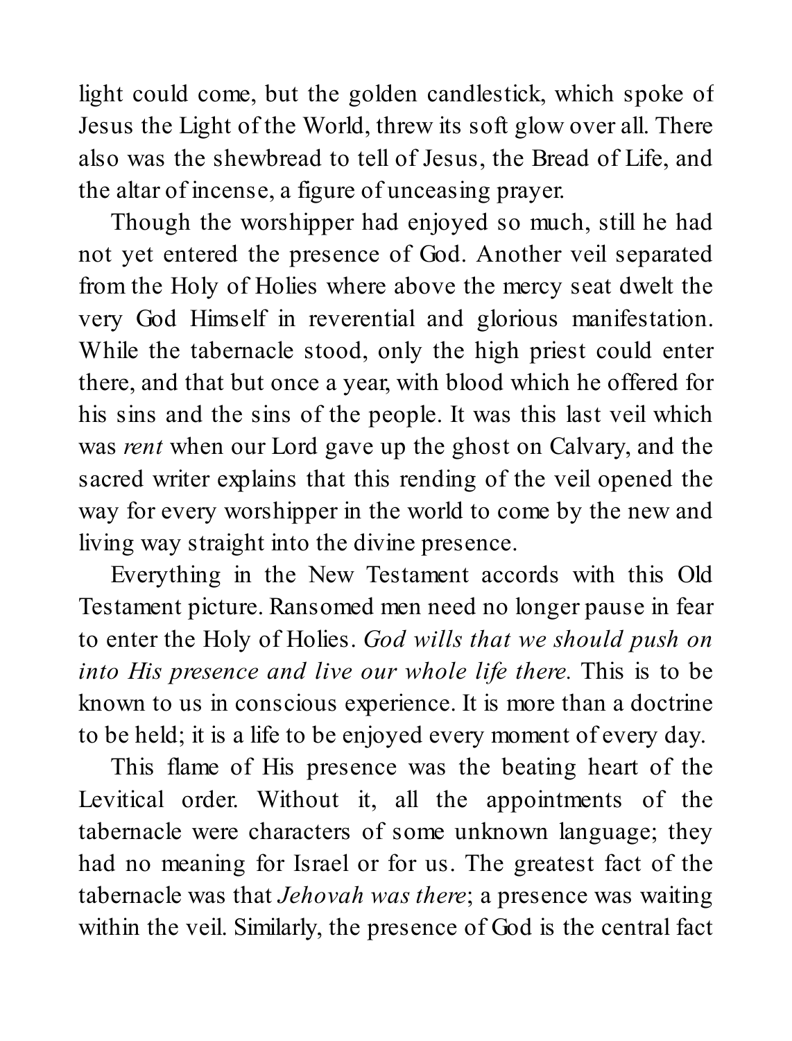light could come, but the golden candlestick, which spoke of Jesus the Light of the World, threw its soft glow over all. There also was the shewbread to tell of Jesus, the Bread of Life, and the altar of incense, a figure of unceasing prayer.

Though the worshipper had enjoyed so much, still he had not yet entered the presence of God. Another veil separated from the Holy of Holies where above the mercy seat dwelt the very God Himself in reverential and glorious manifestation. While the tabernacle stood, only the high priest could enter there, and that but once a year, with blood which he offered for his sins and the sins of the people. It was this last veil which was *rent* when our Lord gave up the ghost on Calvary, and the sacred writer explains that this rending of the veil opened the way for every worshipper in the world to come by the new and living way straight into the divine presence.

Everything in the New Testament accords with this Old Testament picture. Ransomed men need no longer pause in fear to enter the Holy of Holies. *God wills that we should push on into His presence and live our whole life there.* This is to be known to us in conscious experience. It is more than a doctrine to be held; it is a life to be enjoyed every moment of every day.

This flame of His presence was the beating heart of the Levitical order. Without it, all the appointments of the tabernacle were characters of some unknown language; they had no meaning for Israel or for us. The greatest fact of the tabernacle was that *Jehovah was there*; a presence was waiting within the veil. Similarly, the presence of God is the central fact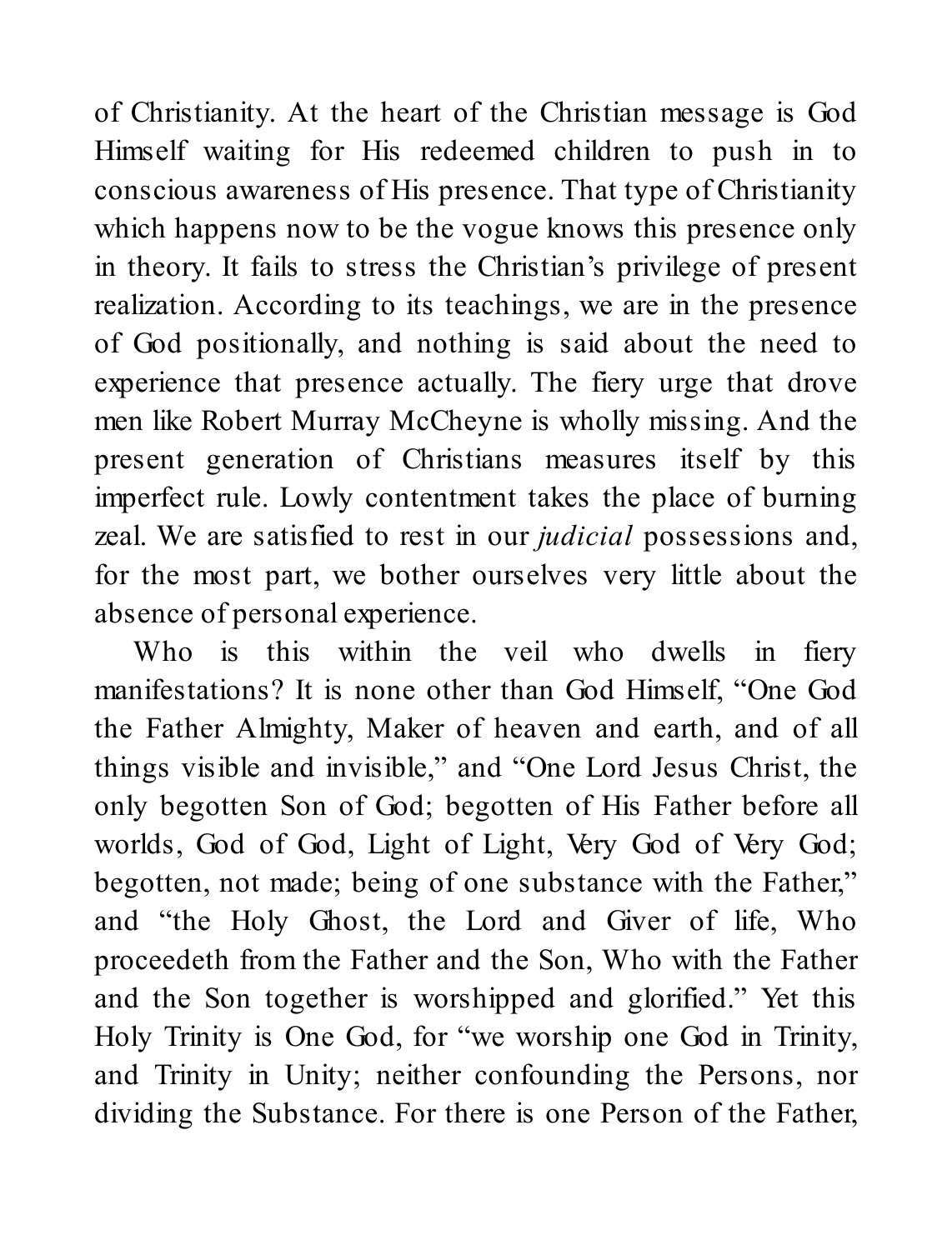of Christianity. At the heart of the Christian message is God Himself waiting for His redeemed children to push in to conscious awareness of His presence. That type of Christianity which happens now to be the vogue knows this presence only in theory. It fails to stress the Christian's privilege of present realization. According to its teachings, we are in the presence of God positionally, and nothing is said about the need to experience that presence actually. The fiery urge that drove men like Robert Murray McCheyne is wholly missing. And the present generation of Christians measures itself by this imperfect rule. Lowly contentment takes the place of burning zeal. We are satisfied to rest in our *judicial* possessions and, for the most part, we bother ourselves very little about the absence of personal experience.

Who is this within the veil who dwells in fiery manifestations? It is none other than God Himself, "One God the Father Almighty, Maker of heaven and earth, and of all things visible and invisible," and "One Lord Jesus Christ, the only begotten Son of God; begotten of His Father before all worlds, God of God, Light of Light, Very God of Very God; begotten, not made; being of one substance with the Father," and "the Holy Ghost, the Lord and Giver of life, Who proceedeth from the Father and the Son, Who with the Father and the Son together is worshipped and glorified." Yet this Holy Trinity is One God, for "we worship one God in Trinity, and Trinity in Unity; neither confounding the Persons, nor dividing the Substance. For there is one Person of the Father,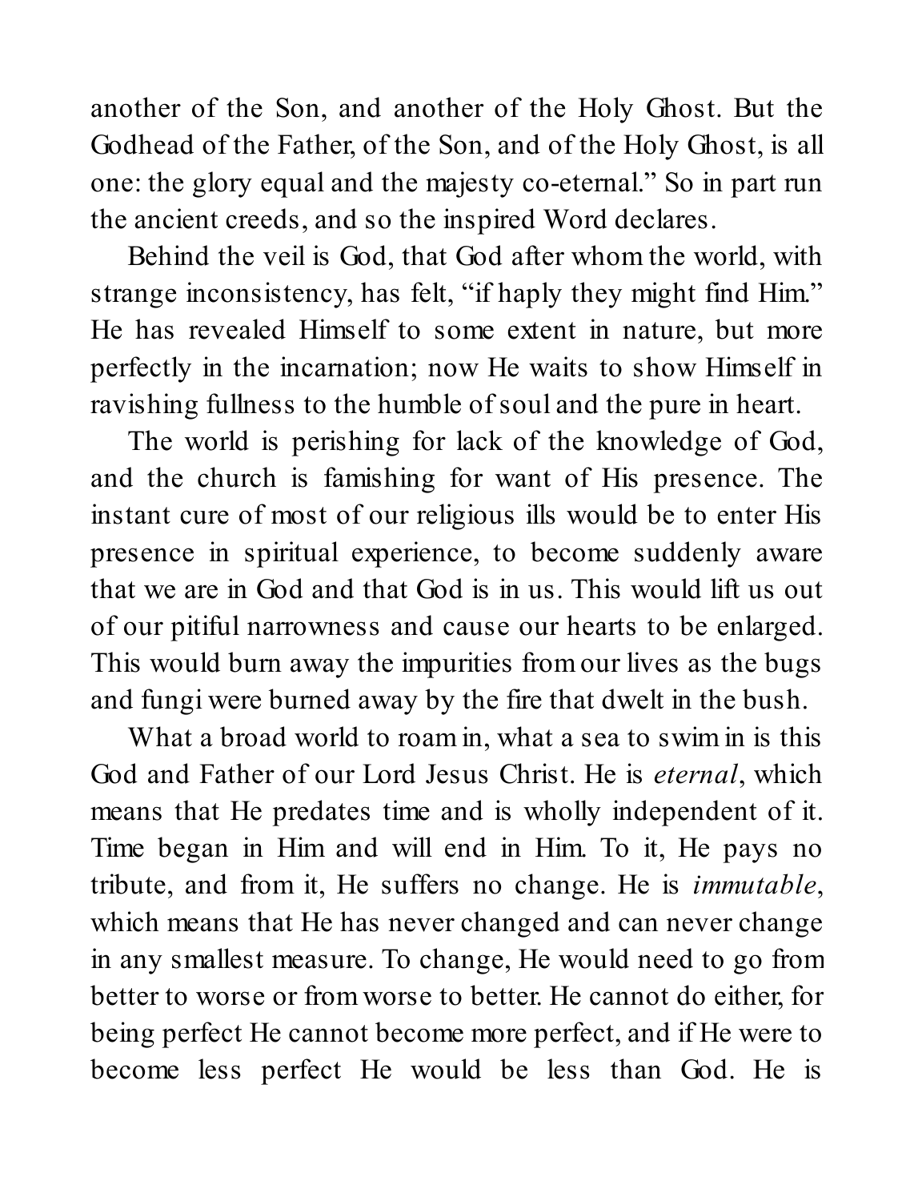another of the Son, and another of the Holy Ghost. But the Godhead of the Father, of the Son, and of the Holy Ghost, is all one: the glory equal and the majesty co-eternal." So in part run the ancient creeds, and so the inspired Word declares.

Behind the veil is God, that God after whom the world, with strange inconsistency, has felt, "if haply they might find Him." He has revealed Himself to some extent in nature, but more perfectly in the incarnation; now He waits to show Himself in ravishing fullness to the humble of soul and the pure in heart.

The world is perishing for lack of the knowledge of God, and the church is famishing for want of His presence. The instant cure of most of our religious ills would be to enter His presence in spiritual experience, to become suddenly aware that we are in God and that God is in us. This would lift us out of our pitiful narrowness and cause our hearts to be enlarged. This would burn away the impurities from our lives as the bugs and fungi were burned away by the fire that dwelt in the bush.

What a broad world to roam in, what a sea to swim in is this God and Father of our Lord Jesus Christ. He is *eternal*, which means that He predates time and is wholly independent of it. Time began in Him and will end in Him. To it, He pays no tribute, and from it, He suffers no change. He is *immutable*, which means that He has never changed and can never change in any smallest measure. To change, He would need to go from better to worse or from worse to better. He cannot do either, for being perfect He cannot become more perfect, and if He were to become less perfect He would be less than God. He is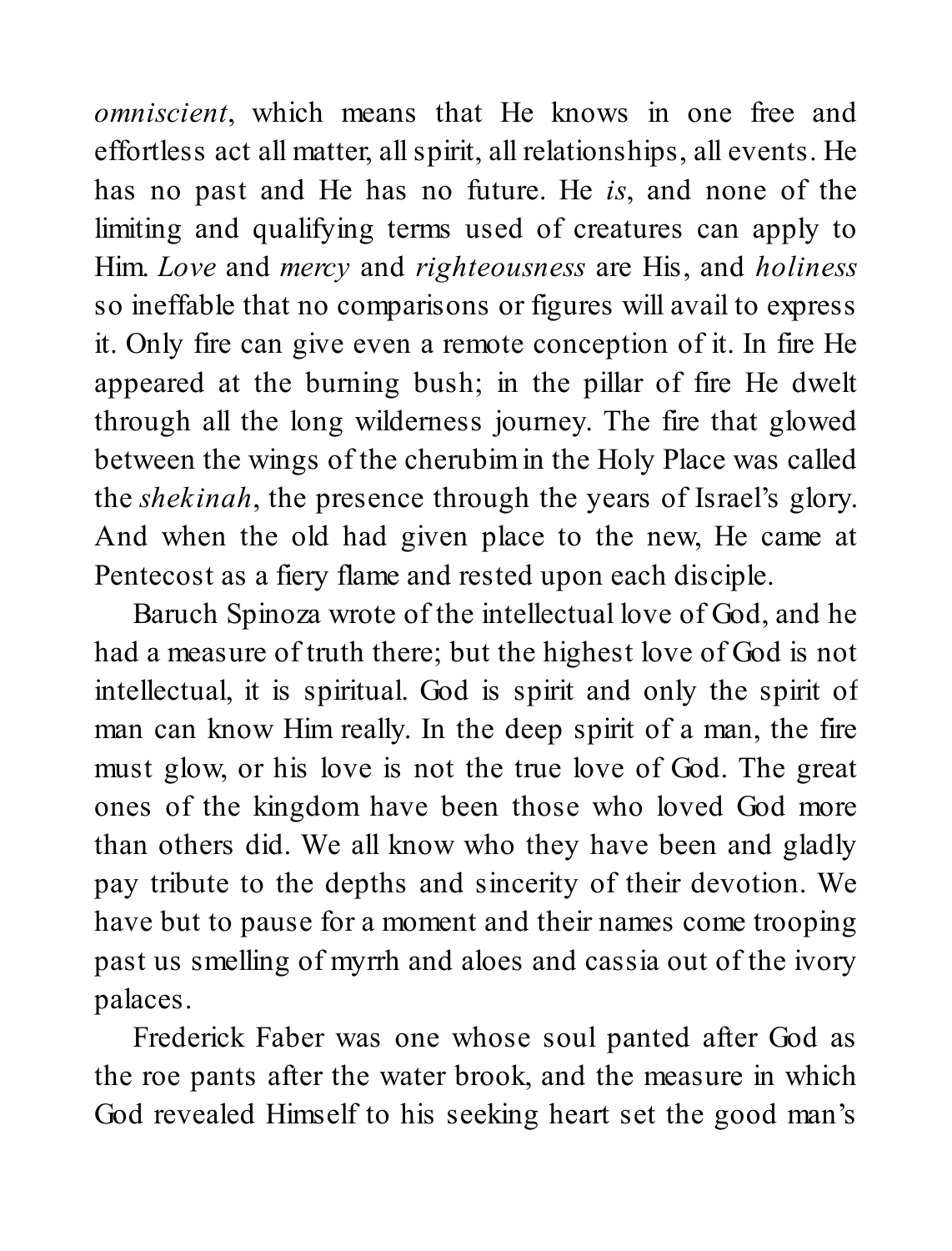*omniscient*, which means that He knows in one free and effortless act all matter, all spirit, all relationships, all events. He has no past and He has no future. He *is*, and none of the limiting and qualifying terms used of creatures can apply to Him. *Love* and *mercy* and *righteousness* are His, and *holiness* so ineffable that no comparisons or figures will avail to express it. Only fire can give even a remote conception of it. In fire He appeared at the burning bush; in the pillar of fire He dwelt through all the long wilderness journey. The fire that glowed between the wings of the cherubim in the Holy Place was called the *shekinah*, the presence through the years of Israel's glory. And when the old had given place to the new, He came at Pentecost as a fiery flame and rested upon each disciple.

Baruch Spinoza wrote of the intellectual love of God, and he had a measure of truth there; but the highest love of God is not intellectual, it is spiritual. God is spirit and only the spirit of man can know Him really. In the deep spirit of a man, the fire must glow, or his love is not the true love of God. The great ones of the kingdom have been those who loved God more than others did. We all know who they have been and gladly pay tribute to the depths and sincerity of their devotion. We have but to pause for a moment and their names come trooping past us smelling of myrrh and aloes and cassia out of the ivory palaces.

Frederick Faber was one whose soul panted after God as the roe pants after the water brook, and the measure in which God revealed Himself to his seeking heart set the good man's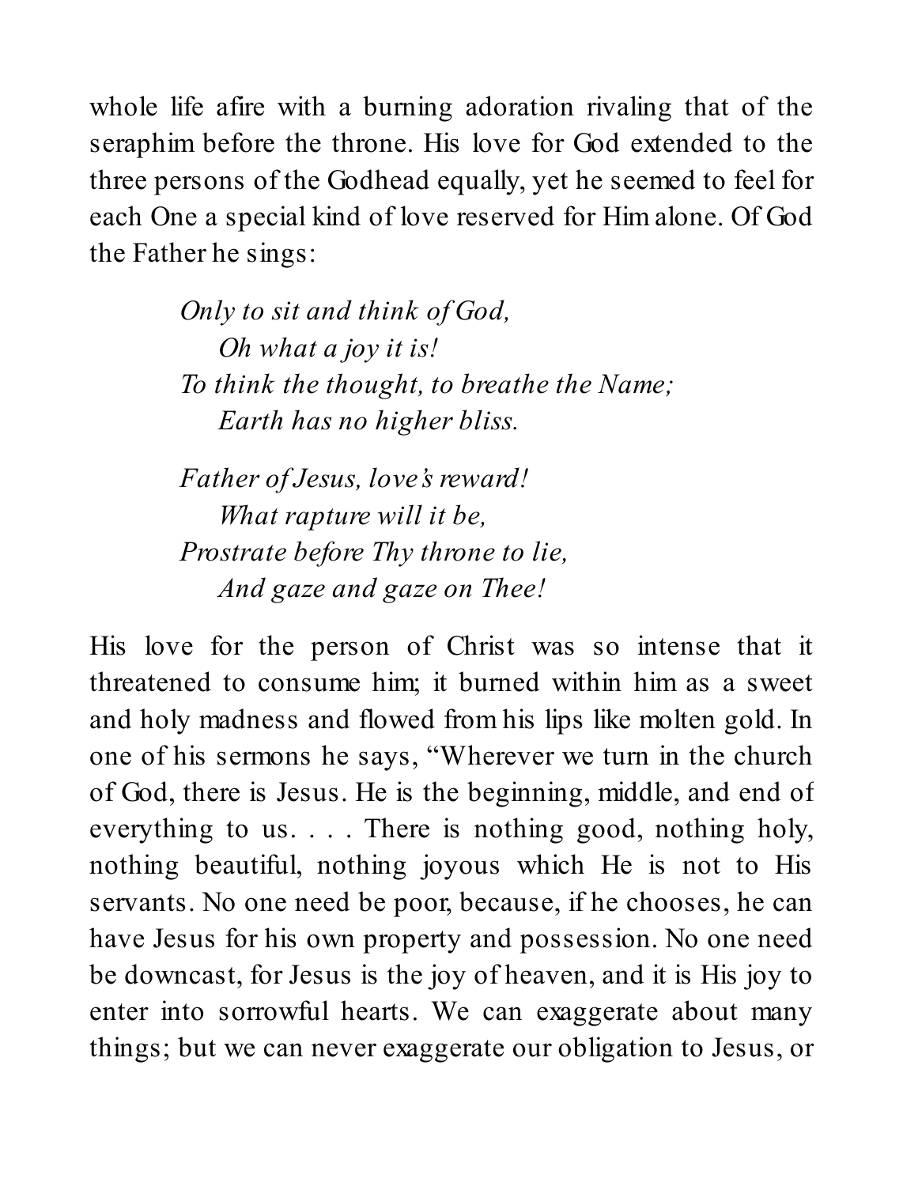whole life afire with a burning adoration rivaling that of the seraphim before the throne. His love for God extended to the three persons of the Godhead equally, yet he seemed to feel for each One a special kind of love reserved for Him alone. Of God the Father he sings:

> *Only to sit and think of God,*  
> *Oh what a joy it is!*  
> *To think the thought, to breathe the Name;*  
> *Earth has no higher bliss.*
>
> *Father of Jesus, love's reward!*  
> *What rapture will it be,*  
> *Prostrate before Thy throne to lie,*  
> *And gaze and gaze on Thee!*

His love for the person of Christ was so intense that it threatened to consume him; it burned within him as a sweet and holy madness and flowed from his lips like molten gold. In one of his sermons he says, "Wherever we turn in the church of God, there is Jesus. He is the beginning, middle, and end of everything to us. . . . There is nothing good, nothing holy, nothing beautiful, nothing joyous which He is not to His servants. No one need be poor, because, if he chooses, he can have Jesus for his own property and possession. No one need be downcast, for Jesus is the joy of heaven, and it is His joy to enter into sorrowful hearts. We can exaggerate about many things; but we can never exaggerate our obligation to Jesus, or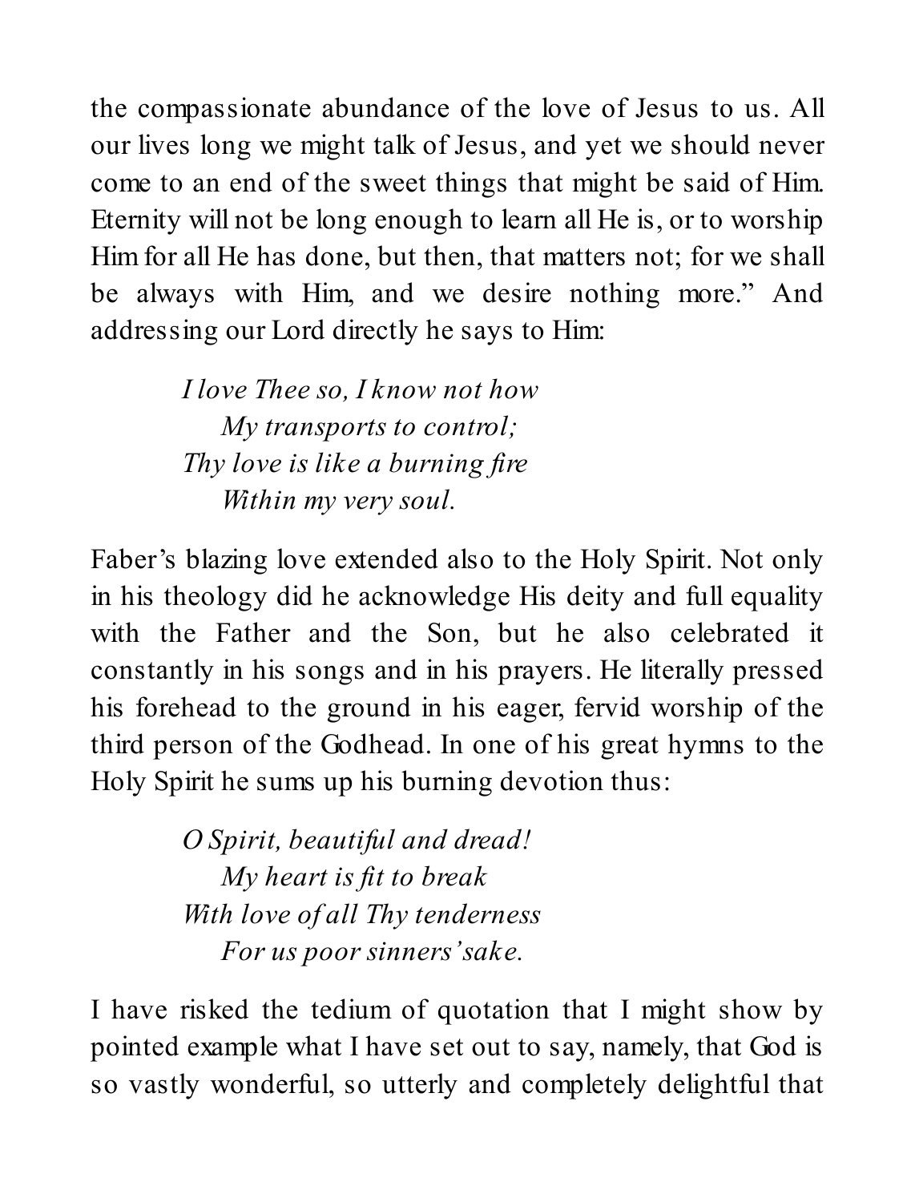the compassionate abundance of the love of Jesus to us. All our lives long we might talk of Jesus, and yet we should never come to an end of the sweet things that might be said of Him. Eternity will not be long enough to learn all He is, or to worship Him for all He has done, but then, that matters not; for we shall be always with Him, and we desire nothing more." And addressing our Lord directly he says to Him:

> *I love Thee so, I know not how*
> *My transports to control;*
> *Thy love is like a burning fire*
> *Within my very soul.*

Faber's blazing love extended also to the Holy Spirit. Not only in his theology did he acknowledge His deity and full equality with the Father and the Son, but he also celebrated it constantly in his songs and in his prayers. He literally pressed his forehead to the ground in his eager, fervid worship of the third person of the Godhead. In one of his great hymns to the Holy Spirit he sums up his burning devotion thus:

> *O Spirit, beautiful and dread!*
> *My heart is fit to break*
> *With love of all Thy tenderness*
> *For us poor sinners' sake.*

I have risked the tedium of quotation that I might show by pointed example what I have set out to say, namely, that God is so vastly wonderful, so utterly and completely delightful that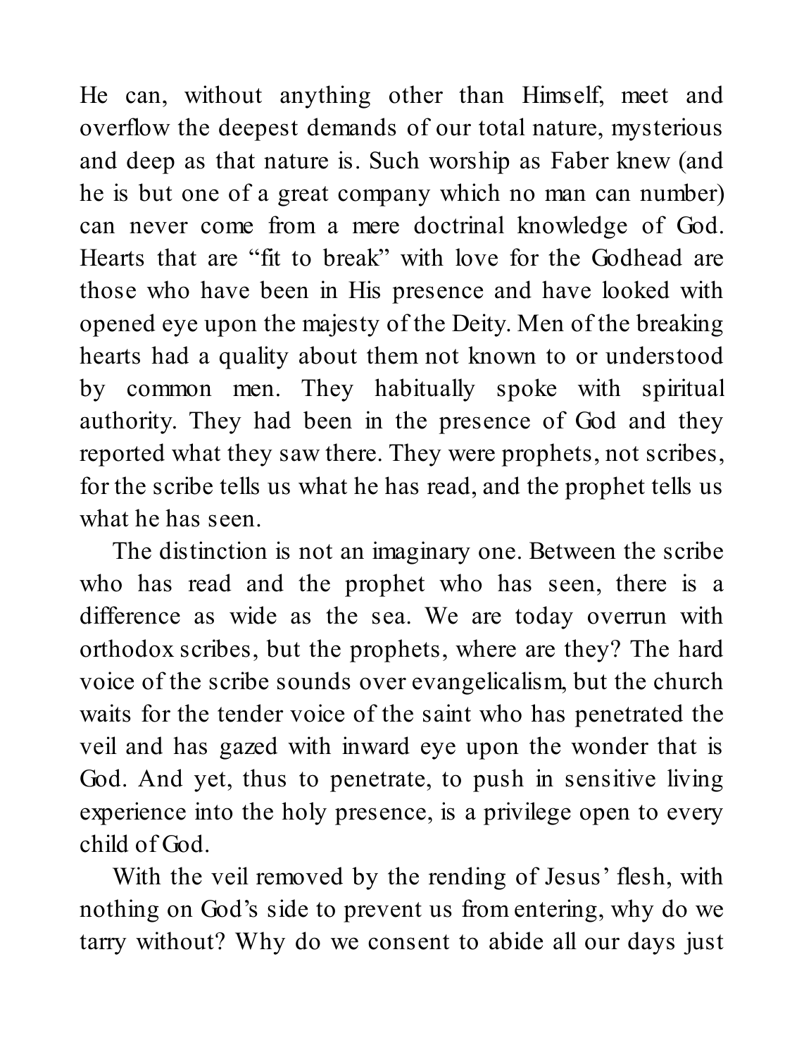He can, without anything other than Himself, meet and overflow the deepest demands of our total nature, mysterious and deep as that nature is. Such worship as Faber knew (and he is but one of a great company which no man can number) can never come from a mere doctrinal knowledge of God. Hearts that are "fit to break" with love for the Godhead are those who have been in His presence and have looked with opened eye upon the majesty of the Deity. Men of the breaking hearts had a quality about them not known to or understood by common men. They habitually spoke with spiritual authority. They had been in the presence of God and they reported what they saw there. They were prophets, not scribes, for the scribe tells us what he has read, and the prophet tells us what he has seen.

The distinction is not an imaginary one. Between the scribe who has read and the prophet who has seen, there is a difference as wide as the sea. We are today overrun with orthodox scribes, but the prophets, where are they? The hard voice of the scribe sounds over evangelicalism, but the church waits for the tender voice of the saint who has penetrated the veil and has gazed with inward eye upon the wonder that is God. And yet, thus to penetrate, to push in sensitive living experience into the holy presence, is a privilege open to every child of God.

With the veil removed by the rending of Jesus' flesh, with nothing on God's side to prevent us from entering, why do we tarry without? Why do we consent to abide all our days just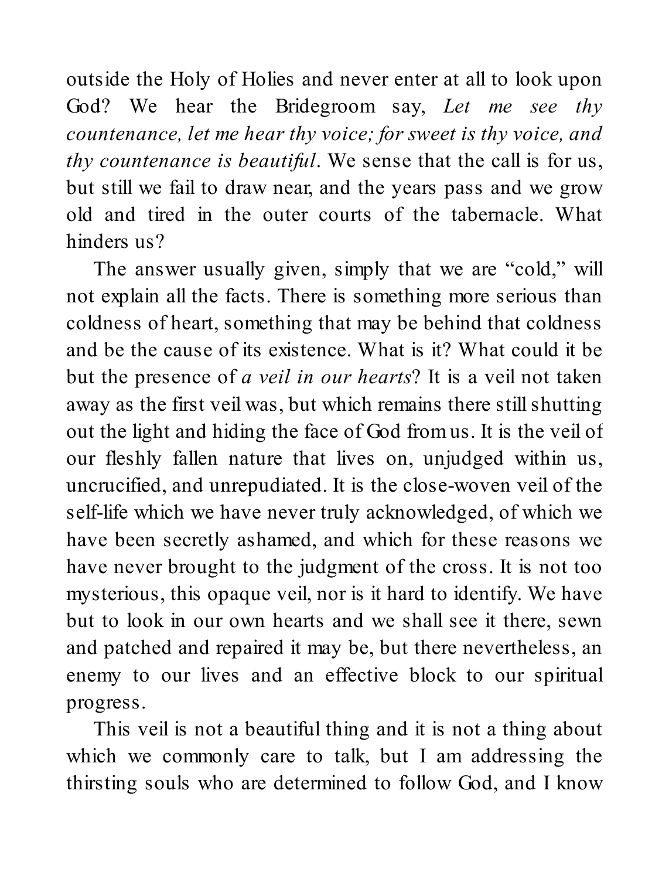outside the Holy of Holies and never enter at all to look upon God? We hear the Bridegroom say, *Let me see thy countenance, let me hear thy voice; for sweet is thy voice, and thy countenance is beautiful*. We sense that the call is for us, but still we fail to draw near, and the years pass and we grow old and tired in the outer courts of the tabernacle. What hinders us?

The answer usually given, simply that we are "cold," will not explain all the facts. There is something more serious than coldness of heart, something that may be behind that coldness and be the cause of its existence. What is it? What could it be but the presence of *a veil in our hearts*? It is a veil not taken away as the first veil was, but which remains there still shutting out the light and hiding the face of God from us. It is the veil of our fleshly fallen nature that lives on, unjudged within us, uncrucified, and unrepudiated. It is the close-woven veil of the self-life which we have never truly acknowledged, of which we have been secretly ashamed, and which for these reasons we have never brought to the judgment of the cross. It is not too mysterious, this opaque veil, nor is it hard to identify. We have but to look in our own hearts and we shall see it there, sewn and patched and repaired it may be, but there nevertheless, an enemy to our lives and an effective block to our spiritual progress.

This veil is not a beautiful thing and it is not a thing about which we commonly care to talk, but I am addressing the thirsting souls who are determined to follow God, and I know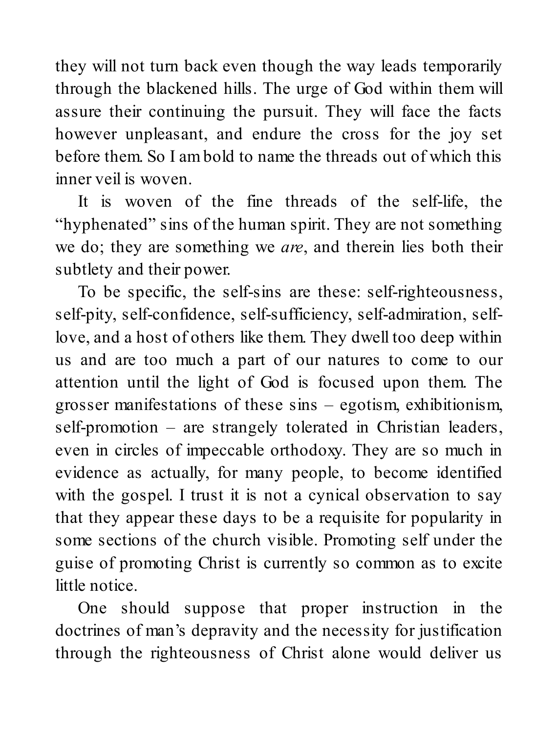they will not turn back even though the way leads temporarily through the blackened hills. The urge of God within them will assure their continuing the pursuit. They will face the facts however unpleasant, and endure the cross for the joy set before them. So I am bold to name the threads out of which this inner veil is woven.

It is woven of the fine threads of the self-life, the "hyphenated" sins of the human spirit. They are not something we do; they are something we *are*, and therein lies both their subtlety and their power.

To be specific, the self-sins are these: self-righteousness, self-pity, self-confidence, self-sufficiency, self-admiration, self-love, and a host of others like them. They dwell too deep within us and are too much a part of our natures to come to our attention until the light of God is focused upon them. The grosser manifestations of these sins – egotism, exhibitionism, self-promotion – are strangely tolerated in Christian leaders, even in circles of impeccable orthodoxy. They are so much in evidence as actually, for many people, to become identified with the gospel. I trust it is not a cynical observation to say that they appear these days to be a requisite for popularity in some sections of the church visible. Promoting self under the guise of promoting Christ is currently so common as to excite little notice.

One should suppose that proper instruction in the doctrines of man's depravity and the necessity for justification through the righteousness of Christ alone would deliver us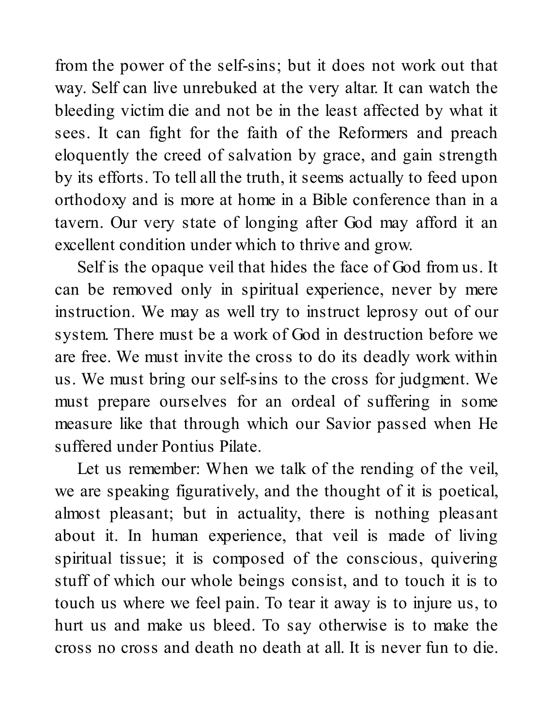from the power of the self-sins; but it does not work out that way. Self can live unrebuked at the very altar. It can watch the bleeding victim die and not be in the least affected by what it sees. It can fight for the faith of the Reformers and preach eloquently the creed of salvation by grace, and gain strength by its efforts. To tell all the truth, it seems actually to feed upon orthodoxy and is more at home in a Bible conference than in a tavern. Our very state of longing after God may afford it an excellent condition under which to thrive and grow.

Self is the opaque veil that hides the face of God from us. It can be removed only in spiritual experience, never by mere instruction. We may as well try to instruct leprosy out of our system. There must be a work of God in destruction before we are free. We must invite the cross to do its deadly work within us. We must bring our self-sins to the cross for judgment. We must prepare ourselves for an ordeal of suffering in some measure like that through which our Savior passed when He suffered under Pontius Pilate.

Let us remember: When we talk of the rending of the veil, we are speaking figuratively, and the thought of it is poetical, almost pleasant; but in actuality, there is nothing pleasant about it. In human experience, that veil is made of living spiritual tissue; it is composed of the conscious, quivering stuff of which our whole beings consist, and to touch it is to touch us where we feel pain. To tear it away is to injure us, to hurt us and make us bleed. To say otherwise is to make the cross no cross and death no death at all. It is never fun to die.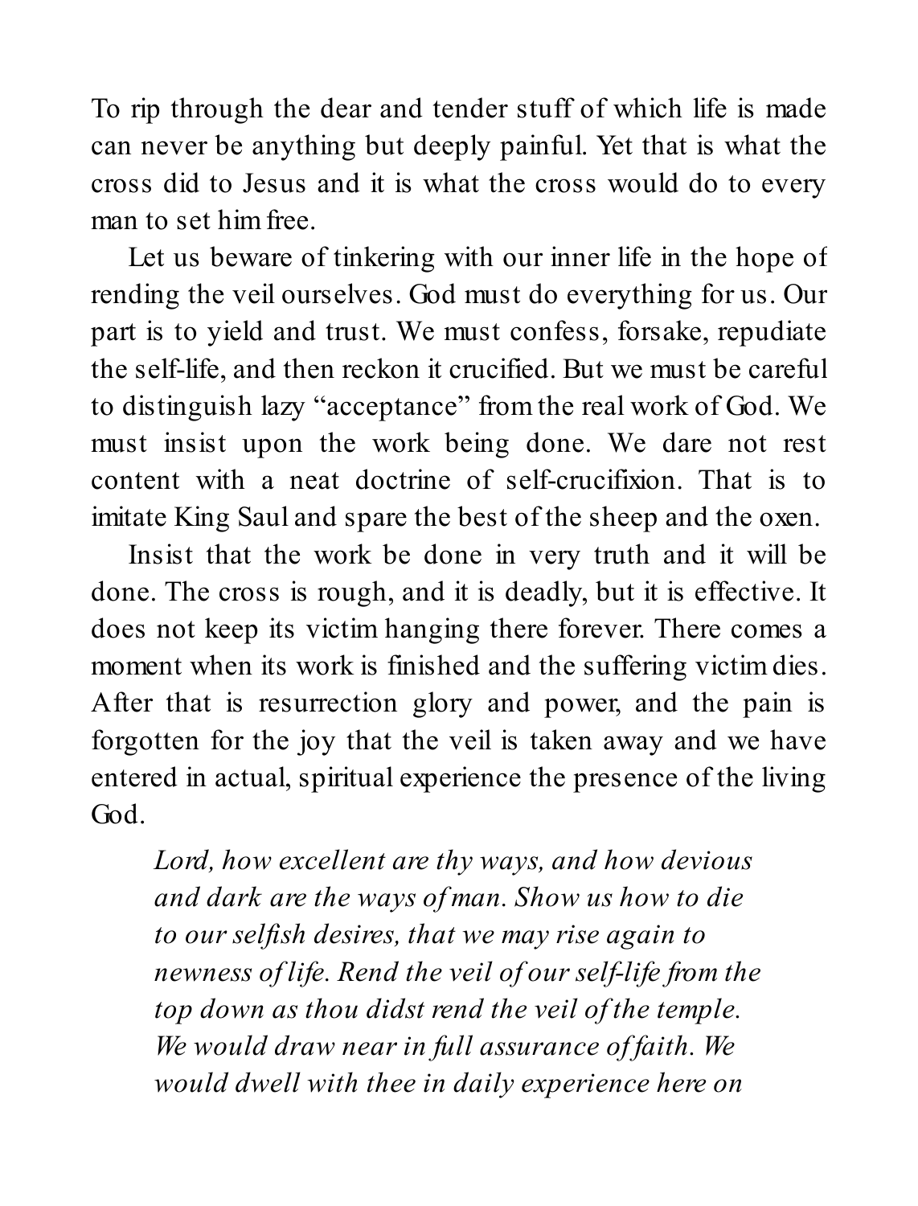To rip through the dear and tender stuff of which life is made can never be anything but deeply painful. Yet that is what the cross did to Jesus and it is what the cross would do to every man to set him free.

Let us beware of tinkering with our inner life in the hope of rending the veil ourselves. God must do everything for us. Our part is to yield and trust. We must confess, forsake, repudiate the self-life, and then reckon it crucified. But we must be careful to distinguish lazy "acceptance" from the real work of God. We must insist upon the work being done. We dare not rest content with a neat doctrine of self-crucifixion. That is to imitate King Saul and spare the best of the sheep and the oxen.

Insist that the work be done in very truth and it will be done. The cross is rough, and it is deadly, but it is effective. It does not keep its victim hanging there forever. There comes a moment when its work is finished and the suffering victim dies. After that is resurrection glory and power, and the pain is forgotten for the joy that the veil is taken away and we have entered in actual, spiritual experience the presence of the living God.

> *Lord, how excellent are thy ways, and how devious and dark are the ways of man. Show us how to die to our selfish desires, that we may rise again to newness of life. Rend the veil of our self-life from the top down as thou didst rend the veil of the temple. We would draw near in full assurance of faith. We would dwell with thee in daily experience here on*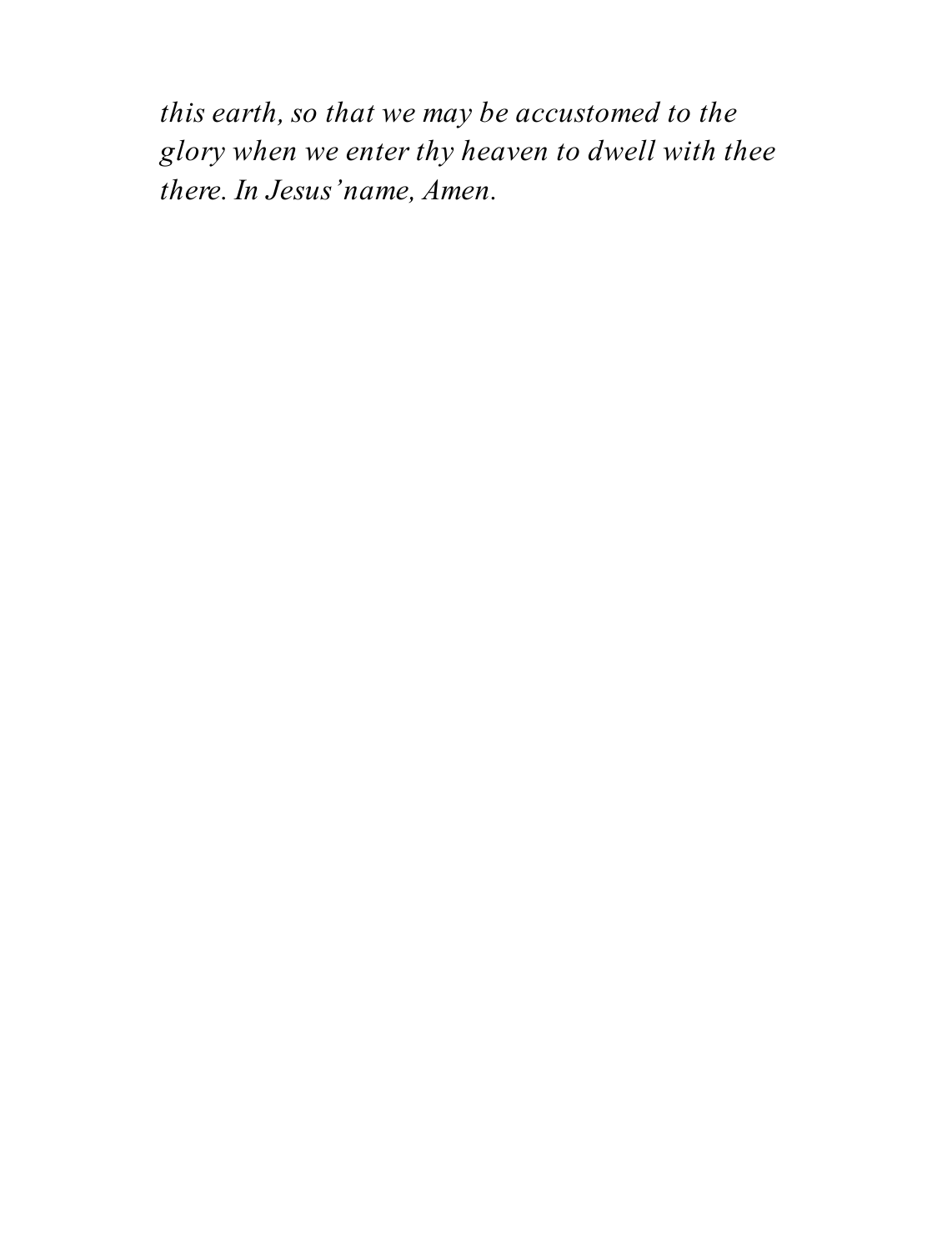*this earth, so that we may be accustomed to the glory when we enter thy heaven to dwell with thee there. In Jesus'name, Amen.*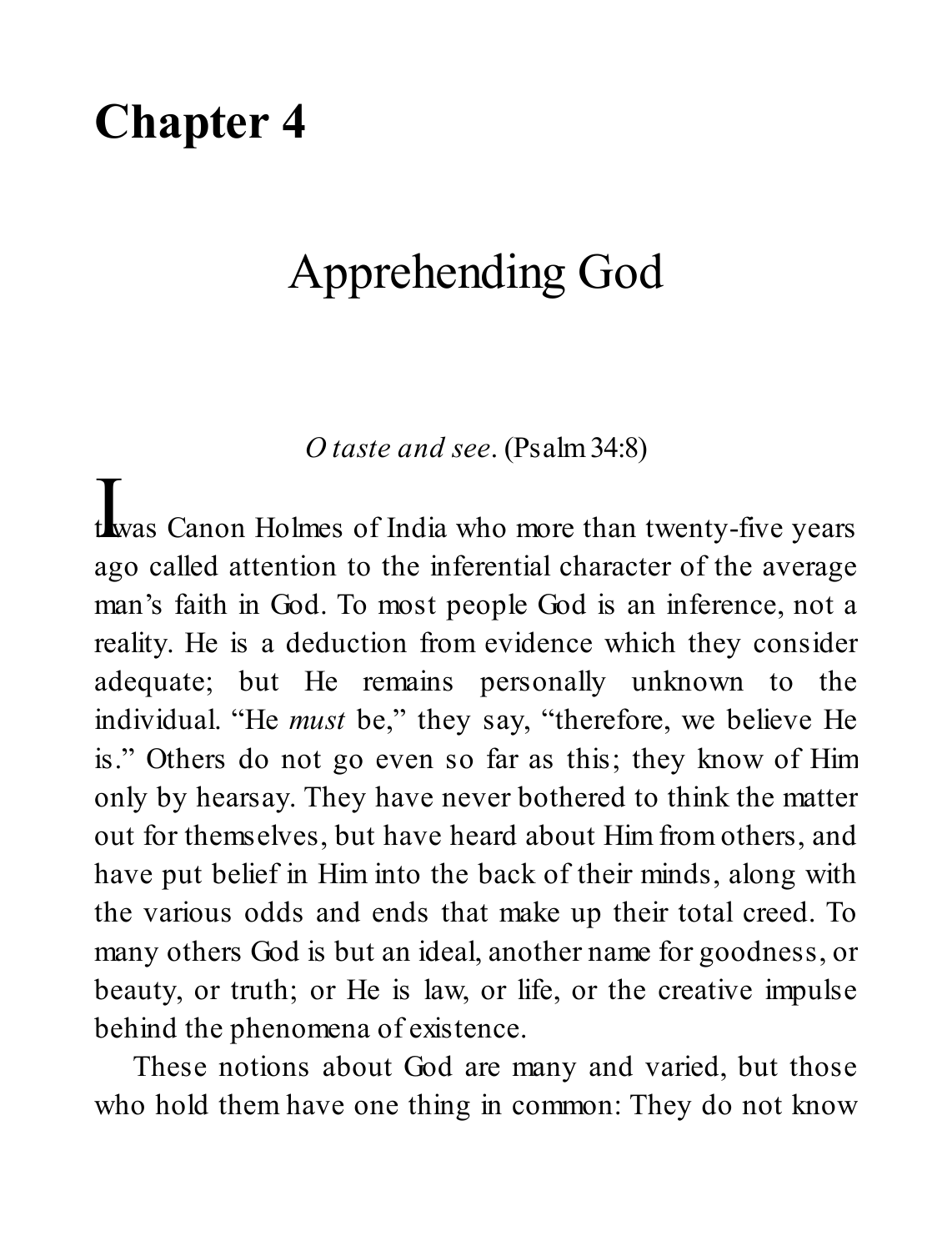# Chapter 4

## Apprehending God

*O taste and see*. (Psalm 34:8)

It was Canon Holmes of India who more than twenty-five years ago called attention to the inferential character of the average man's faith in God. To most people God is an inference, not a reality. He is a deduction from evidence which they consider adequate; but He remains personally unknown to the individual. "He *must* be," they say, "therefore, we believe He is." Others do not go even so far as this; they know of Him only by hearsay. They have never bothered to think the matter out for themselves, but have heard about Him from others, and have put belief in Him into the back of their minds, along with the various odds and ends that make up their total creed. To many others God is but an ideal, another name for goodness, or beauty, or truth; or He is law, or life, or the creative impulse behind the phenomena of existence.

These notions about God are many and varied, but those who hold them have one thing in common: They do not know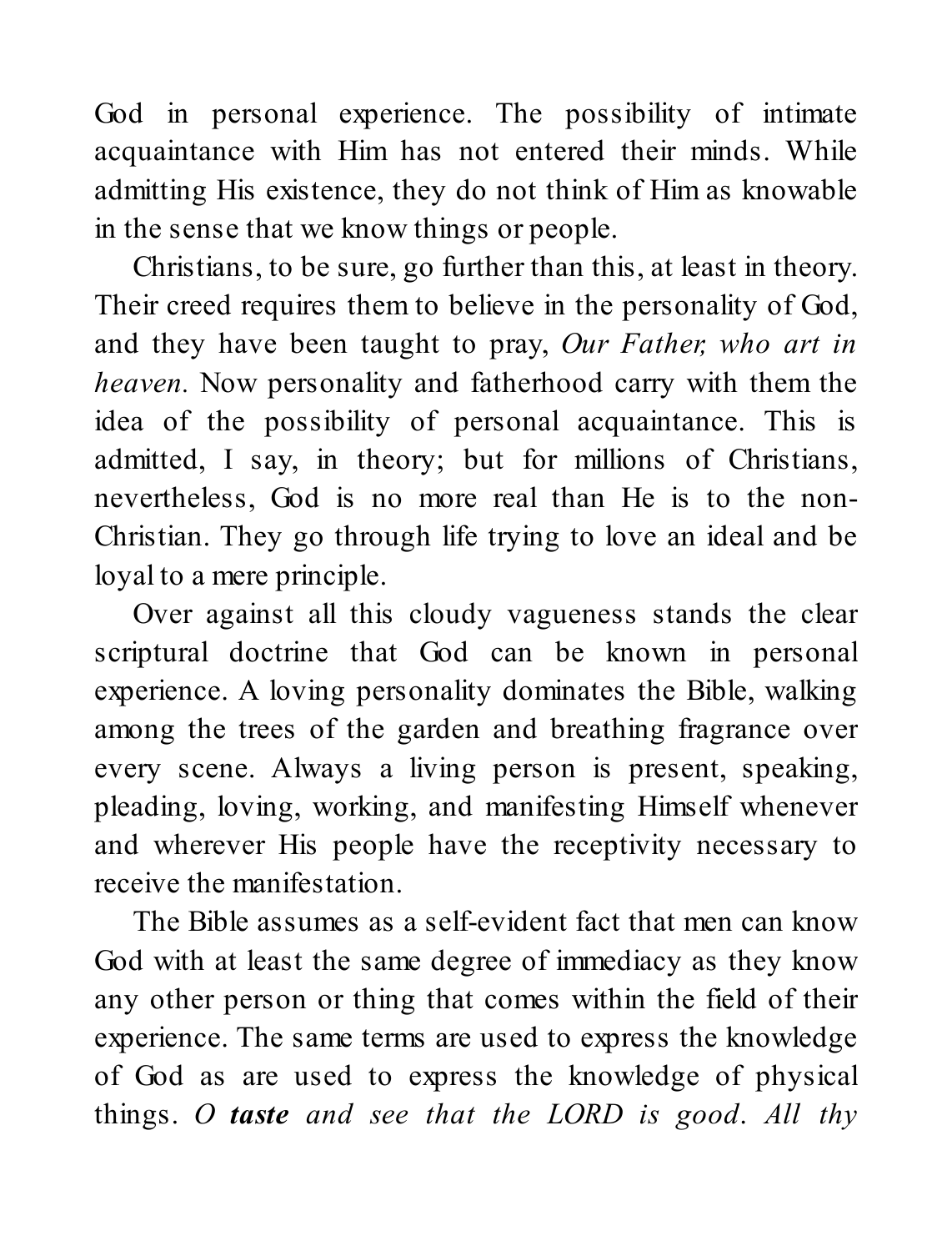God in personal experience. The possibility of intimate acquaintance with Him has not entered their minds. While admitting His existence, they do not think of Him as knowable in the sense that we know things or people.

Christians, to be sure, go further than this, at least in theory. Their creed requires them to believe in the personality of God, and they have been taught to pray, *Our Father, who art in heaven*. Now personality and fatherhood carry with them the idea of the possibility of personal acquaintance. This is admitted, I say, in theory; but for millions of Christians, nevertheless, God is no more real than He is to the non-Christian. They go through life trying to love an ideal and be loyal to a mere principle.

Over against all this cloudy vagueness stands the clear scriptural doctrine that God can be known in personal experience. A loving personality dominates the Bible, walking among the trees of the garden and breathing fragrance over every scene. Always a living person is present, speaking, pleading, loving, working, and manifesting Himself whenever and wherever His people have the receptivity necessary to receive the manifestation.

The Bible assumes as a self-evident fact that men can know God with at least the same degree of immediacy as they know any other person or thing that comes within the field of their experience. The same terms are used to express the knowledge of God as are used to express the knowledge of physical things. *O **taste** and see that the LORD is good. All thy*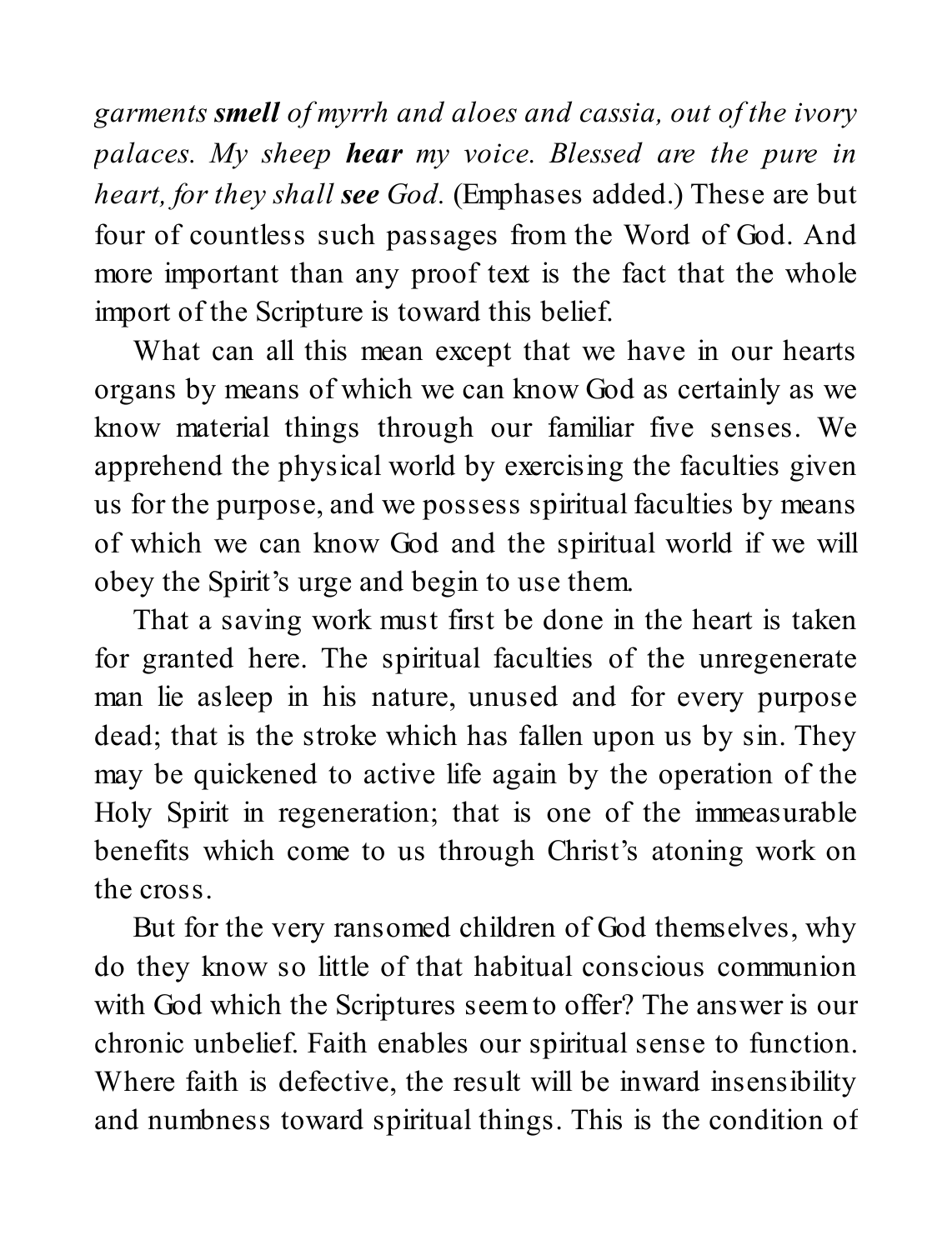*garments* ***smell*** *of myrrh and aloes and cassia, out of the ivory palaces. My sheep* ***hear*** *my voice. Blessed are the pure in heart, for they shall* ***see*** *God.* (Emphases added.) These are but four of countless such passages from the Word of God. And more important than any proof text is the fact that the whole import of the Scripture is toward this belief.

What can all this mean except that we have in our hearts organs by means of which we can know God as certainly as we know material things through our familiar five senses. We apprehend the physical world by exercising the faculties given us for the purpose, and we possess spiritual faculties by means of which we can know God and the spiritual world if we will obey the Spirit's urge and begin to use them.

That a saving work must first be done in the heart is taken for granted here. The spiritual faculties of the unregenerate man lie asleep in his nature, unused and for every purpose dead; that is the stroke which has fallen upon us by sin. They may be quickened to active life again by the operation of the Holy Spirit in regeneration; that is one of the immeasurable benefits which come to us through Christ's atoning work on the cross.

But for the very ransomed children of God themselves, why do they know so little of that habitual conscious communion with God which the Scriptures seem to offer? The answer is our chronic unbelief. Faith enables our spiritual sense to function. Where faith is defective, the result will be inward insensibility and numbness toward spiritual things. This is the condition of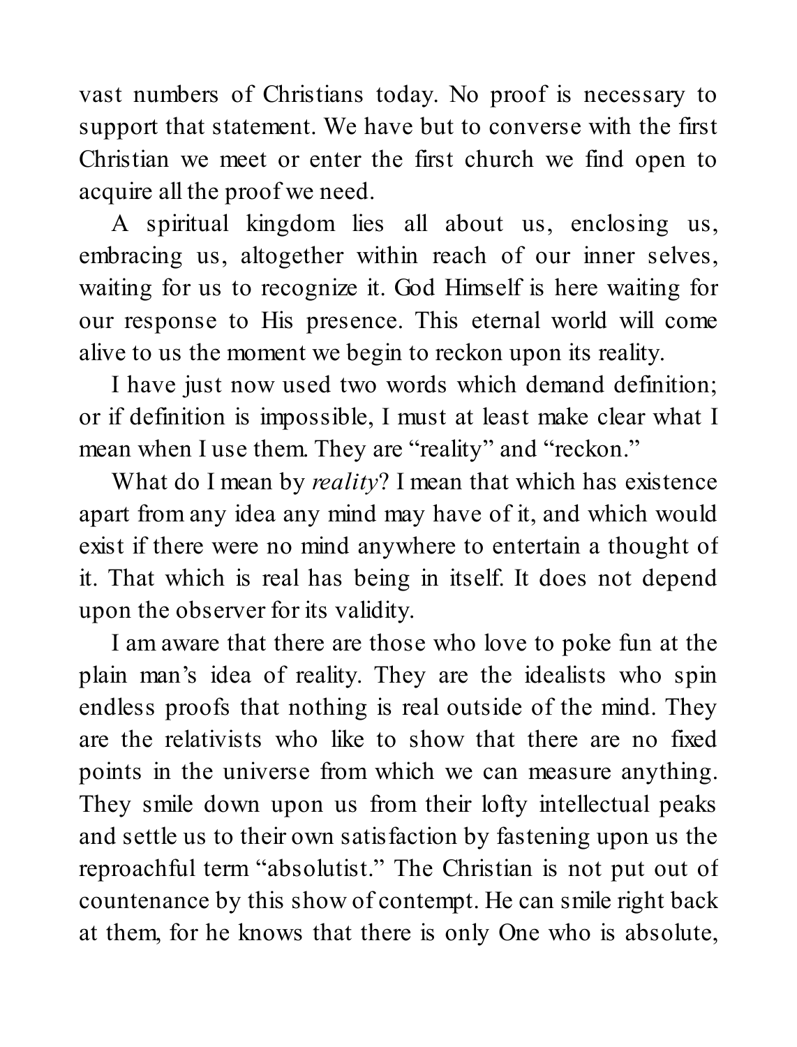vast numbers of Christians today. No proof is necessary to support that statement. We have but to converse with the first Christian we meet or enter the first church we find open to acquire all the proof we need.

A spiritual kingdom lies all about us, enclosing us, embracing us, altogether within reach of our inner selves, waiting for us to recognize it. God Himself is here waiting for our response to His presence. This eternal world will come alive to us the moment we begin to reckon upon its reality.

I have just now used two words which demand definition; or if definition is impossible, I must at least make clear what I mean when I use them. They are “reality” and “reckon.”

What do I mean by *reality*? I mean that which has existence apart from any idea any mind may have of it, and which would exist if there were no mind anywhere to entertain a thought of it. That which is real has being in itself. It does not depend upon the observer for its validity.

I am aware that there are those who love to poke fun at the plain man’s idea of reality. They are the idealists who spin endless proofs that nothing is real outside of the mind. They are the relativists who like to show that there are no fixed points in the universe from which we can measure anything. They smile down upon us from their lofty intellectual peaks and settle us to their own satisfaction by fastening upon us the reproachful term “absolutist.” The Christian is not put out of countenance by this show of contempt. He can smile right back at them, for he knows that there is only One who is absolute,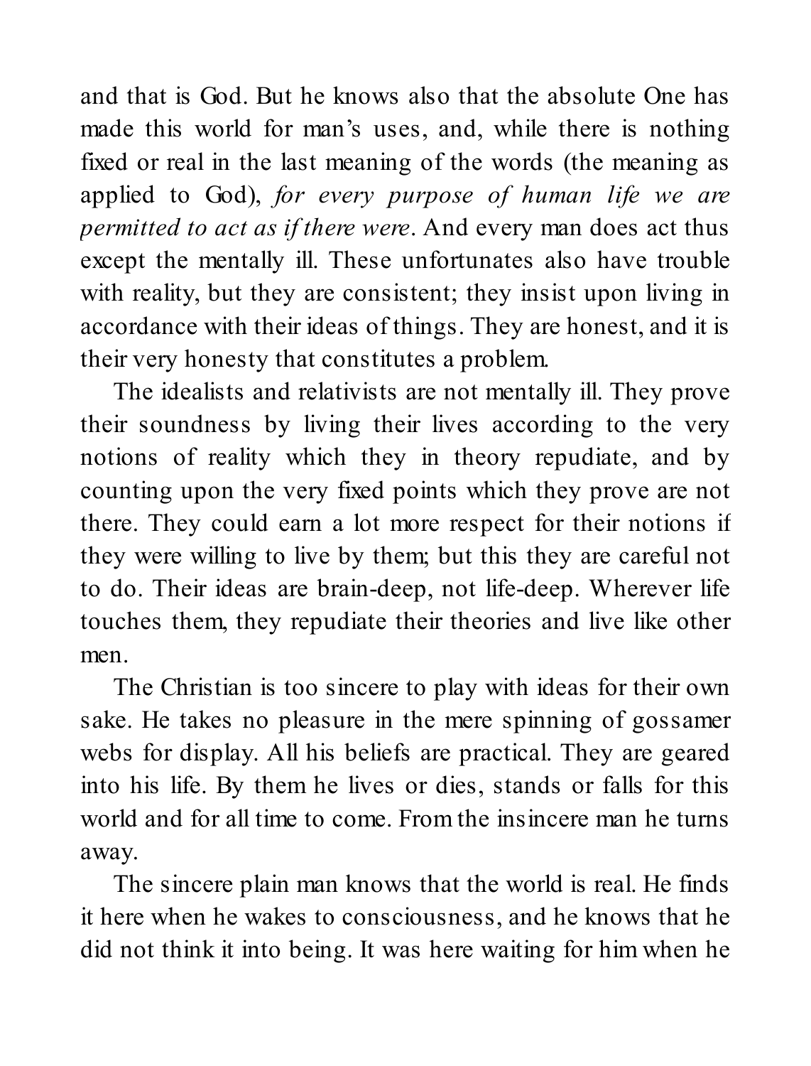and that is God. But he knows also that the absolute One has made this world for man's uses, and, while there is nothing fixed or real in the last meaning of the words (the meaning as applied to God), *for every purpose of human life we are permitted to act as if there were*. And every man does act thus except the mentally ill. These unfortunates also have trouble with reality, but they are consistent; they insist upon living in accordance with their ideas of things. They are honest, and it is their very honesty that constitutes a problem.

The idealists and relativists are not mentally ill. They prove their soundness by living their lives according to the very notions of reality which they in theory repudiate, and by counting upon the very fixed points which they prove are not there. They could earn a lot more respect for their notions if they were willing to live by them; but this they are careful not to do. Their ideas are brain-deep, not life-deep. Wherever life touches them, they repudiate their theories and live like other men.

The Christian is too sincere to play with ideas for their own sake. He takes no pleasure in the mere spinning of gossamer webs for display. All his beliefs are practical. They are geared into his life. By them he lives or dies, stands or falls for this world and for all time to come. From the insincere man he turns away.

The sincere plain man knows that the world is real. He finds it here when he wakes to consciousness, and he knows that he did not think it into being. It was here waiting for him when he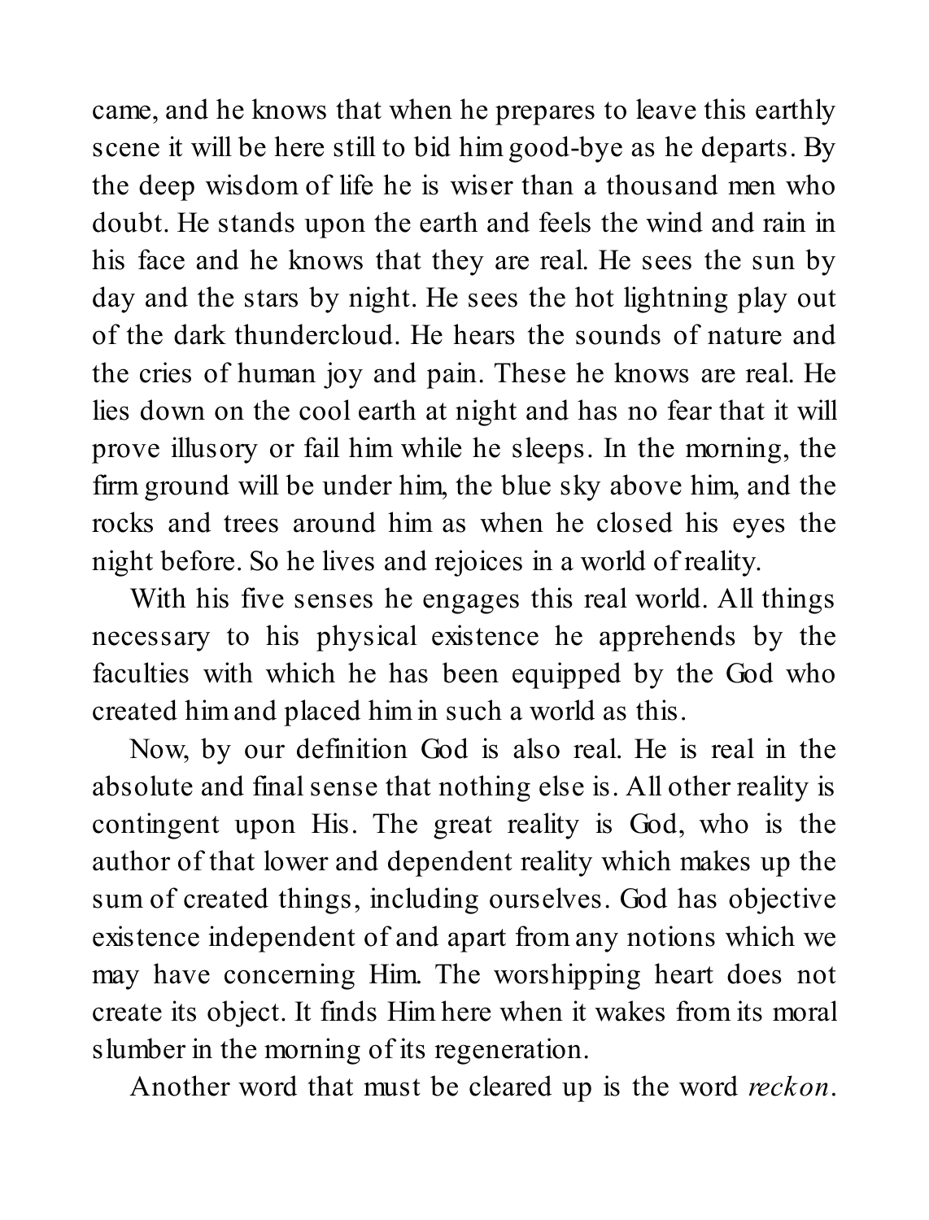came, and he knows that when he prepares to leave this earthly scene it will be here still to bid him good-bye as he departs. By the deep wisdom of life he is wiser than a thousand men who doubt. He stands upon the earth and feels the wind and rain in his face and he knows that they are real. He sees the sun by day and the stars by night. He sees the hot lightning play out of the dark thundercloud. He hears the sounds of nature and the cries of human joy and pain. These he knows are real. He lies down on the cool earth at night and has no fear that it will prove illusory or fail him while he sleeps. In the morning, the firm ground will be under him, the blue sky above him, and the rocks and trees around him as when he closed his eyes the night before. So he lives and rejoices in a world of reality.

With his five senses he engages this real world. All things necessary to his physical existence he apprehends by the faculties with which he has been equipped by the God who created him and placed him in such a world as this.

Now, by our definition God is also real. He is real in the absolute and final sense that nothing else is. All other reality is contingent upon His. The great reality is God, who is the author of that lower and dependent reality which makes up the sum of created things, including ourselves. God has objective existence independent of and apart from any notions which we may have concerning Him. The worshipping heart does not create its object. It finds Him here when it wakes from its moral slumber in the morning of its regeneration.

Another word that must be cleared up is the word *reckon*.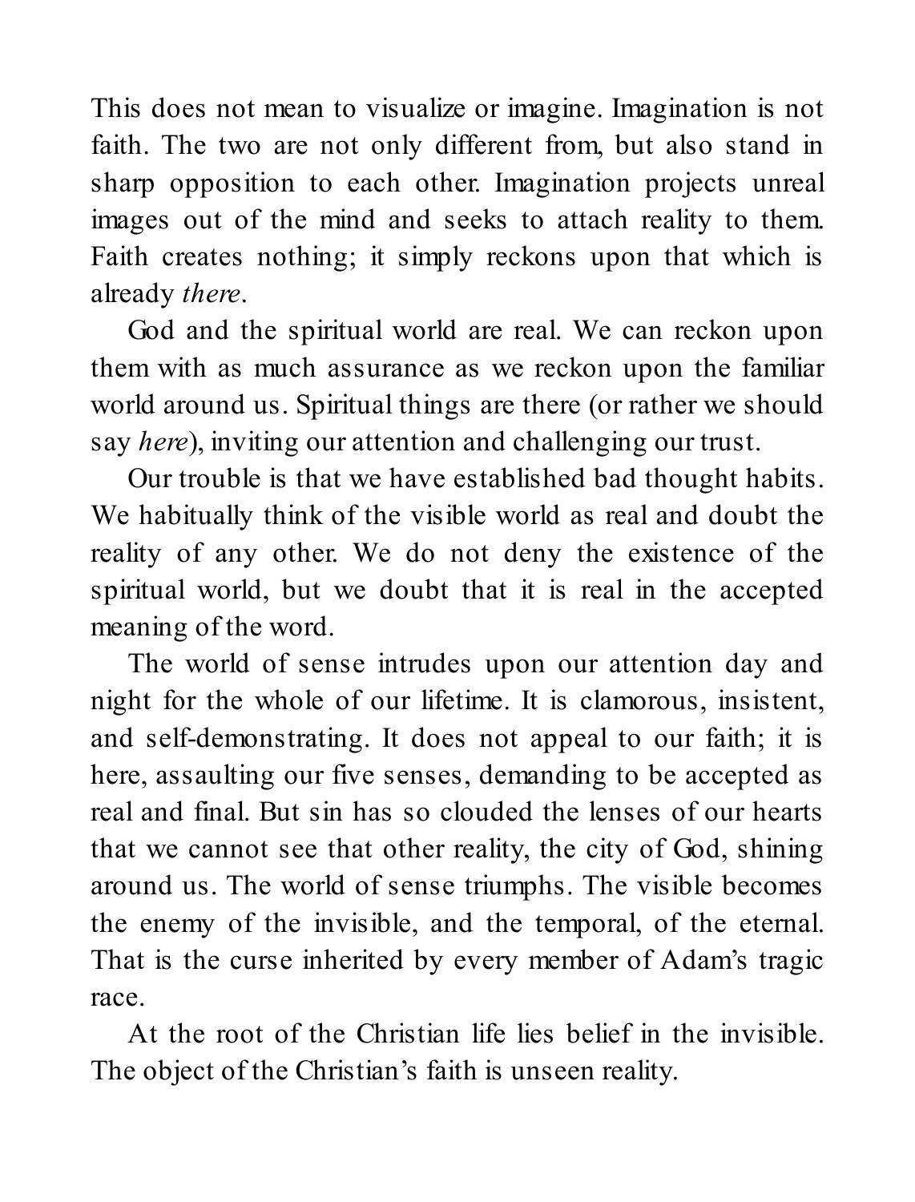This does not mean to visualize or imagine. Imagination is not faith. The two are not only different from, but also stand in sharp opposition to each other. Imagination projects unreal images out of the mind and seeks to attach reality to them. Faith creates nothing; it simply reckons upon that which is already *there*.

God and the spiritual world are real. We can reckon upon them with as much assurance as we reckon upon the familiar world around us. Spiritual things are there (or rather we should say *here*), inviting our attention and challenging our trust.

Our trouble is that we have established bad thought habits. We habitually think of the visible world as real and doubt the reality of any other. We do not deny the existence of the spiritual world, but we doubt that it is real in the accepted meaning of the word.

The world of sense intrudes upon our attention day and night for the whole of our lifetime. It is clamorous, insistent, and self-demonstrating. It does not appeal to our faith; it is here, assaulting our five senses, demanding to be accepted as real and final. But sin has so clouded the lenses of our hearts that we cannot see that other reality, the city of God, shining around us. The world of sense triumphs. The visible becomes the enemy of the invisible, and the temporal, of the eternal. That is the curse inherited by every member of Adam's tragic race.

At the root of the Christian life lies belief in the invisible. The object of the Christian's faith is unseen reality.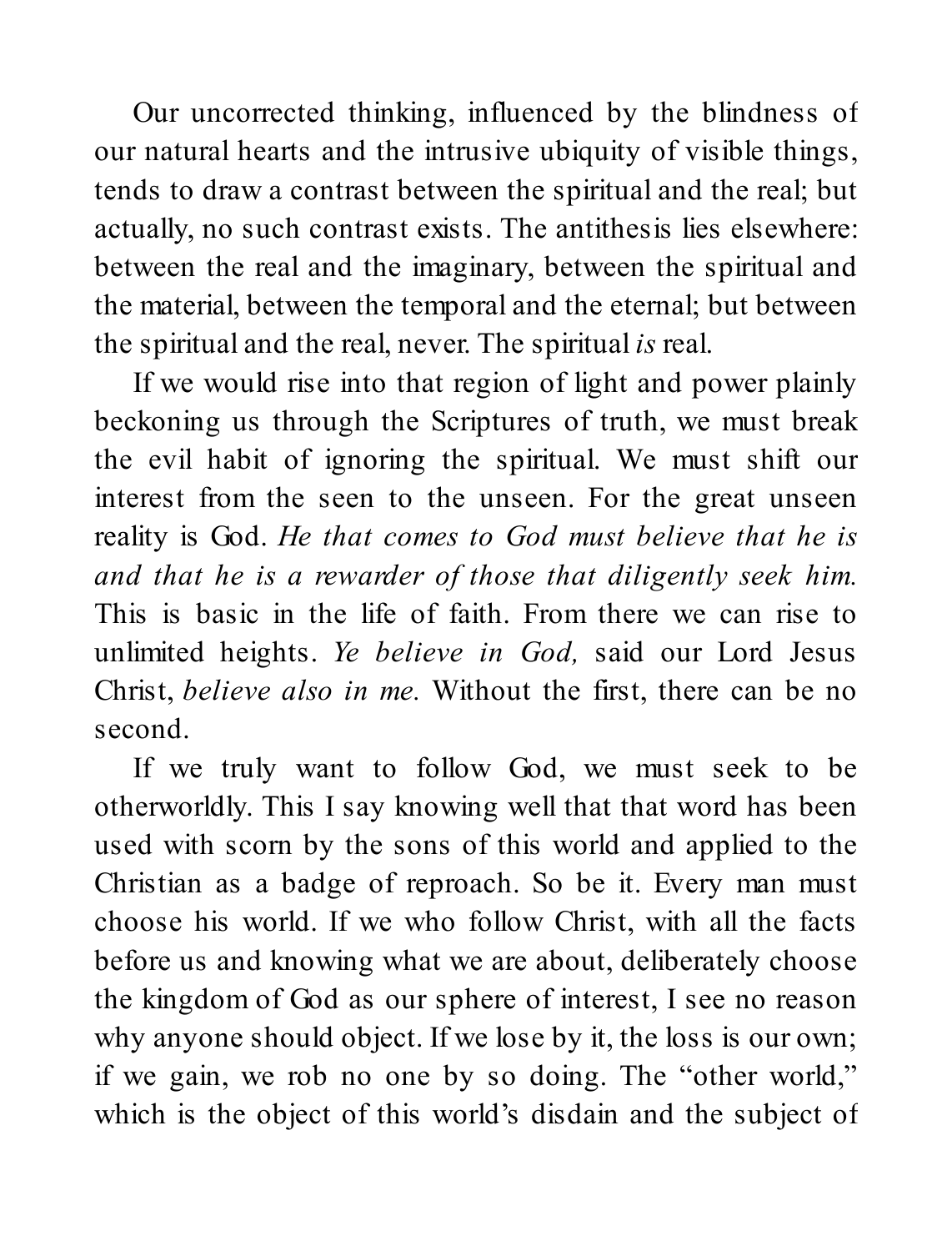Our uncorrected thinking, influenced by the blindness of our natural hearts and the intrusive ubiquity of visible things, tends to draw a contrast between the spiritual and the real; but actually, no such contrast exists. The antithesis lies elsewhere: between the real and the imaginary, between the spiritual and the material, between the temporal and the eternal; but between the spiritual and the real, never. The spiritual *is* real.

If we would rise into that region of light and power plainly beckoning us through the Scriptures of truth, we must break the evil habit of ignoring the spiritual. We must shift our interest from the seen to the unseen. For the great unseen reality is God. *He that comes to God must believe that he is and that he is a rewarder of those that diligently seek him.* This is basic in the life of faith. From there we can rise to unlimited heights. *Ye believe in God,* said our Lord Jesus Christ, *believe also in me.* Without the first, there can be no second.

If we truly want to follow God, we must seek to be otherworldly. This I say knowing well that that word has been used with scorn by the sons of this world and applied to the Christian as a badge of reproach. So be it. Every man must choose his world. If we who follow Christ, with all the facts before us and knowing what we are about, deliberately choose the kingdom of God as our sphere of interest, I see no reason why anyone should object. If we lose by it, the loss is our own; if we gain, we rob no one by so doing. The "other world," which is the object of this world's disdain and the subject of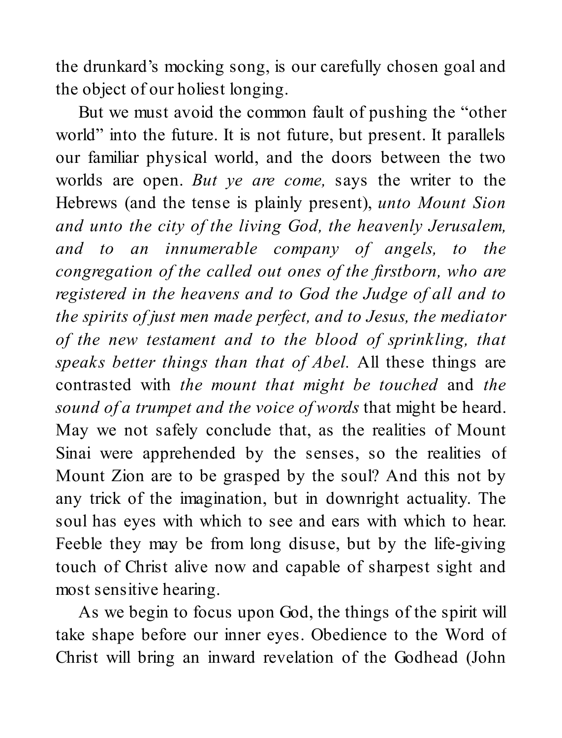the drunkard's mocking song, is our carefully chosen goal and the object of our holiest longing.

But we must avoid the common fault of pushing the "other world" into the future. It is not future, but present. It parallels our familiar physical world, and the doors between the two worlds are open. *But ye are come,* says the writer to the Hebrews (and the tense is plainly present), *unto Mount Sion and unto the city of the living God, the heavenly Jerusalem, and to an innumerable company of angels, to the congregation of the called out ones of the firstborn, who are registered in the heavens and to God the Judge of all and to the spirits of just men made perfect, and to Jesus, the mediator of the new testament and to the blood of sprinkling, that speaks better things than that of Abel.* All these things are contrasted with *the mount that might be touched* and *the sound of a trumpet and the voice of words* that might be heard. May we not safely conclude that, as the realities of Mount Sinai were apprehended by the senses, so the realities of Mount Zion are to be grasped by the soul? And this not by any trick of the imagination, but in downright actuality. The soul has eyes with which to see and ears with which to hear. Feeble they may be from long disuse, but by the life-giving touch of Christ alive now and capable of sharpest sight and most sensitive hearing.

As we begin to focus upon God, the things of the spirit will take shape before our inner eyes. Obedience to the Word of Christ will bring an inward revelation of the Godhead (John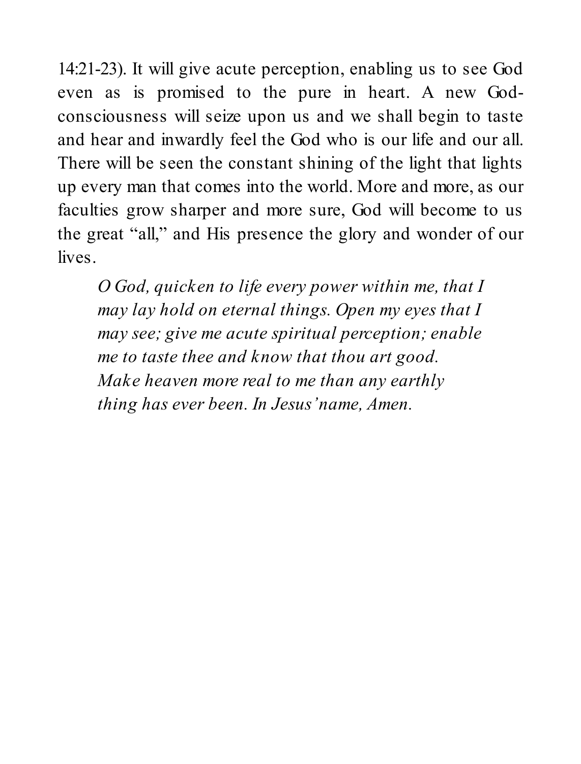14:21-23). It will give acute perception, enabling us to see God even as is promised to the pure in heart. A new God-consciousness will seize upon us and we shall begin to taste and hear and inwardly feel the God who is our life and our all. There will be seen the constant shining of the light that lights up every man that comes into the world. More and more, as our faculties grow sharper and more sure, God will become to us the great "all," and His presence the glory and wonder of our lives.

> *O God, quicken to life every power within me, that I may lay hold on eternal things. Open my eyes that I may see; give me acute spiritual perception; enable me to taste thee and know that thou art good. Make heaven more real to me than any earthly thing has ever been. In Jesus' name, Amen.*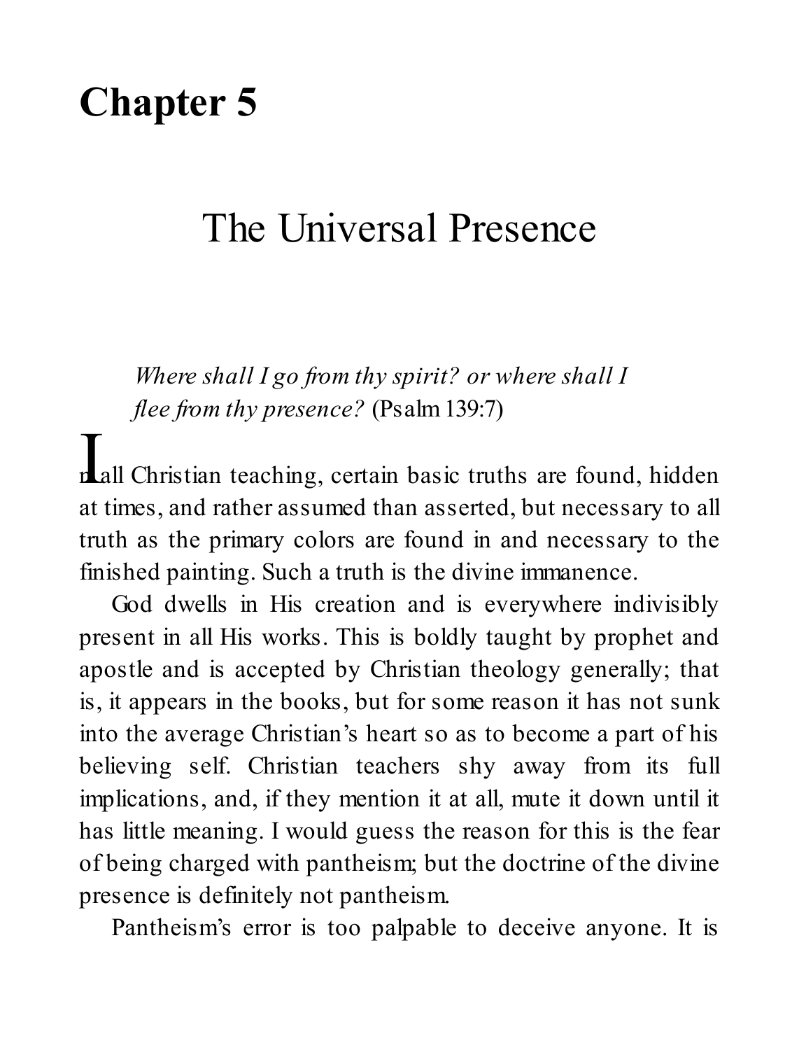# Chapter 5

## The Universal Presence

*Where shall I go from thy spirit? or where shall I flee from thy presence?* (Psalm 139:7)

In all Christian teaching, certain basic truths are found, hidden at times, and rather assumed than asserted, but necessary to all truth as the primary colors are found in and necessary to the finished painting. Such a truth is the divine immanence.

God dwells in His creation and is everywhere indivisibly present in all His works. This is boldly taught by prophet and apostle and is accepted by Christian theology generally; that is, it appears in the books, but for some reason it has not sunk into the average Christian's heart so as to become a part of his believing self. Christian teachers shy away from its full implications, and, if they mention it at all, mute it down until it has little meaning. I would guess the reason for this is the fear of being charged with pantheism; but the doctrine of the divine presence is definitely not pantheism.

Pantheism's error is too palpable to deceive anyone. It is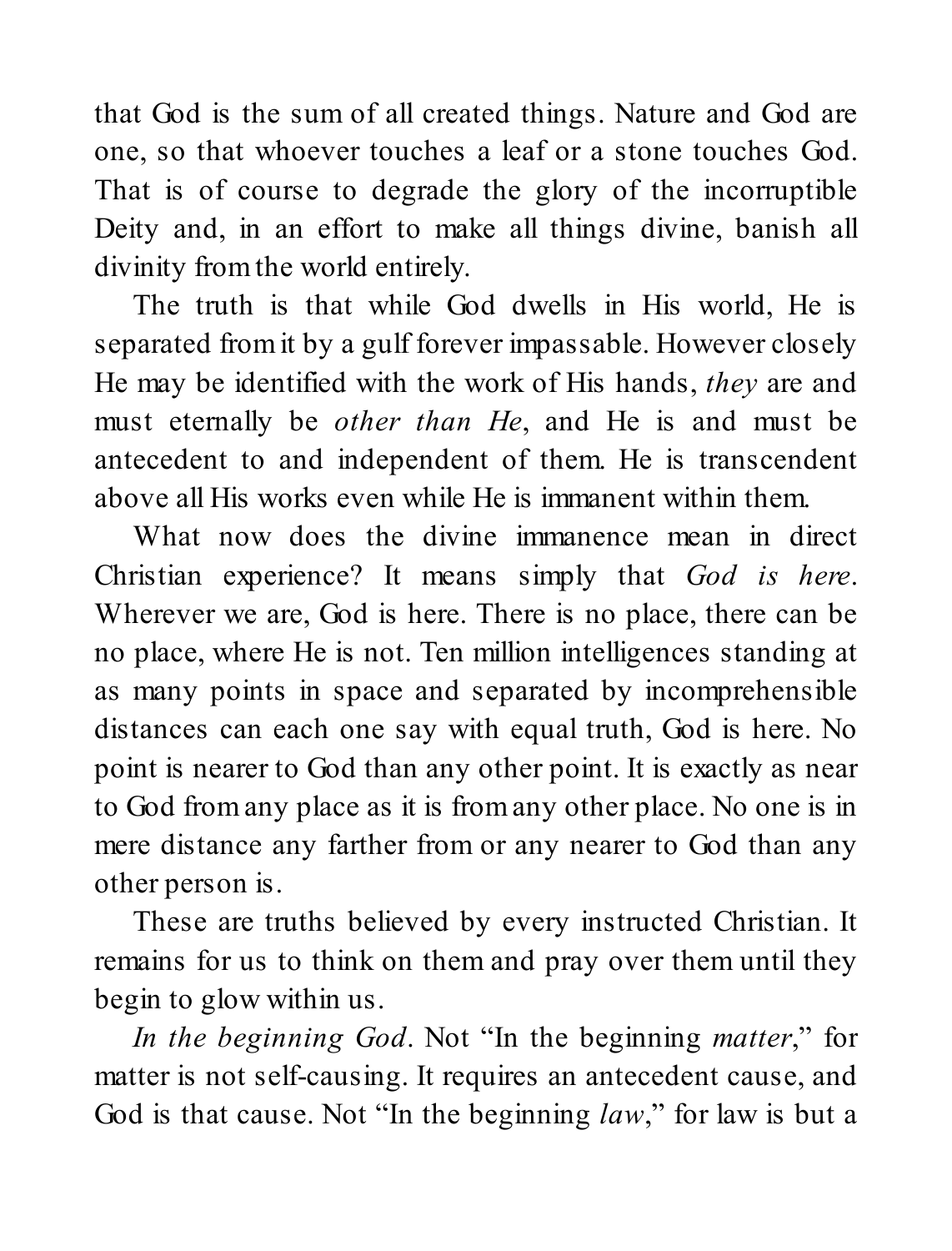that God is the sum of all created things. Nature and God are one, so that whoever touches a leaf or a stone touches God. That is of course to degrade the glory of the incorruptible Deity and, in an effort to make all things divine, banish all divinity from the world entirely.

The truth is that while God dwells in His world, He is separated from it by a gulf forever impassable. However closely He may be identified with the work of His hands, *they* are and must eternally be *other than He*, and He is and must be antecedent to and independent of them. He is transcendent above all His works even while He is immanent within them.

What now does the divine immanence mean in direct Christian experience? It means simply that *God is here*. Wherever we are, God is here. There is no place, there can be no place, where He is not. Ten million intelligences standing at as many points in space and separated by incomprehensible distances can each one say with equal truth, God is here. No point is nearer to God than any other point. It is exactly as near to God from any place as it is from any other place. No one is in mere distance any farther from or any nearer to God than any other person is.

These are truths believed by every instructed Christian. It remains for us to think on them and pray over them until they begin to glow within us.

*In the beginning God*. Not "In the beginning *matter*," for matter is not self-causing. It requires an antecedent cause, and God is that cause. Not "In the beginning *law*," for law is but a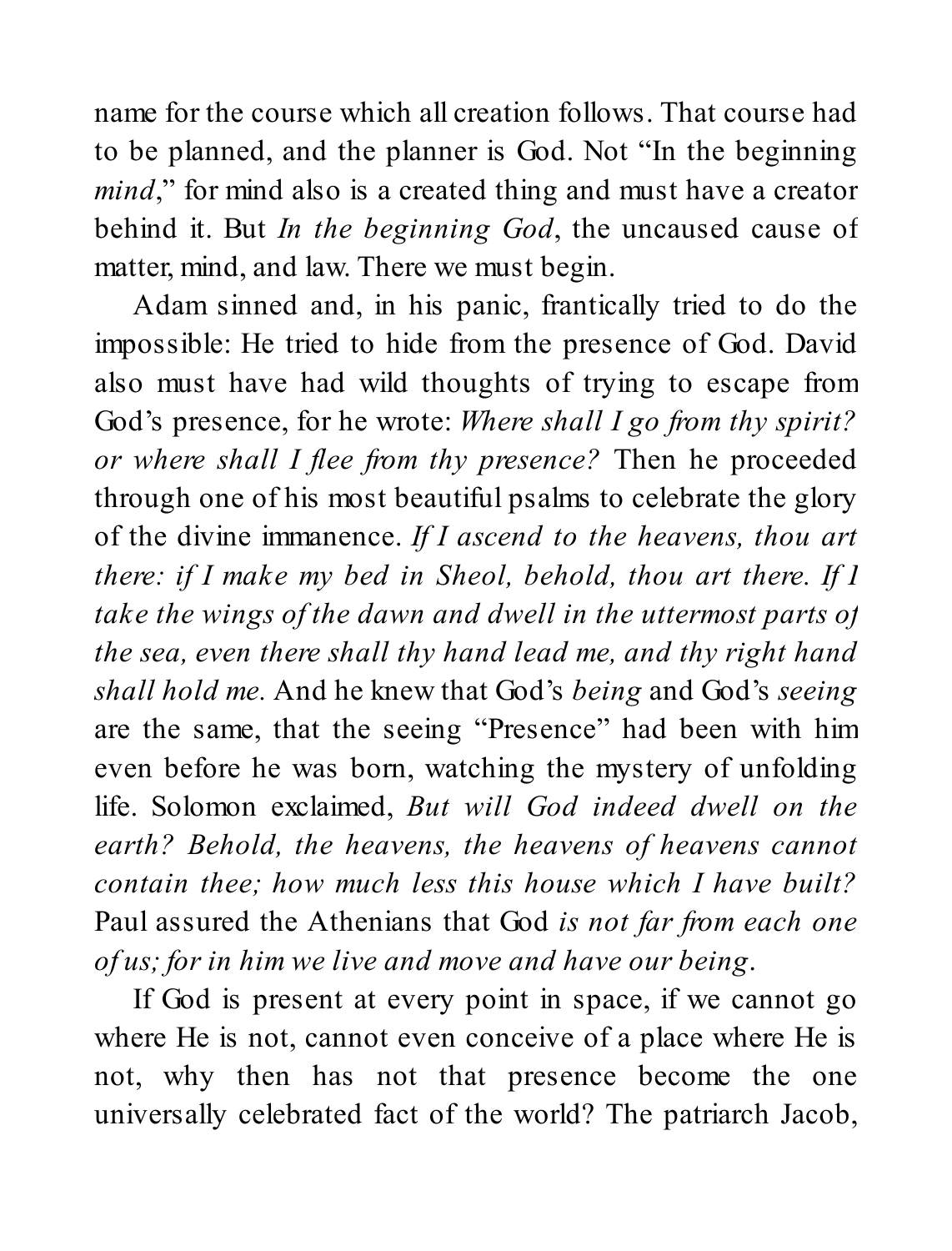name for the course which all creation follows. That course had to be planned, and the planner is God. Not "In the beginning *mind*," for mind also is a created thing and must have a creator behind it. But *In the beginning God*, the uncaused cause of matter, mind, and law. There we must begin.

Adam sinned and, in his panic, frantically tried to do the impossible: He tried to hide from the presence of God. David also must have had wild thoughts of trying to escape from God's presence, for he wrote: *Where shall I go from thy spirit? or where shall I flee from thy presence?* Then he proceeded through one of his most beautiful psalms to celebrate the glory of the divine immanence. *If I ascend to the heavens, thou art there: if I make my bed in Sheol, behold, thou art there. If I take the wings of the dawn and dwell in the uttermost parts of the sea, even there shall thy hand lead me, and thy right hand shall hold me.* And he knew that God's *being* and God's *seeing* are the same, that the seeing "Presence" had been with him even before he was born, watching the mystery of unfolding life. Solomon exclaimed, *But will God indeed dwell on the earth? Behold, the heavens, the heavens of heavens cannot contain thee; how much less this house which I have built?* Paul assured the Athenians that God *is not far from each one of us; for in him we live and move and have our being*.

If God is present at every point in space, if we cannot go where He is not, cannot even conceive of a place where He is not, why then has not that presence become the one universally celebrated fact of the world? The patriarch Jacob,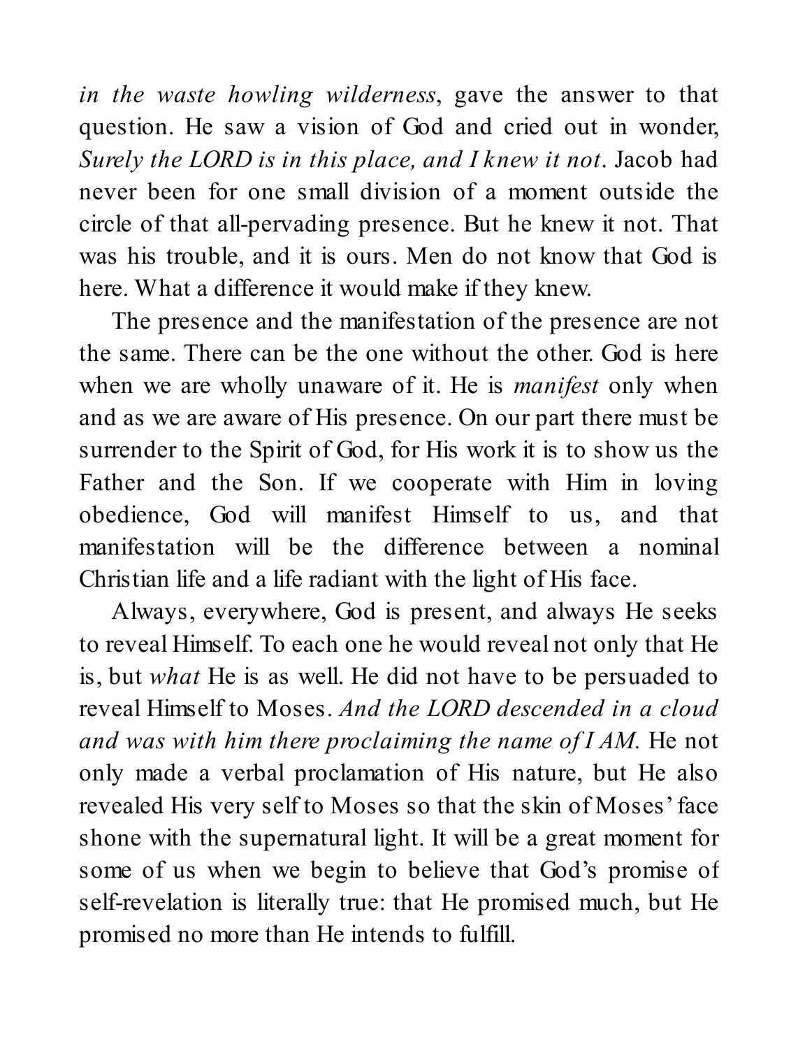*in the waste howling wilderness*, gave the answer to that question. He saw a vision of God and cried out in wonder, *Surely the LORD is in this place, and I knew it not*. Jacob had never been for one small division of a moment outside the circle of that all-pervading presence. But he knew it not. That was his trouble, and it is ours. Men do not know that God is here. What a difference it would make if they knew.

The presence and the manifestation of the presence are not the same. There can be the one without the other. God is here when we are wholly unaware of it. He is *manifest* only when and as we are aware of His presence. On our part there must be surrender to the Spirit of God, for His work it is to show us the Father and the Son. If we cooperate with Him in loving obedience, God will manifest Himself to us, and that manifestation will be the difference between a nominal Christian life and a life radiant with the light of His face.

Always, everywhere, God is present, and always He seeks to reveal Himself. To each one he would reveal not only that He is, but *what* He is as well. He did not have to be persuaded to reveal Himself to Moses. *And the LORD descended in a cloud and was with him there proclaiming the name of I AM.* He not only made a verbal proclamation of His nature, but He also revealed His very self to Moses so that the skin of Moses' face shone with the supernatural light. It will be a great moment for some of us when we begin to believe that God's promise of self-revelation is literally true: that He promised much, but He promised no more than He intends to fulfill.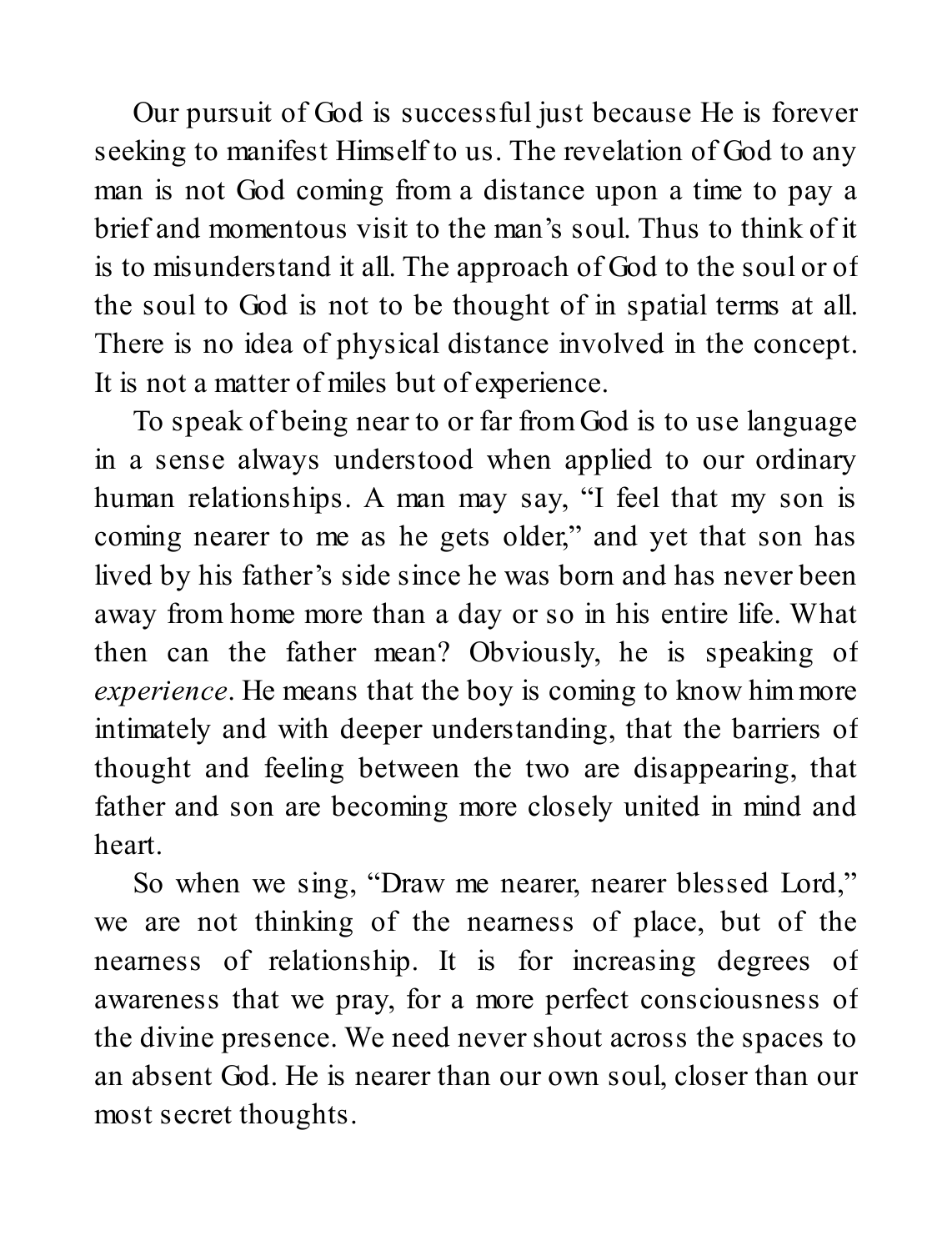Our pursuit of God is successful just because He is forever seeking to manifest Himself to us. The revelation of God to any man is not God coming from a distance upon a time to pay a brief and momentous visit to the man's soul. Thus to think of it is to misunderstand it all. The approach of God to the soul or of the soul to God is not to be thought of in spatial terms at all. There is no idea of physical distance involved in the concept. It is not a matter of miles but of experience.

To speak of being near to or far from God is to use language in a sense always understood when applied to our ordinary human relationships. A man may say, "I feel that my son is coming nearer to me as he gets older," and yet that son has lived by his father's side since he was born and has never been away from home more than a day or so in his entire life. What then can the father mean? Obviously, he is speaking of *experience*. He means that the boy is coming to know him more intimately and with deeper understanding, that the barriers of thought and feeling between the two are disappearing, that father and son are becoming more closely united in mind and heart.

So when we sing, "Draw me nearer, nearer blessed Lord," we are not thinking of the nearness of place, but of the nearness of relationship. It is for increasing degrees of awareness that we pray, for a more perfect consciousness of the divine presence. We need never shout across the spaces to an absent God. He is nearer than our own soul, closer than our most secret thoughts.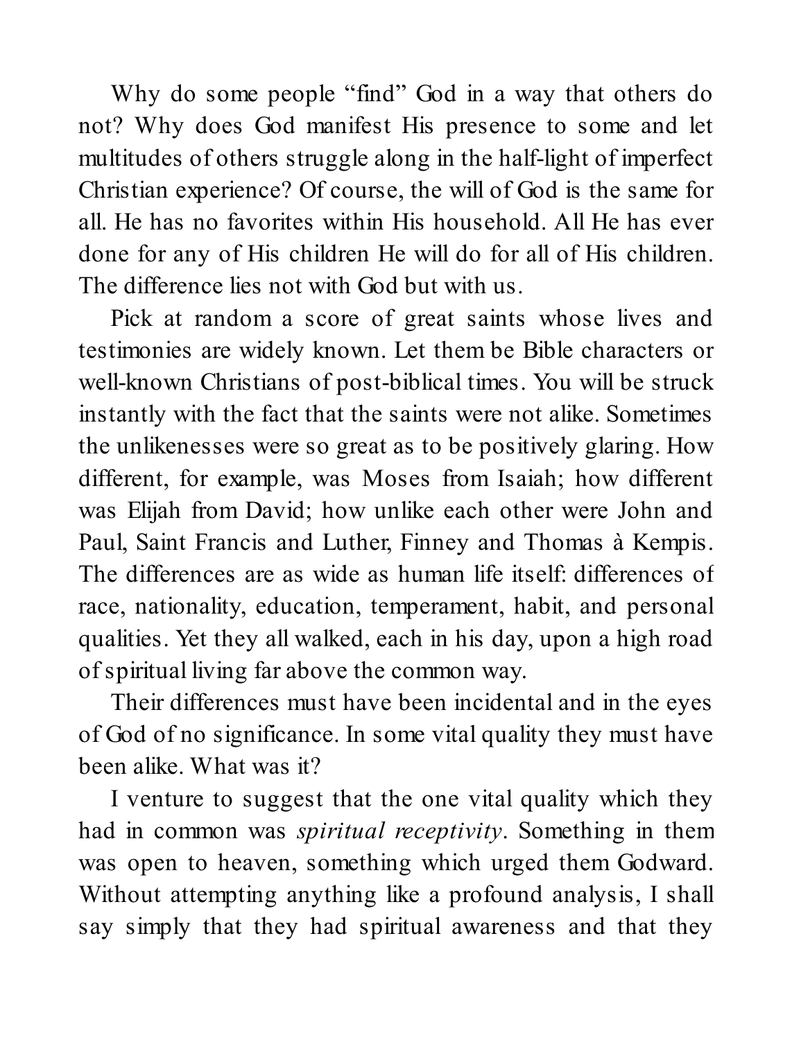Why do some people "find" God in a way that others do not? Why does God manifest His presence to some and let multitudes of others struggle along in the half-light of imperfect Christian experience? Of course, the will of God is the same for all. He has no favorites within His household. All He has ever done for any of His children He will do for all of His children. The difference lies not with God but with us.

Pick at random a score of great saints whose lives and testimonies are widely known. Let them be Bible characters or well-known Christians of post-biblical times. You will be struck instantly with the fact that the saints were not alike. Sometimes the unlikenesses were so great as to be positively glaring. How different, for example, was Moses from Isaiah; how different was Elijah from David; how unlike each other were John and Paul, Saint Francis and Luther, Finney and Thomas à Kempis. The differences are as wide as human life itself: differences of race, nationality, education, temperament, habit, and personal qualities. Yet they all walked, each in his day, upon a high road of spiritual living far above the common way.

Their differences must have been incidental and in the eyes of God of no significance. In some vital quality they must have been alike. What was it?

I venture to suggest that the one vital quality which they had in common was *spiritual receptivity*. Something in them was open to heaven, something which urged them Godward. Without attempting anything like a profound analysis, I shall say simply that they had spiritual awareness and that they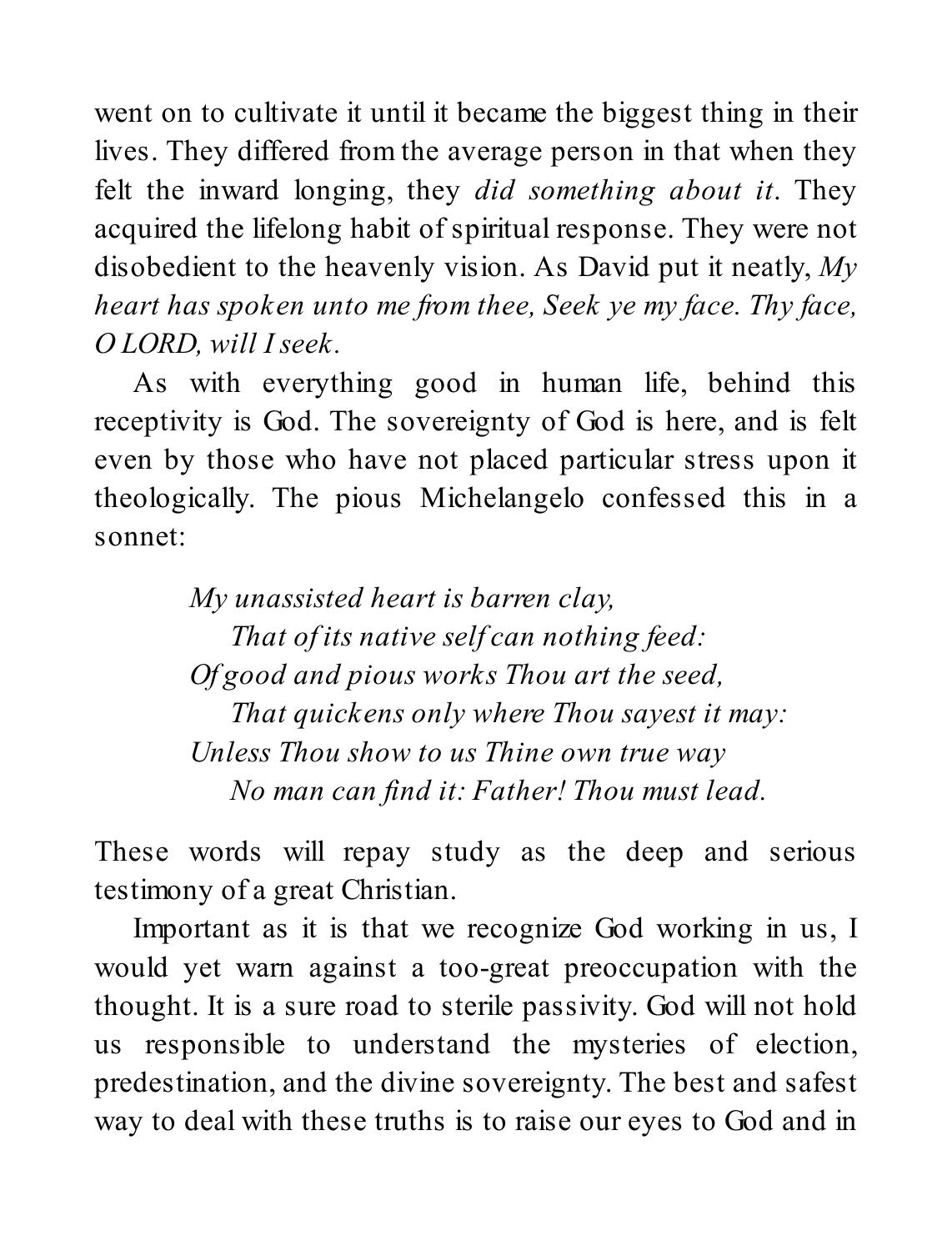went on to cultivate it until it became the biggest thing in their lives. They differed from the average person in that when they felt the inward longing, they *did something about it*. They acquired the lifelong habit of spiritual response. They were not disobedient to the heavenly vision. As David put it neatly, *My heart has spoken unto me from thee, Seek ye my face. Thy face, O LORD, will I seek*.

As with everything good in human life, behind this receptivity is God. The sovereignty of God is here, and is felt even by those who have not placed particular stress upon it theologically. The pious Michelangelo confessed this in a sonnet:

> *My unassisted heart is barren clay,*
> *That of its native self can nothing feed:*
> *Of good and pious works Thou art the seed,*
> *That quickens only where Thou sayest it may:*
> *Unless Thou show to us Thine own true way*
> *No man can find it: Father! Thou must lead.*

These words will repay study as the deep and serious testimony of a great Christian.

Important as it is that we recognize God working in us, I would yet warn against a too-great preoccupation with the thought. It is a sure road to sterile passivity. God will not hold us responsible to understand the mysteries of election, predestination, and the divine sovereignty. The best and safest way to deal with these truths is to raise our eyes to God and in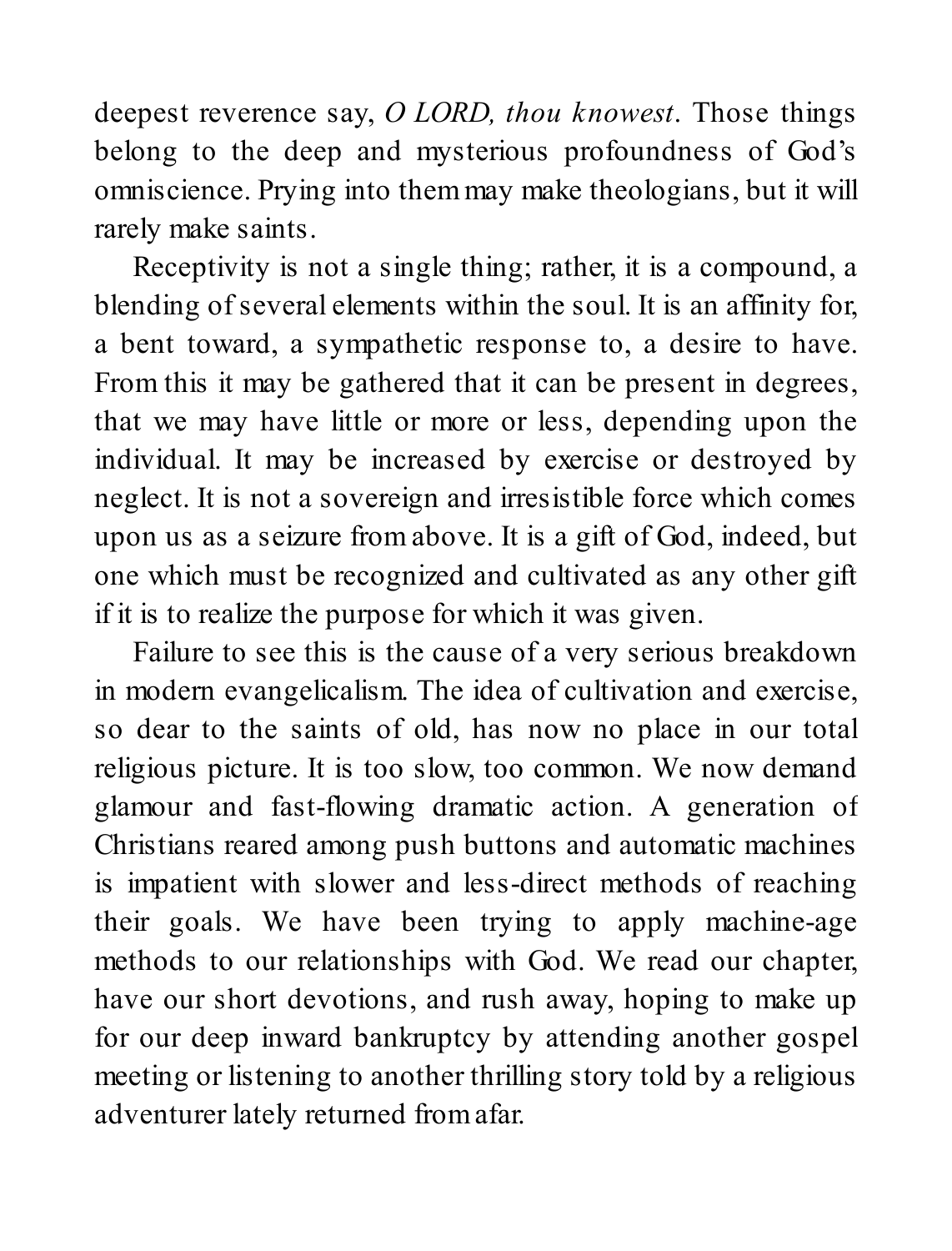deepest reverence say, *O LORD, thou knowest*. Those things belong to the deep and mysterious profoundness of God's omniscience. Prying into them may make theologians, but it will rarely make saints.

Receptivity is not a single thing; rather, it is a compound, a blending of several elements within the soul. It is an affinity for, a bent toward, a sympathetic response to, a desire to have. From this it may be gathered that it can be present in degrees, that we may have little or more or less, depending upon the individual. It may be increased by exercise or destroyed by neglect. It is not a sovereign and irresistible force which comes upon us as a seizure from above. It is a gift of God, indeed, but one which must be recognized and cultivated as any other gift if it is to realize the purpose for which it was given.

Failure to see this is the cause of a very serious breakdown in modern evangelicalism. The idea of cultivation and exercise, so dear to the saints of old, has now no place in our total religious picture. It is too slow, too common. We now demand glamour and fast-flowing dramatic action. A generation of Christians reared among push buttons and automatic machines is impatient with slower and less-direct methods of reaching their goals. We have been trying to apply machine-age methods to our relationships with God. We read our chapter, have our short devotions, and rush away, hoping to make up for our deep inward bankruptcy by attending another gospel meeting or listening to another thrilling story told by a religious adventurer lately returned from afar.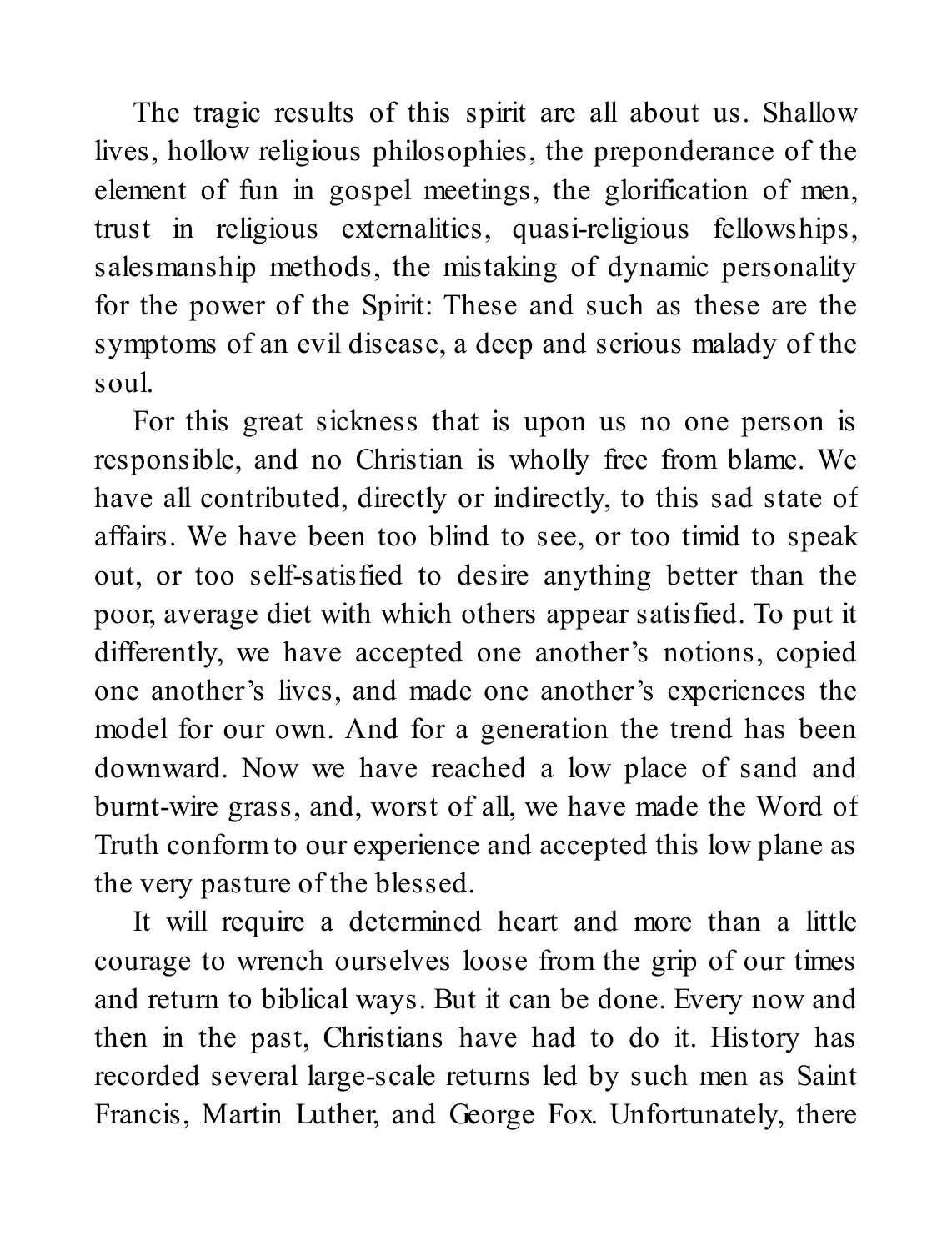The tragic results of this spirit are all about us. Shallow lives, hollow religious philosophies, the preponderance of the element of fun in gospel meetings, the glorification of men, trust in religious externalities, quasi-religious fellowships, salesmanship methods, the mistaking of dynamic personality for the power of the Spirit: These and such as these are the symptoms of an evil disease, a deep and serious malady of the soul.

For this great sickness that is upon us no one person is responsible, and no Christian is wholly free from blame. We have all contributed, directly or indirectly, to this sad state of affairs. We have been too blind to see, or too timid to speak out, or too self-satisfied to desire anything better than the poor, average diet with which others appear satisfied. To put it differently, we have accepted one another's notions, copied one another's lives, and made one another's experiences the model for our own. And for a generation the trend has been downward. Now we have reached a low place of sand and burnt-wire grass, and, worst of all, we have made the Word of Truth conform to our experience and accepted this low plane as the very pasture of the blessed.

It will require a determined heart and more than a little courage to wrench ourselves loose from the grip of our times and return to biblical ways. But it can be done. Every now and then in the past, Christians have had to do it. History has recorded several large-scale returns led by such men as Saint Francis, Martin Luther, and George Fox. Unfortunately, there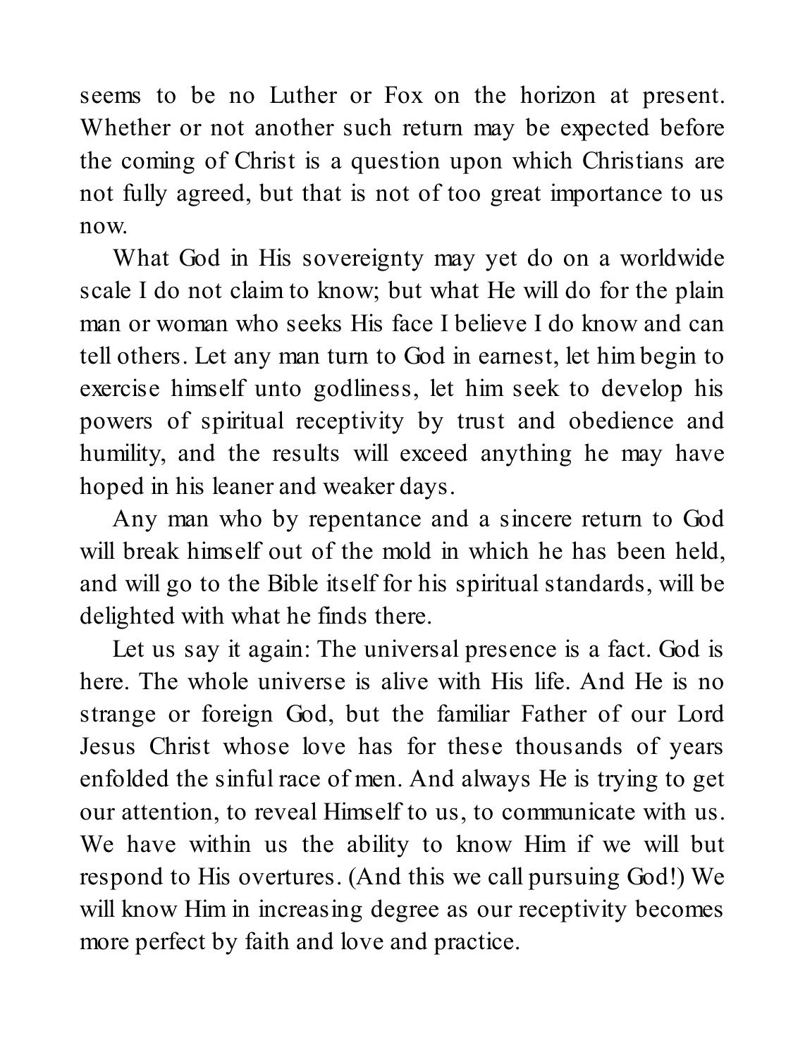seems to be no Luther or Fox on the horizon at present. Whether or not another such return may be expected before the coming of Christ is a question upon which Christians are not fully agreed, but that is not of too great importance to us now.

What God in His sovereignty may yet do on a worldwide scale I do not claim to know; but what He will do for the plain man or woman who seeks His face I believe I do know and can tell others. Let any man turn to God in earnest, let him begin to exercise himself unto godliness, let him seek to develop his powers of spiritual receptivity by trust and obedience and humility, and the results will exceed anything he may have hoped in his leaner and weaker days.

Any man who by repentance and a sincere return to God will break himself out of the mold in which he has been held, and will go to the Bible itself for his spiritual standards, will be delighted with what he finds there.

Let us say it again: The universal presence is a fact. God is here. The whole universe is alive with His life. And He is no strange or foreign God, but the familiar Father of our Lord Jesus Christ whose love has for these thousands of years enfolded the sinful race of men. And always He is trying to get our attention, to reveal Himself to us, to communicate with us. We have within us the ability to know Him if we will but respond to His overtures. (And this we call pursuing God!) We will know Him in increasing degree as our receptivity becomes more perfect by faith and love and practice.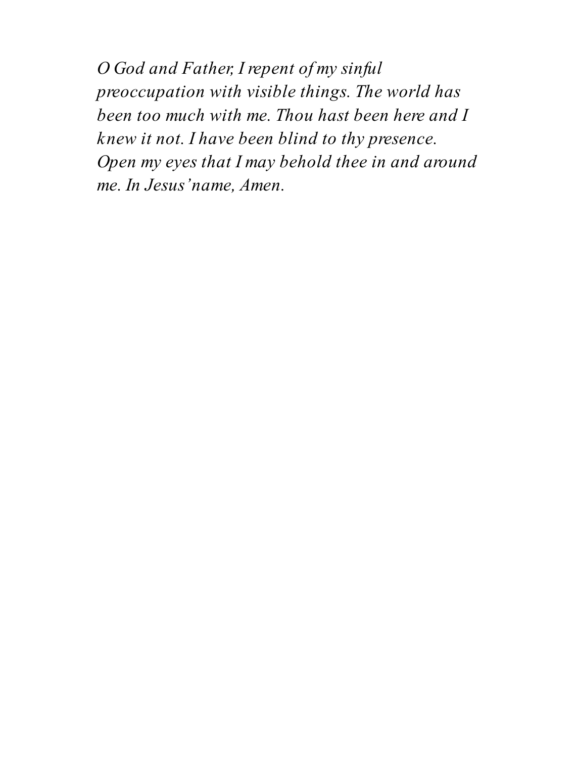*O God and Father, I repent of my sinful preoccupation with visible things. The world has been too much with me. Thou hast been here and I knew it not. I have been blind to thy presence. Open my eyes that I may behold thee in and around me. In Jesus' name, Amen.*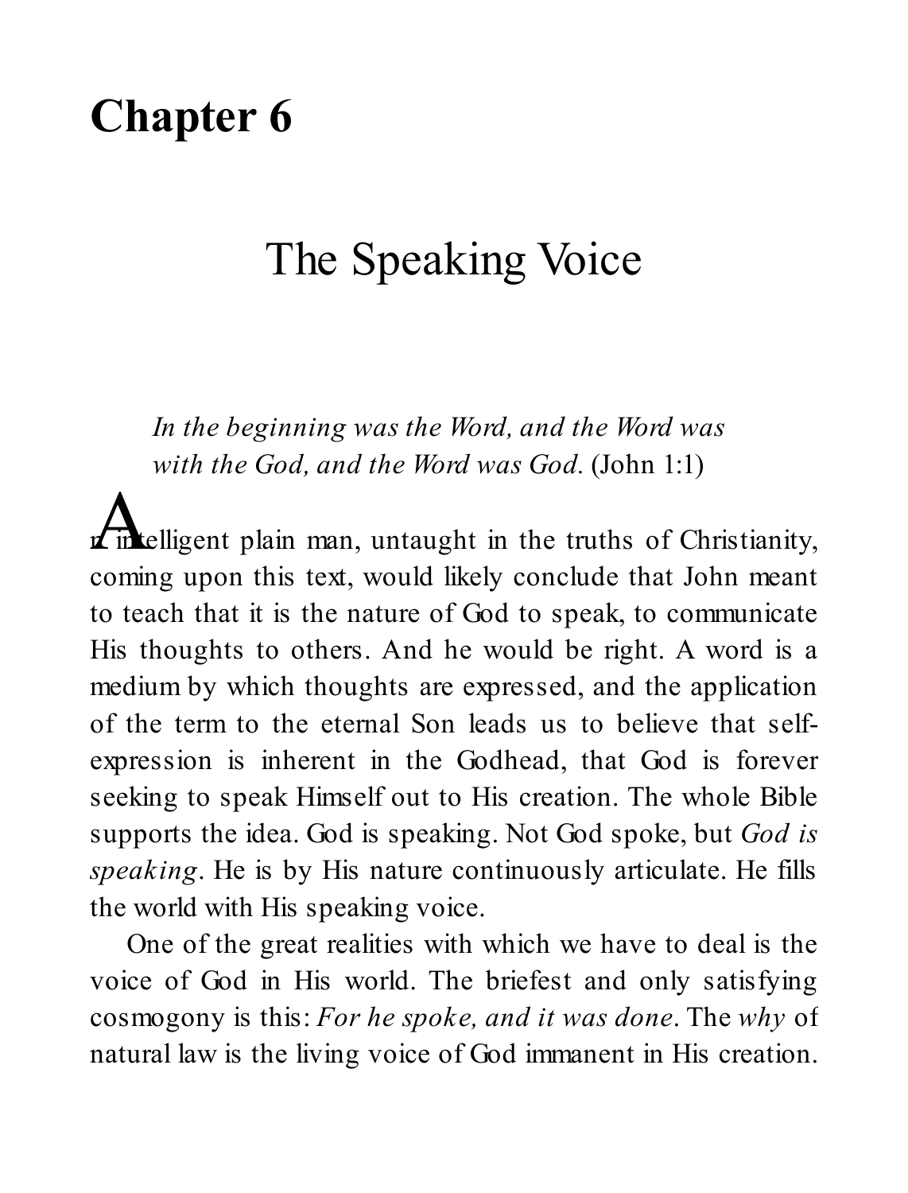# Chapter 6

## The Speaking Voice

> *In the beginning was the Word, and the Word was with the God, and the Word was God.* (John 1:1)

An intelligent plain man, untaught in the truths of Christianity, coming upon this text, would likely conclude that John meant to teach that it is the nature of God to speak, to communicate His thoughts to others. And he would be right. A word is a medium by which thoughts are expressed, and the application of the term to the eternal Son leads us to believe that self-expression is inherent in the Godhead, that God is forever seeking to speak Himself out to His creation. The whole Bible supports the idea. God is speaking. Not God spoke, but *God is speaking*. He is by His nature continuously articulate. He fills the world with His speaking voice.

One of the great realities with which we have to deal is the voice of God in His world. The briefest and only satisfying cosmogony is this: *For he spoke, and it was done*. The *why* of natural law is the living voice of God immanent in His creation.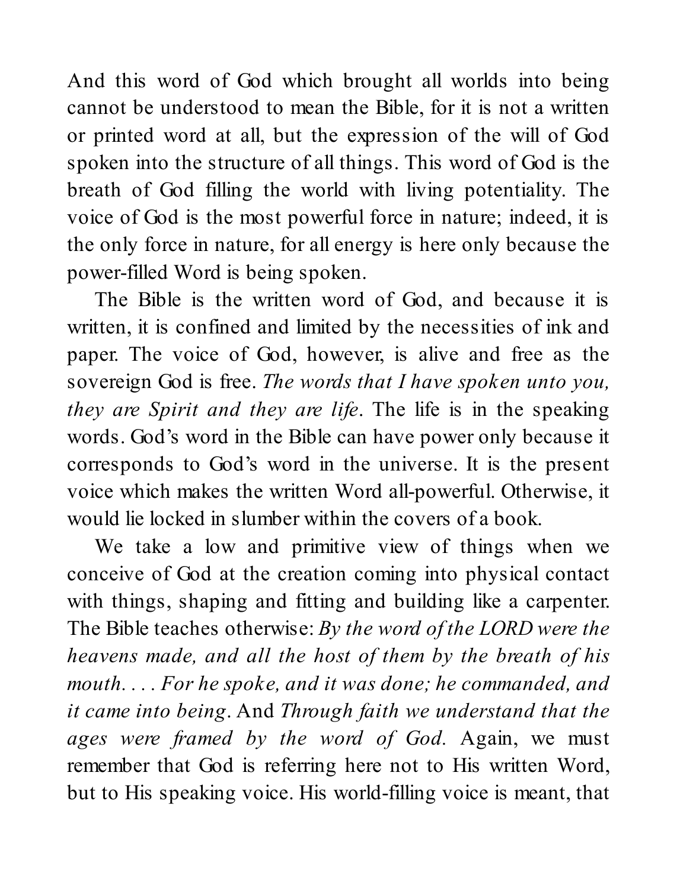And this word of God which brought all worlds into being cannot be understood to mean the Bible, for it is not a written or printed word at all, but the expression of the will of God spoken into the structure of all things. This word of God is the breath of God filling the world with living potentiality. The voice of God is the most powerful force in nature; indeed, it is the only force in nature, for all energy is here only because the power-filled Word is being spoken.

The Bible is the written word of God, and because it is written, it is confined and limited by the necessities of ink and paper. The voice of God, however, is alive and free as the sovereign God is free. *The words that I have spoken unto you, they are Spirit and they are life*. The life is in the speaking words. God's word in the Bible can have power only because it corresponds to God's word in the universe. It is the present voice which makes the written Word all-powerful. Otherwise, it would lie locked in slumber within the covers of a book.

We take a low and primitive view of things when we conceive of God at the creation coming into physical contact with things, shaping and fitting and building like a carpenter. The Bible teaches otherwise: *By the word of the LORD were the heavens made, and all the host of them by the breath of his mouth. . . . For he spoke, and it was done; he commanded, and it came into being*. And *Through faith we understand that the ages were framed by the word of God.* Again, we must remember that God is referring here not to His written Word, but to His speaking voice. His world-filling voice is meant, that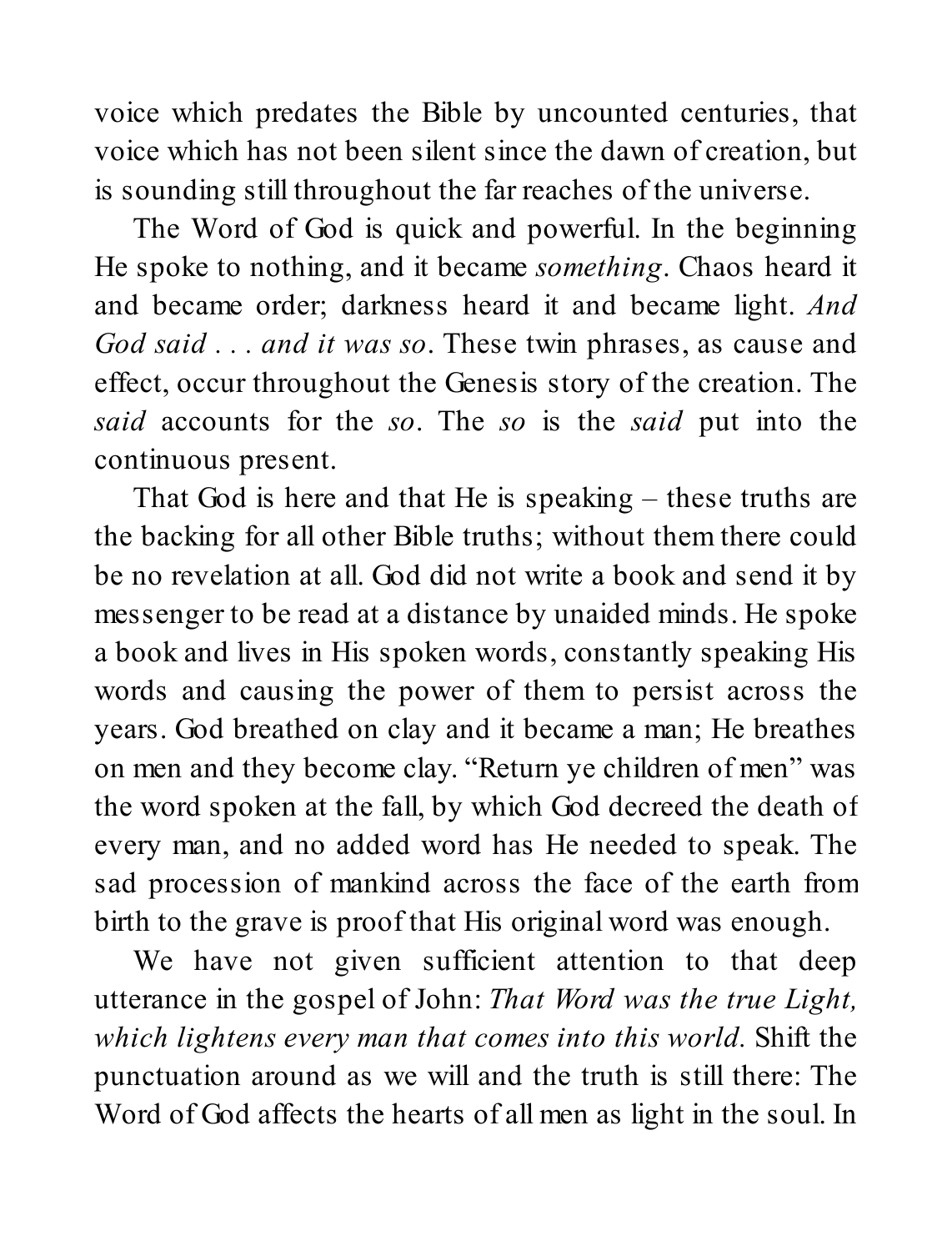voice which predates the Bible by uncounted centuries, that voice which has not been silent since the dawn of creation, but is sounding still throughout the far reaches of the universe.

The Word of God is quick and powerful. In the beginning He spoke to nothing, and it became *something*. Chaos heard it and became order; darkness heard it and became light. *And God said . . . and it was so*. These twin phrases, as cause and effect, occur throughout the Genesis story of the creation. The *said* accounts for the *so*. The *so* is the *said* put into the continuous present.

That God is here and that He is speaking – these truths are the backing for all other Bible truths; without them there could be no revelation at all. God did not write a book and send it by messenger to be read at a distance by unaided minds. He spoke a book and lives in His spoken words, constantly speaking His words and causing the power of them to persist across the years. God breathed on clay and it became a man; He breathes on men and they become clay. "Return ye children of men" was the word spoken at the fall, by which God decreed the death of every man, and no added word has He needed to speak. The sad procession of mankind across the face of the earth from birth to the grave is proof that His original word was enough.

We have not given sufficient attention to that deep utterance in the gospel of John: *That Word was the true Light, which lightens every man that comes into this world.* Shift the punctuation around as we will and the truth is still there: The Word of God affects the hearts of all men as light in the soul. In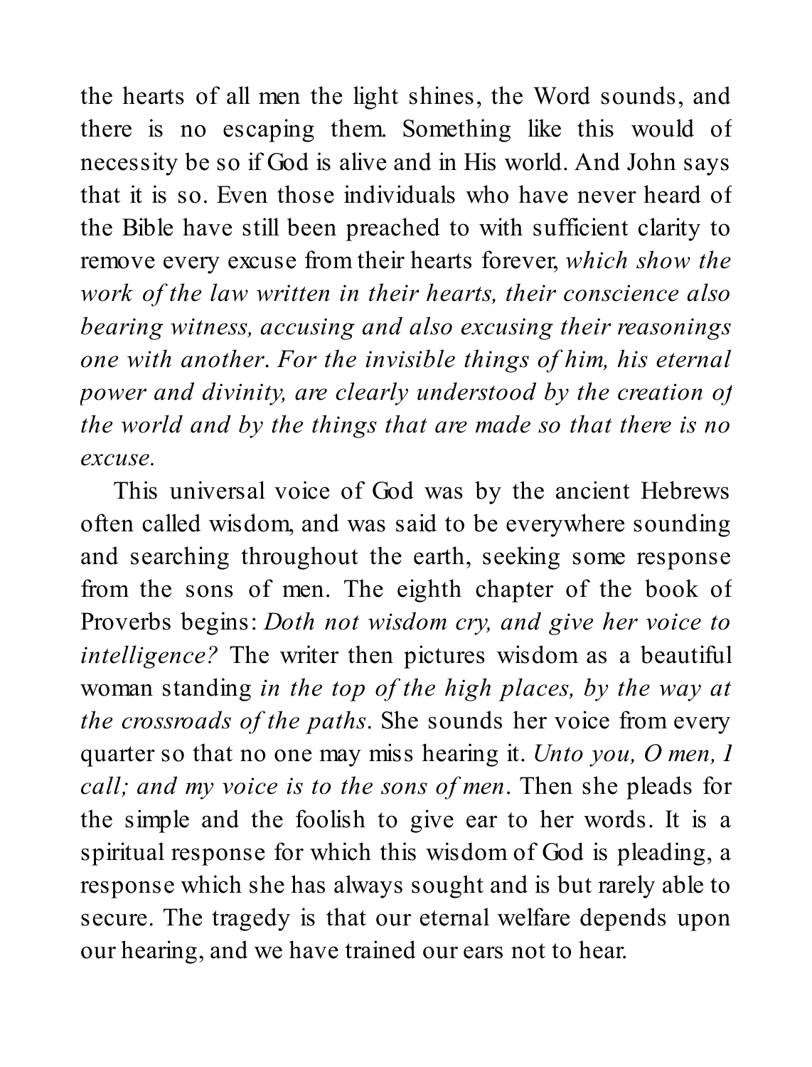the hearts of all men the light shines, the Word sounds, and there is no escaping them. Something like this would of necessity be so if God is alive and in His world. And John says that it is so. Even those individuals who have never heard of the Bible have still been preached to with sufficient clarity to remove every excuse from their hearts forever, *which show the work of the law written in their hearts, their conscience also bearing witness, accusing and also excusing their reasonings one with another. For the invisible things of him, his eternal power and divinity, are clearly understood by the creation of the world and by the things that are made so that there is no excuse.*

This universal voice of God was by the ancient Hebrews often called wisdom, and was said to be everywhere sounding and searching throughout the earth, seeking some response from the sons of men. The eighth chapter of the book of Proverbs begins: *Doth not wisdom cry, and give her voice to intelligence?* The writer then pictures wisdom as a beautiful woman standing *in the top of the high places, by the way at the crossroads of the paths*. She sounds her voice from every quarter so that no one may miss hearing it. *Unto you, O men, I call; and my voice is to the sons of men*. Then she pleads for the simple and the foolish to give ear to her words. It is a spiritual response for which this wisdom of God is pleading, a response which she has always sought and is but rarely able to secure. The tragedy is that our eternal welfare depends upon our hearing, and we have trained our ears not to hear.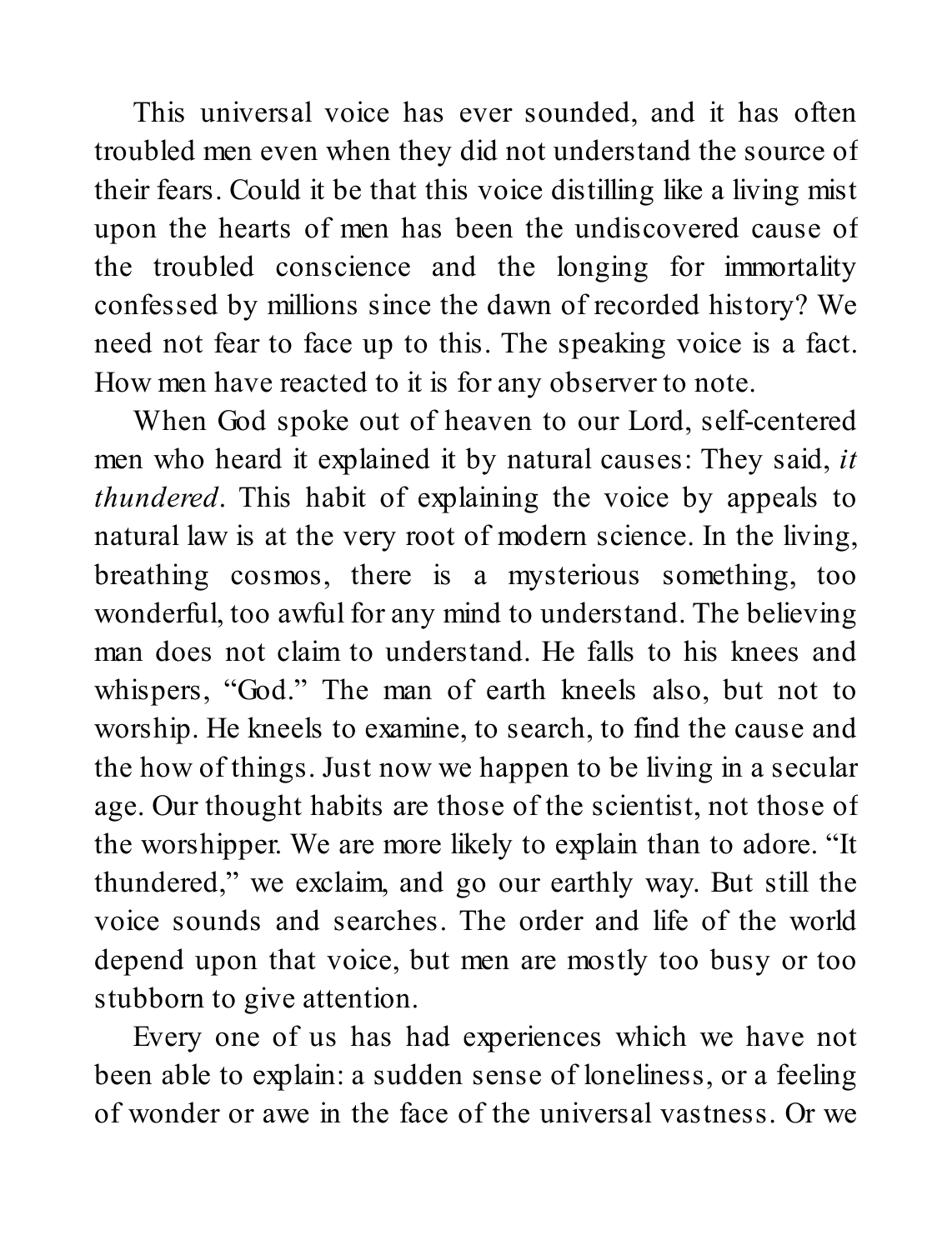This universal voice has ever sounded, and it has often troubled men even when they did not understand the source of their fears. Could it be that this voice distilling like a living mist upon the hearts of men has been the undiscovered cause of the troubled conscience and the longing for immortality confessed by millions since the dawn of recorded history? We need not fear to face up to this. The speaking voice is a fact. How men have reacted to it is for any observer to note.

When God spoke out of heaven to our Lord, self-centered men who heard it explained it by natural causes: They said, *it thundered*. This habit of explaining the voice by appeals to natural law is at the very root of modern science. In the living, breathing cosmos, there is a mysterious something, too wonderful, too awful for any mind to understand. The believing man does not claim to understand. He falls to his knees and whispers, "God." The man of earth kneels also, but not to worship. He kneels to examine, to search, to find the cause and the how of things. Just now we happen to be living in a secular age. Our thought habits are those of the scientist, not those of the worshipper. We are more likely to explain than to adore. "It thundered," we exclaim, and go our earthly way. But still the voice sounds and searches. The order and life of the world depend upon that voice, but men are mostly too busy or too stubborn to give attention.

Every one of us has had experiences which we have not been able to explain: a sudden sense of loneliness, or a feeling of wonder or awe in the face of the universal vastness. Or we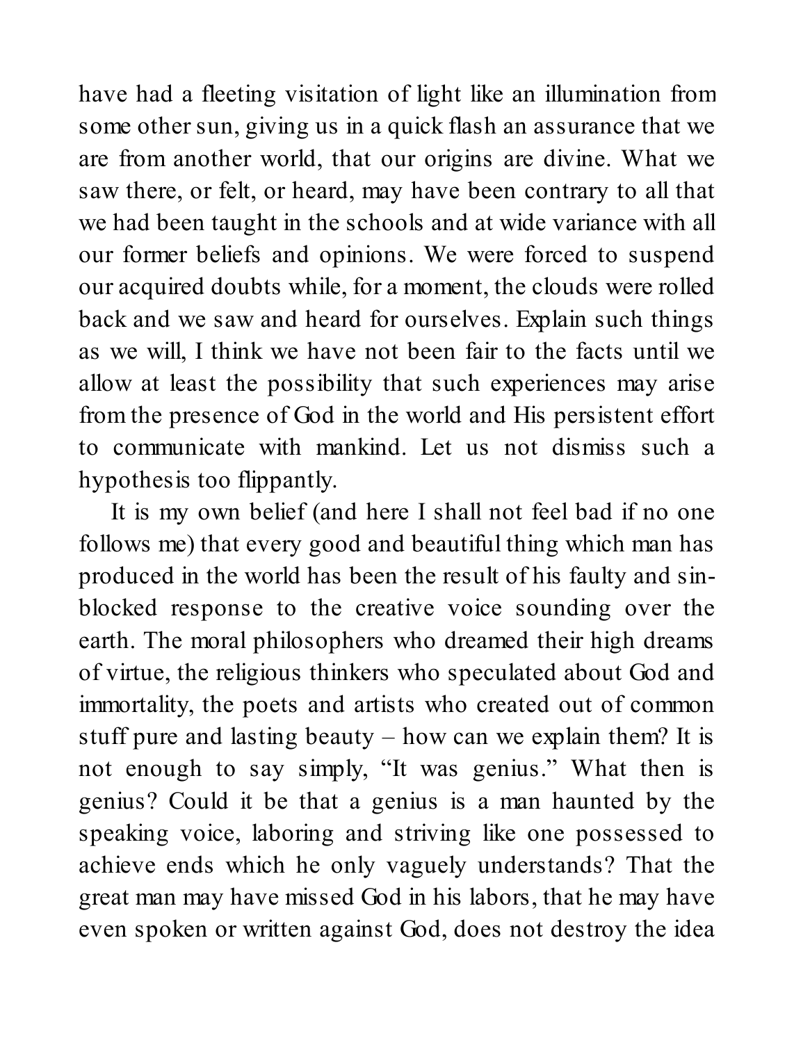have had a fleeting visitation of light like an illumination from some other sun, giving us in a quick flash an assurance that we are from another world, that our origins are divine. What we saw there, or felt, or heard, may have been contrary to all that we had been taught in the schools and at wide variance with all our former beliefs and opinions. We were forced to suspend our acquired doubts while, for a moment, the clouds were rolled back and we saw and heard for ourselves. Explain such things as we will, I think we have not been fair to the facts until we allow at least the possibility that such experiences may arise from the presence of God in the world and His persistent effort to communicate with mankind. Let us not dismiss such a hypothesis too flippantly.

It is my own belief (and here I shall not feel bad if no one follows me) that every good and beautiful thing which man has produced in the world has been the result of his faulty and sin-blocked response to the creative voice sounding over the earth. The moral philosophers who dreamed their high dreams of virtue, the religious thinkers who speculated about God and immortality, the poets and artists who created out of common stuff pure and lasting beauty – how can we explain them? It is not enough to say simply, "It was genius." What then is genius? Could it be that a genius is a man haunted by the speaking voice, laboring and striving like one possessed to achieve ends which he only vaguely understands? That the great man may have missed God in his labors, that he may have even spoken or written against God, does not destroy the idea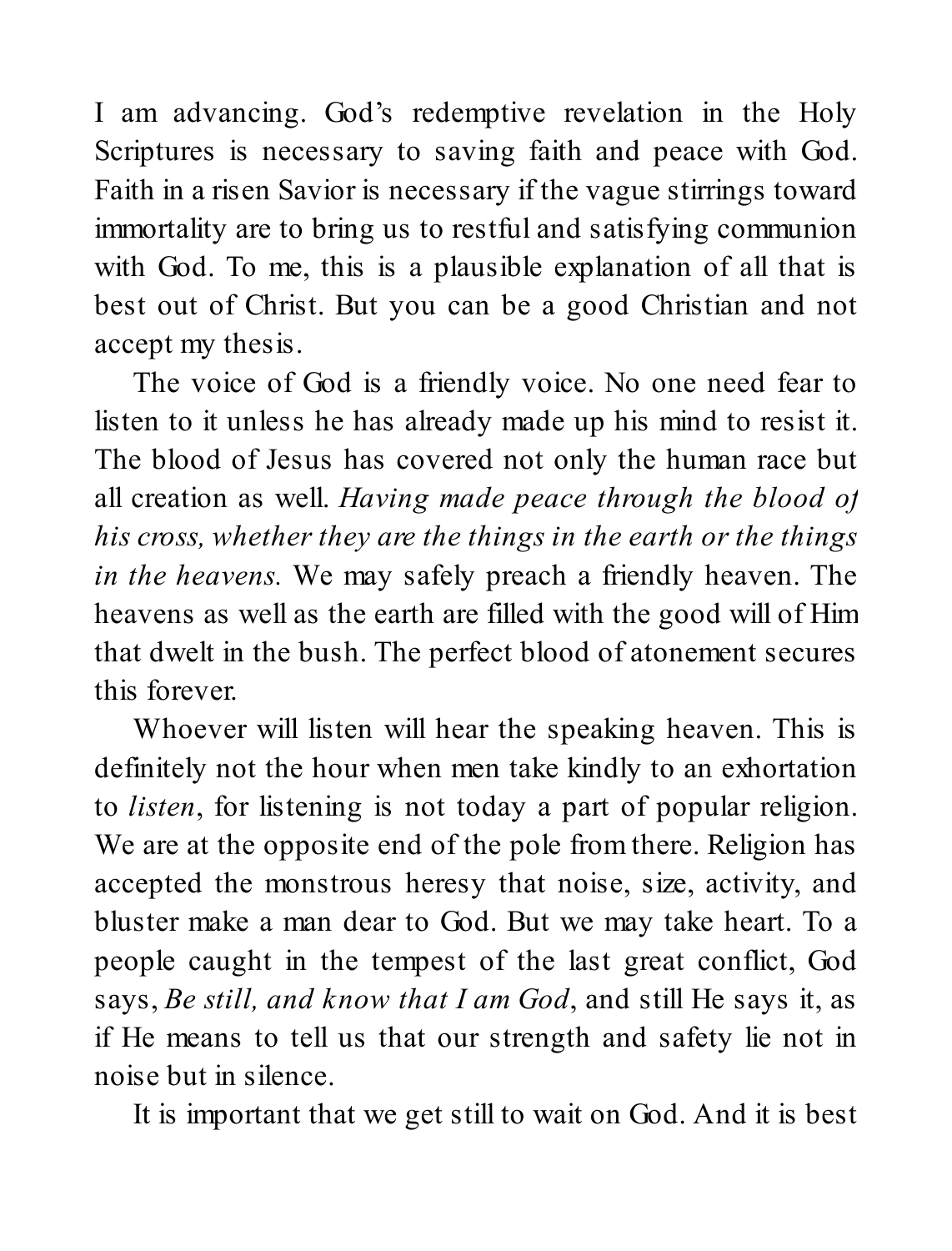I am advancing. God's redemptive revelation in the Holy Scriptures is necessary to saving faith and peace with God. Faith in a risen Savior is necessary if the vague stirrings toward immortality are to bring us to restful and satisfying communion with God. To me, this is a plausible explanation of all that is best out of Christ. But you can be a good Christian and not accept my thesis.

The voice of God is a friendly voice. No one need fear to listen to it unless he has already made up his mind to resist it. The blood of Jesus has covered not only the human race but all creation as well. *Having made peace through the blood of his cross, whether they are the things in the earth or the things in the heavens.* We may safely preach a friendly heaven. The heavens as well as the earth are filled with the good will of Him that dwelt in the bush. The perfect blood of atonement secures this forever.

Whoever will listen will hear the speaking heaven. This is definitely not the hour when men take kindly to an exhortation to *listen*, for listening is not today a part of popular religion. We are at the opposite end of the pole from there. Religion has accepted the monstrous heresy that noise, size, activity, and bluster make a man dear to God. But we may take heart. To a people caught in the tempest of the last great conflict, God says, *Be still, and know that I am God*, and still He says it, as if He means to tell us that our strength and safety lie not in noise but in silence.

It is important that we get still to wait on God. And it is best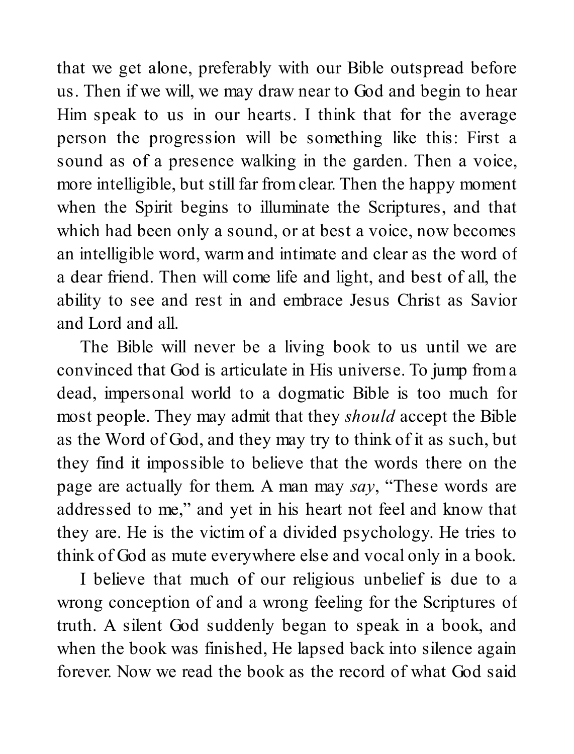that we get alone, preferably with our Bible outspread before us. Then if we will, we may draw near to God and begin to hear Him speak to us in our hearts. I think that for the average person the progression will be something like this: First a sound as of a presence walking in the garden. Then a voice, more intelligible, but still far from clear. Then the happy moment when the Spirit begins to illuminate the Scriptures, and that which had been only a sound, or at best a voice, now becomes an intelligible word, warm and intimate and clear as the word of a dear friend. Then will come life and light, and best of all, the ability to see and rest in and embrace Jesus Christ as Savior and Lord and all.

The Bible will never be a living book to us until we are convinced that God is articulate in His universe. To jump from a dead, impersonal world to a dogmatic Bible is too much for most people. They may admit that they *should* accept the Bible as the Word of God, and they may try to think of it as such, but they find it impossible to believe that the words there on the page are actually for them. A man may *say*, "These words are addressed to me," and yet in his heart not feel and know that they are. He is the victim of a divided psychology. He tries to think of God as mute everywhere else and vocal only in a book.

I believe that much of our religious unbelief is due to a wrong conception of and a wrong feeling for the Scriptures of truth. A silent God suddenly began to speak in a book, and when the book was finished, He lapsed back into silence again forever. Now we read the book as the record of what God said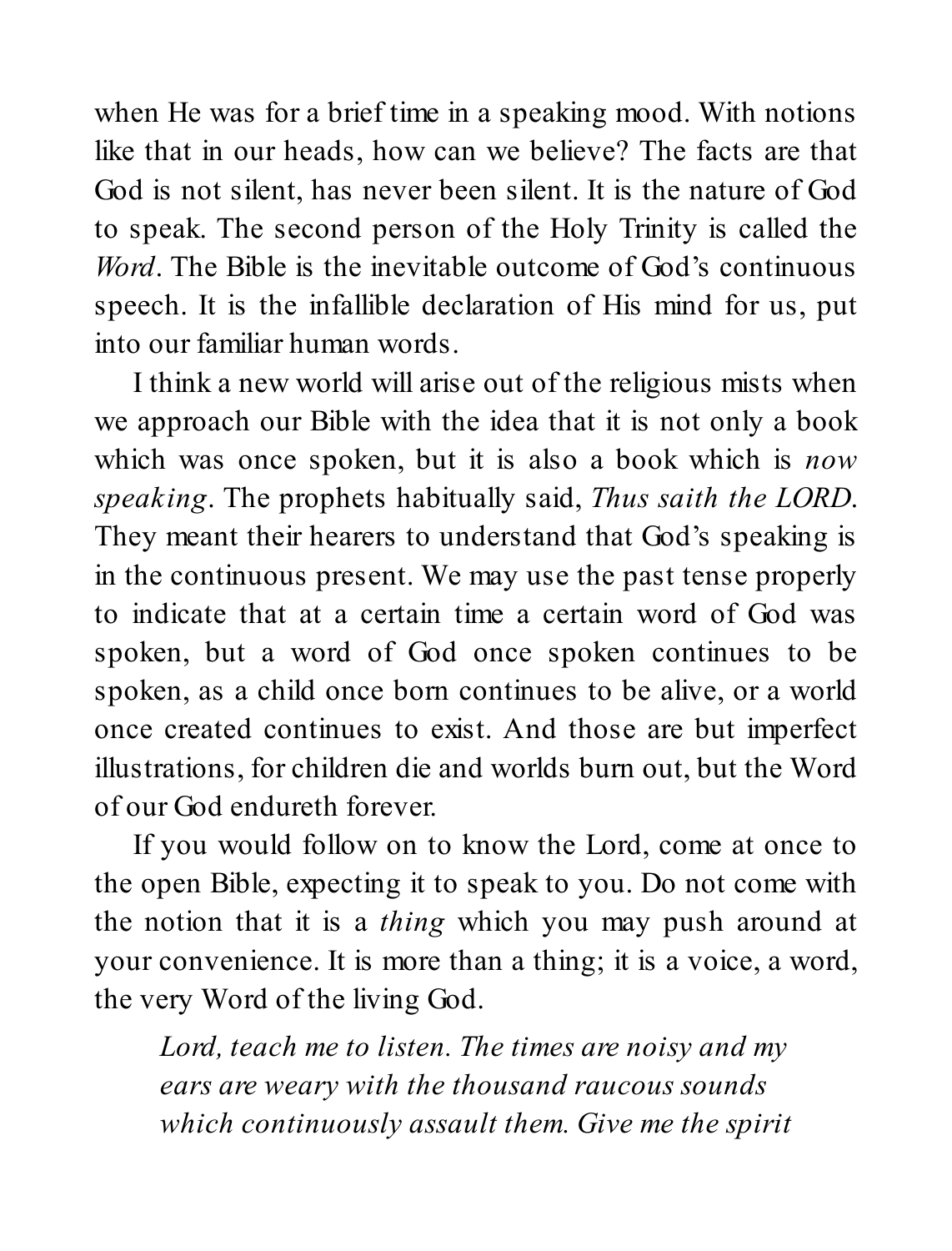when He was for a brief time in a speaking mood. With notions like that in our heads, how can we believe? The facts are that God is not silent, has never been silent. It is the nature of God to speak. The second person of the Holy Trinity is called the *Word*. The Bible is the inevitable outcome of God's continuous speech. It is the infallible declaration of His mind for us, put into our familiar human words.

I think a new world will arise out of the religious mists when we approach our Bible with the idea that it is not only a book which was once spoken, but it is also a book which is *now speaking*. The prophets habitually said, *Thus saith the LORD*. They meant their hearers to understand that God's speaking is in the continuous present. We may use the past tense properly to indicate that at a certain time a certain word of God was spoken, but a word of God once spoken continues to be spoken, as a child once born continues to be alive, or a world once created continues to exist. And those are but imperfect illustrations, for children die and worlds burn out, but the Word of our God endureth forever.

If you would follow on to know the Lord, come at once to the open Bible, expecting it to speak to you. Do not come with the notion that it is a *thing* which you may push around at your convenience. It is more than a thing; it is a voice, a word, the very Word of the living God.

> *Lord, teach me to listen. The times are noisy and my ears are weary with the thousand raucous sounds which continuously assault them. Give me the spirit*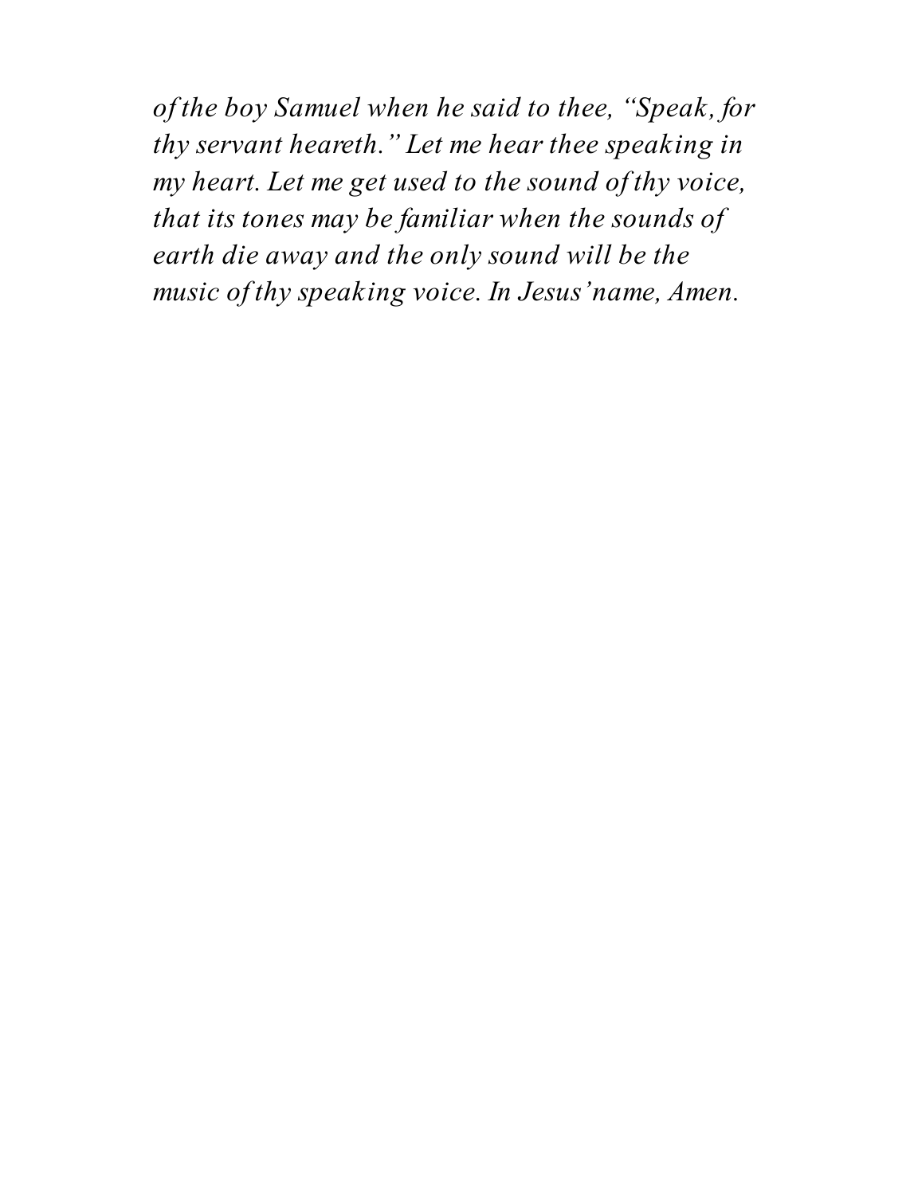*of the boy Samuel when he said to thee, "Speak, for thy servant heareth." Let me hear thee speaking in my heart. Let me get used to the sound of thy voice, that its tones may be familiar when the sounds of earth die away and the only sound will be the music of thy speaking voice. In Jesus' name, Amen.*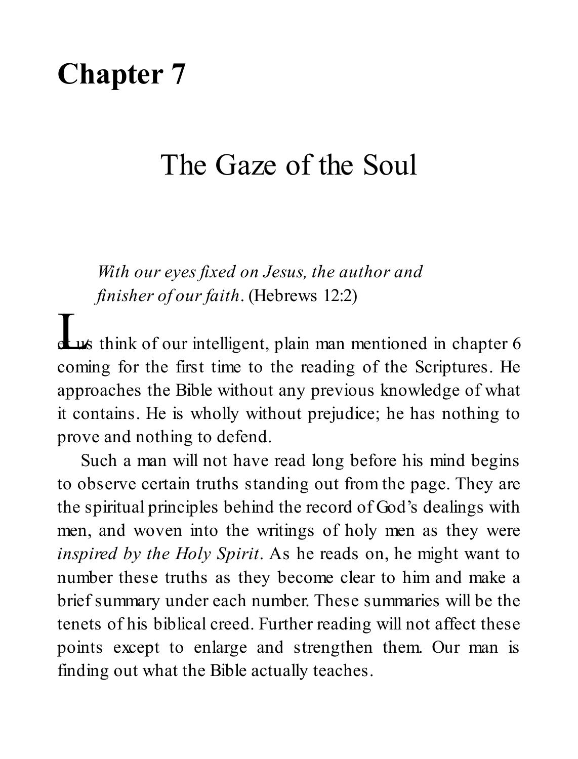# Chapter 7

## The Gaze of the Soul

*With our eyes fixed on Jesus, the author and finisher of our faith*. (Hebrews 12:2)

Let us think of our intelligent, plain man mentioned in chapter 6 coming for the first time to the reading of the Scriptures. He approaches the Bible without any previous knowledge of what it contains. He is wholly without prejudice; he has nothing to prove and nothing to defend.

Such a man will not have read long before his mind begins to observe certain truths standing out from the page. They are the spiritual principles behind the record of God's dealings with men, and woven into the writings of holy men as they were *inspired by the Holy Spirit*. As he reads on, he might want to number these truths as they become clear to him and make a brief summary under each number. These summaries will be the tenets of his biblical creed. Further reading will not affect these points except to enlarge and strengthen them. Our man is finding out what the Bible actually teaches.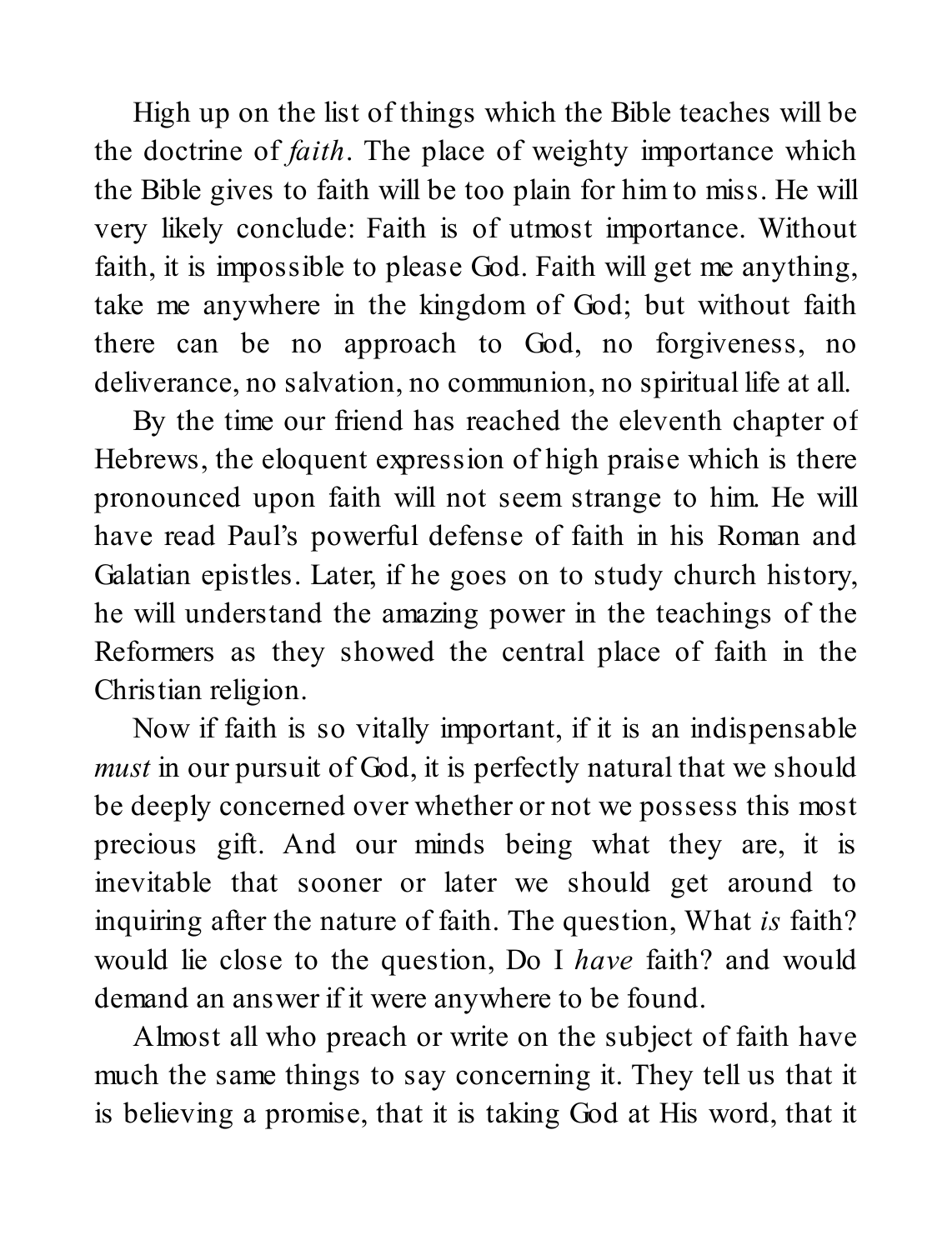High up on the list of things which the Bible teaches will be the doctrine of *faith*. The place of weighty importance which the Bible gives to faith will be too plain for him to miss. He will very likely conclude: Faith is of utmost importance. Without faith, it is impossible to please God. Faith will get me anything, take me anywhere in the kingdom of God; but without faith there can be no approach to God, no forgiveness, no deliverance, no salvation, no communion, no spiritual life at all.

By the time our friend has reached the eleventh chapter of Hebrews, the eloquent expression of high praise which is there pronounced upon faith will not seem strange to him. He will have read Paul's powerful defense of faith in his Roman and Galatian epistles. Later, if he goes on to study church history, he will understand the amazing power in the teachings of the Reformers as they showed the central place of faith in the Christian religion.

Now if faith is so vitally important, if it is an indispensable *must* in our pursuit of God, it is perfectly natural that we should be deeply concerned over whether or not we possess this most precious gift. And our minds being what they are, it is inevitable that sooner or later we should get around to inquiring after the nature of faith. The question, What *is* faith? would lie close to the question, Do I *have* faith? and would demand an answer if it were anywhere to be found.

Almost all who preach or write on the subject of faith have much the same things to say concerning it. They tell us that it is believing a promise, that it is taking God at His word, that it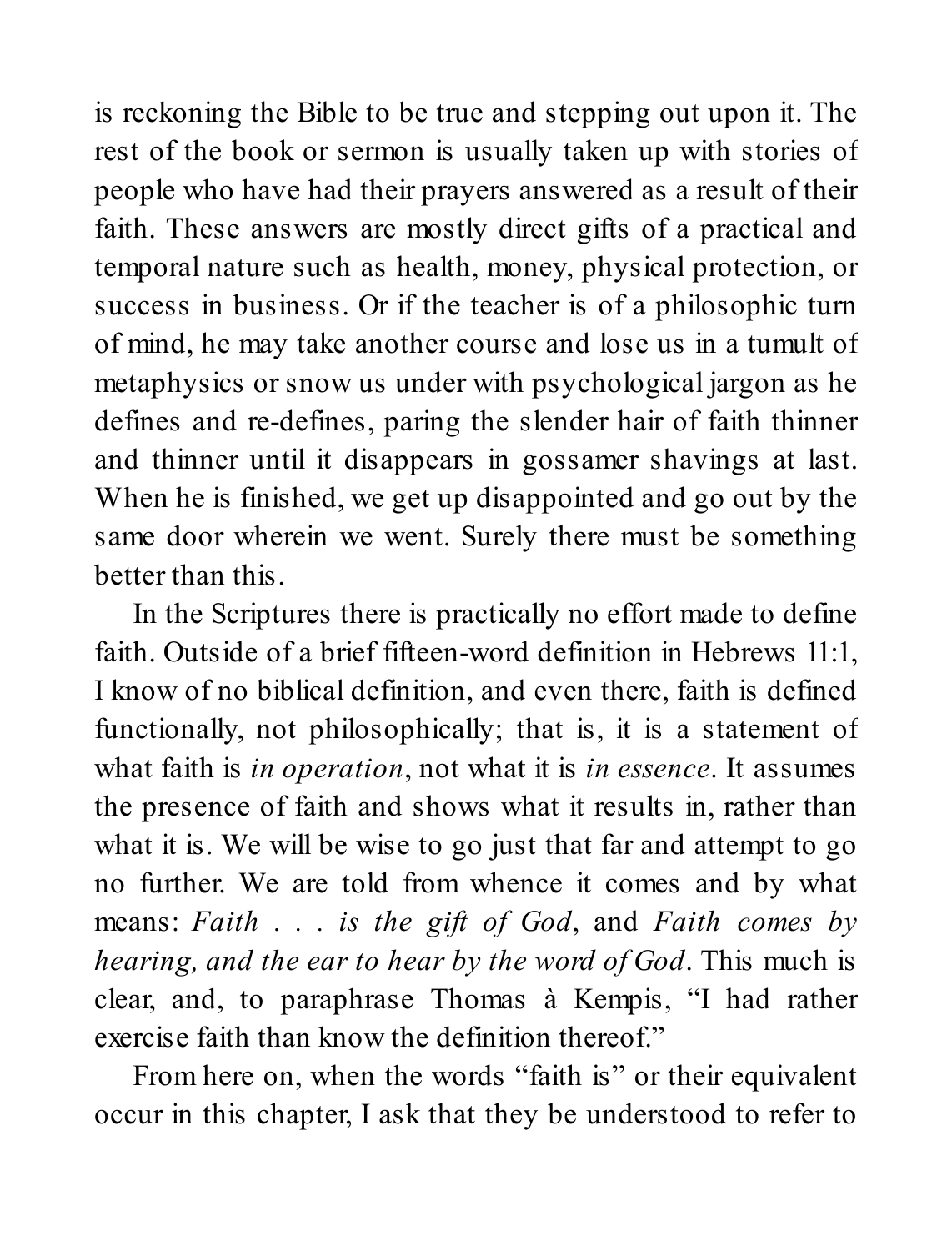is reckoning the Bible to be true and stepping out upon it. The rest of the book or sermon is usually taken up with stories of people who have had their prayers answered as a result of their faith. These answers are mostly direct gifts of a practical and temporal nature such as health, money, physical protection, or success in business. Or if the teacher is of a philosophic turn of mind, he may take another course and lose us in a tumult of metaphysics or snow us under with psychological jargon as he defines and re-defines, paring the slender hair of faith thinner and thinner until it disappears in gossamer shavings at last. When he is finished, we get up disappointed and go out by the same door wherein we went. Surely there must be something better than this.

In the Scriptures there is practically no effort made to define faith. Outside of a brief fifteen-word definition in Hebrews 11:1, I know of no biblical definition, and even there, faith is defined functionally, not philosophically; that is, it is a statement of what faith is *in operation*, not what it is *in essence*. It assumes the presence of faith and shows what it results in, rather than what it is. We will be wise to go just that far and attempt to go no further. We are told from whence it comes and by what means: *Faith . . . is the gift of God*, and *Faith comes by hearing, and the ear to hear by the word of God*. This much is clear, and, to paraphrase Thomas à Kempis, "I had rather exercise faith than know the definition thereof."

From here on, when the words "faith is" or their equivalent occur in this chapter, I ask that they be understood to refer to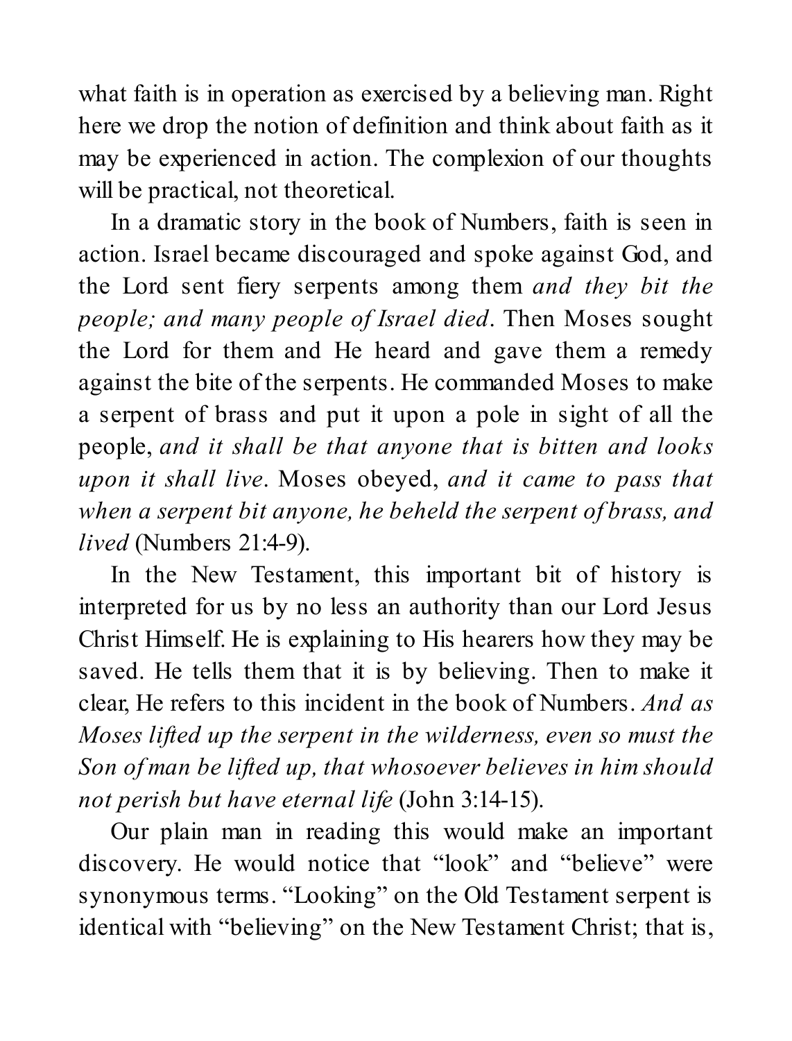what faith is in operation as exercised by a believing man. Right here we drop the notion of definition and think about faith as it may be experienced in action. The complexion of our thoughts will be practical, not theoretical.

In a dramatic story in the book of Numbers, faith is seen in action. Israel became discouraged and spoke against God, and the Lord sent fiery serpents among them *and they bit the people; and many people of Israel died*. Then Moses sought the Lord for them and He heard and gave them a remedy against the bite of the serpents. He commanded Moses to make a serpent of brass and put it upon a pole in sight of all the people, *and it shall be that anyone that is bitten and looks upon it shall live*. Moses obeyed, *and it came to pass that when a serpent bit anyone, he beheld the serpent of brass, and lived* (Numbers 21:4-9).

In the New Testament, this important bit of history is interpreted for us by no less an authority than our Lord Jesus Christ Himself. He is explaining to His hearers how they may be saved. He tells them that it is by believing. Then to make it clear, He refers to this incident in the book of Numbers. *And as Moses lifted up the serpent in the wilderness, even so must the Son of man be lifted up, that whosoever believes in him should not perish but have eternal life* (John 3:14-15).

Our plain man in reading this would make an important discovery. He would notice that "look" and "believe" were synonymous terms. "Looking" on the Old Testament serpent is identical with "believing" on the New Testament Christ; that is,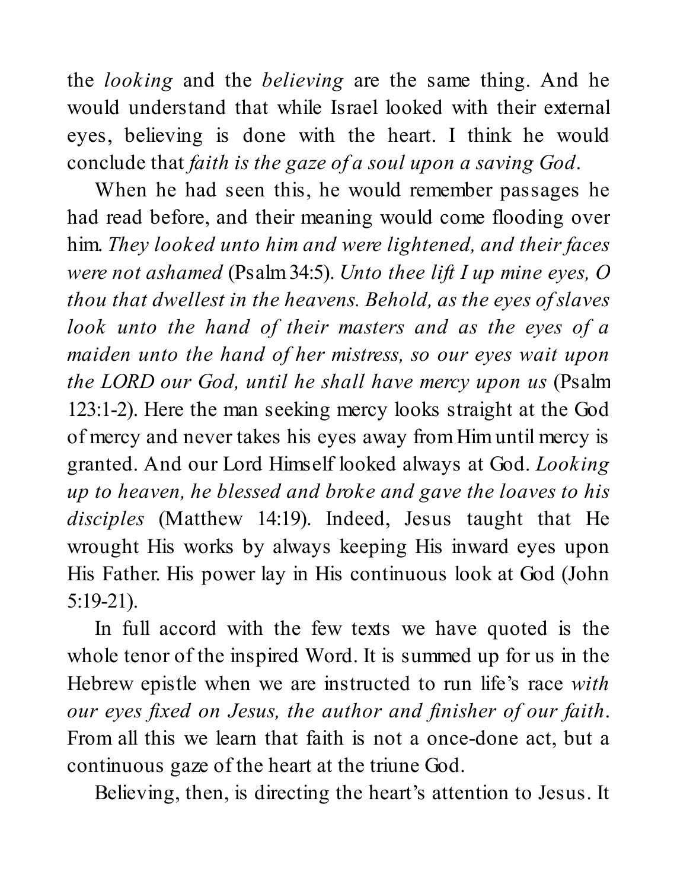the *looking* and the *believing* are the same thing. And he would understand that while Israel looked with their external eyes, believing is done with the heart. I think he would conclude that *faith is the gaze of a soul upon a saving God*.

When he had seen this, he would remember passages he had read before, and their meaning would come flooding over him. *They looked unto him and were lightened, and their faces were not ashamed* (Psalm 34:5). *Unto thee lift I up mine eyes, O thou that dwellest in the heavens. Behold, as the eyes of slaves look unto the hand of their masters and as the eyes of a maiden unto the hand of her mistress, so our eyes wait upon the LORD our God, until he shall have mercy upon us* (Psalm 123:1-2). Here the man seeking mercy looks straight at the God of mercy and never takes his eyes away from Him until mercy is granted. And our Lord Himself looked always at God. *Looking up to heaven, he blessed and broke and gave the loaves to his disciples* (Matthew 14:19). Indeed, Jesus taught that He wrought His works by always keeping His inward eyes upon His Father. His power lay in His continuous look at God (John 5:19-21).

In full accord with the few texts we have quoted is the whole tenor of the inspired Word. It is summed up for us in the Hebrew epistle when we are instructed to run life's race *with our eyes fixed on Jesus, the author and finisher of our faith*. From all this we learn that faith is not a once-done act, but a continuous gaze of the heart at the triune God.

Believing, then, is directing the heart's attention to Jesus. It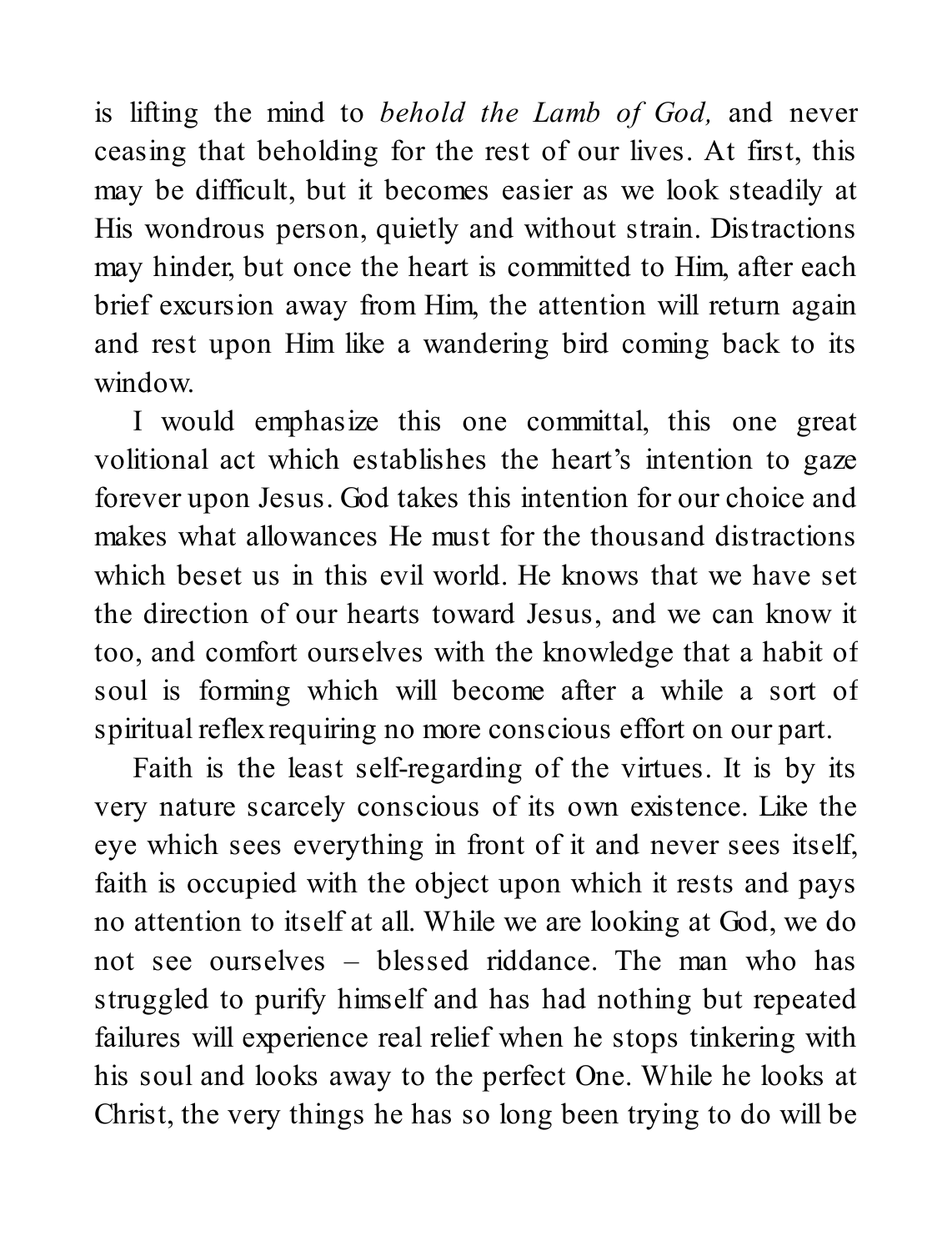is lifting the mind to *behold the Lamb of God,* and never ceasing that beholding for the rest of our lives. At first, this may be difficult, but it becomes easier as we look steadily at His wondrous person, quietly and without strain. Distractions may hinder, but once the heart is committed to Him, after each brief excursion away from Him, the attention will return again and rest upon Him like a wandering bird coming back to its window.

I would emphasize this one committal, this one great volitional act which establishes the heart's intention to gaze forever upon Jesus. God takes this intention for our choice and makes what allowances He must for the thousand distractions which beset us in this evil world. He knows that we have set the direction of our hearts toward Jesus, and we can know it too, and comfort ourselves with the knowledge that a habit of soul is forming which will become after a while a sort of spiritual reflex requiring no more conscious effort on our part.

Faith is the least self-regarding of the virtues. It is by its very nature scarcely conscious of its own existence. Like the eye which sees everything in front of it and never sees itself, faith is occupied with the object upon which it rests and pays no attention to itself at all. While we are looking at God, we do not see ourselves – blessed riddance. The man who has struggled to purify himself and has had nothing but repeated failures will experience real relief when he stops tinkering with his soul and looks away to the perfect One. While he looks at Christ, the very things he has so long been trying to do will be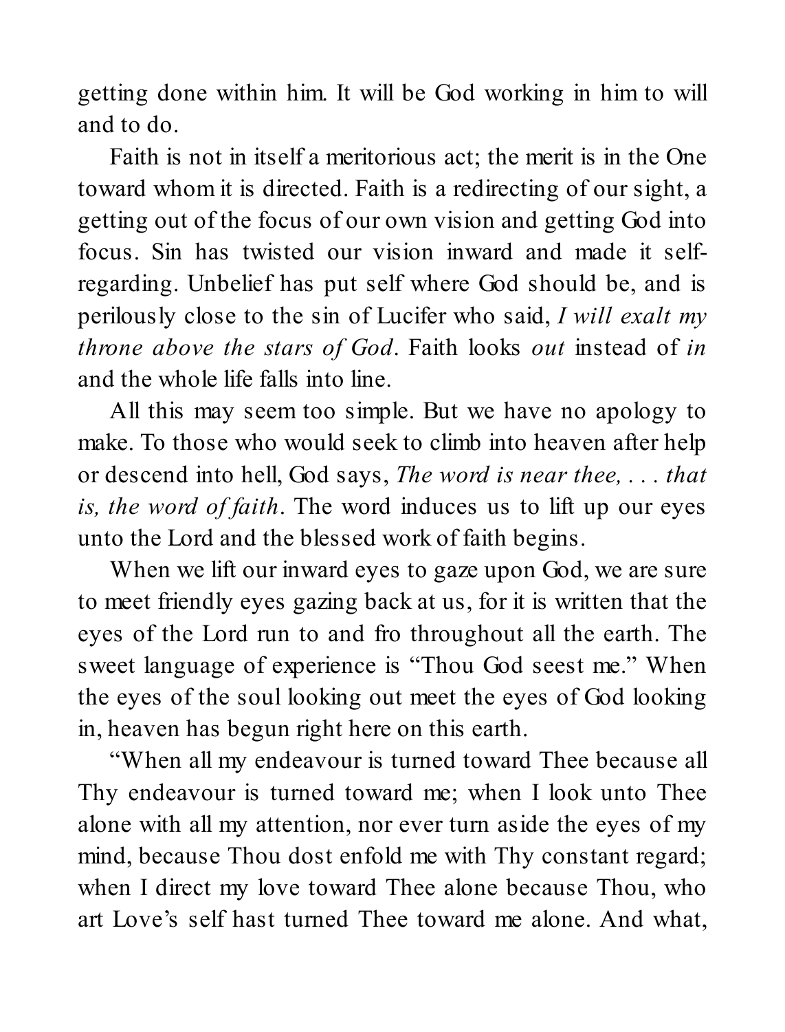getting done within him. It will be God working in him to will and to do.

Faith is not in itself a meritorious act; the merit is in the One toward whom it is directed. Faith is a redirecting of our sight, a getting out of the focus of our own vision and getting God into focus. Sin has twisted our vision inward and made it self-regarding. Unbelief has put self where God should be, and is perilously close to the sin of Lucifer who said, *I will exalt my throne above the stars of God*. Faith looks *out* instead of *in* and the whole life falls into line.

All this may seem too simple. But we have no apology to make. To those who would seek to climb into heaven after help or descend into hell, God says, *The word is near thee, . . . that is, the word of faith*. The word induces us to lift up our eyes unto the Lord and the blessed work of faith begins.

When we lift our inward eyes to gaze upon God, we are sure to meet friendly eyes gazing back at us, for it is written that the eyes of the Lord run to and fro throughout all the earth. The sweet language of experience is "Thou God seest me." When the eyes of the soul looking out meet the eyes of God looking in, heaven has begun right here on this earth.

"When all my endeavour is turned toward Thee because all Thy endeavour is turned toward me; when I look unto Thee alone with all my attention, nor ever turn aside the eyes of my mind, because Thou dost enfold me with Thy constant regard; when I direct my love toward Thee alone because Thou, who art Love's self hast turned Thee toward me alone. And what,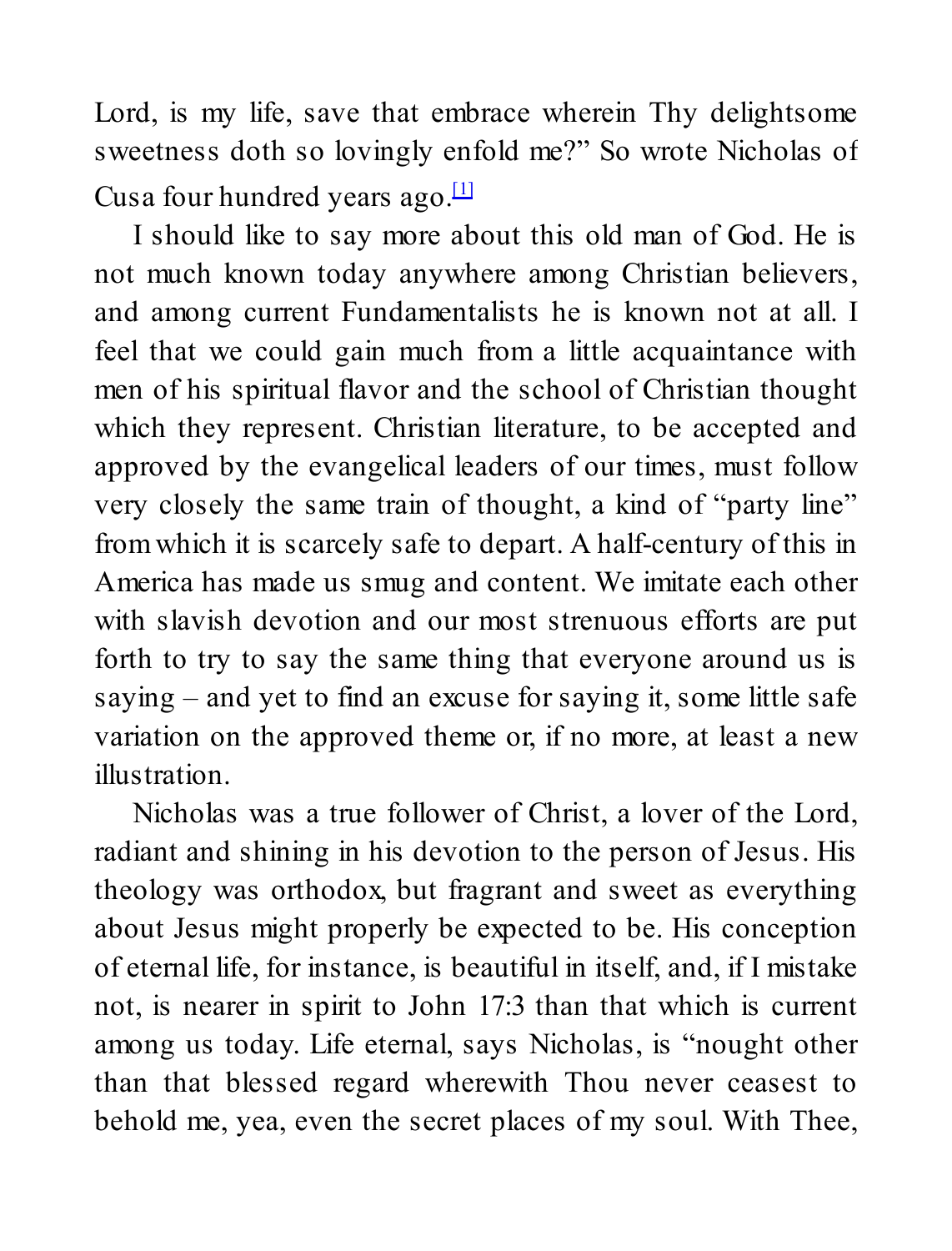Lord, is my life, save that embrace wherein Thy delightsome sweetness doth so lovingly enfold me?" So wrote Nicholas of Cusa four hundred years ago.[1]

I should like to say more about this old man of God. He is not much known today anywhere among Christian believers, and among current Fundamentalists he is known not at all. I feel that we could gain much from a little acquaintance with men of his spiritual flavor and the school of Christian thought which they represent. Christian literature, to be accepted and approved by the evangelical leaders of our times, must follow very closely the same train of thought, a kind of "party line" from which it is scarcely safe to depart. A half-century of this in America has made us smug and content. We imitate each other with slavish devotion and our most strenuous efforts are put forth to try to say the same thing that everyone around us is saying – and yet to find an excuse for saying it, some little safe variation on the approved theme or, if no more, at least a new illustration.

Nicholas was a true follower of Christ, a lover of the Lord, radiant and shining in his devotion to the person of Jesus. His theology was orthodox, but fragrant and sweet as everything about Jesus might properly be expected to be. His conception of eternal life, for instance, is beautiful in itself, and, if I mistake not, is nearer in spirit to John 17:3 than that which is current among us today. Life eternal, says Nicholas, is "nought other than that blessed regard wherewith Thou never ceasest to behold me, yea, even the secret places of my soul. With Thee,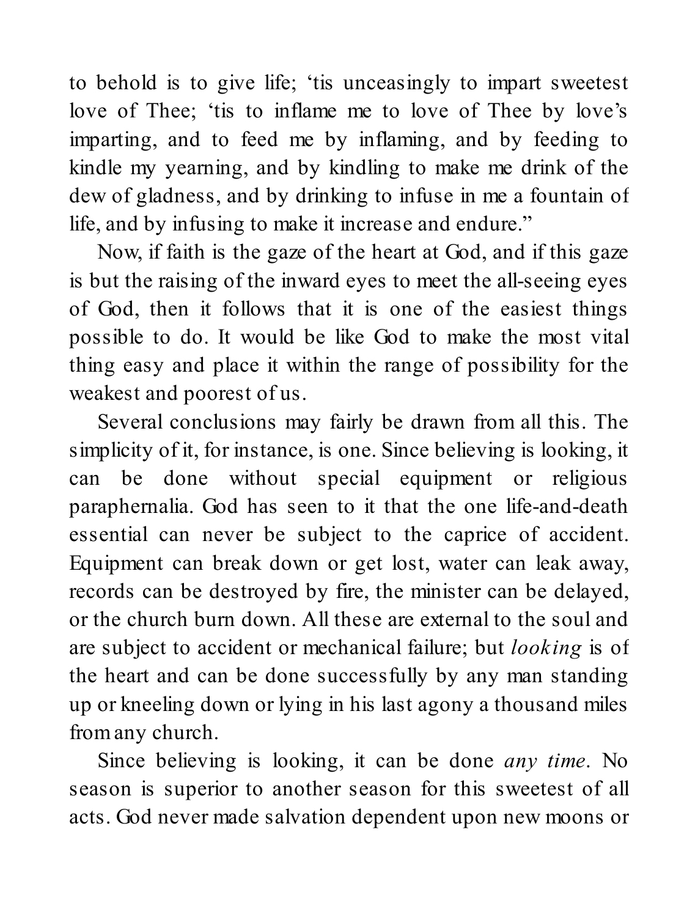to behold is to give life; 'tis unceasingly to impart sweetest love of Thee; 'tis to inflame me to love of Thee by love's imparting, and to feed me by inflaming, and by feeding to kindle my yearning, and by kindling to make me drink of the dew of gladness, and by drinking to infuse in me a fountain of life, and by infusing to make it increase and endure."

Now, if faith is the gaze of the heart at God, and if this gaze is but the raising of the inward eyes to meet the all-seeing eyes of God, then it follows that it is one of the easiest things possible to do. It would be like God to make the most vital thing easy and place it within the range of possibility for the weakest and poorest of us.

Several conclusions may fairly be drawn from all this. The simplicity of it, for instance, is one. Since believing is looking, it can be done without special equipment or religious paraphernalia. God has seen to it that the one life-and-death essential can never be subject to the caprice of accident. Equipment can break down or get lost, water can leak away, records can be destroyed by fire, the minister can be delayed, or the church burn down. All these are external to the soul and are subject to accident or mechanical failure; but *looking* is of the heart and can be done successfully by any man standing up or kneeling down or lying in his last agony a thousand miles from any church.

Since believing is looking, it can be done *any time*. No season is superior to another season for this sweetest of all acts. God never made salvation dependent upon new moons or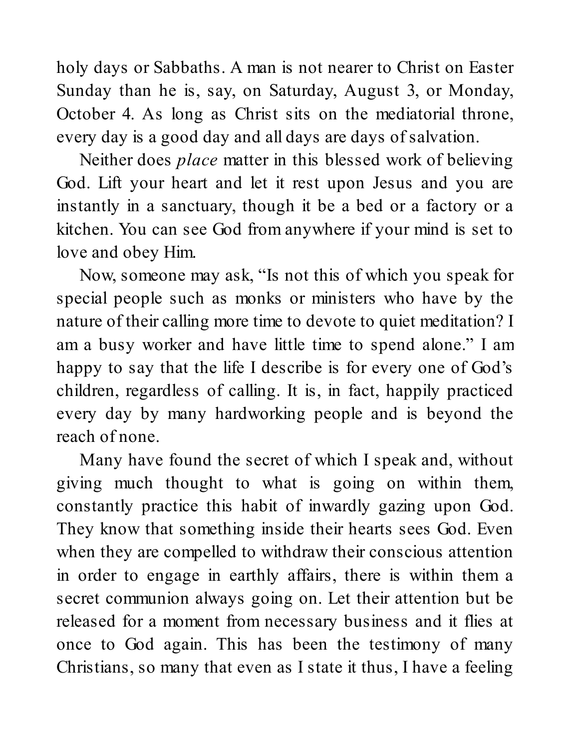holy days or Sabbaths. A man is not nearer to Christ on Easter Sunday than he is, say, on Saturday, August 3, or Monday, October 4. As long as Christ sits on the mediatorial throne, every day is a good day and all days are days of salvation.

Neither does *place* matter in this blessed work of believing God. Lift your heart and let it rest upon Jesus and you are instantly in a sanctuary, though it be a bed or a factory or a kitchen. You can see God from anywhere if your mind is set to love and obey Him.

Now, someone may ask, "Is not this of which you speak for special people such as monks or ministers who have by the nature of their calling more time to devote to quiet meditation? I am a busy worker and have little time to spend alone." I am happy to say that the life I describe is for every one of God's children, regardless of calling. It is, in fact, happily practiced every day by many hardworking people and is beyond the reach of none.

Many have found the secret of which I speak and, without giving much thought to what is going on within them, constantly practice this habit of inwardly gazing upon God. They know that something inside their hearts sees God. Even when they are compelled to withdraw their conscious attention in order to engage in earthly affairs, there is within them a secret communion always going on. Let their attention but be released for a moment from necessary business and it flies at once to God again. This has been the testimony of many Christians, so many that even as I state it thus, I have a feeling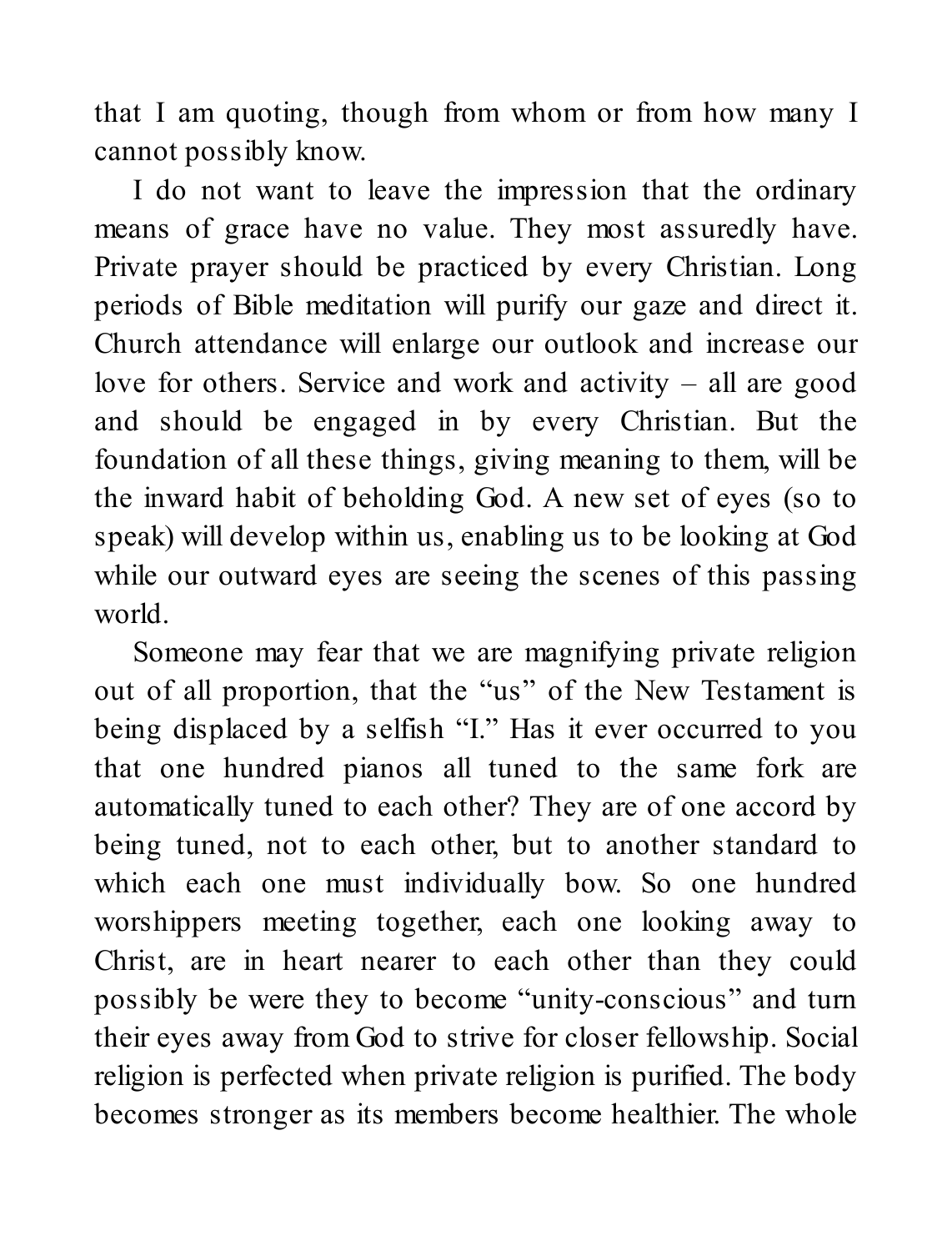that I am quoting, though from whom or from how many I cannot possibly know.

I do not want to leave the impression that the ordinary means of grace have no value. They most assuredly have. Private prayer should be practiced by every Christian. Long periods of Bible meditation will purify our gaze and direct it. Church attendance will enlarge our outlook and increase our love for others. Service and work and activity – all are good and should be engaged in by every Christian. But the foundation of all these things, giving meaning to them, will be the inward habit of beholding God. A new set of eyes (so to speak) will develop within us, enabling us to be looking at God while our outward eyes are seeing the scenes of this passing world.

Someone may fear that we are magnifying private religion out of all proportion, that the "us" of the New Testament is being displaced by a selfish "I." Has it ever occurred to you that one hundred pianos all tuned to the same fork are automatically tuned to each other? They are of one accord by being tuned, not to each other, but to another standard to which each one must individually bow. So one hundred worshippers meeting together, each one looking away to Christ, are in heart nearer to each other than they could possibly be were they to become "unity-conscious" and turn their eyes away from God to strive for closer fellowship. Social religion is perfected when private religion is purified. The body becomes stronger as its members become healthier. The whole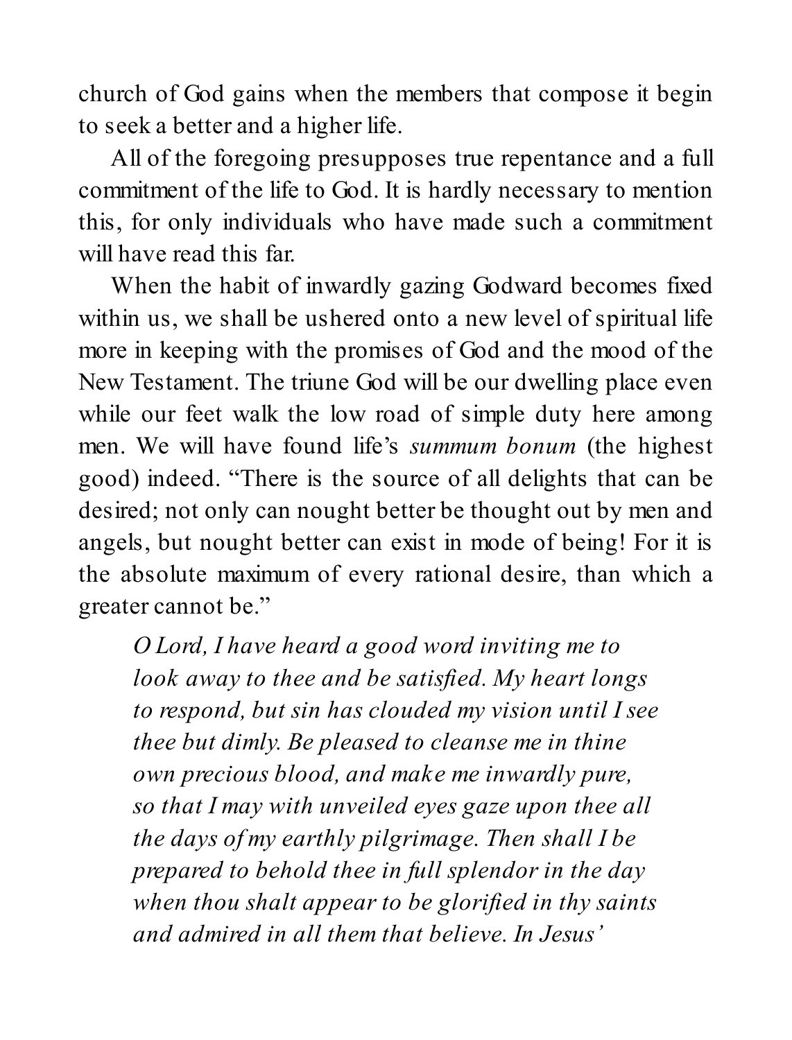church of God gains when the members that compose it begin to seek a better and a higher life.

All of the foregoing presupposes true repentance and a full commitment of the life to God. It is hardly necessary to mention this, for only individuals who have made such a commitment will have read this far.

When the habit of inwardly gazing Godward becomes fixed within us, we shall be ushered onto a new level of spiritual life more in keeping with the promises of God and the mood of the New Testament. The triune God will be our dwelling place even while our feet walk the low road of simple duty here among men. We will have found life's *summum bonum* (the highest good) indeed. "There is the source of all delights that can be desired; not only can nought better be thought out by men and angels, but nought better can exist in mode of being! For it is the absolute maximum of every rational desire, than which a greater cannot be."

> *O Lord, I have heard a good word inviting me to look away to thee and be satisfied. My heart longs to respond, but sin has clouded my vision until I see thee but dimly. Be pleased to cleanse me in thine own precious blood, and make me inwardly pure, so that I may with unveiled eyes gaze upon thee all the days of my earthly pilgrimage. Then shall I be prepared to behold thee in full splendor in the day when thou shalt appear to be glorified in thy saints and admired in all them that believe. In Jesus'*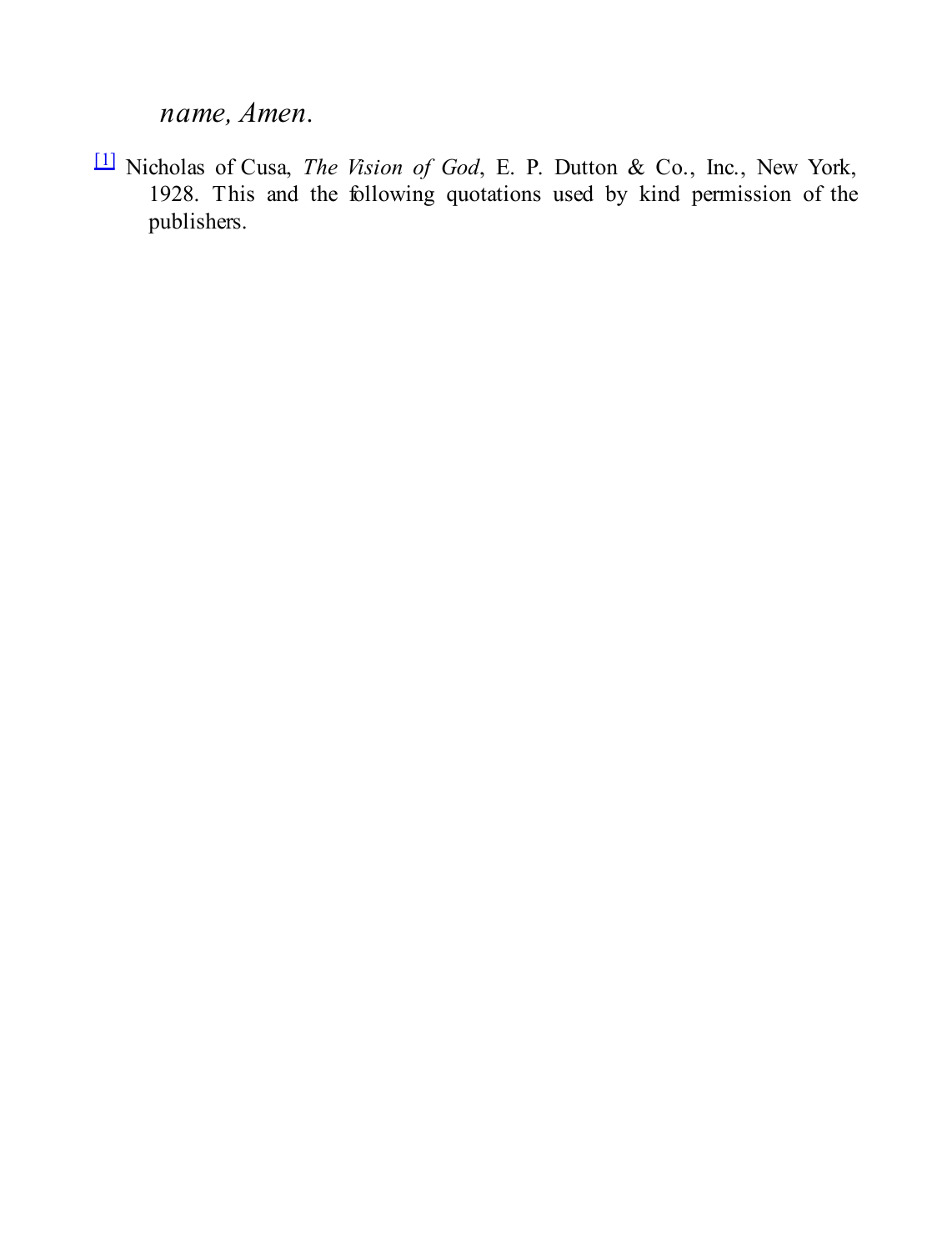*name, Amen.*

[1] Nicholas of Cusa, *The Vision of God*, E. P. Dutton & Co., Inc., New York, 1928. This and the following quotations used by kind permission of the publishers.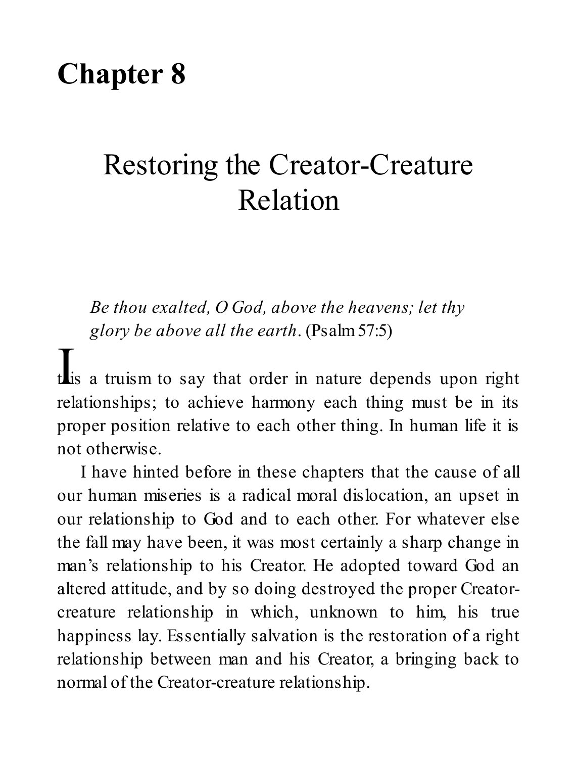# Chapter 8

## Restoring the Creator-Creature Relation

*Be thou exalted, O God, above the heavens; let thy glory be above all the earth*. (Psalm 57:5)

It is a truism to say that order in nature depends upon right relationships; to achieve harmony each thing must be in its proper position relative to each other thing. In human life it is not otherwise.

I have hinted before in these chapters that the cause of all our human miseries is a radical moral dislocation, an upset in our relationship to God and to each other. For whatever else the fall may have been, it was most certainly a sharp change in man's relationship to his Creator. He adopted toward God an altered attitude, and by so doing destroyed the proper Creator-creature relationship in which, unknown to him, his true happiness lay. Essentially salvation is the restoration of a right relationship between man and his Creator, a bringing back to normal of the Creator-creature relationship.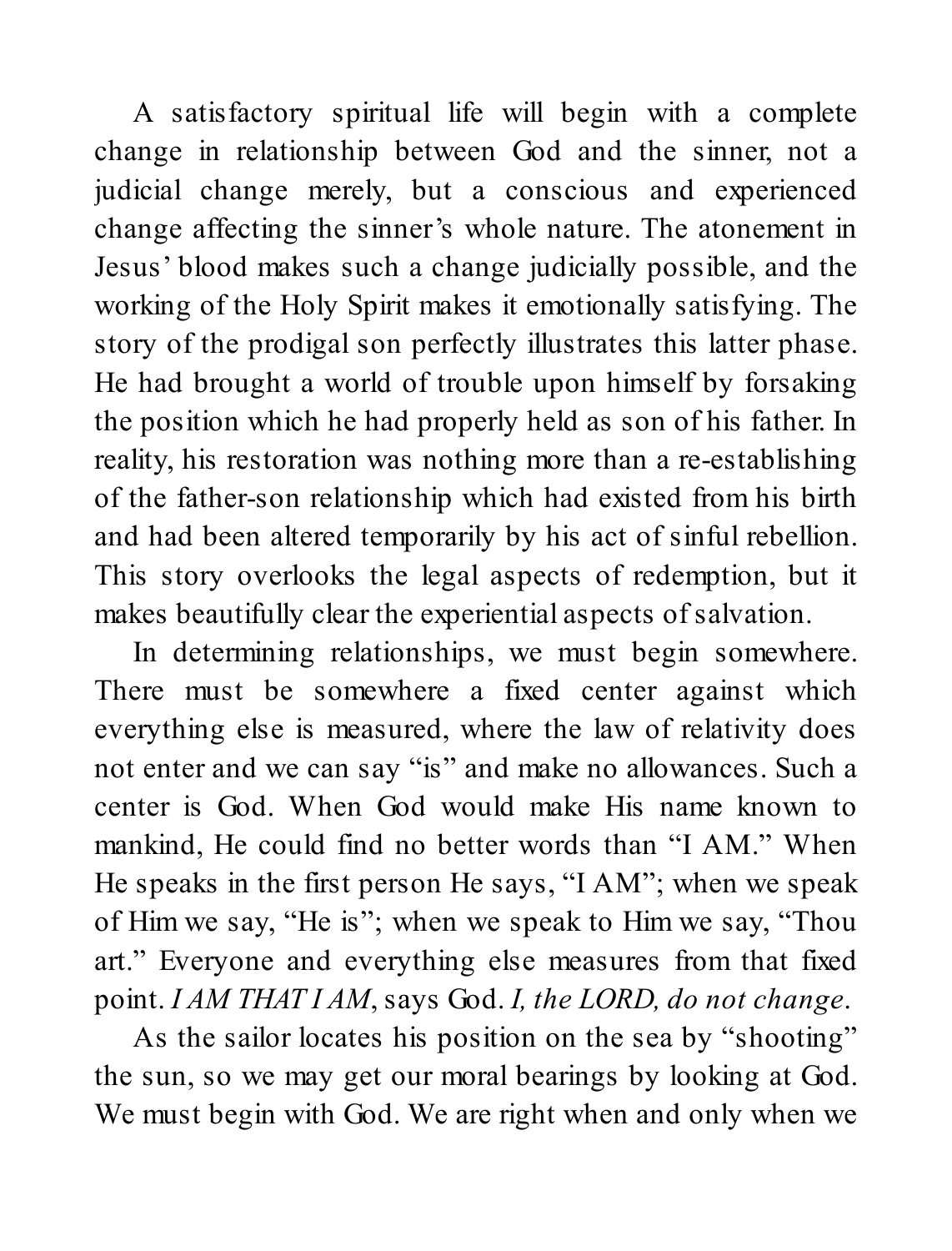A satisfactory spiritual life will begin with a complete change in relationship between God and the sinner, not a judicial change merely, but a conscious and experienced change affecting the sinner's whole nature. The atonement in Jesus' blood makes such a change judicially possible, and the working of the Holy Spirit makes it emotionally satisfying. The story of the prodigal son perfectly illustrates this latter phase. He had brought a world of trouble upon himself by forsaking the position which he had properly held as son of his father. In reality, his restoration was nothing more than a re-establishing of the father-son relationship which had existed from his birth and had been altered temporarily by his act of sinful rebellion. This story overlooks the legal aspects of redemption, but it makes beautifully clear the experiential aspects of salvation.

In determining relationships, we must begin somewhere. There must be somewhere a fixed center against which everything else is measured, where the law of relativity does not enter and we can say "is" and make no allowances. Such a center is God. When God would make His name known to mankind, He could find no better words than "I AM." When He speaks in the first person He says, "I AM"; when we speak of Him we say, "He is"; when we speak to Him we say, "Thou art." Everyone and everything else measures from that fixed point. *I AM THAT I AM*, says God. *I, the LORD, do not change.*

As the sailor locates his position on the sea by "shooting" the sun, so we may get our moral bearings by looking at God. We must begin with God. We are right when and only when we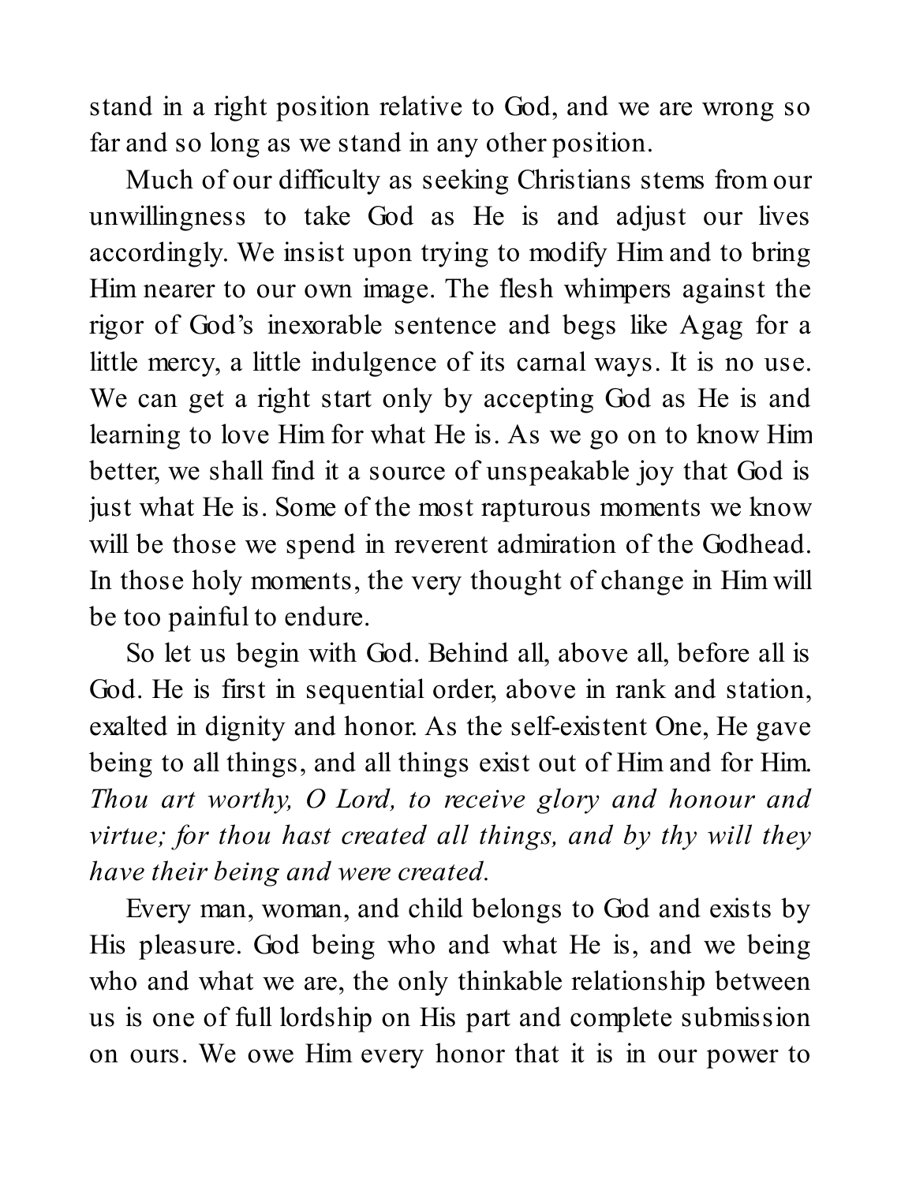stand in a right position relative to God, and we are wrong so far and so long as we stand in any other position.

Much of our difficulty as seeking Christians stems from our unwillingness to take God as He is and adjust our lives accordingly. We insist upon trying to modify Him and to bring Him nearer to our own image. The flesh whimpers against the rigor of God's inexorable sentence and begs like Agag for a little mercy, a little indulgence of its carnal ways. It is no use. We can get a right start only by accepting God as He is and learning to love Him for what He is. As we go on to know Him better, we shall find it a source of unspeakable joy that God is just what He is. Some of the most rapturous moments we know will be those we spend in reverent admiration of the Godhead. In those holy moments, the very thought of change in Him will be too painful to endure.

So let us begin with God. Behind all, above all, before all is God. He is first in sequential order, above in rank and station, exalted in dignity and honor. As the self-existent One, He gave being to all things, and all things exist out of Him and for Him. *Thou art worthy, O Lord, to receive glory and honour and virtue; for thou hast created all things, and by thy will they have their being and were created.*

Every man, woman, and child belongs to God and exists by His pleasure. God being who and what He is, and we being who and what we are, the only thinkable relationship between us is one of full lordship on His part and complete submission on ours. We owe Him every honor that it is in our power to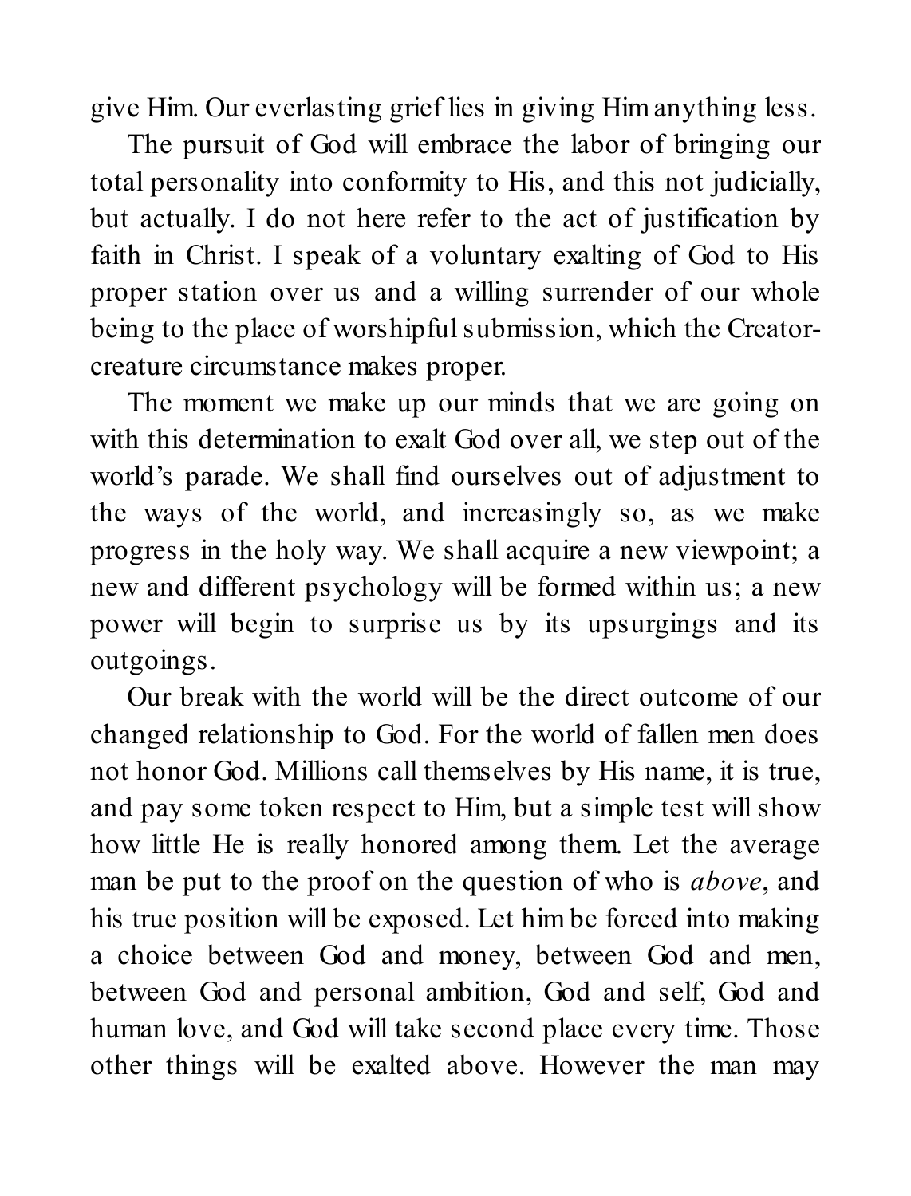give Him. Our everlasting grief lies in giving Him anything less.

The pursuit of God will embrace the labor of bringing our total personality into conformity to His, and this not judicially, but actually. I do not here refer to the act of justification by faith in Christ. I speak of a voluntary exalting of God to His proper station over us and a willing surrender of our whole being to the place of worshipful submission, which the Creator-creature circumstance makes proper.

The moment we make up our minds that we are going on with this determination to exalt God over all, we step out of the world's parade. We shall find ourselves out of adjustment to the ways of the world, and increasingly so, as we make progress in the holy way. We shall acquire a new viewpoint; a new and different psychology will be formed within us; a new power will begin to surprise us by its upsurgings and its outgoings.

Our break with the world will be the direct outcome of our changed relationship to God. For the world of fallen men does not honor God. Millions call themselves by His name, it is true, and pay some token respect to Him, but a simple test will show how little He is really honored among them. Let the average man be put to the proof on the question of who is *above*, and his true position will be exposed. Let him be forced into making a choice between God and money, between God and men, between God and personal ambition, God and self, God and human love, and God will take second place every time. Those other things will be exalted above. However the man may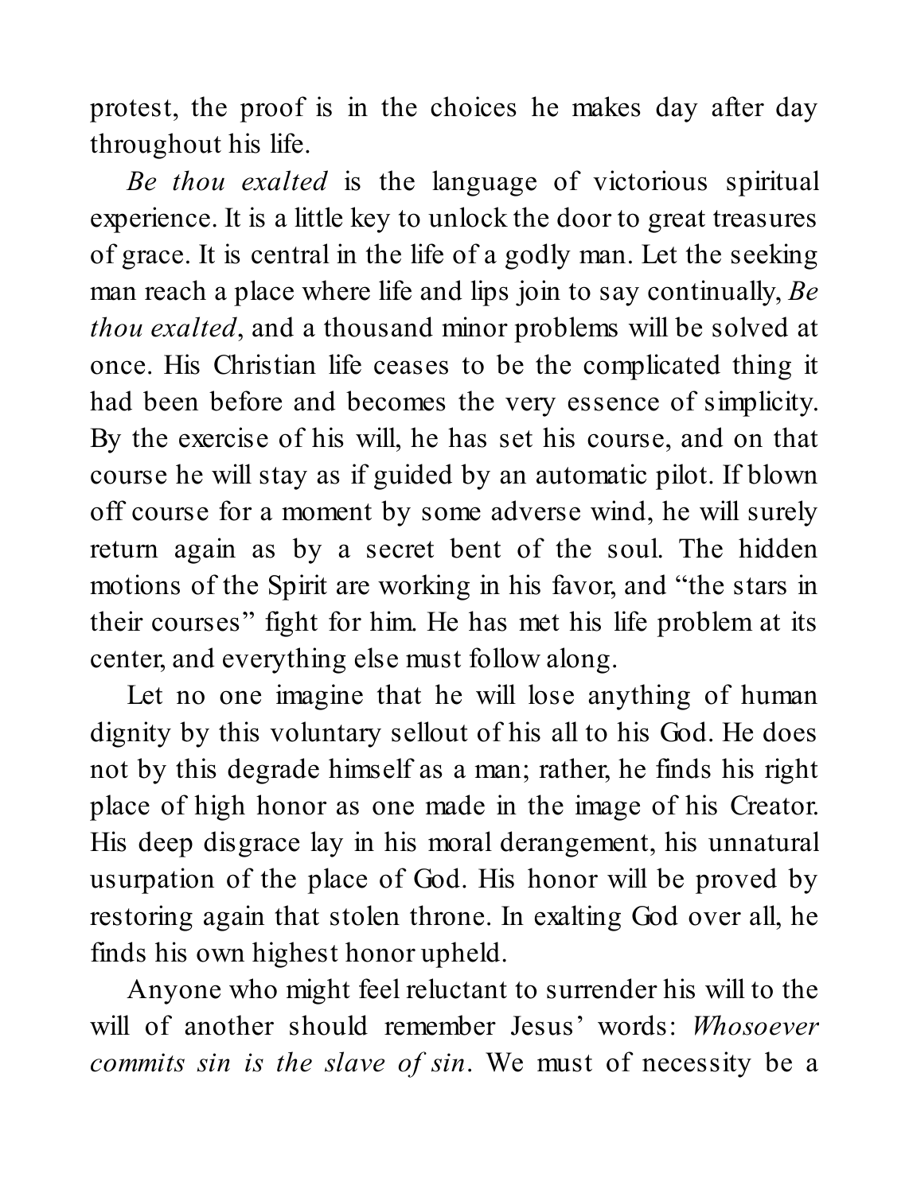protest, the proof is in the choices he makes day after day throughout his life.

*Be thou exalted* is the language of victorious spiritual experience. It is a little key to unlock the door to great treasures of grace. It is central in the life of a godly man. Let the seeking man reach a place where life and lips join to say continually, *Be thou exalted*, and a thousand minor problems will be solved at once. His Christian life ceases to be the complicated thing it had been before and becomes the very essence of simplicity. By the exercise of his will, he has set his course, and on that course he will stay as if guided by an automatic pilot. If blown off course for a moment by some adverse wind, he will surely return again as by a secret bent of the soul. The hidden motions of the Spirit are working in his favor, and "the stars in their courses" fight for him. He has met his life problem at its center, and everything else must follow along.

Let no one imagine that he will lose anything of human dignity by this voluntary sellout of his all to his God. He does not by this degrade himself as a man; rather, he finds his right place of high honor as one made in the image of his Creator. His deep disgrace lay in his moral derangement, his unnatural usurpation of the place of God. His honor will be proved by restoring again that stolen throne. In exalting God over all, he finds his own highest honor upheld.

Anyone who might feel reluctant to surrender his will to the will of another should remember Jesus' words: *Whosoever commits sin is the slave of sin*. We must of necessity be a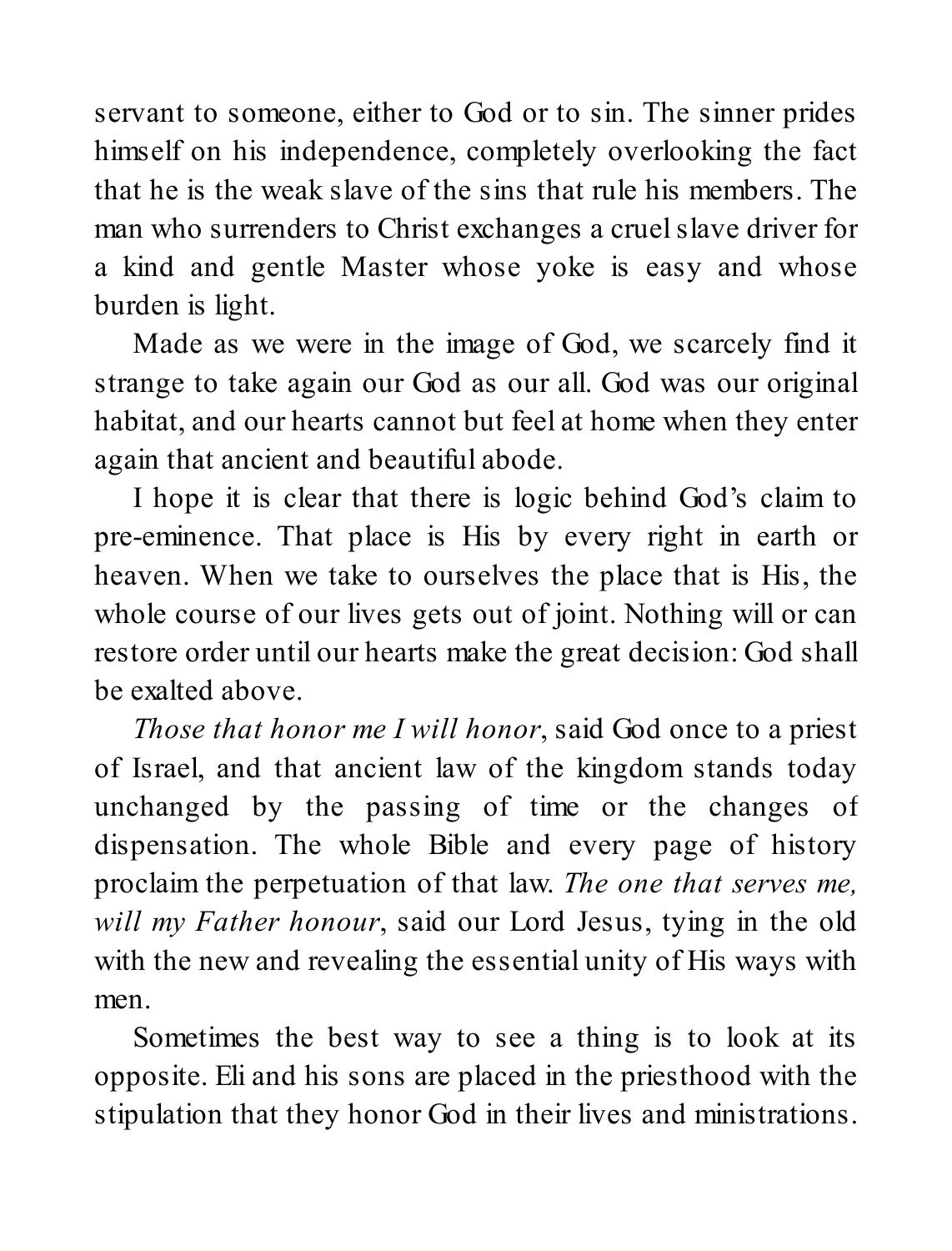servant to someone, either to God or to sin. The sinner prides himself on his independence, completely overlooking the fact that he is the weak slave of the sins that rule his members. The man who surrenders to Christ exchanges a cruel slave driver for a kind and gentle Master whose yoke is easy and whose burden is light.

Made as we were in the image of God, we scarcely find it strange to take again our God as our all. God was our original habitat, and our hearts cannot but feel at home when they enter again that ancient and beautiful abode.

I hope it is clear that there is logic behind God's claim to pre-eminence. That place is His by every right in earth or heaven. When we take to ourselves the place that is His, the whole course of our lives gets out of joint. Nothing will or can restore order until our hearts make the great decision: God shall be exalted above.

*Those that honor me I will honor*, said God once to a priest of Israel, and that ancient law of the kingdom stands today unchanged by the passing of time or the changes of dispensation. The whole Bible and every page of history proclaim the perpetuation of that law. *The one that serves me, will my Father honour,* said our Lord Jesus, tying in the old with the new and revealing the essential unity of His ways with men.

Sometimes the best way to see a thing is to look at its opposite. Eli and his sons are placed in the priesthood with the stipulation that they honor God in their lives and ministrations.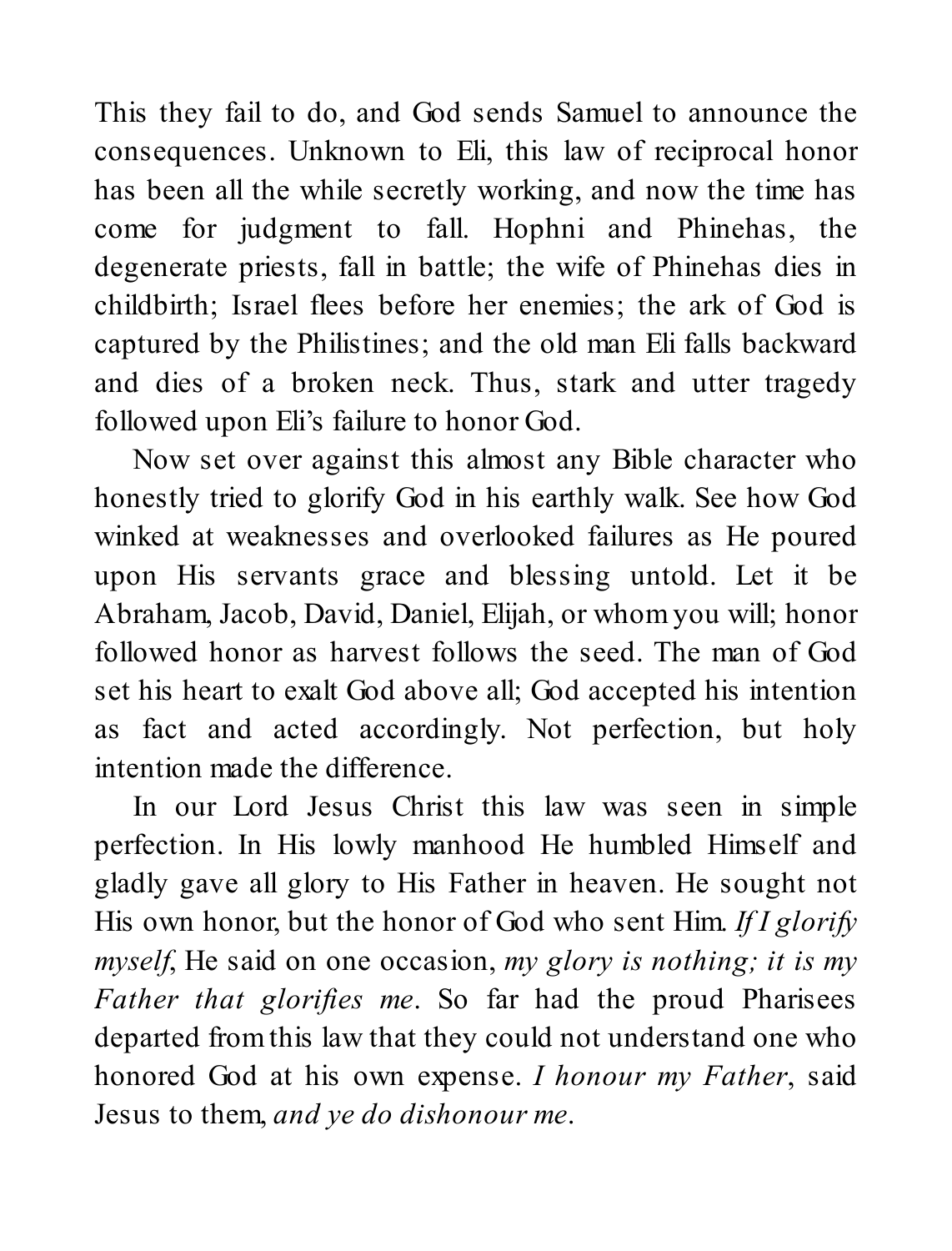This they fail to do, and God sends Samuel to announce the consequences. Unknown to Eli, this law of reciprocal honor has been all the while secretly working, and now the time has come for judgment to fall. Hophni and Phinehas, the degenerate priests, fall in battle; the wife of Phinehas dies in childbirth; Israel flees before her enemies; the ark of God is captured by the Philistines; and the old man Eli falls backward and dies of a broken neck. Thus, stark and utter tragedy followed upon Eli's failure to honor God.

Now set over against this almost any Bible character who honestly tried to glorify God in his earthly walk. See how God winked at weaknesses and overlooked failures as He poured upon His servants grace and blessing untold. Let it be Abraham, Jacob, David, Daniel, Elijah, or whom you will; honor followed honor as harvest follows the seed. The man of God set his heart to exalt God above all; God accepted his intention as fact and acted accordingly. Not perfection, but holy intention made the difference.

In our Lord Jesus Christ this law was seen in simple perfection. In His lowly manhood He humbled Himself and gladly gave all glory to His Father in heaven. He sought not His own honor, but the honor of God who sent Him. *If I glorify myself*, He said on one occasion, *my glory is nothing; it is my Father that glorifies me*. So far had the proud Pharisees departed from this law that they could not understand one who honored God at his own expense. *I honour my Father*, said Jesus to them, *and ye do dishonour me*.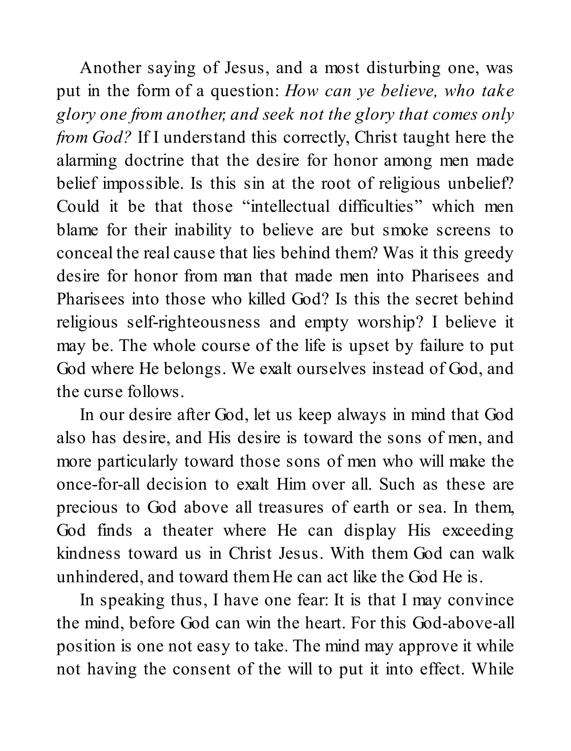Another saying of Jesus, and a most disturbing one, was put in the form of a question: *How can ye believe, who take glory one from another, and seek not the glory that comes only from God?* If I understand this correctly, Christ taught here the alarming doctrine that the desire for honor among men made belief impossible. Is this sin at the root of religious unbelief? Could it be that those "intellectual difficulties" which men blame for their inability to believe are but smoke screens to conceal the real cause that lies behind them? Was it this greedy desire for honor from man that made men into Pharisees and Pharisees into those who killed God? Is this the secret behind religious self-righteousness and empty worship? I believe it may be. The whole course of the life is upset by failure to put God where He belongs. We exalt ourselves instead of God, and the curse follows.

In our desire after God, let us keep always in mind that God also has desire, and His desire is toward the sons of men, and more particularly toward those sons of men who will make the once-for-all decision to exalt Him over all. Such as these are precious to God above all treasures of earth or sea. In them, God finds a theater where He can display His exceeding kindness toward us in Christ Jesus. With them God can walk unhindered, and toward them He can act like the God He is.

In speaking thus, I have one fear: It is that I may convince the mind, before God can win the heart. For this God-above-all position is one not easy to take. The mind may approve it while not having the consent of the will to put it into effect. While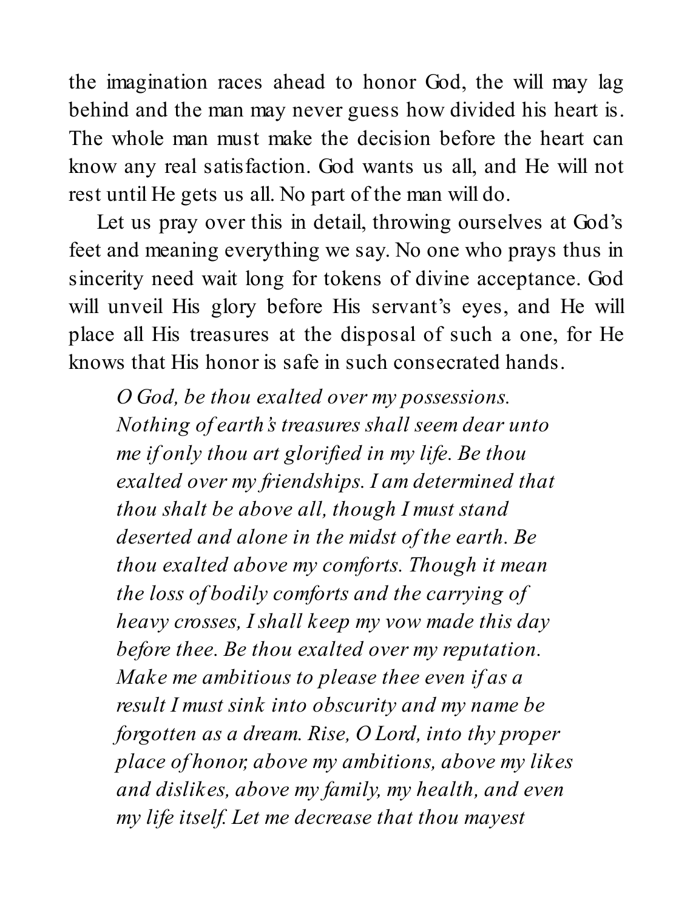the imagination races ahead to honor God, the will may lag behind and the man may never guess how divided his heart is. The whole man must make the decision before the heart can know any real satisfaction. God wants us all, and He will not rest until He gets us all. No part of the man will do.

Let us pray over this in detail, throwing ourselves at God's feet and meaning everything we say. No one who prays thus in sincerity need wait long for tokens of divine acceptance. God will unveil His glory before His servant's eyes, and He will place all His treasures at the disposal of such a one, for He knows that His honor is safe in such consecrated hands.

> *O God, be thou exalted over my possessions. Nothing of earth's treasures shall seem dear unto me if only thou art glorified in my life. Be thou exalted over my friendships. I am determined that thou shalt be above all, though I must stand deserted and alone in the midst of the earth. Be thou exalted above my comforts. Though it mean the loss of bodily comforts and the carrying of heavy crosses, I shall keep my vow made this day before thee. Be thou exalted over my reputation. Make me ambitious to please thee even if as a result I must sink into obscurity and my name be forgotten as a dream. Rise, O Lord, into thy proper place of honor, above my ambitions, above my likes and dislikes, above my family, my health, and even my life itself. Let me decrease that thou mayest*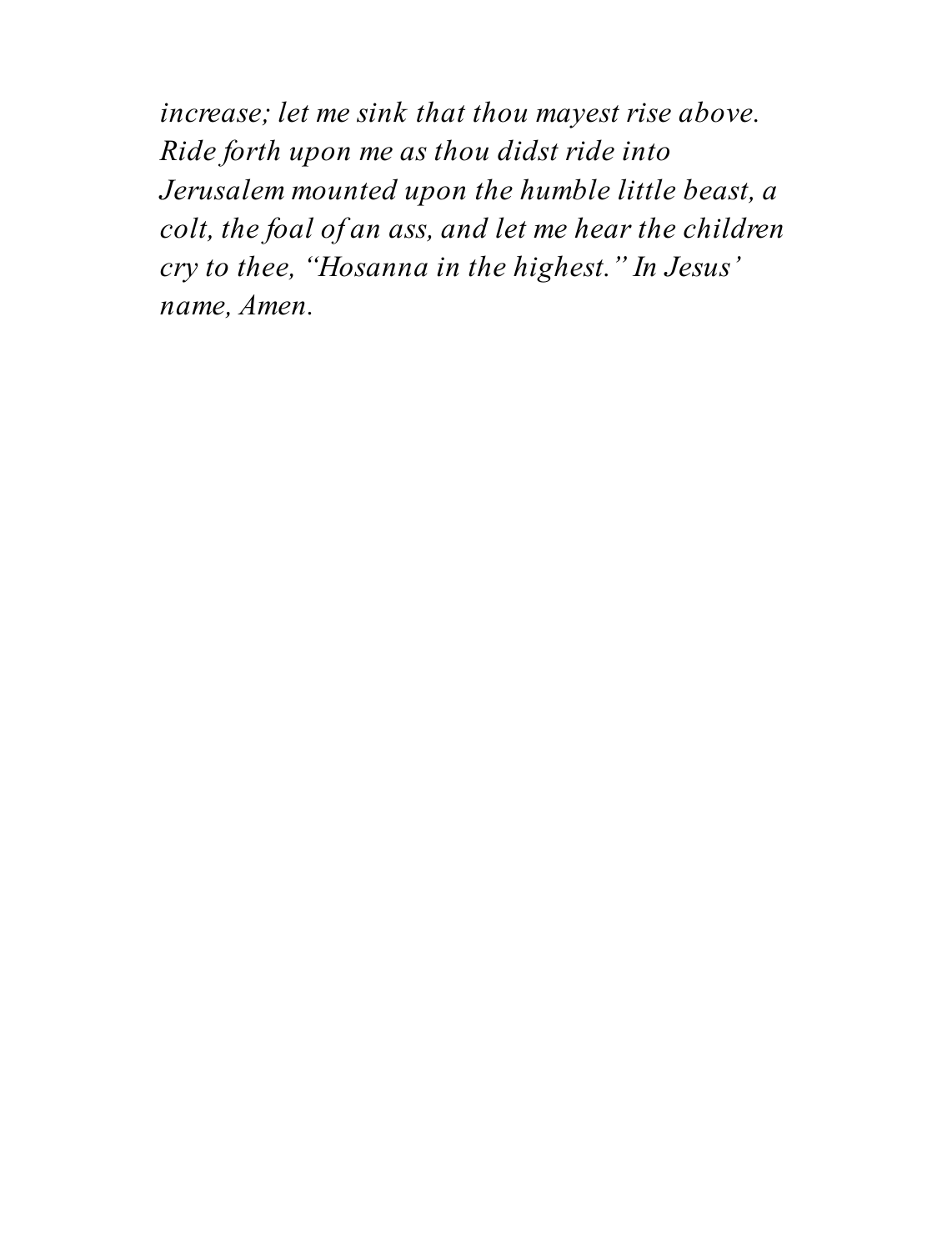*increase; let me sink that thou mayest rise above. Ride forth upon me as thou didst ride into Jerusalem mounted upon the humble little beast, a colt, the foal of an ass, and let me hear the children cry to thee, "Hosanna in the highest." In Jesus' name, Amen.*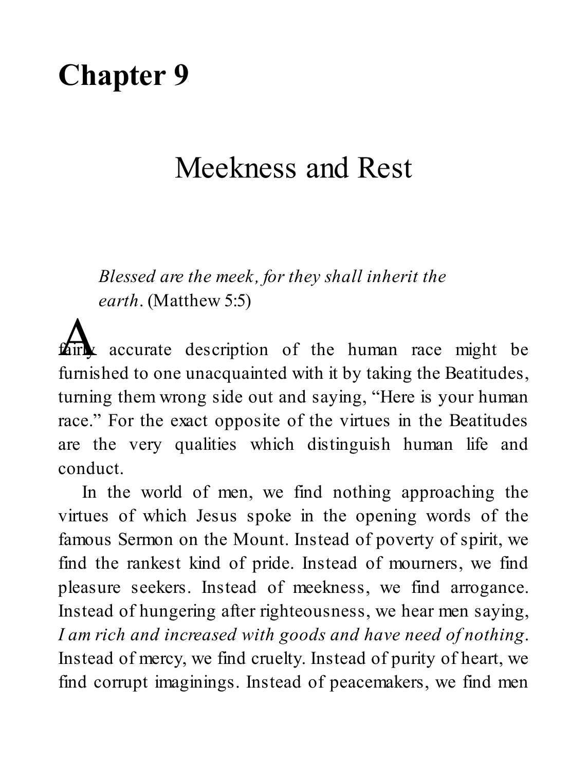# Chapter 9

## Meekness and Rest

> *Blessed are the meek, for they shall inherit the earth.* (Matthew 5:5)

A fairly accurate description of the human race might be furnished to one unacquainted with it by taking the Beatitudes, turning them wrong side out and saying, "Here is your human race." For the exact opposite of the virtues in the Beatitudes are the very qualities which distinguish human life and conduct.

In the world of men, we find nothing approaching the virtues of which Jesus spoke in the opening words of the famous Sermon on the Mount. Instead of poverty of spirit, we find the rankest kind of pride. Instead of mourners, we find pleasure seekers. Instead of meekness, we find arrogance. Instead of hungering after righteousness, we hear men saying, *I am rich and increased with goods and have need of nothing*. Instead of mercy, we find cruelty. Instead of purity of heart, we find corrupt imaginings. Instead of peacemakers, we find men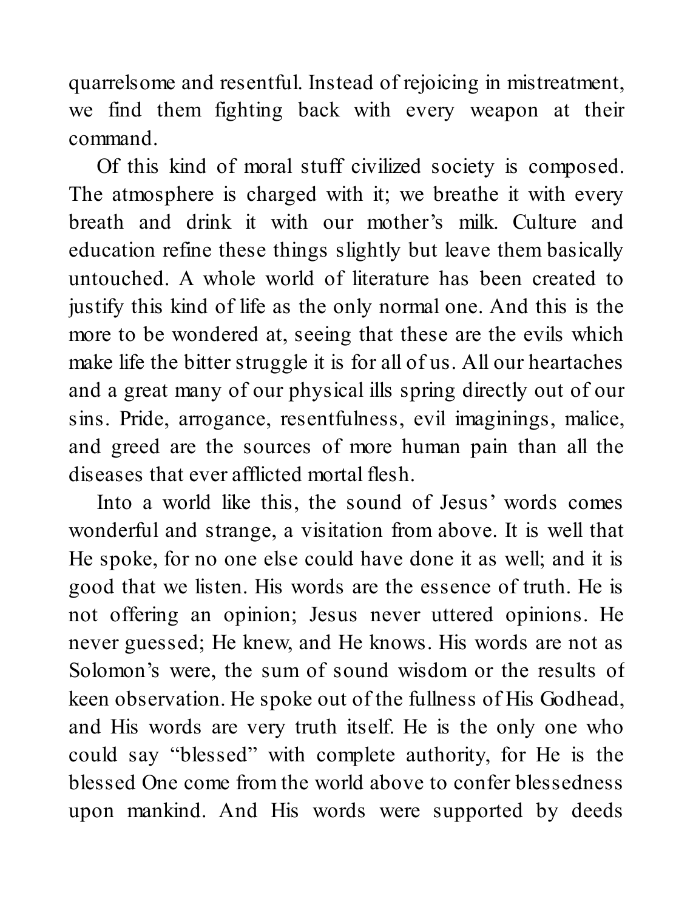quarrelsome and resentful. Instead of rejoicing in mistreatment, we find them fighting back with every weapon at their command.

Of this kind of moral stuff civilized society is composed. The atmosphere is charged with it; we breathe it with every breath and drink it with our mother’s milk. Culture and education refine these things slightly but leave them basically untouched. A whole world of literature has been created to justify this kind of life as the only normal one. And this is the more to be wondered at, seeing that these are the evils which make life the bitter struggle it is for all of us. All our heartaches and a great many of our physical ills spring directly out of our sins. Pride, arrogance, resentfulness, evil imaginings, malice, and greed are the sources of more human pain than all the diseases that ever afflicted mortal flesh.

Into a world like this, the sound of Jesus’ words comes wonderful and strange, a visitation from above. It is well that He spoke, for no one else could have done it as well; and it is good that we listen. His words are the essence of truth. He is not offering an opinion; Jesus never uttered opinions. He never guessed; He knew, and He knows. His words are not as Solomon’s were, the sum of sound wisdom or the results of keen observation. He spoke out of the fullness of His Godhead, and His words are very truth itself. He is the only one who could say “blessed” with complete authority, for He is the blessed One come from the world above to confer blessedness upon mankind. And His words were supported by deeds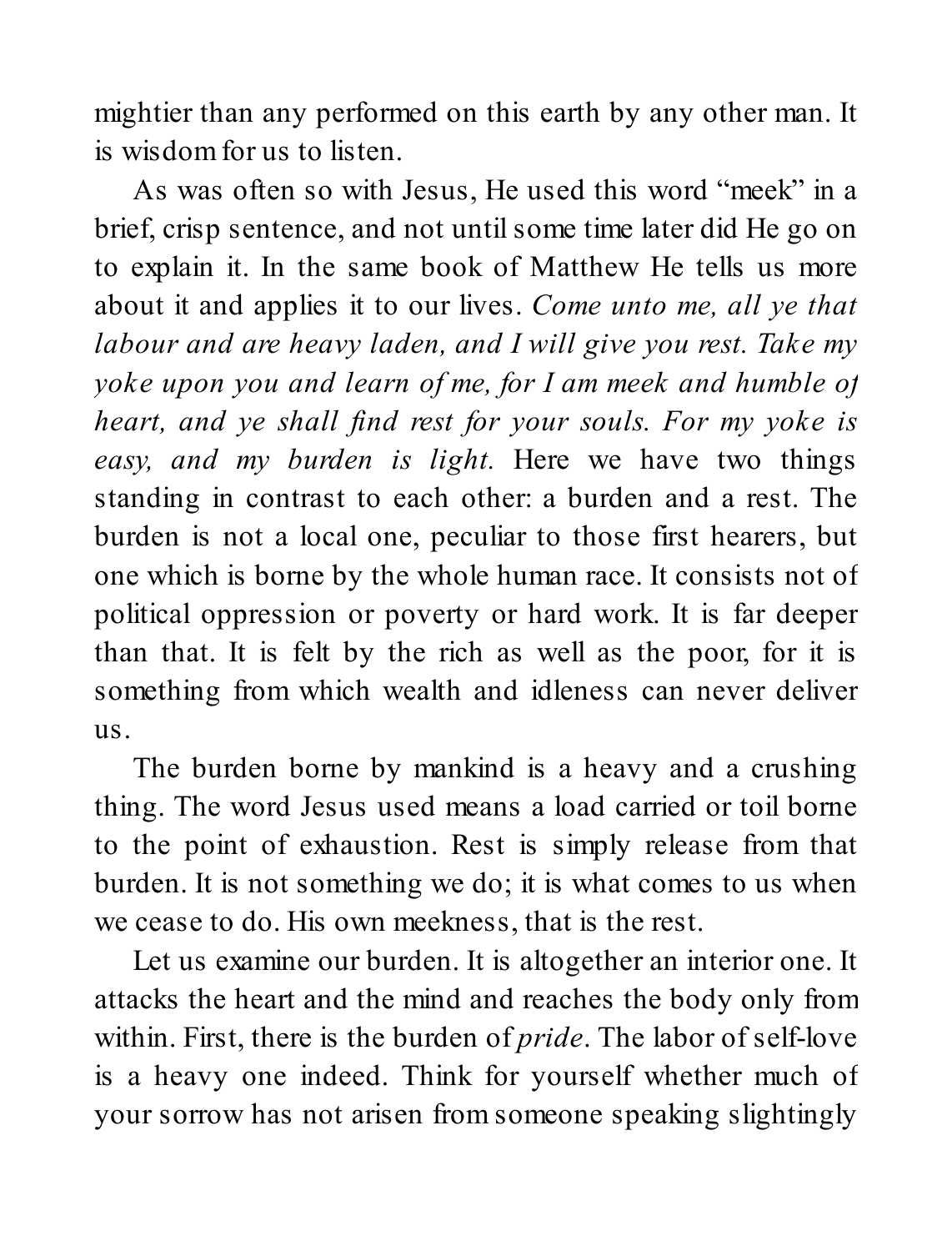mightier than any performed on this earth by any other man. It is wisdom for us to listen.

As was often so with Jesus, He used this word “meek” in a brief, crisp sentence, and not until some time later did He go on to explain it. In the same book of Matthew He tells us more about it and applies it to our lives. *Come unto me, all ye that labour and are heavy laden, and I will give you rest. Take my yoke upon you and learn of me, for I am meek and humble of heart, and ye shall find rest for your souls. For my yoke is easy, and my burden is light.* Here we have two things standing in contrast to each other: a burden and a rest. The burden is not a local one, peculiar to those first hearers, but one which is borne by the whole human race. It consists not of political oppression or poverty or hard work. It is far deeper than that. It is felt by the rich as well as the poor, for it is something from which wealth and idleness can never deliver us.

The burden borne by mankind is a heavy and a crushing thing. The word Jesus used means a load carried or toil borne to the point of exhaustion. Rest is simply release from that burden. It is not something we do; it is what comes to us when we cease to do. His own meekness, that is the rest.

Let us examine our burden. It is altogether an interior one. It attacks the heart and the mind and reaches the body only from within. First, there is the burden of *pride*. The labor of self-love is a heavy one indeed. Think for yourself whether much of your sorrow has not arisen from someone speaking slightingly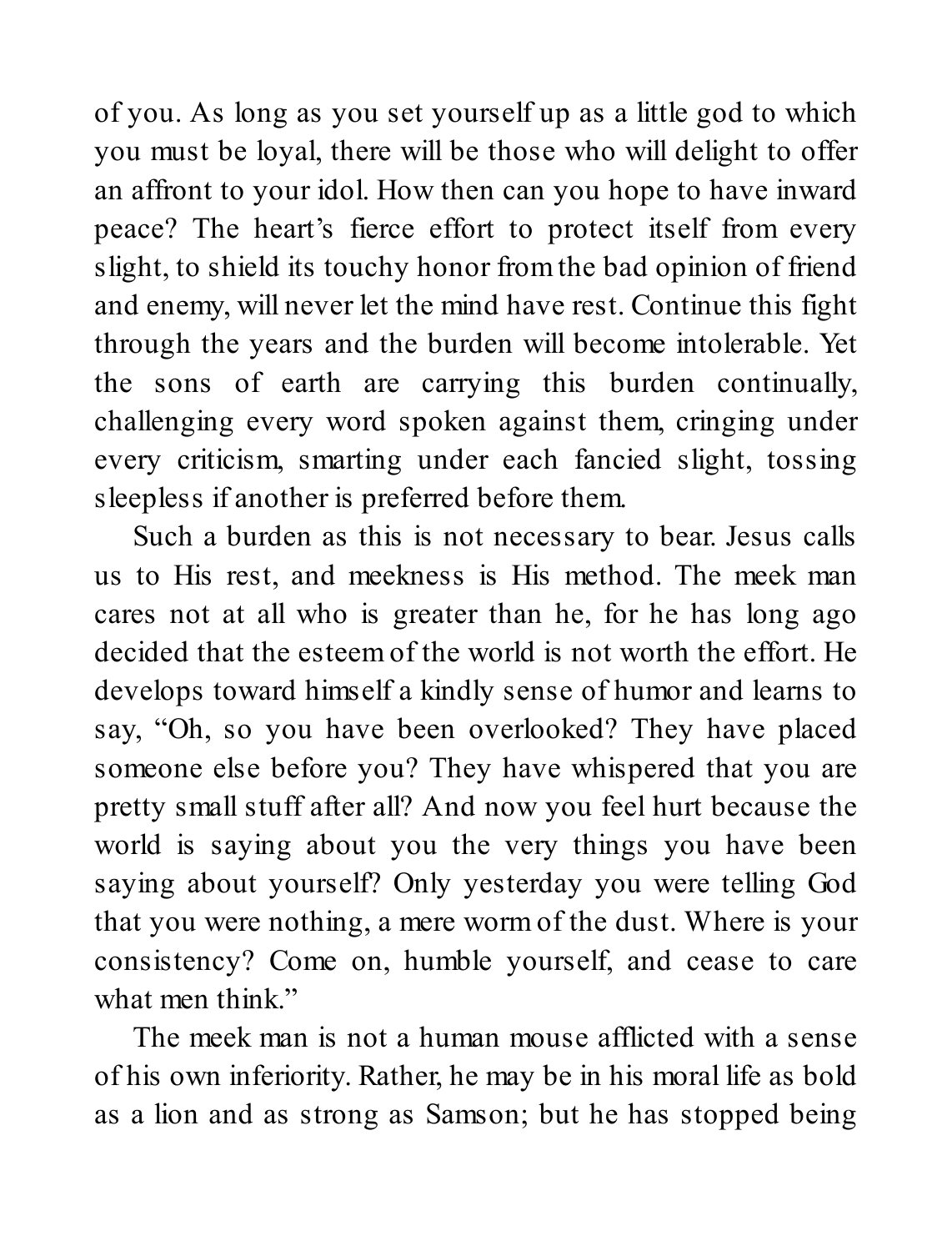of you. As long as you set yourself up as a little god to which you must be loyal, there will be those who will delight to offer an affront to your idol. How then can you hope to have inward peace? The heart's fierce effort to protect itself from every slight, to shield its touchy honor from the bad opinion of friend and enemy, will never let the mind have rest. Continue this fight through the years and the burden will become intolerable. Yet the sons of earth are carrying this burden continually, challenging every word spoken against them, cringing under every criticism, smarting under each fancied slight, tossing sleepless if another is preferred before them.

Such a burden as this is not necessary to bear. Jesus calls us to His rest, and meekness is His method. The meek man cares not at all who is greater than he, for he has long ago decided that the esteem of the world is not worth the effort. He develops toward himself a kindly sense of humor and learns to say, "Oh, so you have been overlooked? They have placed someone else before you? They have whispered that you are pretty small stuff after all? And now you feel hurt because the world is saying about you the very things you have been saying about yourself? Only yesterday you were telling God that you were nothing, a mere worm of the dust. Where is your consistency? Come on, humble yourself, and cease to care what men think."

The meek man is not a human mouse afflicted with a sense of his own inferiority. Rather, he may be in his moral life as bold as a lion and as strong as Samson; but he has stopped being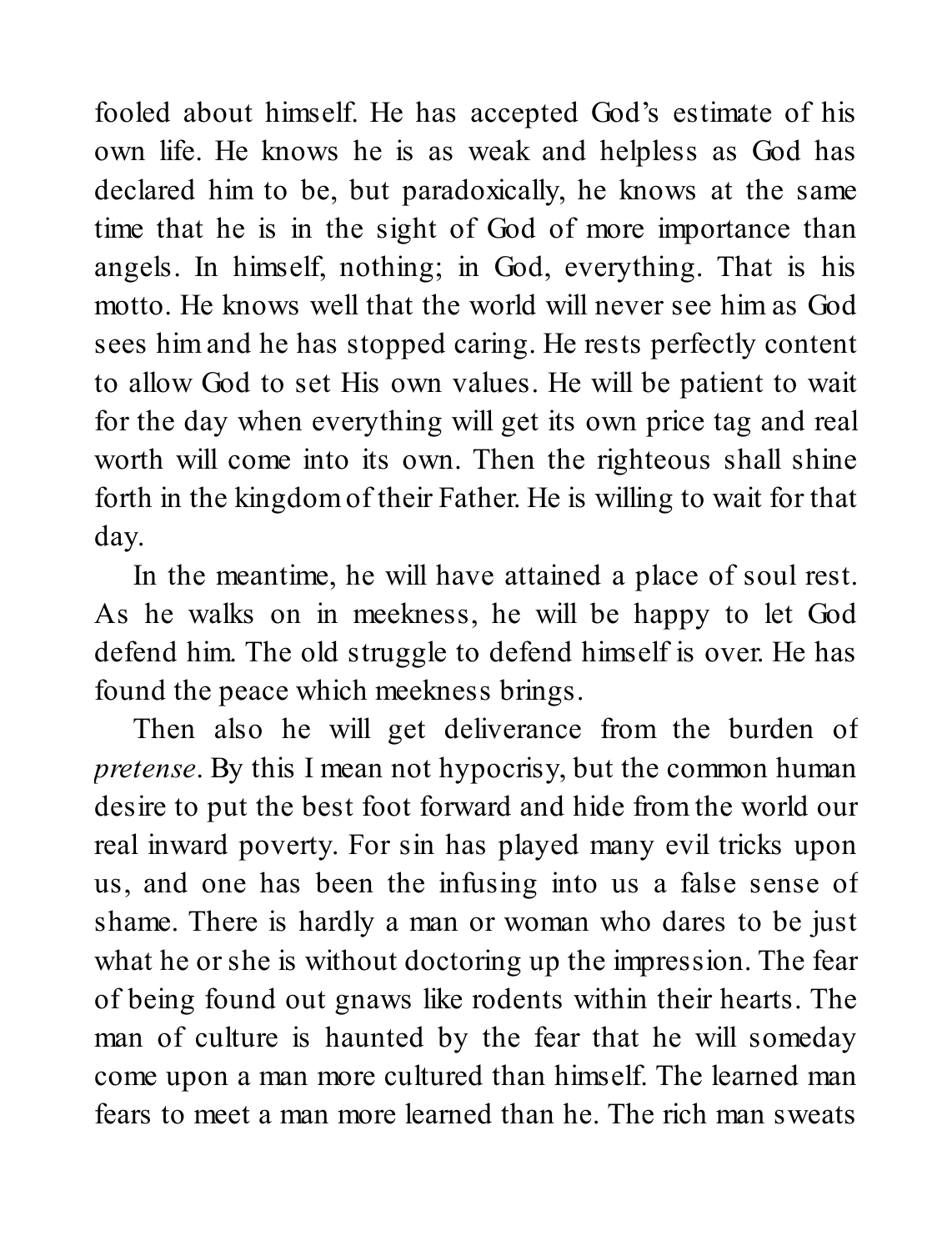fooled about himself. He has accepted God's estimate of his own life. He knows he is as weak and helpless as God has declared him to be, but paradoxically, he knows at the same time that he is in the sight of God of more importance than angels. In himself, nothing; in God, everything. That is his motto. He knows well that the world will never see him as God sees him and he has stopped caring. He rests perfectly content to allow God to set His own values. He will be patient to wait for the day when everything will get its own price tag and real worth will come into its own. Then the righteous shall shine forth in the kingdom of their Father. He is willing to wait for that day.

In the meantime, he will have attained a place of soul rest. As he walks on in meekness, he will be happy to let God defend him. The old struggle to defend himself is over. He has found the peace which meekness brings.

Then also he will get deliverance from the burden of *pretense*. By this I mean not hypocrisy, but the common human desire to put the best foot forward and hide from the world our real inward poverty. For sin has played many evil tricks upon us, and one has been the infusing into us a false sense of shame. There is hardly a man or woman who dares to be just what he or she is without doctoring up the impression. The fear of being found out gnaws like rodents within their hearts. The man of culture is haunted by the fear that he will someday come upon a man more cultured than himself. The learned man fears to meet a man more learned than he. The rich man sweats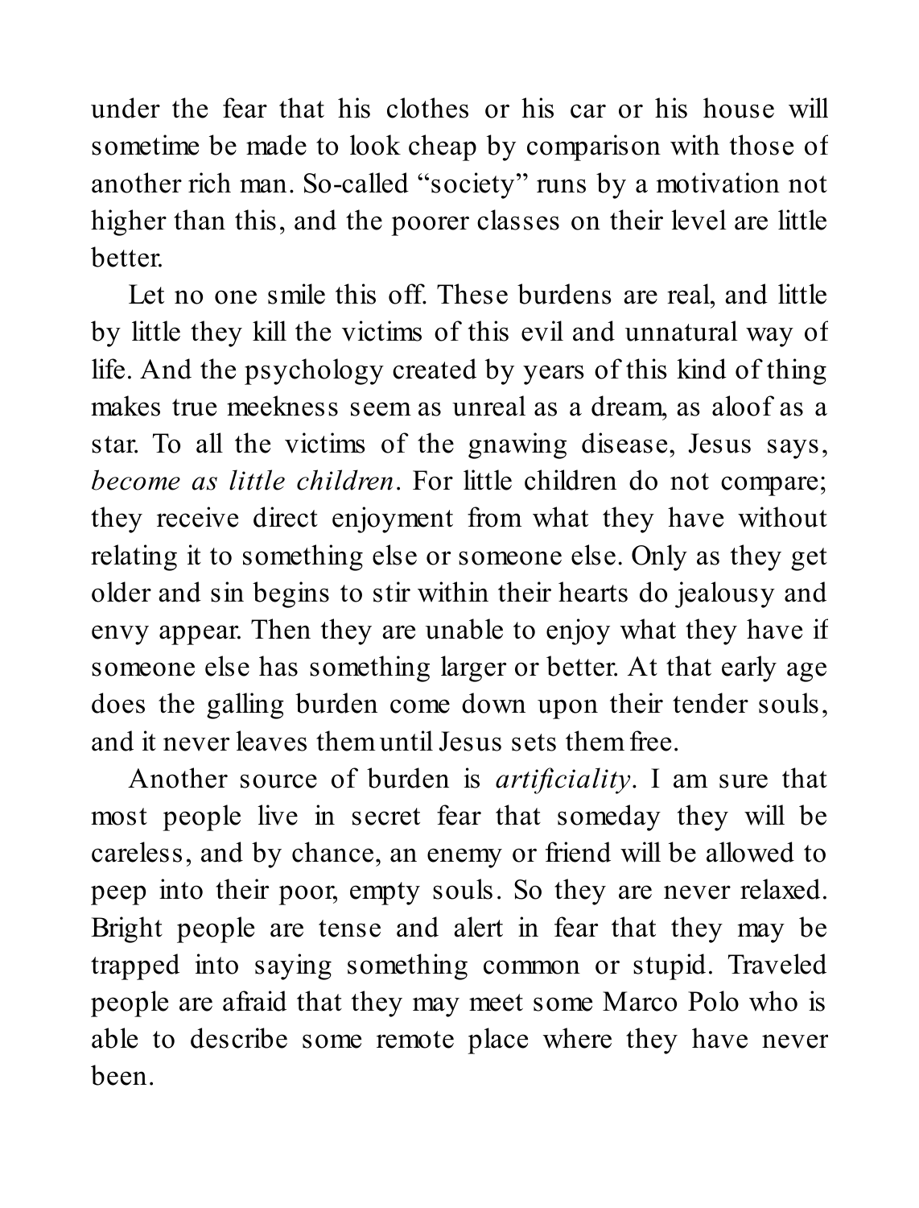under the fear that his clothes or his car or his house will sometime be made to look cheap by comparison with those of another rich man. So-called “society” runs by a motivation not higher than this, and the poorer classes on their level are little better.

Let no one smile this off. These burdens are real, and little by little they kill the victims of this evil and unnatural way of life. And the psychology created by years of this kind of thing makes true meekness seem as unreal as a dream, as aloof as a star. To all the victims of the gnawing disease, Jesus says, *become as little children*. For little children do not compare; they receive direct enjoyment from what they have without relating it to something else or someone else. Only as they get older and sin begins to stir within their hearts do jealousy and envy appear. Then they are unable to enjoy what they have if someone else has something larger or better. At that early age does the galling burden come down upon their tender souls, and it never leaves them until Jesus sets them free.

Another source of burden is *artificiality*. I am sure that most people live in secret fear that someday they will be careless, and by chance, an enemy or friend will be allowed to peep into their poor, empty souls. So they are never relaxed. Bright people are tense and alert in fear that they may be trapped into saying something common or stupid. Traveled people are afraid that they may meet some Marco Polo who is able to describe some remote place where they have never been.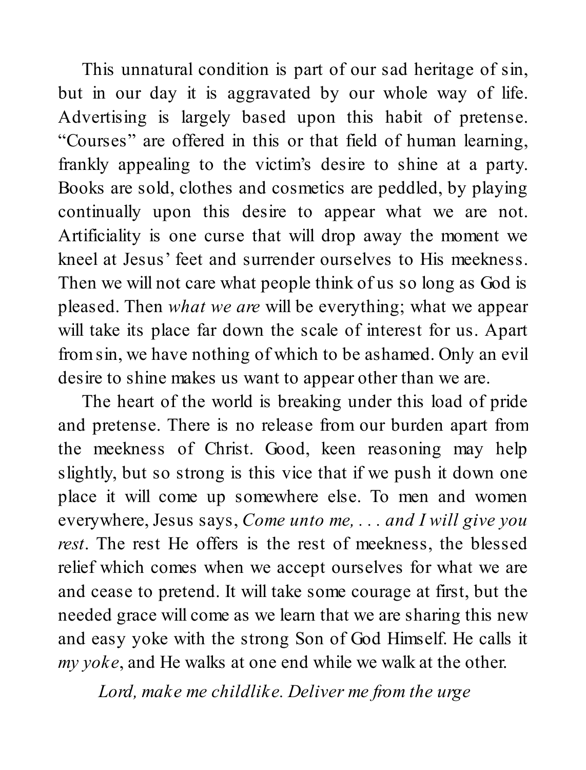This unnatural condition is part of our sad heritage of sin, but in our day it is aggravated by our whole way of life. Advertising is largely based upon this habit of pretense. "Courses" are offered in this or that field of human learning, frankly appealing to the victim's desire to shine at a party. Books are sold, clothes and cosmetics are peddled, by playing continually upon this desire to appear what we are not. Artificiality is one curse that will drop away the moment we kneel at Jesus' feet and surrender ourselves to His meekness. Then we will not care what people think of us so long as God is pleased. Then *what we are* will be everything; what we appear will take its place far down the scale of interest for us. Apart from sin, we have nothing of which to be ashamed. Only an evil desire to shine makes us want to appear other than we are.

The heart of the world is breaking under this load of pride and pretense. There is no release from our burden apart from the meekness of Christ. Good, keen reasoning may help slightly, but so strong is this vice that if we push it down one place it will come up somewhere else. To men and women everywhere, Jesus says, *Come unto me, . . . and I will give you rest*. The rest He offers is the rest of meekness, the blessed relief which comes when we accept ourselves for what we are and cease to pretend. It will take some courage at first, but the needed grace will come as we learn that we are sharing this new and easy yoke with the strong Son of God Himself. He calls it *my yoke*, and He walks at one end while we walk at the other.

*Lord, make me childlike. Deliver me from the urge*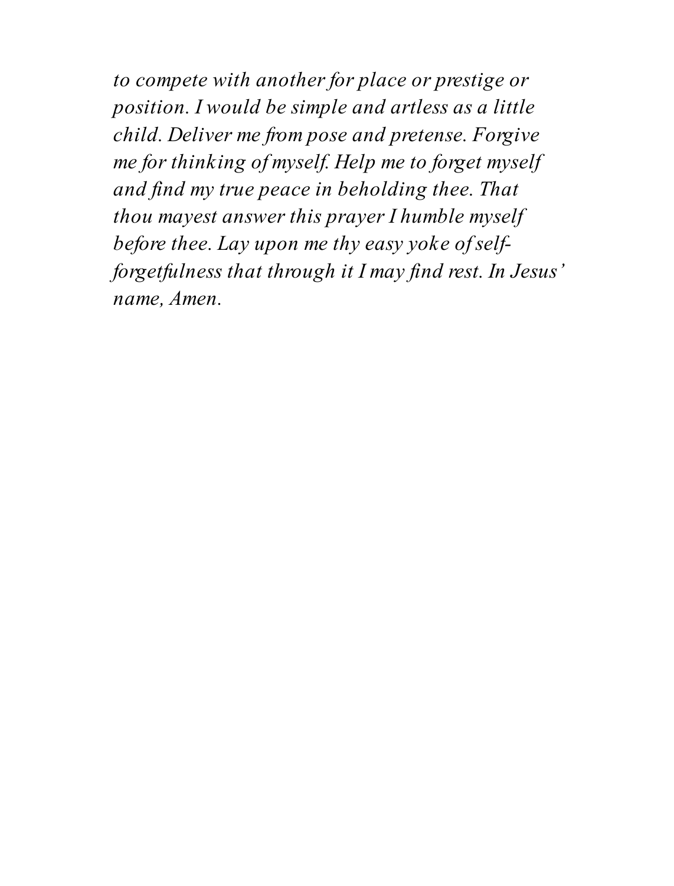*to compete with another for place or prestige or position. I would be simple and artless as a little child. Deliver me from pose and pretense. Forgive me for thinking of myself. Help me to forget myself and find my true peace in beholding thee. That thou mayest answer this prayer I humble myself before thee. Lay upon me thy easy yoke of self-forgetfulness that through it I may find rest. In Jesus' name, Amen.*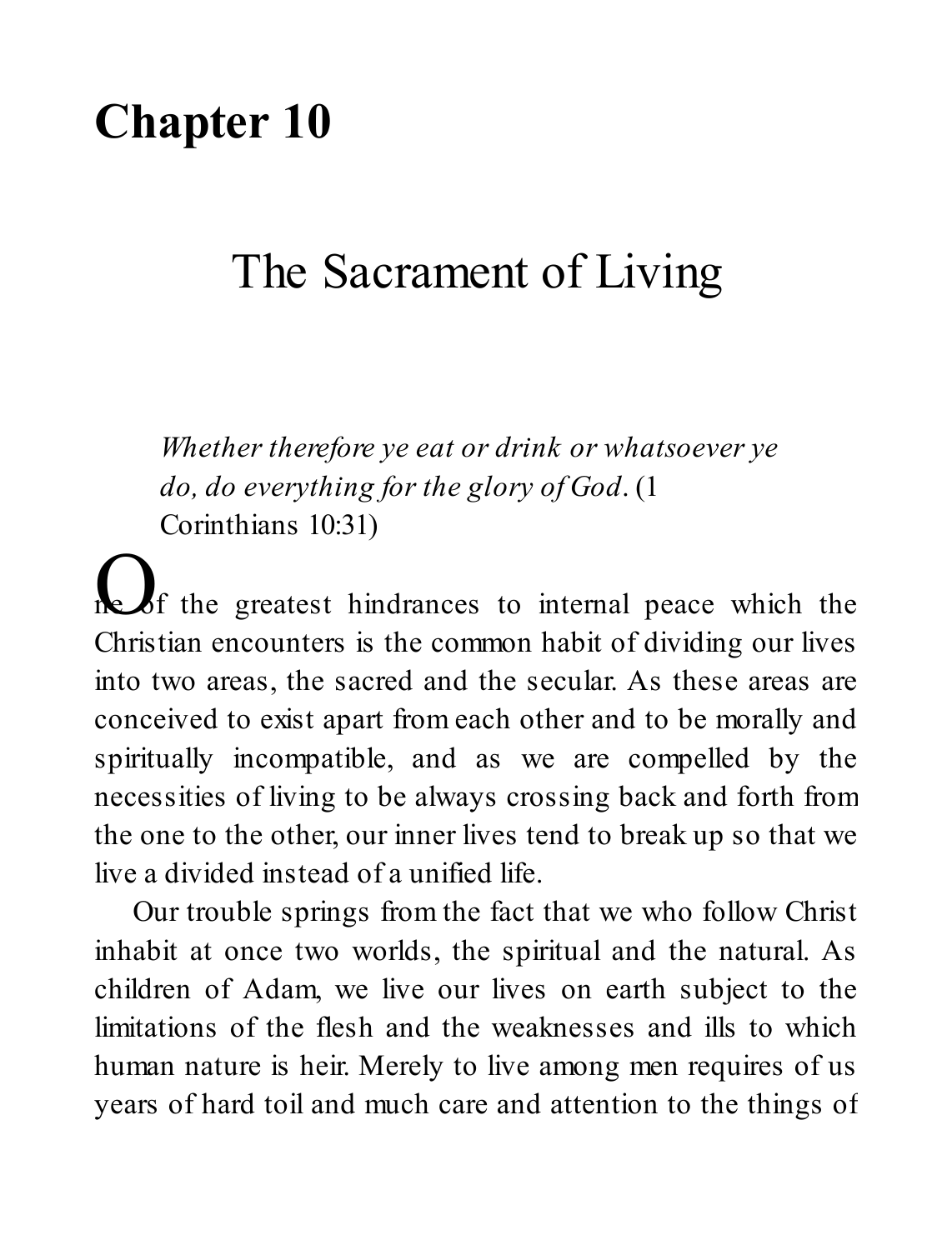# Chapter 10

## The Sacrament of Living

> *Whether therefore ye eat or drink or whatsoever ye do, do everything for the glory of God*. (1 Corinthians 10:31)

One of the greatest hindrances to internal peace which the Christian encounters is the common habit of dividing our lives into two areas, the sacred and the secular. As these areas are conceived to exist apart from each other and to be morally and spiritually incompatible, and as we are compelled by the necessities of living to be always crossing back and forth from the one to the other, our inner lives tend to break up so that we live a divided instead of a unified life.

Our trouble springs from the fact that we who follow Christ inhabit at once two worlds, the spiritual and the natural. As children of Adam, we live our lives on earth subject to the limitations of the flesh and the weaknesses and ills to which human nature is heir. Merely to live among men requires of us years of hard toil and much care and attention to the things of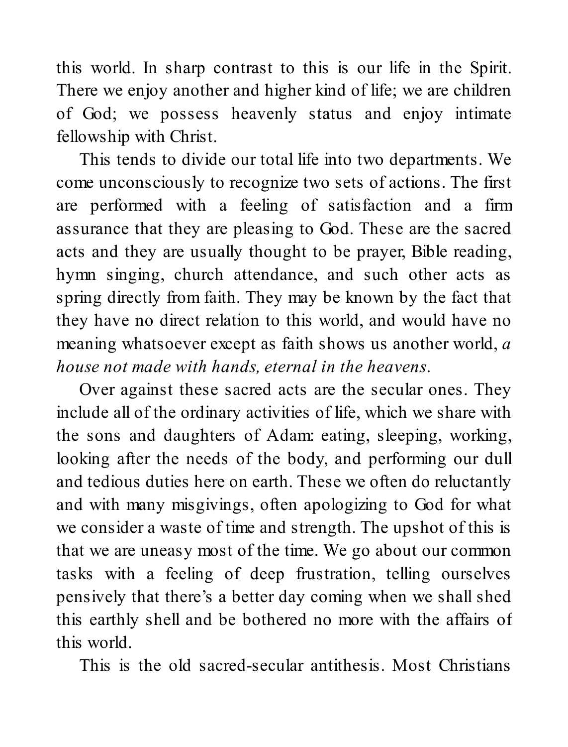this world. In sharp contrast to this is our life in the Spirit. There we enjoy another and higher kind of life; we are children of God; we possess heavenly status and enjoy intimate fellowship with Christ.

This tends to divide our total life into two departments. We come unconsciously to recognize two sets of actions. The first are performed with a feeling of satisfaction and a firm assurance that they are pleasing to God. These are the sacred acts and they are usually thought to be prayer, Bible reading, hymn singing, church attendance, and such other acts as spring directly from faith. They may be known by the fact that they have no direct relation to this world, and would have no meaning whatsoever except as faith shows us another world, *a house not made with hands, eternal in the heavens*.

Over against these sacred acts are the secular ones. They include all of the ordinary activities of life, which we share with the sons and daughters of Adam: eating, sleeping, working, looking after the needs of the body, and performing our dull and tedious duties here on earth. These we often do reluctantly and with many misgivings, often apologizing to God for what we consider a waste of time and strength. The upshot of this is that we are uneasy most of the time. We go about our common tasks with a feeling of deep frustration, telling ourselves pensively that there's a better day coming when we shall shed this earthly shell and be bothered no more with the affairs of this world.

This is the old sacred-secular antithesis. Most Christians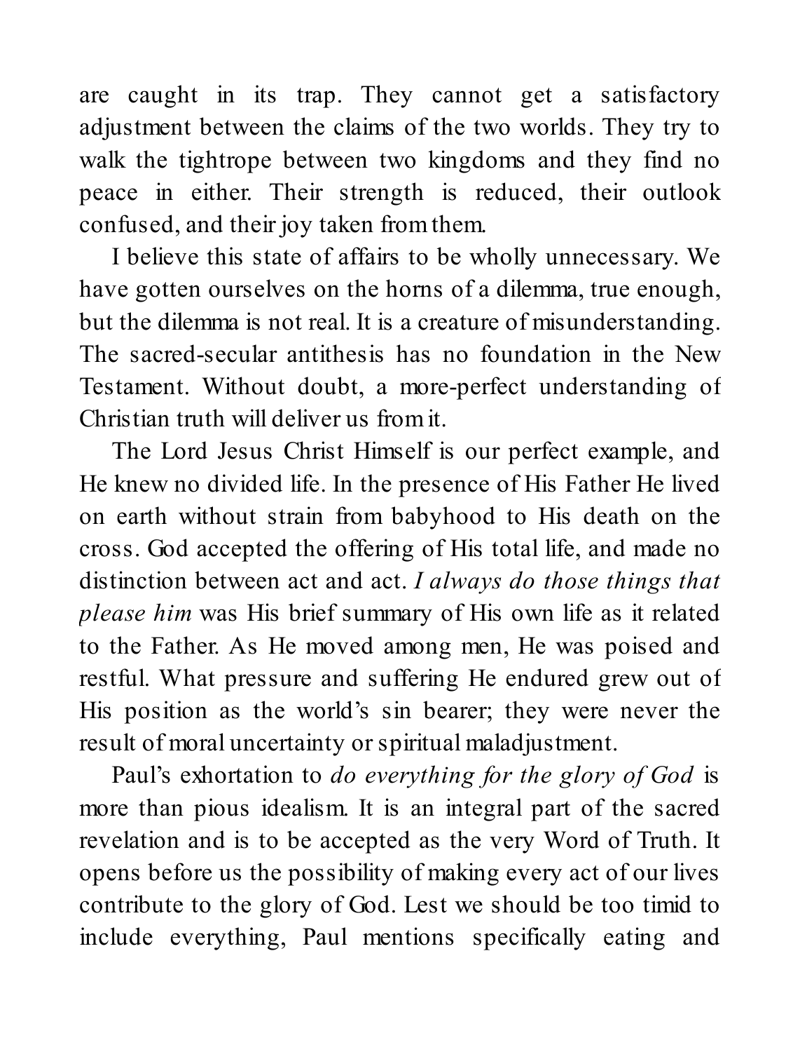are caught in its trap. They cannot get a satisfactory adjustment between the claims of the two worlds. They try to walk the tightrope between two kingdoms and they find no peace in either. Their strength is reduced, their outlook confused, and their joy taken from them.

I believe this state of affairs to be wholly unnecessary. We have gotten ourselves on the horns of a dilemma, true enough, but the dilemma is not real. It is a creature of misunderstanding. The sacred-secular antithesis has no foundation in the New Testament. Without doubt, a more-perfect understanding of Christian truth will deliver us from it.

The Lord Jesus Christ Himself is our perfect example, and He knew no divided life. In the presence of His Father He lived on earth without strain from babyhood to His death on the cross. God accepted the offering of His total life, and made no distinction between act and act. *I always do those things that please him* was His brief summary of His own life as it related to the Father. As He moved among men, He was poised and restful. What pressure and suffering He endured grew out of His position as the world's sin bearer; they were never the result of moral uncertainty or spiritual maladjustment.

Paul's exhortation to *do everything for the glory of God* is more than pious idealism. It is an integral part of the sacred revelation and is to be accepted as the very Word of Truth. It opens before us the possibility of making every act of our lives contribute to the glory of God. Lest we should be too timid to include everything, Paul mentions specifically eating and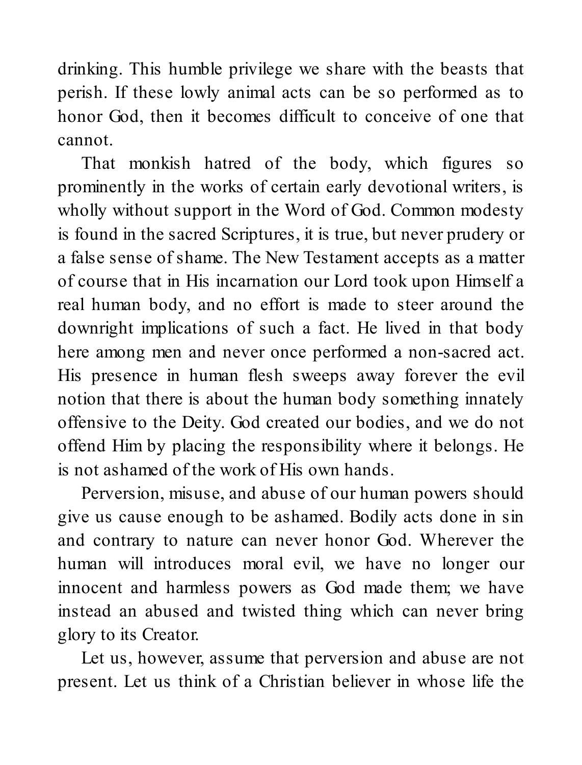drinking. This humble privilege we share with the beasts that perish. If these lowly animal acts can be so performed as to honor God, then it becomes difficult to conceive of one that cannot.

That monkish hatred of the body, which figures so prominently in the works of certain early devotional writers, is wholly without support in the Word of God. Common modesty is found in the sacred Scriptures, it is true, but never prudery or a false sense of shame. The New Testament accepts as a matter of course that in His incarnation our Lord took upon Himself a real human body, and no effort is made to steer around the downright implications of such a fact. He lived in that body here among men and never once performed a non-sacred act. His presence in human flesh sweeps away forever the evil notion that there is about the human body something innately offensive to the Deity. God created our bodies, and we do not offend Him by placing the responsibility where it belongs. He is not ashamed of the work of His own hands.

Perversion, misuse, and abuse of our human powers should give us cause enough to be ashamed. Bodily acts done in sin and contrary to nature can never honor God. Wherever the human will introduces moral evil, we have no longer our innocent and harmless powers as God made them; we have instead an abused and twisted thing which can never bring glory to its Creator.

Let us, however, assume that perversion and abuse are not present. Let us think of a Christian believer in whose life the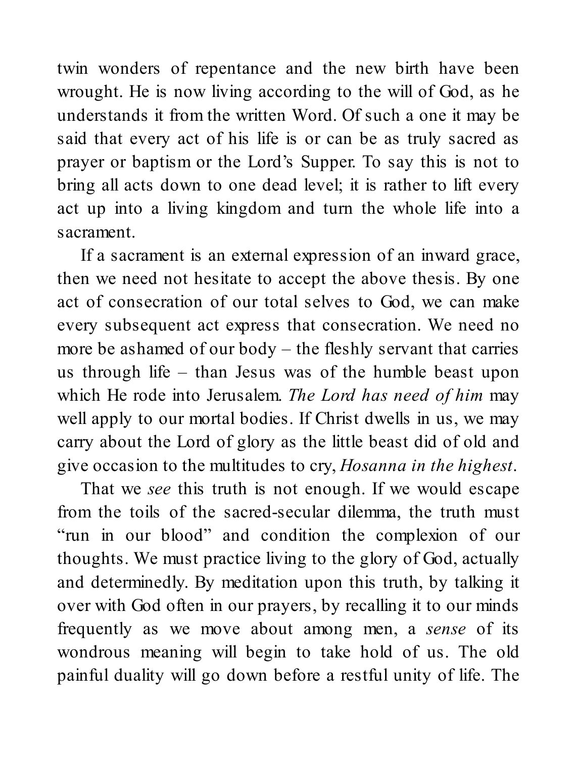twin wonders of repentance and the new birth have been wrought. He is now living according to the will of God, as he understands it from the written Word. Of such a one it may be said that every act of his life is or can be as truly sacred as prayer or baptism or the Lord's Supper. To say this is not to bring all acts down to one dead level; it is rather to lift every act up into a living kingdom and turn the whole life into a sacrament.

If a sacrament is an external expression of an inward grace, then we need not hesitate to accept the above thesis. By one act of consecration of our total selves to God, we can make every subsequent act express that consecration. We need no more be ashamed of our body – the fleshly servant that carries us through life – than Jesus was of the humble beast upon which He rode into Jerusalem. *The Lord has need of him* may well apply to our mortal bodies. If Christ dwells in us, we may carry about the Lord of glory as the little beast did of old and give occasion to the multitudes to cry, *Hosanna in the highest.*

That we *see* this truth is not enough. If we would escape from the toils of the sacred-secular dilemma, the truth must "run in our blood" and condition the complexion of our thoughts. We must practice living to the glory of God, actually and determinedly. By meditation upon this truth, by talking it over with God often in our prayers, by recalling it to our minds frequently as we move about among men, a *sense* of its wondrous meaning will begin to take hold of us. The old painful duality will go down before a restful unity of life. The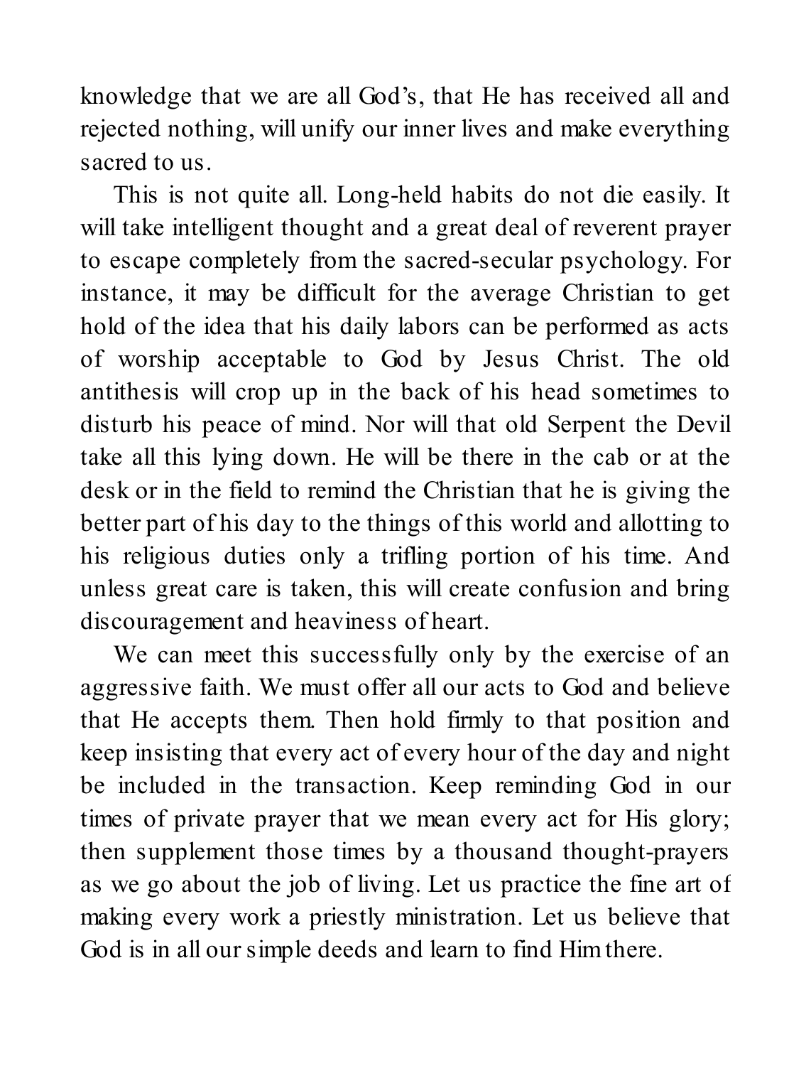knowledge that we are all God's, that He has received all and rejected nothing, will unify our inner lives and make everything sacred to us.

This is not quite all. Long-held habits do not die easily. It will take intelligent thought and a great deal of reverent prayer to escape completely from the sacred-secular psychology. For instance, it may be difficult for the average Christian to get hold of the idea that his daily labors can be performed as acts of worship acceptable to God by Jesus Christ. The old antithesis will crop up in the back of his head sometimes to disturb his peace of mind. Nor will that old Serpent the Devil take all this lying down. He will be there in the cab or at the desk or in the field to remind the Christian that he is giving the better part of his day to the things of this world and allotting to his religious duties only a trifling portion of his time. And unless great care is taken, this will create confusion and bring discouragement and heaviness of heart.

We can meet this successfully only by the exercise of an aggressive faith. We must offer all our acts to God and believe that He accepts them. Then hold firmly to that position and keep insisting that every act of every hour of the day and night be included in the transaction. Keep reminding God in our times of private prayer that we mean every act for His glory; then supplement those times by a thousand thought-prayers as we go about the job of living. Let us practice the fine art of making every work a priestly ministration. Let us believe that God is in all our simple deeds and learn to find Him there.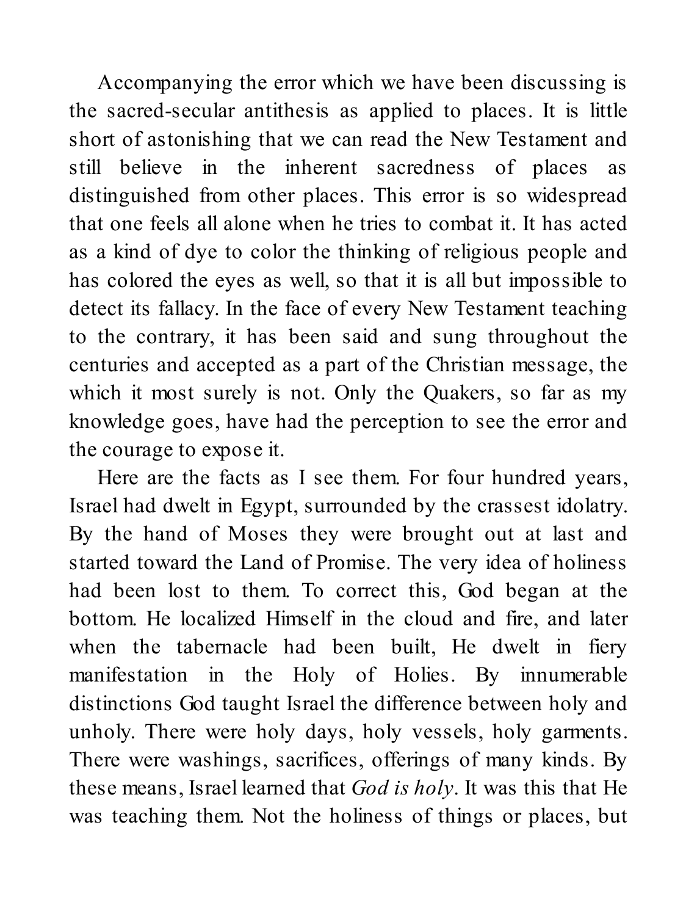Accompanying the error which we have been discussing is the sacred-secular antithesis as applied to places. It is little short of astonishing that we can read the New Testament and still believe in the inherent sacredness of places as distinguished from other places. This error is so widespread that one feels all alone when he tries to combat it. It has acted as a kind of dye to color the thinking of religious people and has colored the eyes as well, so that it is all but impossible to detect its fallacy. In the face of every New Testament teaching to the contrary, it has been said and sung throughout the centuries and accepted as a part of the Christian message, the which it most surely is not. Only the Quakers, so far as my knowledge goes, have had the perception to see the error and the courage to expose it.

Here are the facts as I see them. For four hundred years, Israel had dwelt in Egypt, surrounded by the crassest idolatry. By the hand of Moses they were brought out at last and started toward the Land of Promise. The very idea of holiness had been lost to them. To correct this, God began at the bottom. He localized Himself in the cloud and fire, and later when the tabernacle had been built, He dwelt in fiery manifestation in the Holy of Holies. By innumerable distinctions God taught Israel the difference between holy and unholy. There were holy days, holy vessels, holy garments. There were washings, sacrifices, offerings of many kinds. By these means, Israel learned that *God is holy*. It was this that He was teaching them. Not the holiness of things or places, but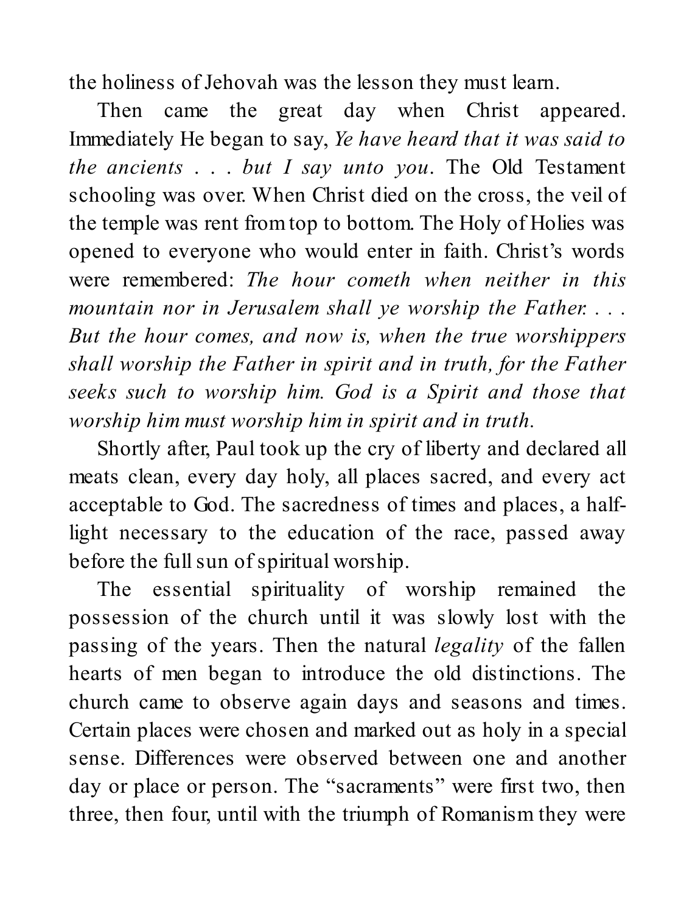the holiness of Jehovah was the lesson they must learn.

Then came the great day when Christ appeared. Immediately He began to say, *Ye have heard that it was said to the ancients . . . but I say unto you*. The Old Testament schooling was over. When Christ died on the cross, the veil of the temple was rent from top to bottom. The Holy of Holies was opened to everyone who would enter in faith. Christ's words were remembered: *The hour cometh when neither in this mountain nor in Jerusalem shall ye worship the Father. . . . But the hour comes, and now is, when the true worshippers shall worship the Father in spirit and in truth, for the Father seeks such to worship him. God is a Spirit and those that worship him must worship him in spirit and in truth.*

Shortly after, Paul took up the cry of liberty and declared all meats clean, every day holy, all places sacred, and every act acceptable to God. The sacredness of times and places, a half-light necessary to the education of the race, passed away before the full sun of spiritual worship.

The essential spirituality of worship remained the possession of the church until it was slowly lost with the passing of the years. Then the natural *legality* of the fallen hearts of men began to introduce the old distinctions. The church came to observe again days and seasons and times. Certain places were chosen and marked out as holy in a special sense. Differences were observed between one and another day or place or person. The "sacraments" were first two, then three, then four, until with the triumph of Romanism they were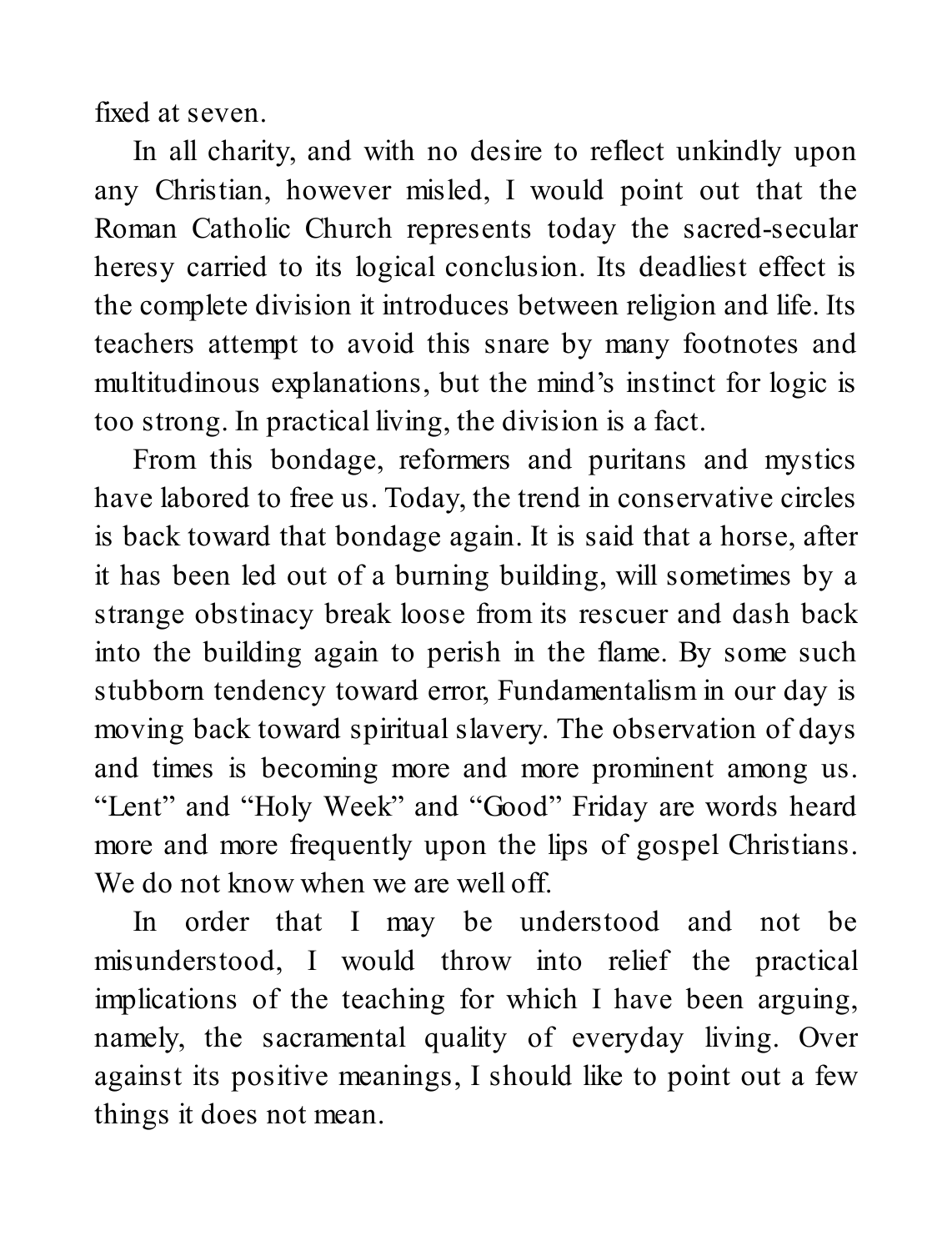fixed at seven.

In all charity, and with no desire to reflect unkindly upon any Christian, however misled, I would point out that the Roman Catholic Church represents today the sacred-secular heresy carried to its logical conclusion. Its deadliest effect is the complete division it introduces between religion and life. Its teachers attempt to avoid this snare by many footnotes and multitudinous explanations, but the mind's instinct for logic is too strong. In practical living, the division is a fact.

From this bondage, reformers and puritans and mystics have labored to free us. Today, the trend in conservative circles is back toward that bondage again. It is said that a horse, after it has been led out of a burning building, will sometimes by a strange obstinacy break loose from its rescuer and dash back into the building again to perish in the flame. By some such stubborn tendency toward error, Fundamentalism in our day is moving back toward spiritual slavery. The observation of days and times is becoming more and more prominent among us. "Lent" and "Holy Week" and "Good" Friday are words heard more and more frequently upon the lips of gospel Christians. We do not know when we are well off.

In order that I may be understood and not be misunderstood, I would throw into relief the practical implications of the teaching for which I have been arguing, namely, the sacramental quality of everyday living. Over against its positive meanings, I should like to point out a few things it does not mean.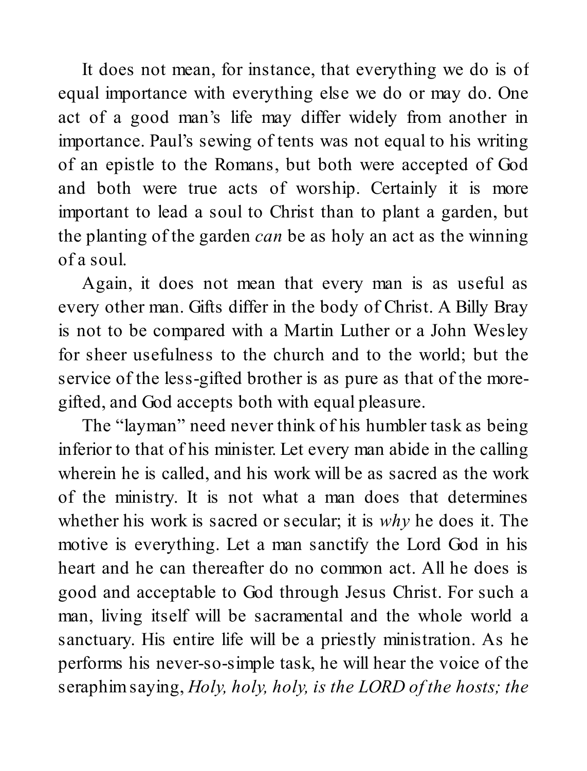It does not mean, for instance, that everything we do is of equal importance with everything else we do or may do. One act of a good man's life may differ widely from another in importance. Paul's sewing of tents was not equal to his writing of an epistle to the Romans, but both were accepted of God and both were true acts of worship. Certainly it is more important to lead a soul to Christ than to plant a garden, but the planting of the garden *can* be as holy an act as the winning of a soul.

Again, it does not mean that every man is as useful as every other man. Gifts differ in the body of Christ. A Billy Bray is not to be compared with a Martin Luther or a John Wesley for sheer usefulness to the church and to the world; but the service of the less-gifted brother is as pure as that of the more-gifted, and God accepts both with equal pleasure.

The "layman" need never think of his humbler task as being inferior to that of his minister. Let every man abide in the calling wherein he is called, and his work will be as sacred as the work of the ministry. It is not what a man does that determines whether his work is sacred or secular; it is *why* he does it. The motive is everything. Let a man sanctify the Lord God in his heart and he can thereafter do no common act. All he does is good and acceptable to God through Jesus Christ. For such a man, living itself will be sacramental and the whole world a sanctuary. His entire life will be a priestly ministration. As he performs his never-so-simple task, he will hear the voice of the seraphim saying, *Holy, holy, holy, is the LORD of the hosts; the*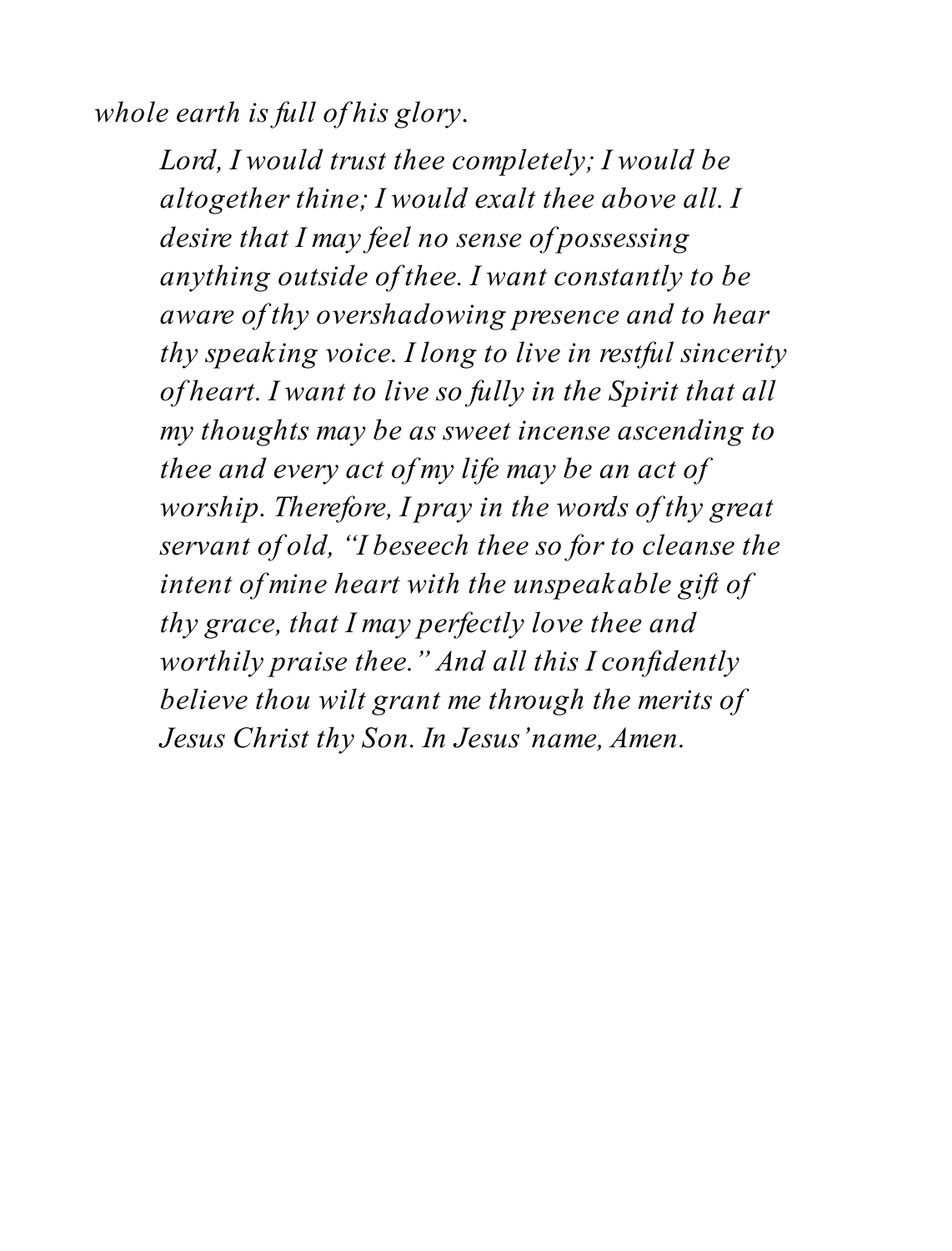*whole earth is full of his glory.*

> *Lord, I would trust thee completely; I would be altogether thine; I would exalt thee above all. I desire that I may feel no sense of possessing anything outside of thee. I want constantly to be aware of thy overshadowing presence and to hear thy speaking voice. I long to live in restful sincerity of heart. I want to live so fully in the Spirit that all my thoughts may be as sweet incense ascending to thee and every act of my life may be an act of worship. Therefore, I pray in the words of thy great servant of old, "I beseech thee so for to cleanse the intent of mine heart with the unspeakable gift of thy grace, that I may perfectly love thee and worthily praise thee." And all this I confidently believe thou wilt grant me through the merits of Jesus Christ thy Son. In Jesus' name, Amen.*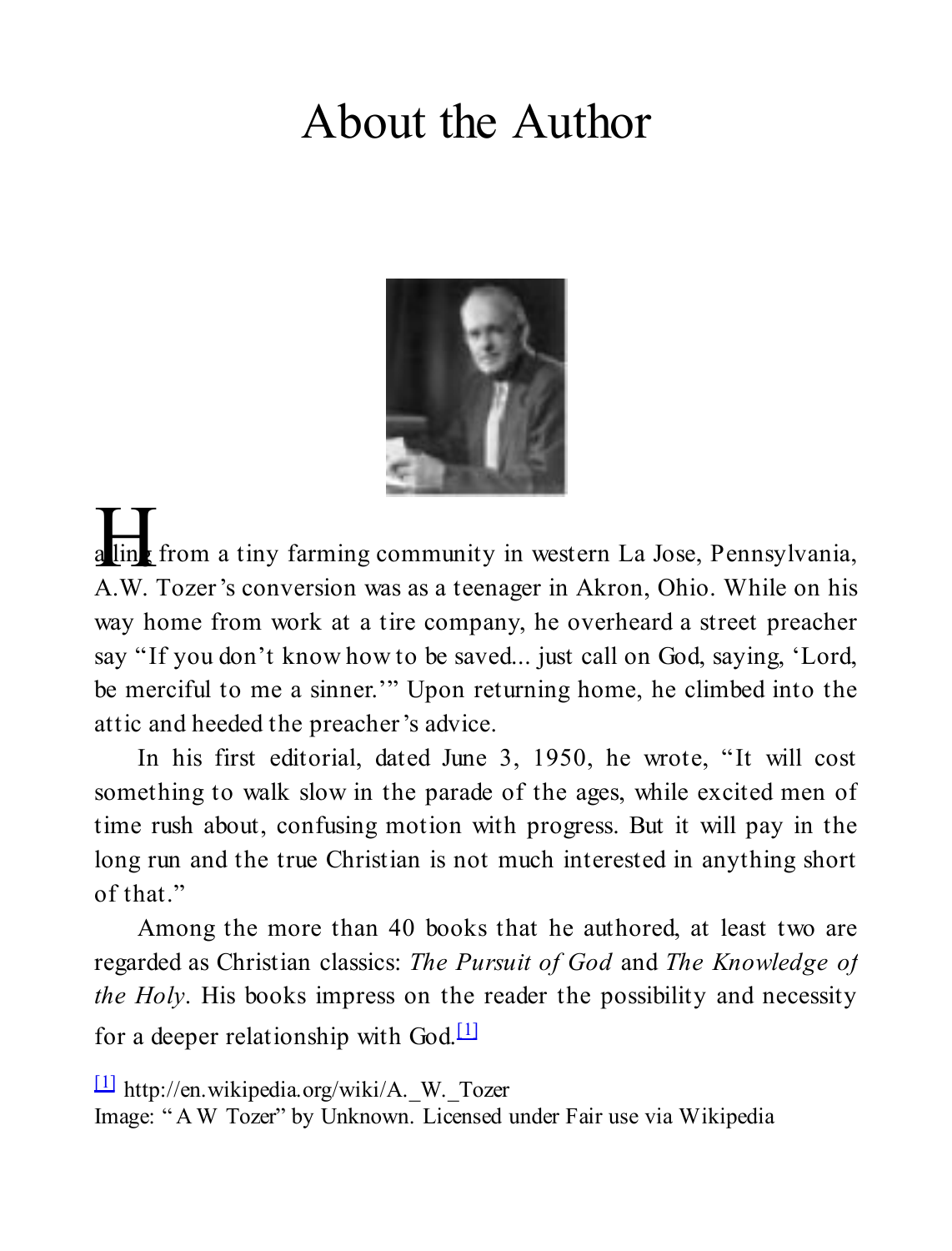# About the Author

Hailing from a tiny farming community in western La Jose, Pennsylvania, A.W. Tozer's conversion was as a teenager in Akron, Ohio. While on his way home from work at a tire company, he overheard a street preacher say "If you don't know how to be saved... just call on God, saying, 'Lord, be merciful to me a sinner.'" Upon returning home, he climbed into the attic and heeded the preacher's advice.

In his first editorial, dated June 3, 1950, he wrote, "It will cost something to walk slow in the parade of the ages, while excited men of time rush about, confusing motion with progress. But it will pay in the long run and the true Christian is not much interested in anything short of that."

Among the more than 40 books that he authored, at least two are regarded as Christian classics: *The Pursuit of God* and *The Knowledge of the Holy*. His books impress on the reader the possibility and necessity for a deeper relationship with God.[1]

[1] http://en.wikipedia.org/wiki/A._W._Tozer

Image: "A W Tozer" by Unknown. Licensed under Fair use via Wikipedia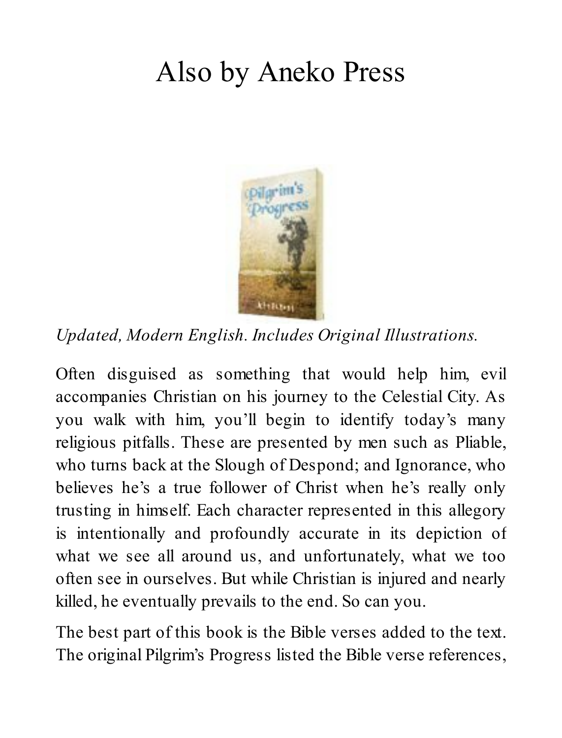# Also by Aneko Press

*Updated, Modern English. Includes Original Illustrations.*

Often disguised as something that would help him, evil accompanies Christian on his journey to the Celestial City. As you walk with him, you'll begin to identify today's many religious pitfalls. These are presented by men such as Pliable, who turns back at the Slough of Despond; and Ignorance, who believes he's a true follower of Christ when he's really only trusting in himself. Each character represented in this allegory is intentionally and profoundly accurate in its depiction of what we see all around us, and unfortunately, what we too often see in ourselves. But while Christian is injured and nearly killed, he eventually prevails to the end. So can you.

The best part of this book is the Bible verses added to the text. The original Pilgrim's Progress listed the Bible verse references,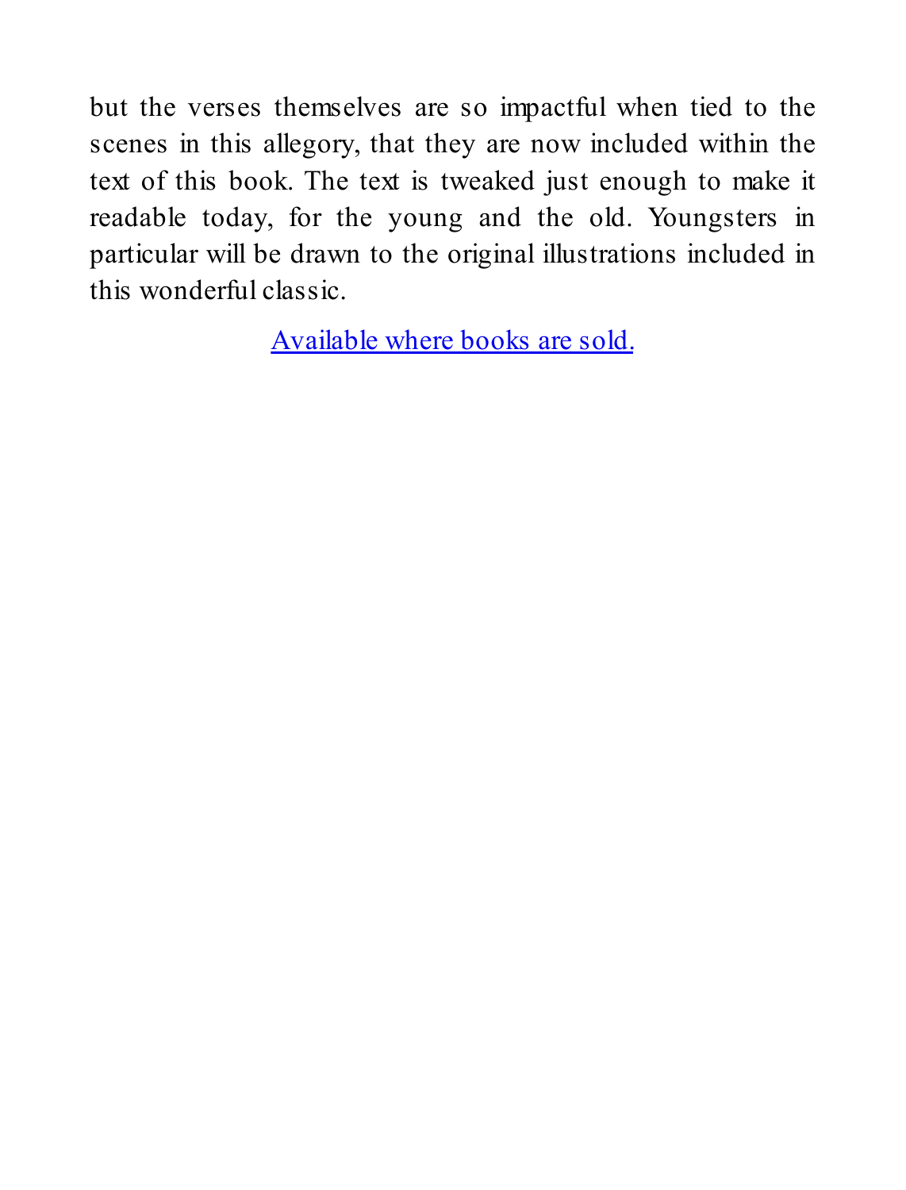but the verses themselves are so impactful when tied to the scenes in this allegory, that they are now included within the text of this book. The text is tweaked just enough to make it readable today, for the young and the old. Youngsters in particular will be drawn to the original illustrations included in this wonderful classic.

Available where books are sold.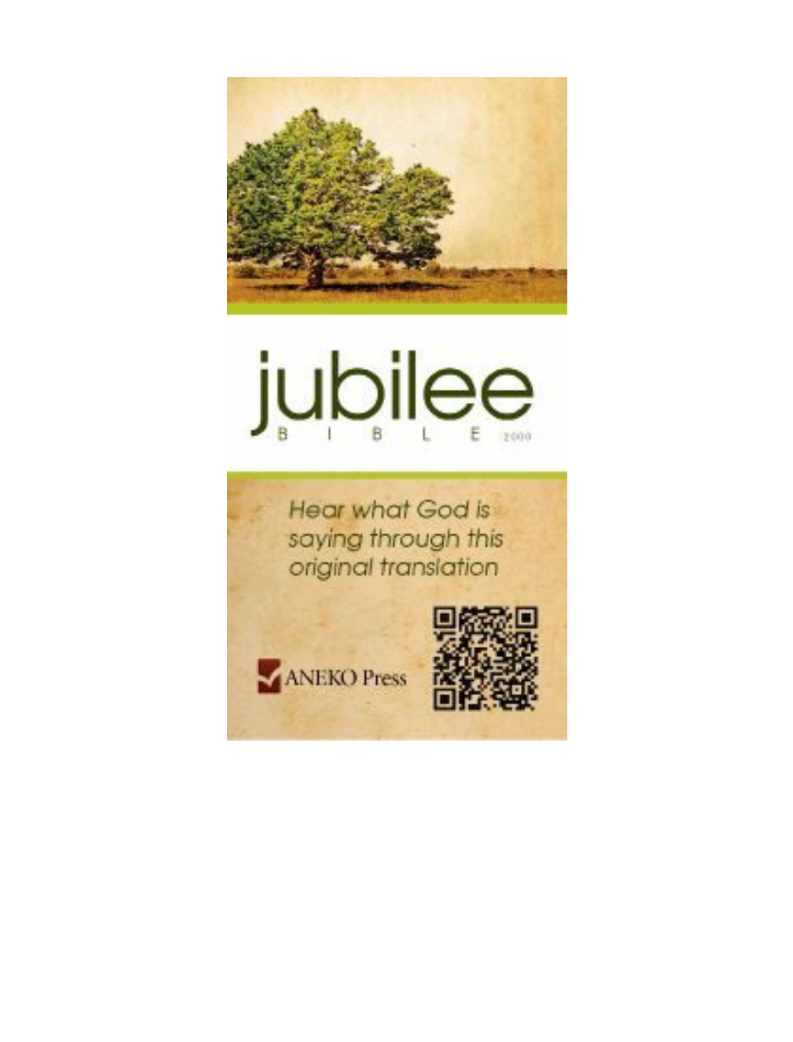jubilee

B I B L E 2000

*Hear what God is saying through this original translation*

ANEKO Press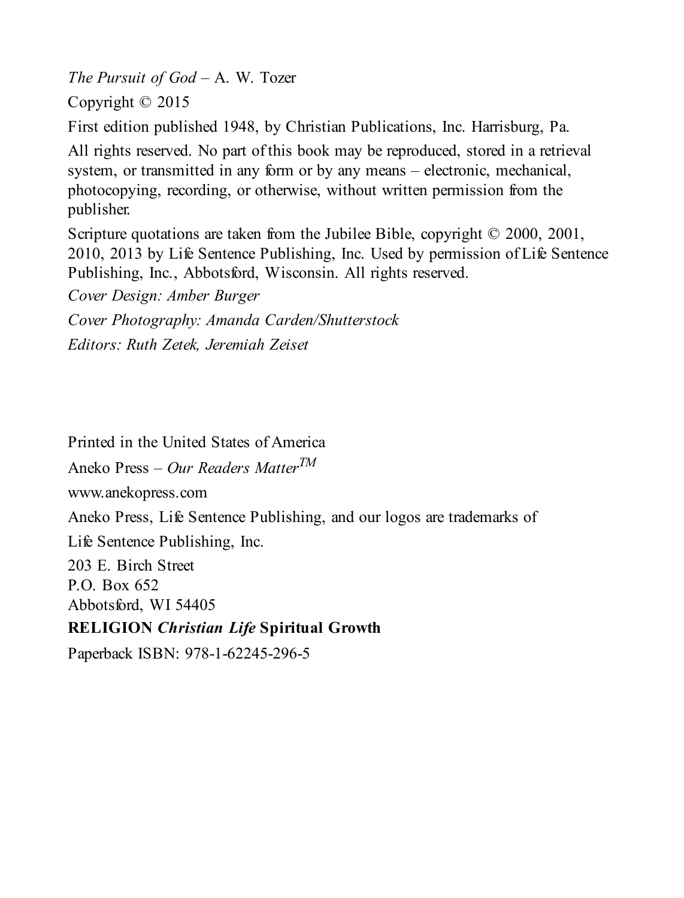*The Pursuit of God* – A. W. Tozer

Copyright © 2015

First edition published 1948, by Christian Publications, Inc. Harrisburg, Pa.

All rights reserved. No part of this book may be reproduced, stored in a retrieval system, or transmitted in any form or by any means – electronic, mechanical, photocopying, recording, or otherwise, without written permission from the publisher.

Scripture quotations are taken from the Jubilee Bible, copyright © 2000, 2001, 2010, 2013 by Life Sentence Publishing, Inc. Used by permission of Life Sentence Publishing, Inc., Abbotsford, Wisconsin. All rights reserved.

*Cover Design: Amber Burger*

*Cover Photography: Amanda Carden/Shutterstock*

*Editors: Ruth Zetek, Jeremiah Zeiset*

Printed in the United States of America

Aneko Press – *Our Readers Matter*™

www.anekopress.com

Aneko Press, Life Sentence Publishing, and our logos are trademarks of

Life Sentence Publishing, Inc.

203 E. Birch Street
P.O. Box 652
Abbotsford, WI 54405

**RELIGION *Christian Life* Spiritual Growth**

Paperback ISBN: 978-1-62245-296-5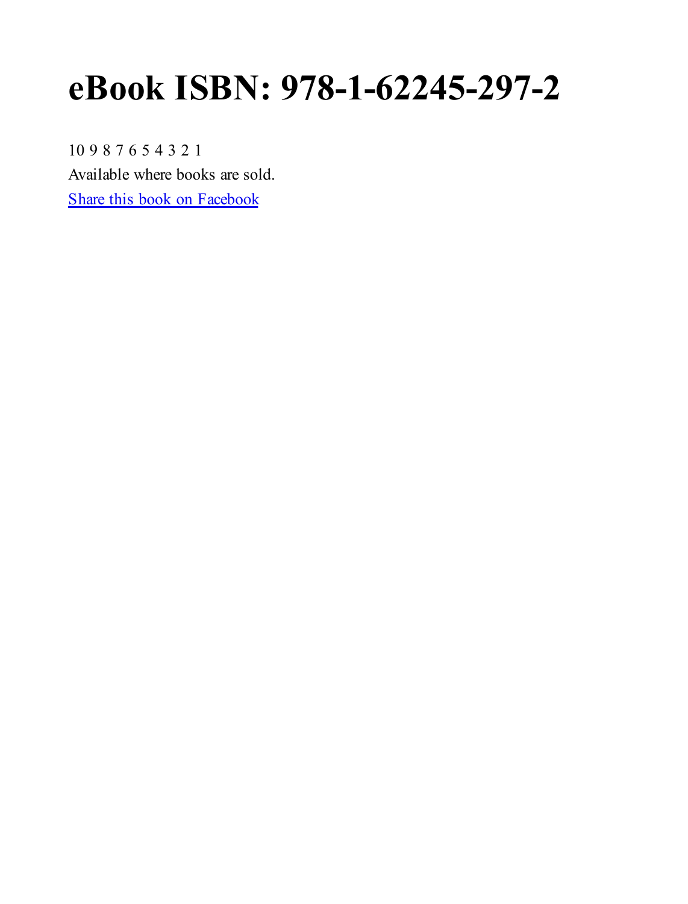# eBook ISBN: 978-1-62245-297-2

10 9 8 7 6 5 4 3 2 1

Available where books are sold.

Share this book on Facebook